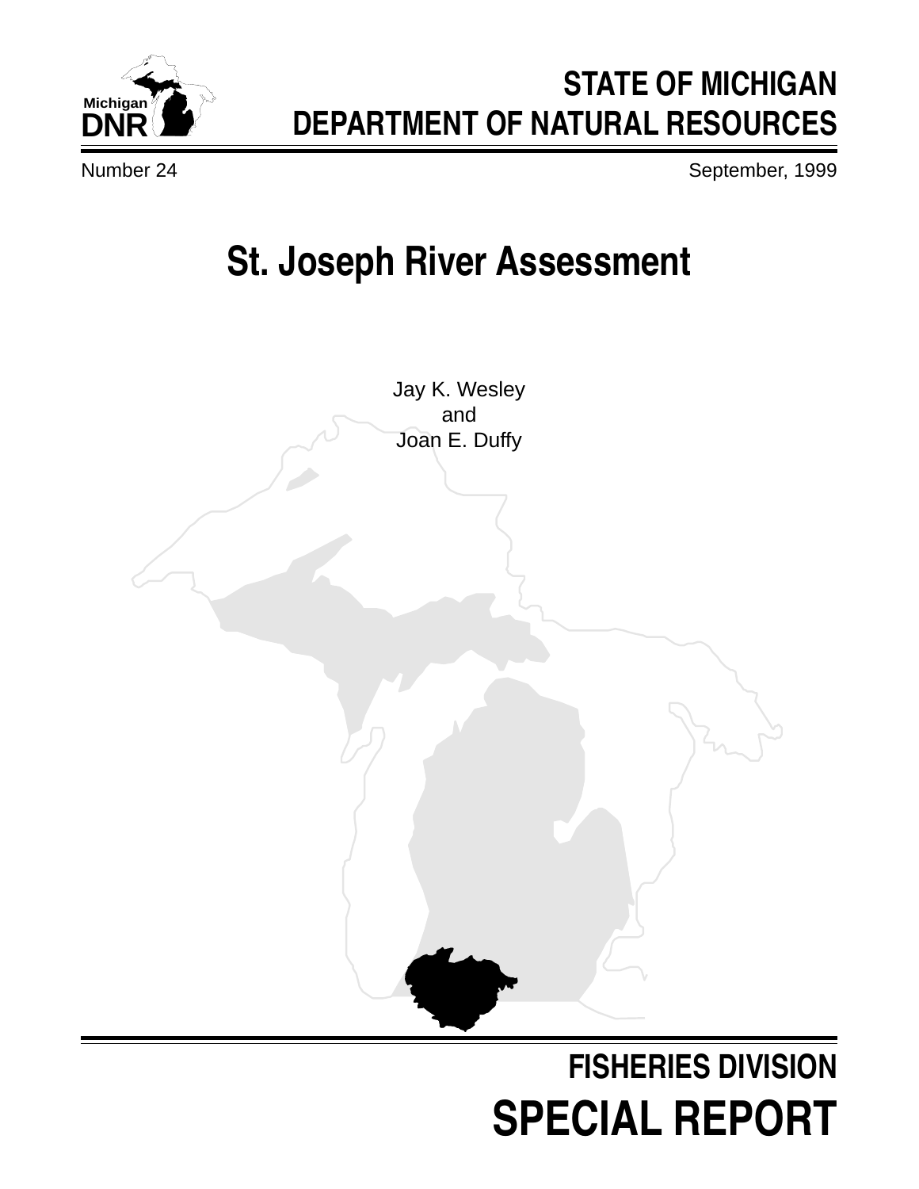Michigan DNR

# STATE OF MICHIGAN DEPARTMENT OF NATURAL RESOURCES

Number 24

September, 1999

# St. Joseph River Assessment

Jay K. Wesley
and
Joan E. Duffy

## FISHERIES DIVISION
# SPECIAL REPORT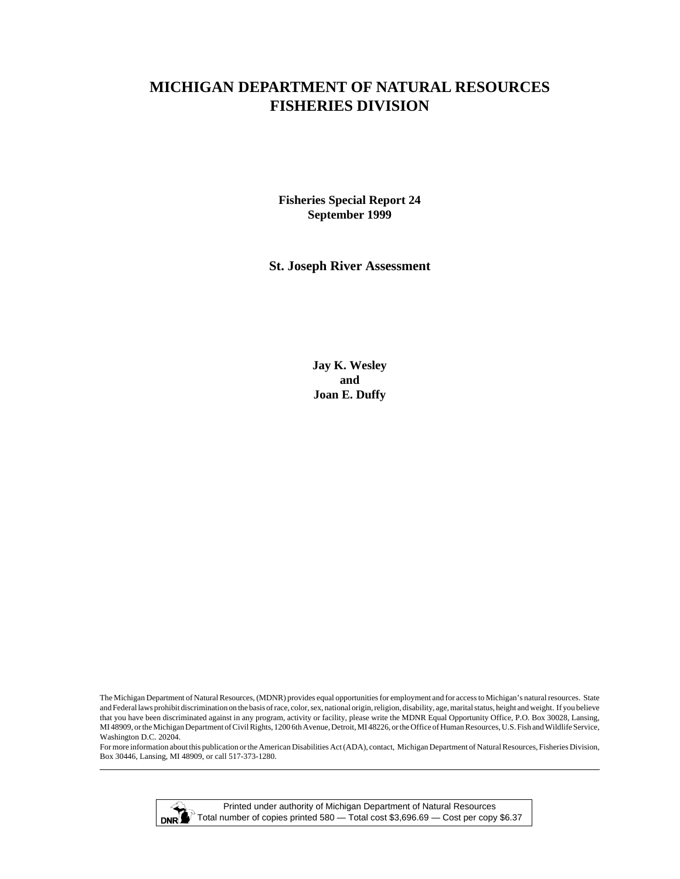# MICHIGAN DEPARTMENT OF NATURAL RESOURCES FISHERIES DIVISION

**Fisheries Special Report 24**
**September 1999**

## St. Joseph River Assessment

**Jay K. Wesley**
**and**
**Joan E. Duffy**

The Michigan Department of Natural Resources, (MDNR) provides equal opportunities for employment and for access to Michigan's natural resources. State and Federal laws prohibit discrimination on the basis of race, color, sex, national origin, religion, disability, age, marital status, height and weight. If you believe that you have been discriminated against in any program, activity or facility, please write the MDNR Equal Opportunity Office, P.O. Box 30028, Lansing, MI 48909, or the Michigan Department of Civil Rights, 1200 6th Avenue, Detroit, MI 48226, or the Office of Human Resources, U.S. Fish and Wildlife Service, Washington D.C. 20204.

For more information about this publication or the American Disabilities Act (ADA), contact, Michigan Department of Natural Resources, Fisheries Division, Box 30446, Lansing, MI 48909, or call 517-373-1280.

Printed under authority of Michigan Department of Natural Resources
Total number of copies printed 580 — Total cost $3,696.69 — Cost per copy $6.37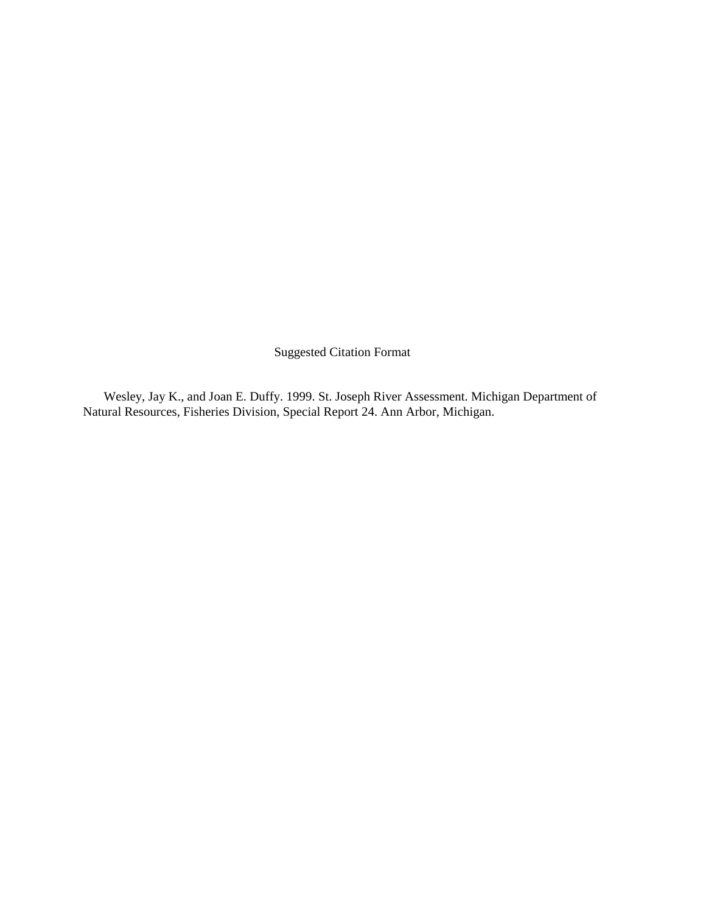Suggested Citation Format

Wesley, Jay K., and Joan E. Duffy. 1999. St. Joseph River Assessment. Michigan Department of Natural Resources, Fisheries Division, Special Report 24. Ann Arbor, Michigan.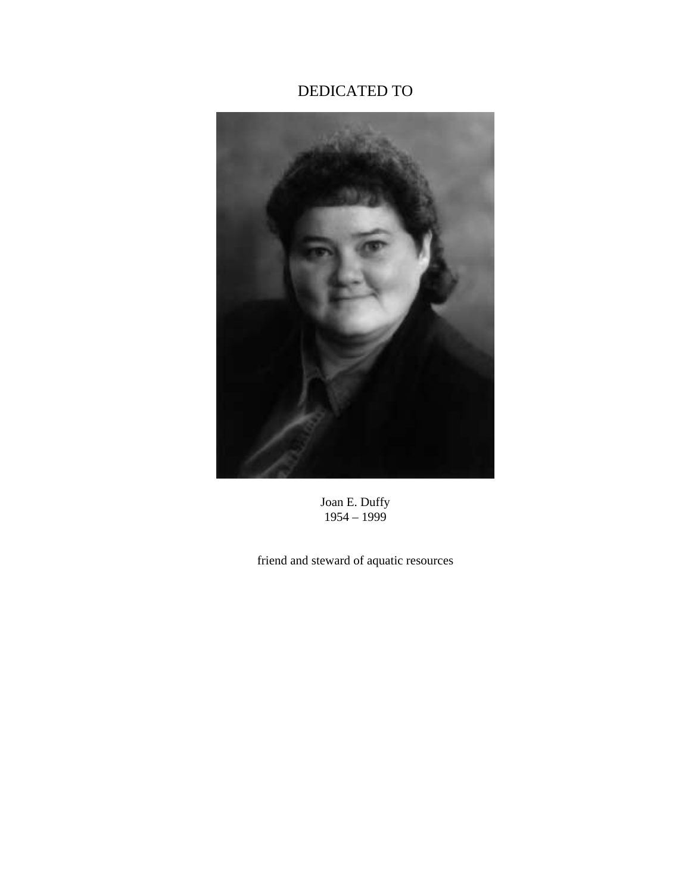DEDICATED TO

Joan E. Duffy
1954 – 1999

friend and steward of aquatic resources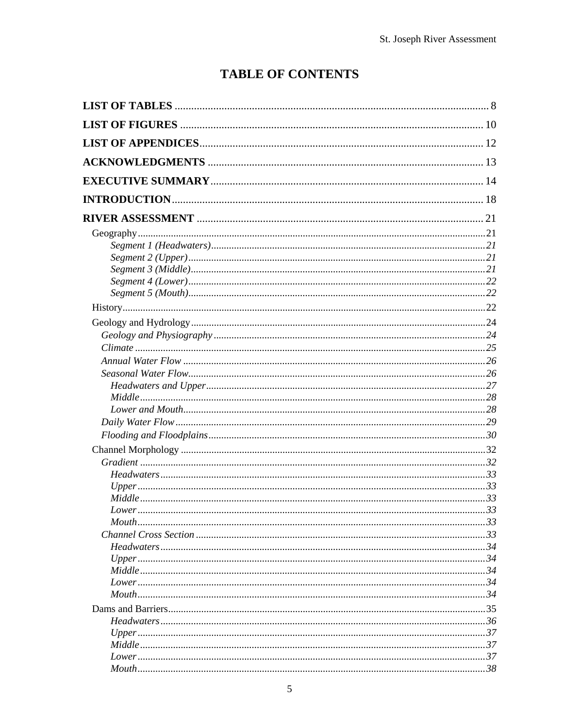# TABLE OF CONTENTS

**LIST OF TABLES** .................................................... 8

**LIST OF FIGURES** .................................................... 10

**LIST OF APPENDICES** .................................................... 12

**ACKNOWLEDGMENTS** .................................................... 13

**EXECUTIVE SUMMARY** .................................................... 14

**INTRODUCTION** .................................................... 18

**RIVER ASSESSMENT** .................................................... 21

- Geography .................................................... 21
  - *Segment 1 (Headwaters)* .................................................... *21*
  - *Segment 2 (Upper)* .................................................... *21*
  - *Segment 3 (Middle)* .................................................... *21*
  - *Segment 4 (Lower)* .................................................... *22*
  - *Segment 5 (Mouth)* .................................................... *22*
- History .................................................... 22
- Geology and Hydrology .................................................... 24
  - *Geology and Physiography* .................................................... *24*
  - *Climate* .................................................... *25*
  - *Annual Water Flow* .................................................... *26*
  - *Seasonal Water Flow* .................................................... *26*
    - *Headwaters and Upper* .................................................... *27*
    - *Middle* .................................................... *28*
    - *Lower and Mouth* .................................................... *28*
  - *Daily Water Flow* .................................................... *29*
  - *Flooding and Floodplains* .................................................... *30*
- Channel Morphology .................................................... 32
  - *Gradient* .................................................... *32*
    - *Headwaters* .................................................... *33*
    - *Upper* .................................................... *33*
    - *Middle* .................................................... *33*
    - *Lower* .................................................... *33*
    - *Mouth* .................................................... *33*
  - *Channel Cross Section* .................................................... *33*
    - *Headwaters* .................................................... *34*
    - *Upper* .................................................... *34*
    - *Middle* .................................................... *34*
    - *Lower* .................................................... *34*
    - *Mouth* .................................................... *34*
- Dams and Barriers .................................................... 35
  - *Headwaters* .................................................... *36*
  - *Upper* .................................................... *37*
  - *Middle* .................................................... *37*
  - *Lower* .................................................... *37*
  - *Mouth* .................................................... *38*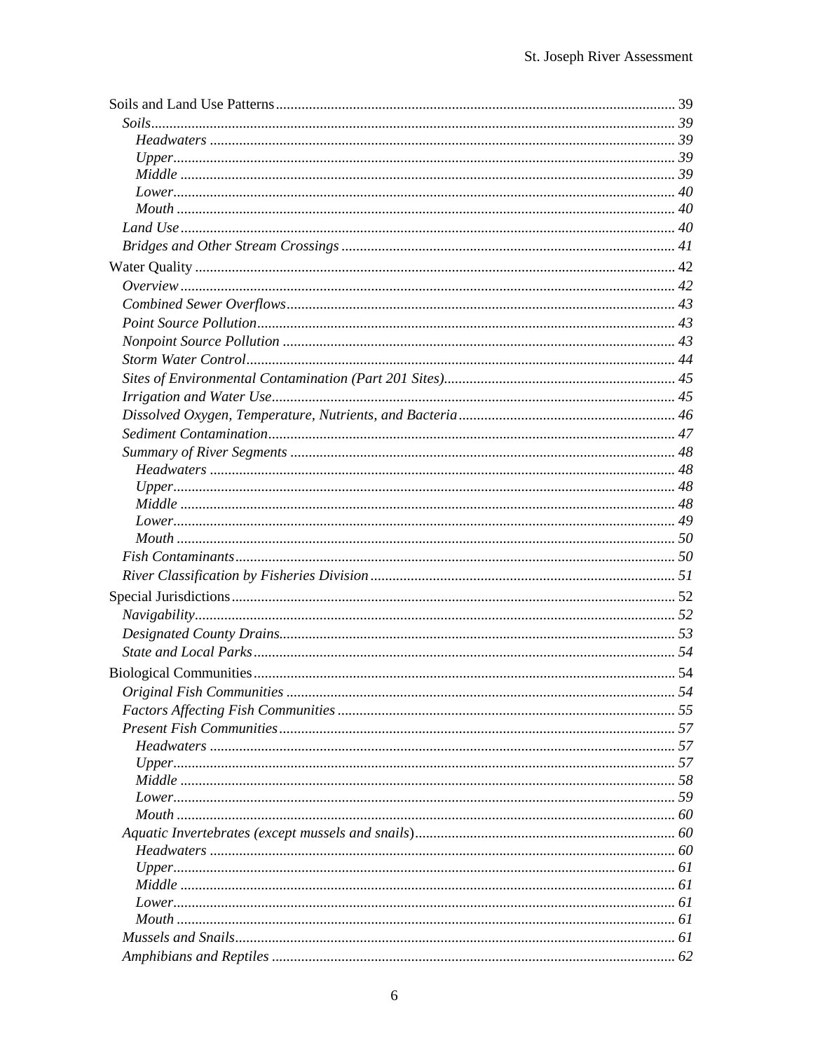Soils and Land Use Patterns ..... 39

- *Soils* ..... 39
  - *Headwaters* ..... 39
  - *Upper* ..... 39
  - *Middle* ..... 39
  - *Lower* ..... 40
  - *Mouth* ..... 40
- *Land Use* ..... 40
- *Bridges and Other Stream Crossings* ..... 41

Water Quality ..... 42

- *Overview* ..... 42
- *Combined Sewer Overflows* ..... 43
- *Point Source Pollution* ..... 43
- *Nonpoint Source Pollution* ..... 43
- *Storm Water Control* ..... 44
- *Sites of Environmental Contamination (Part 201 Sites)* ..... 45
- *Irrigation and Water Use* ..... 45
- *Dissolved Oxygen, Temperature, Nutrients, and Bacteria* ..... 46
- *Sediment Contamination* ..... 47
- *Summary of River Segments* ..... 48
  - *Headwaters* ..... 48
  - *Upper* ..... 48
  - *Middle* ..... 48
  - *Lower* ..... 49
  - *Mouth* ..... 50
- *Fish Contaminants* ..... 50
- *River Classification by Fisheries Division* ..... 51

Special Jurisdictions ..... 52

- *Navigability* ..... 52
- *Designated County Drains* ..... 53
- *State and Local Parks* ..... 54

Biological Communities ..... 54

- *Original Fish Communities* ..... 54
- *Factors Affecting Fish Communities* ..... 55
- *Present Fish Communities* ..... 57
  - *Headwaters* ..... 57
  - *Upper* ..... 57
  - *Middle* ..... 58
  - *Lower* ..... 59
  - *Mouth* ..... 60
- *Aquatic Invertebrates (except mussels and snails)* ..... 60
  - *Headwaters* ..... 60
  - *Upper* ..... 61
  - *Middle* ..... 61
  - *Lower* ..... 61
  - *Mouth* ..... 61
- *Mussels and Snails* ..... 61
- *Amphibians and Reptiles* ..... 62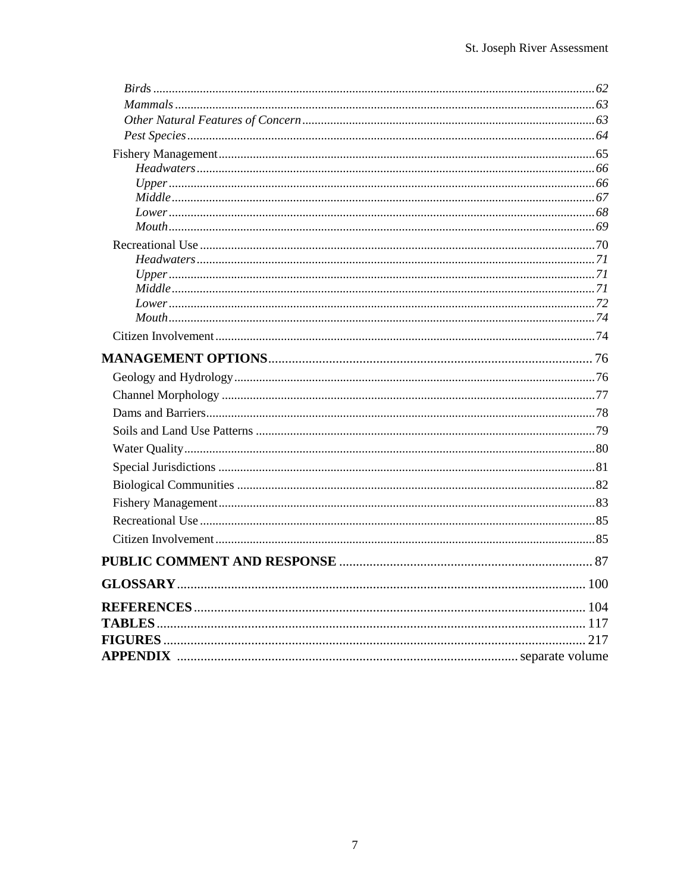*Birds* ............................................................................................................................................. *62*
*Mammals* ...................................................................................................................................... *63*
*Other Natural Features of Concern* ............................................................................................. *63*
*Pest Species* .................................................................................................................................. *64*

Fishery Management ........................................................................................................................ 65
*Headwaters* ............................................................................................................................... *66*
*Upper* ........................................................................................................................................ *66*
*Middle* ....................................................................................................................................... *67*
*Lower* ........................................................................................................................................ *68*
*Mouth* ....................................................................................................................................... *69*

Recreational Use .............................................................................................................................. 70
*Headwaters* ............................................................................................................................... *71*
*Upper* ........................................................................................................................................ *71*
*Middle* ....................................................................................................................................... *71*
*Lower* ........................................................................................................................................ *72*
*Mouth* ....................................................................................................................................... *74*

Citizen Involvement ......................................................................................................................... 74

**MANAGEMENT OPTIONS** ................................................................................................ 76

Geology and Hydrology ................................................................................................................... 76
Channel Morphology ....................................................................................................................... 77
Dams and Barriers ............................................................................................................................ 78
Soils and Land Use Patterns ............................................................................................................ 79
Water Quality ................................................................................................................................... 80
Special Jurisdictions ........................................................................................................................ 81
Biological Communities .................................................................................................................. 82
Fishery Management ........................................................................................................................ 83
Recreational Use .............................................................................................................................. 85
Citizen Involvement ......................................................................................................................... 85

**PUBLIC COMMENT AND RESPONSE** ........................................................................... 87

**GLOSSARY** ........................................................................................................................ 100

**REFERENCES** .................................................................................................................. 104
**TABLES** ............................................................................................................................. 117
**FIGURES** ........................................................................................................................... 217
**APPENDIX** ..................................................................................................... separate volume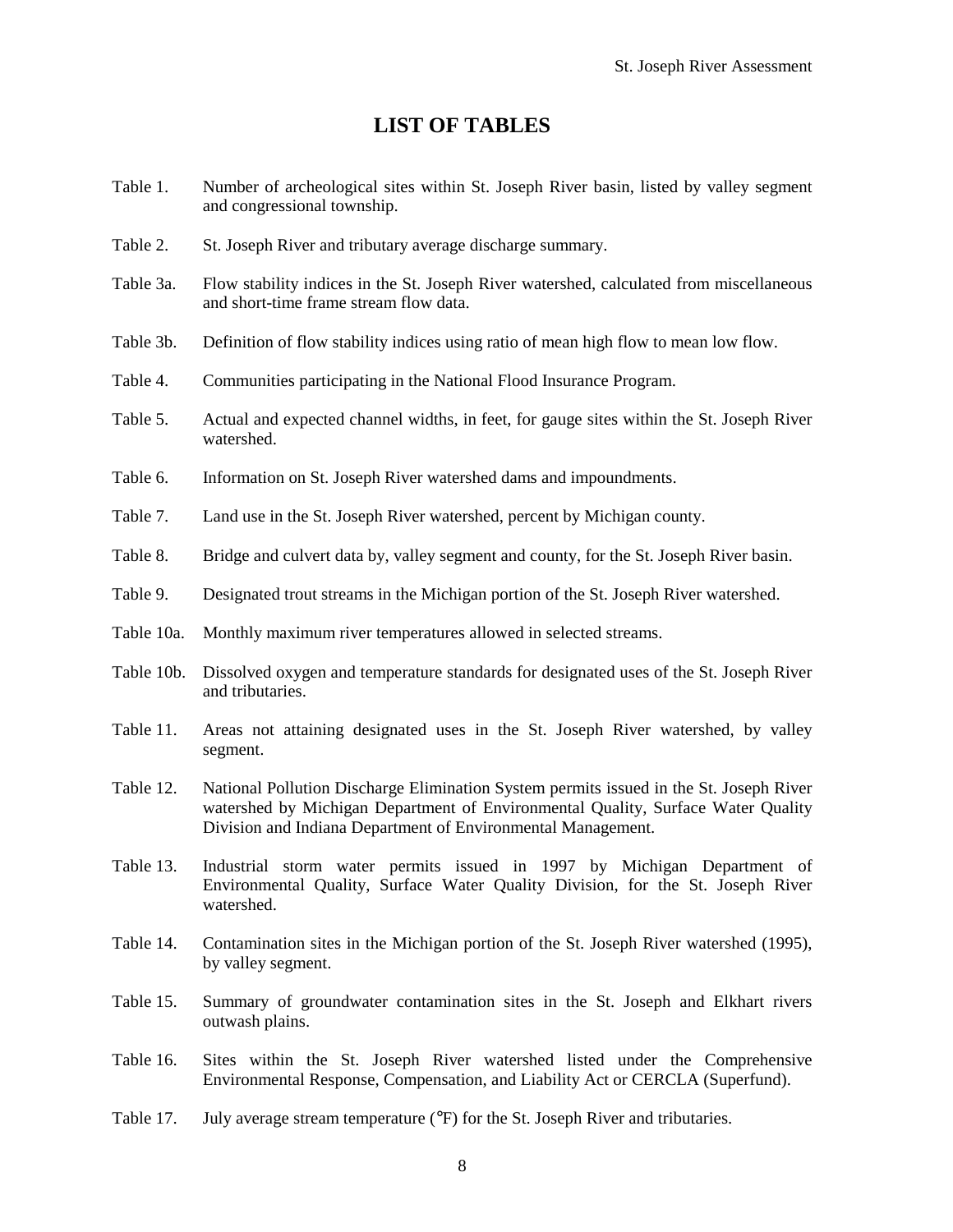# LIST OF TABLES

Table 1. Number of archeological sites within St. Joseph River basin, listed by valley segment and congressional township.

Table 2. St. Joseph River and tributary average discharge summary.

Table 3a. Flow stability indices in the St. Joseph River watershed, calculated from miscellaneous and short-time frame stream flow data.

Table 3b. Definition of flow stability indices using ratio of mean high flow to mean low flow.

Table 4. Communities participating in the National Flood Insurance Program.

Table 5. Actual and expected channel widths, in feet, for gauge sites within the St. Joseph River watershed.

Table 6. Information on St. Joseph River watershed dams and impoundments.

Table 7. Land use in the St. Joseph River watershed, percent by Michigan county.

Table 8. Bridge and culvert data by, valley segment and county, for the St. Joseph River basin.

Table 9. Designated trout streams in the Michigan portion of the St. Joseph River watershed.

Table 10a. Monthly maximum river temperatures allowed in selected streams.

Table 10b. Dissolved oxygen and temperature standards for designated uses of the St. Joseph River and tributaries.

Table 11. Areas not attaining designated uses in the St. Joseph River watershed, by valley segment.

Table 12. National Pollution Discharge Elimination System permits issued in the St. Joseph River watershed by Michigan Department of Environmental Quality, Surface Water Quality Division and Indiana Department of Environmental Management.

Table 13. Industrial storm water permits issued in 1997 by Michigan Department of Environmental Quality, Surface Water Quality Division, for the St. Joseph River watershed.

Table 14. Contamination sites in the Michigan portion of the St. Joseph River watershed (1995), by valley segment.

Table 15. Summary of groundwater contamination sites in the St. Joseph and Elkhart rivers outwash plains.

Table 16. Sites within the St. Joseph River watershed listed under the Comprehensive Environmental Response, Compensation, and Liability Act or CERCLA (Superfund).

Table 17. July average stream temperature (°F) for the St. Joseph River and tributaries.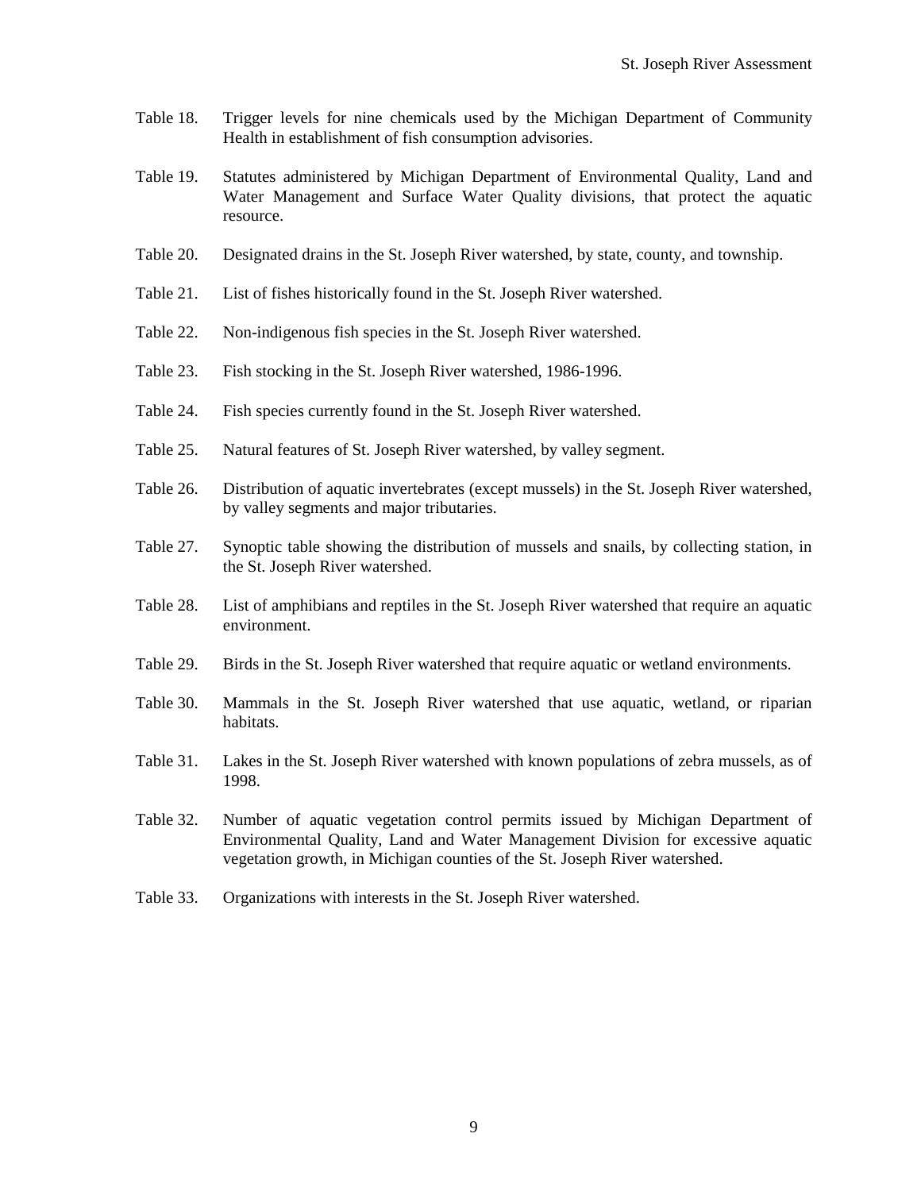Table 18. Trigger levels for nine chemicals used by the Michigan Department of Community Health in establishment of fish consumption advisories.

Table 19. Statutes administered by Michigan Department of Environmental Quality, Land and Water Management and Surface Water Quality divisions, that protect the aquatic resource.

Table 20. Designated drains in the St. Joseph River watershed, by state, county, and township.

Table 21. List of fishes historically found in the St. Joseph River watershed.

Table 22. Non-indigenous fish species in the St. Joseph River watershed.

Table 23. Fish stocking in the St. Joseph River watershed, 1986-1996.

Table 24. Fish species currently found in the St. Joseph River watershed.

Table 25. Natural features of St. Joseph River watershed, by valley segment.

Table 26. Distribution of aquatic invertebrates (except mussels) in the St. Joseph River watershed, by valley segments and major tributaries.

Table 27. Synoptic table showing the distribution of mussels and snails, by collecting station, in the St. Joseph River watershed.

Table 28. List of amphibians and reptiles in the St. Joseph River watershed that require an aquatic environment.

Table 29. Birds in the St. Joseph River watershed that require aquatic or wetland environments.

Table 30. Mammals in the St. Joseph River watershed that use aquatic, wetland, or riparian habitats.

Table 31. Lakes in the St. Joseph River watershed with known populations of zebra mussels, as of 1998.

Table 32. Number of aquatic vegetation control permits issued by Michigan Department of Environmental Quality, Land and Water Management Division for excessive aquatic vegetation growth, in Michigan counties of the St. Joseph River watershed.

Table 33. Organizations with interests in the St. Joseph River watershed.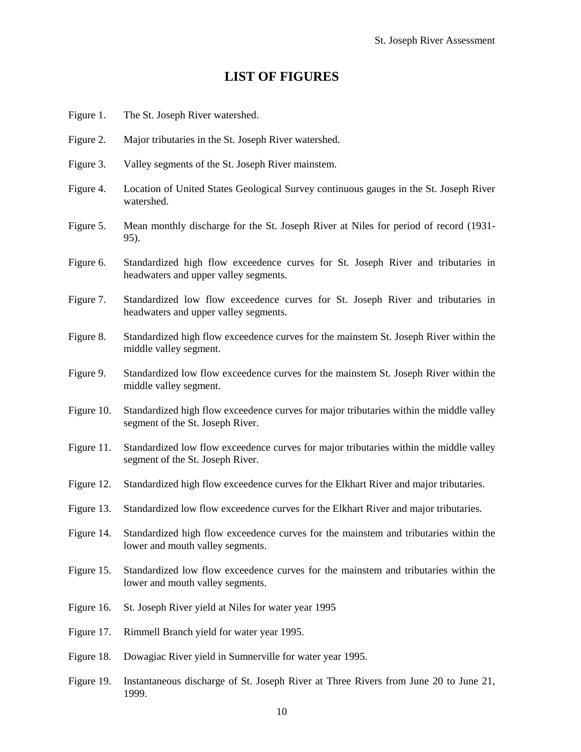# LIST OF FIGURES

Figure 1. The St. Joseph River watershed.

Figure 2. Major tributaries in the St. Joseph River watershed.

Figure 3. Valley segments of the St. Joseph River mainstem.

Figure 4. Location of United States Geological Survey continuous gauges in the St. Joseph River watershed.

Figure 5. Mean monthly discharge for the St. Joseph River at Niles for period of record (1931-95).

Figure 6. Standardized high flow exceedence curves for St. Joseph River and tributaries in headwaters and upper valley segments.

Figure 7. Standardized low flow exceedence curves for St. Joseph River and tributaries in headwaters and upper valley segments.

Figure 8. Standardized high flow exceedence curves for the mainstem St. Joseph River within the middle valley segment.

Figure 9. Standardized low flow exceedence curves for the mainstem St. Joseph River within the middle valley segment.

Figure 10. Standardized high flow exceedence curves for major tributaries within the middle valley segment of the St. Joseph River.

Figure 11. Standardized low flow exceedence curves for major tributaries within the middle valley segment of the St. Joseph River.

Figure 12. Standardized high flow exceedence curves for the Elkhart River and major tributaries.

Figure 13. Standardized low flow exceedence curves for the Elkhart River and major tributaries.

Figure 14. Standardized high flow exceedence curves for the mainstem and tributaries within the lower and mouth valley segments.

Figure 15. Standardized low flow exceedence curves for the mainstem and tributaries within the lower and mouth valley segments.

Figure 16. St. Joseph River yield at Niles for water year 1995

Figure 17. Rimmell Branch yield for water year 1995.

Figure 18. Dowagiac River yield in Sumnerville for water year 1995.

Figure 19. Instantaneous discharge of St. Joseph River at Three Rivers from June 20 to June 21, 1999.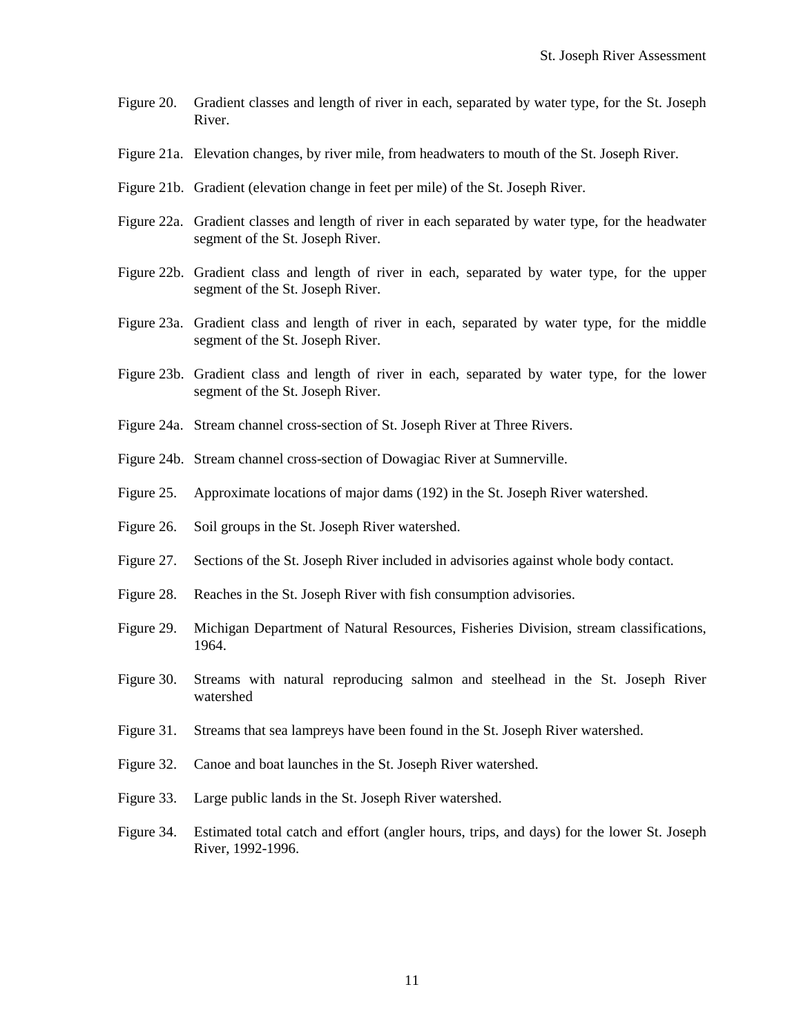Figure 20. Gradient classes and length of river in each, separated by water type, for the St. Joseph River.

Figure 21a. Elevation changes, by river mile, from headwaters to mouth of the St. Joseph River.

Figure 21b. Gradient (elevation change in feet per mile) of the St. Joseph River.

Figure 22a. Gradient classes and length of river in each separated by water type, for the headwater segment of the St. Joseph River.

Figure 22b. Gradient class and length of river in each, separated by water type, for the upper segment of the St. Joseph River.

Figure 23a. Gradient class and length of river in each, separated by water type, for the middle segment of the St. Joseph River.

Figure 23b. Gradient class and length of river in each, separated by water type, for the lower segment of the St. Joseph River.

Figure 24a. Stream channel cross-section of St. Joseph River at Three Rivers.

Figure 24b. Stream channel cross-section of Dowagiac River at Sumnerville.

Figure 25. Approximate locations of major dams (192) in the St. Joseph River watershed.

Figure 26. Soil groups in the St. Joseph River watershed.

Figure 27. Sections of the St. Joseph River included in advisories against whole body contact.

Figure 28. Reaches in the St. Joseph River with fish consumption advisories.

Figure 29. Michigan Department of Natural Resources, Fisheries Division, stream classifications, 1964.

Figure 30. Streams with natural reproducing salmon and steelhead in the St. Joseph River watershed

Figure 31. Streams that sea lampreys have been found in the St. Joseph River watershed.

Figure 32. Canoe and boat launches in the St. Joseph River watershed.

Figure 33. Large public lands in the St. Joseph River watershed.

Figure 34. Estimated total catch and effort (angler hours, trips, and days) for the lower St. Joseph River, 1992-1996.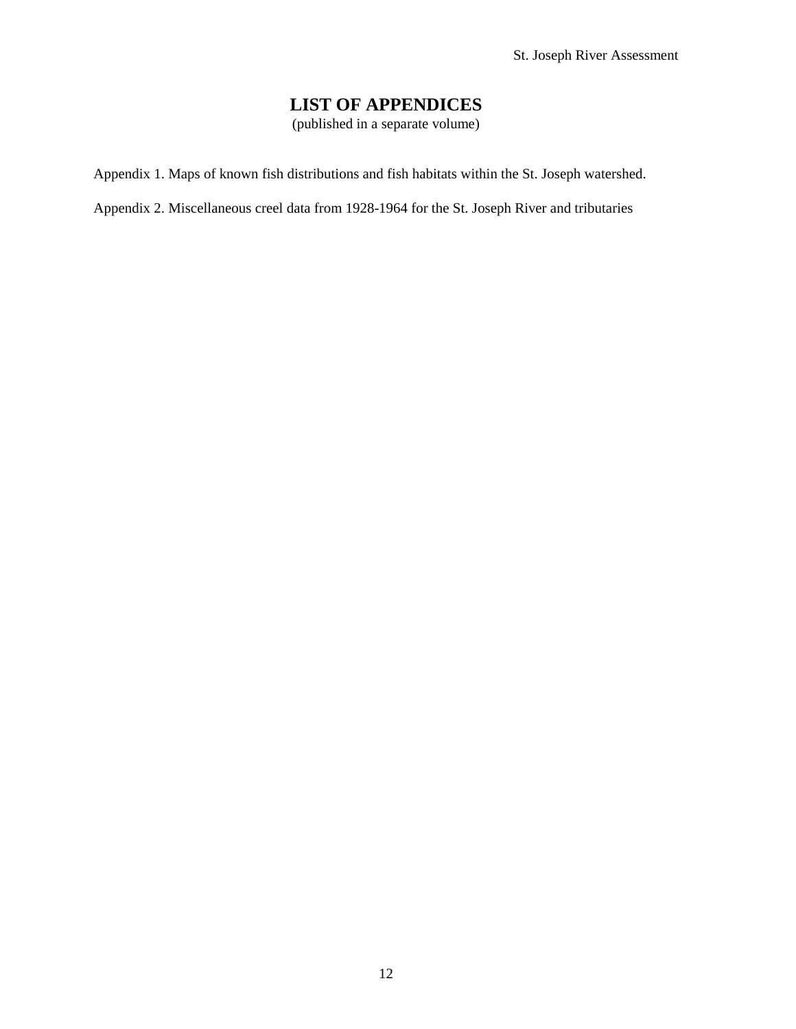# LIST OF APPENDICES

(published in a separate volume)

Appendix 1. Maps of known fish distributions and fish habitats within the St. Joseph watershed.

Appendix 2. Miscellaneous creel data from 1928-1964 for the St. Joseph River and tributaries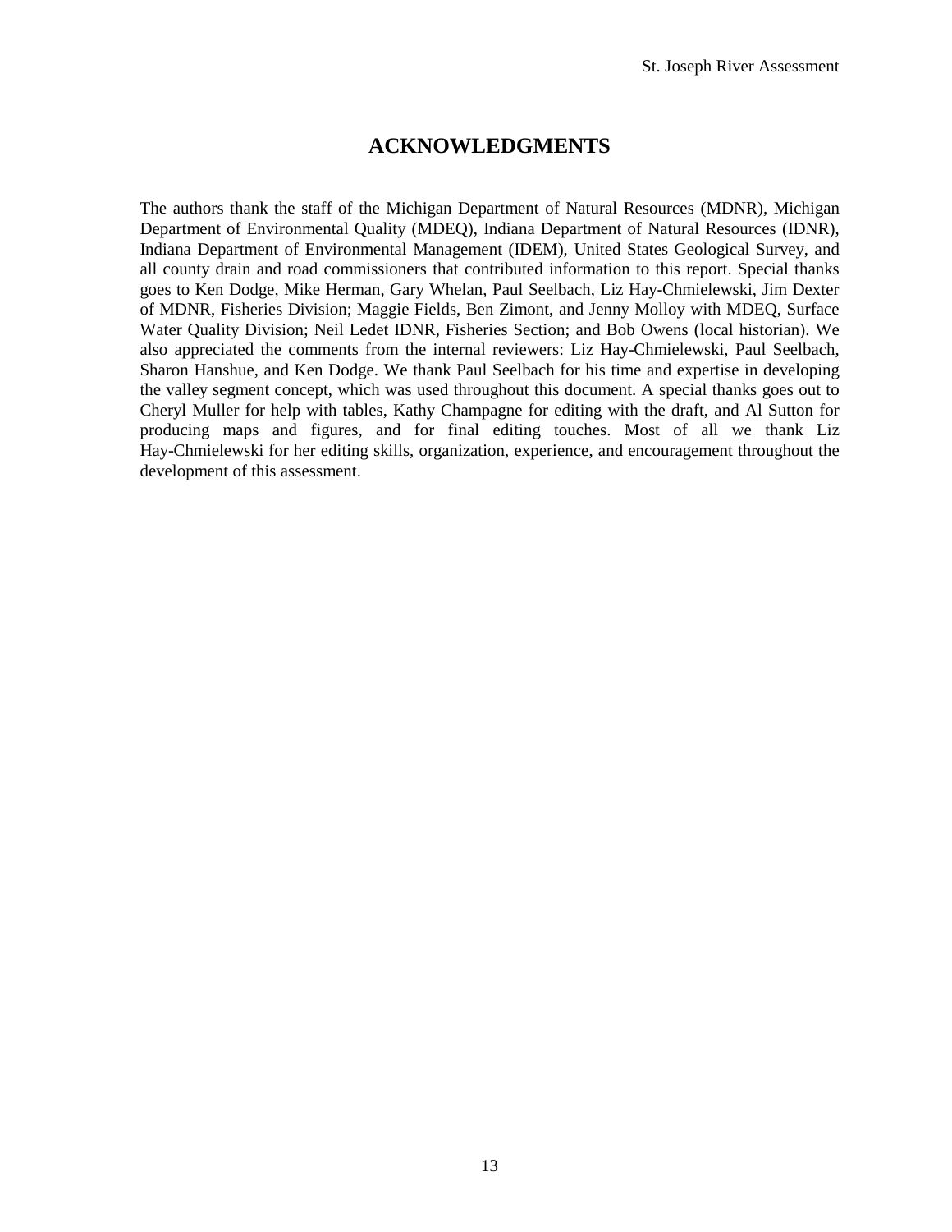# ACKNOWLEDGMENTS

The authors thank the staff of the Michigan Department of Natural Resources (MDNR), Michigan Department of Environmental Quality (MDEQ), Indiana Department of Natural Resources (IDNR), Indiana Department of Environmental Management (IDEM), United States Geological Survey, and all county drain and road commissioners that contributed information to this report. Special thanks goes to Ken Dodge, Mike Herman, Gary Whelan, Paul Seelbach, Liz Hay-Chmielewski, Jim Dexter of MDNR, Fisheries Division; Maggie Fields, Ben Zimont, and Jenny Molloy with MDEQ, Surface Water Quality Division; Neil Ledet IDNR, Fisheries Section; and Bob Owens (local historian). We also appreciated the comments from the internal reviewers: Liz Hay-Chmielewski, Paul Seelbach, Sharon Hanshue, and Ken Dodge. We thank Paul Seelbach for his time and expertise in developing the valley segment concept, which was used throughout this document. A special thanks goes out to Cheryl Muller for help with tables, Kathy Champagne for editing with the draft, and Al Sutton for producing maps and figures, and for final editing touches. Most of all we thank Liz Hay-Chmielewski for her editing skills, organization, experience, and encouragement throughout the development of this assessment.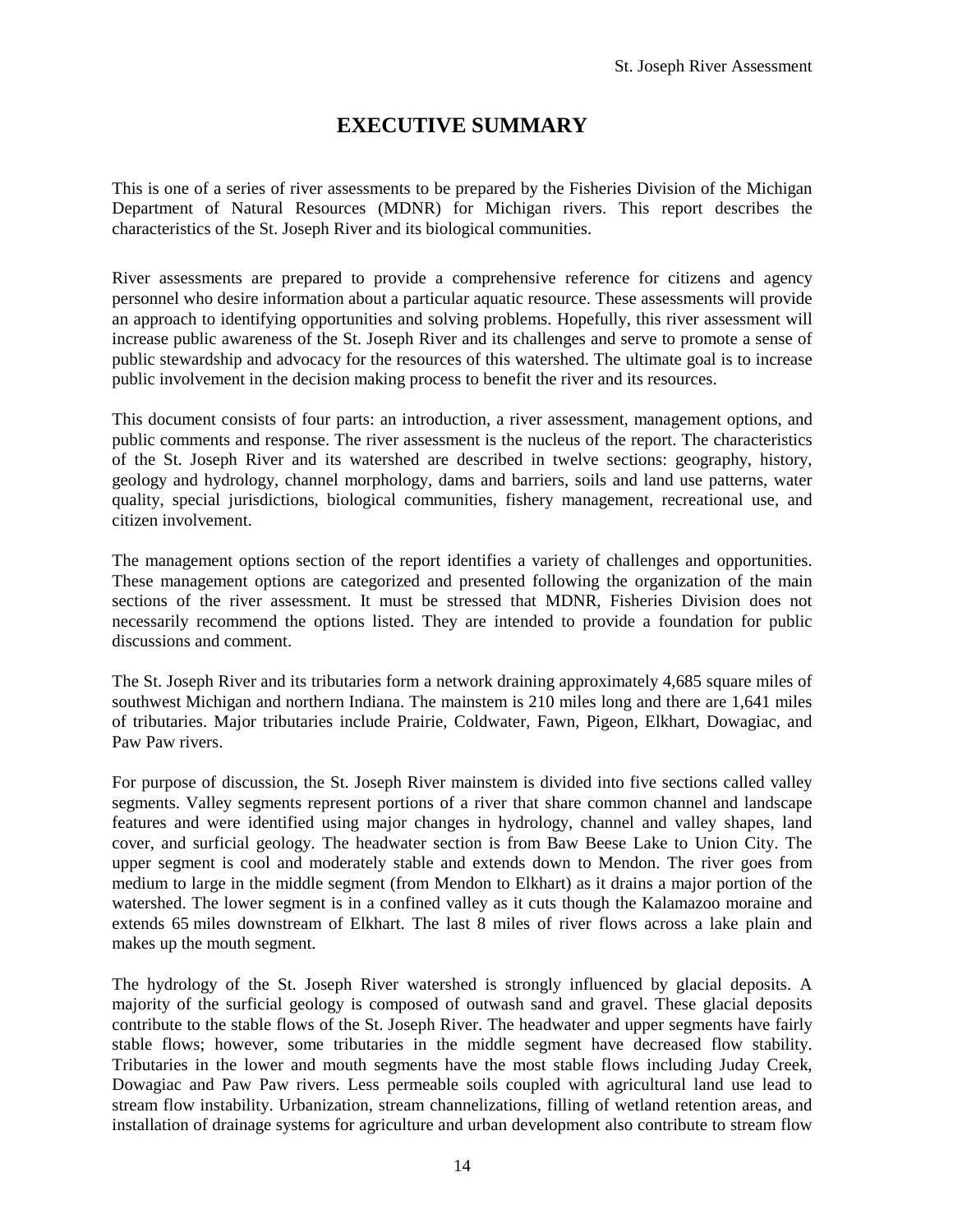# EXECUTIVE SUMMARY

This is one of a series of river assessments to be prepared by the Fisheries Division of the Michigan Department of Natural Resources (MDNR) for Michigan rivers. This report describes the characteristics of the St. Joseph River and its biological communities.

River assessments are prepared to provide a comprehensive reference for citizens and agency personnel who desire information about a particular aquatic resource. These assessments will provide an approach to identifying opportunities and solving problems. Hopefully, this river assessment will increase public awareness of the St. Joseph River and its challenges and serve to promote a sense of public stewardship and advocacy for the resources of this watershed. The ultimate goal is to increase public involvement in the decision making process to benefit the river and its resources.

This document consists of four parts: an introduction, a river assessment, management options, and public comments and response. The river assessment is the nucleus of the report. The characteristics of the St. Joseph River and its watershed are described in twelve sections: geography, history, geology and hydrology, channel morphology, dams and barriers, soils and land use patterns, water quality, special jurisdictions, biological communities, fishery management, recreational use, and citizen involvement.

The management options section of the report identifies a variety of challenges and opportunities. These management options are categorized and presented following the organization of the main sections of the river assessment. It must be stressed that MDNR, Fisheries Division does not necessarily recommend the options listed. They are intended to provide a foundation for public discussions and comment.

The St. Joseph River and its tributaries form a network draining approximately 4,685 square miles of southwest Michigan and northern Indiana. The mainstem is 210 miles long and there are 1,641 miles of tributaries. Major tributaries include Prairie, Coldwater, Fawn, Pigeon, Elkhart, Dowagiac, and Paw Paw rivers.

For purpose of discussion, the St. Joseph River mainstem is divided into five sections called valley segments. Valley segments represent portions of a river that share common channel and landscape features and were identified using major changes in hydrology, channel and valley shapes, land cover, and surficial geology. The headwater section is from Baw Beese Lake to Union City. The upper segment is cool and moderately stable and extends down to Mendon. The river goes from medium to large in the middle segment (from Mendon to Elkhart) as it drains a major portion of the watershed. The lower segment is in a confined valley as it cuts though the Kalamazoo moraine and extends 65 miles downstream of Elkhart. The last 8 miles of river flows across a lake plain and makes up the mouth segment.

The hydrology of the St. Joseph River watershed is strongly influenced by glacial deposits. A majority of the surficial geology is composed of outwash sand and gravel. These glacial deposits contribute to the stable flows of the St. Joseph River. The headwater and upper segments have fairly stable flows; however, some tributaries in the middle segment have decreased flow stability. Tributaries in the lower and mouth segments have the most stable flows including Juday Creek, Dowagiac and Paw Paw rivers. Less permeable soils coupled with agricultural land use lead to stream flow instability. Urbanization, stream channelizations, filling of wetland retention areas, and installation of drainage systems for agriculture and urban development also contribute to stream flow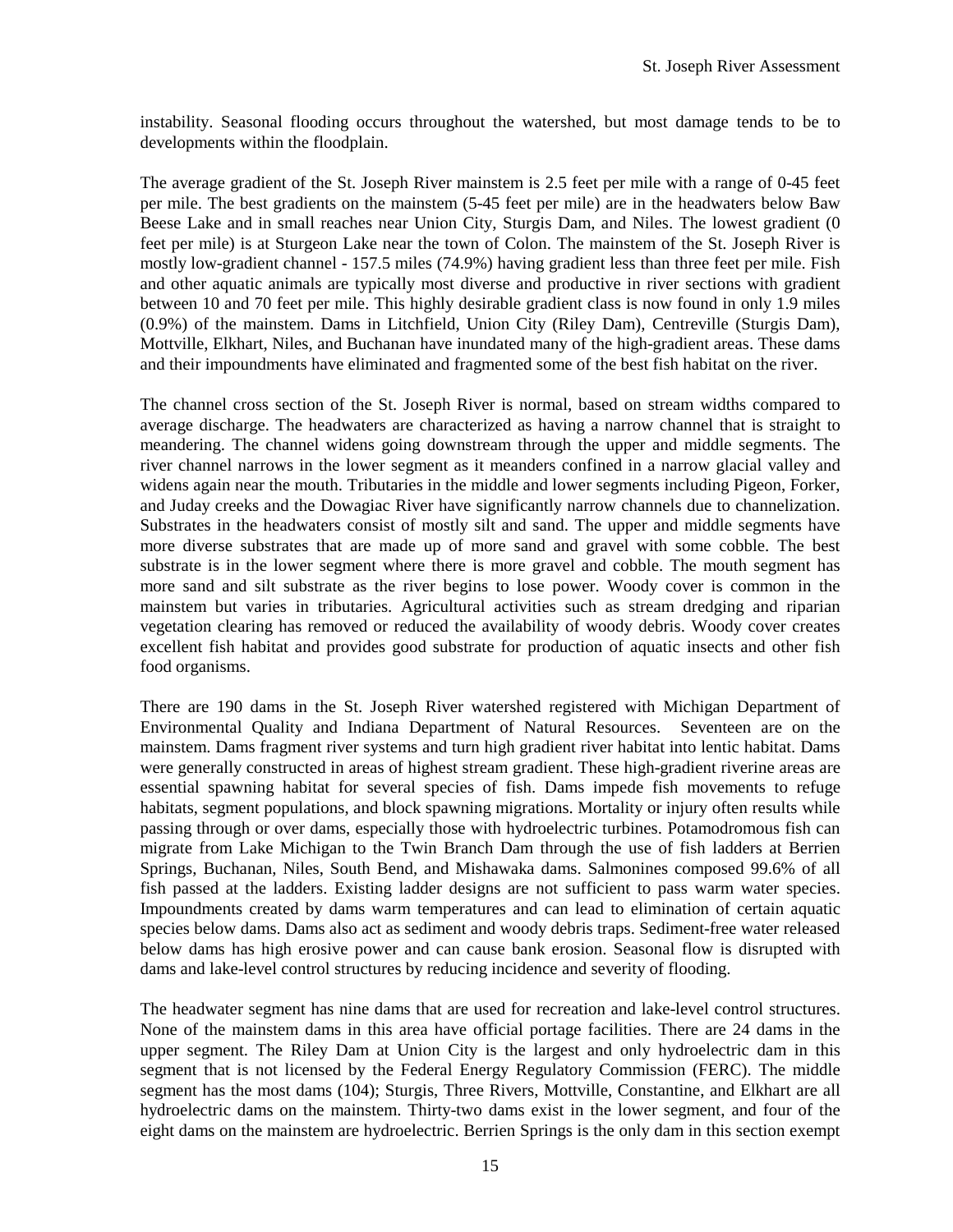instability. Seasonal flooding occurs throughout the watershed, but most damage tends to be to developments within the floodplain.

The average gradient of the St. Joseph River mainstem is 2.5 feet per mile with a range of 0-45 feet per mile. The best gradients on the mainstem (5-45 feet per mile) are in the headwaters below Baw Beese Lake and in small reaches near Union City, Sturgis Dam, and Niles. The lowest gradient (0 feet per mile) is at Sturgeon Lake near the town of Colon. The mainstem of the St. Joseph River is mostly low-gradient channel - 157.5 miles (74.9%) having gradient less than three feet per mile. Fish and other aquatic animals are typically most diverse and productive in river sections with gradient between 10 and 70 feet per mile. This highly desirable gradient class is now found in only 1.9 miles (0.9%) of the mainstem. Dams in Litchfield, Union City (Riley Dam), Centreville (Sturgis Dam), Mottville, Elkhart, Niles, and Buchanan have inundated many of the high-gradient areas. These dams and their impoundments have eliminated and fragmented some of the best fish habitat on the river.

The channel cross section of the St. Joseph River is normal, based on stream widths compared to average discharge. The headwaters are characterized as having a narrow channel that is straight to meandering. The channel widens going downstream through the upper and middle segments. The river channel narrows in the lower segment as it meanders confined in a narrow glacial valley and widens again near the mouth. Tributaries in the middle and lower segments including Pigeon, Forker, and Juday creeks and the Dowagiac River have significantly narrow channels due to channelization. Substrates in the headwaters consist of mostly silt and sand. The upper and middle segments have more diverse substrates that are made up of more sand and gravel with some cobble. The best substrate is in the lower segment where there is more gravel and cobble. The mouth segment has more sand and silt substrate as the river begins to lose power. Woody cover is common in the mainstem but varies in tributaries. Agricultural activities such as stream dredging and riparian vegetation clearing has removed or reduced the availability of woody debris. Woody cover creates excellent fish habitat and provides good substrate for production of aquatic insects and other fish food organisms.

There are 190 dams in the St. Joseph River watershed registered with Michigan Department of Environmental Quality and Indiana Department of Natural Resources. Seventeen are on the mainstem. Dams fragment river systems and turn high gradient river habitat into lentic habitat. Dams were generally constructed in areas of highest stream gradient. These high-gradient riverine areas are essential spawning habitat for several species of fish. Dams impede fish movements to refuge habitats, segment populations, and block spawning migrations. Mortality or injury often results while passing through or over dams, especially those with hydroelectric turbines. Potamodromous fish can migrate from Lake Michigan to the Twin Branch Dam through the use of fish ladders at Berrien Springs, Buchanan, Niles, South Bend, and Mishawaka dams. Salmonines composed 99.6% of all fish passed at the ladders. Existing ladder designs are not sufficient to pass warm water species. Impoundments created by dams warm temperatures and can lead to elimination of certain aquatic species below dams. Dams also act as sediment and woody debris traps. Sediment-free water released below dams has high erosive power and can cause bank erosion. Seasonal flow is disrupted with dams and lake-level control structures by reducing incidence and severity of flooding.

The headwater segment has nine dams that are used for recreation and lake-level control structures. None of the mainstem dams in this area have official portage facilities. There are 24 dams in the upper segment. The Riley Dam at Union City is the largest and only hydroelectric dam in this segment that is not licensed by the Federal Energy Regulatory Commission (FERC). The middle segment has the most dams (104); Sturgis, Three Rivers, Mottville, Constantine, and Elkhart are all hydroelectric dams on the mainstem. Thirty-two dams exist in the lower segment, and four of the eight dams on the mainstem are hydroelectric. Berrien Springs is the only dam in this section exempt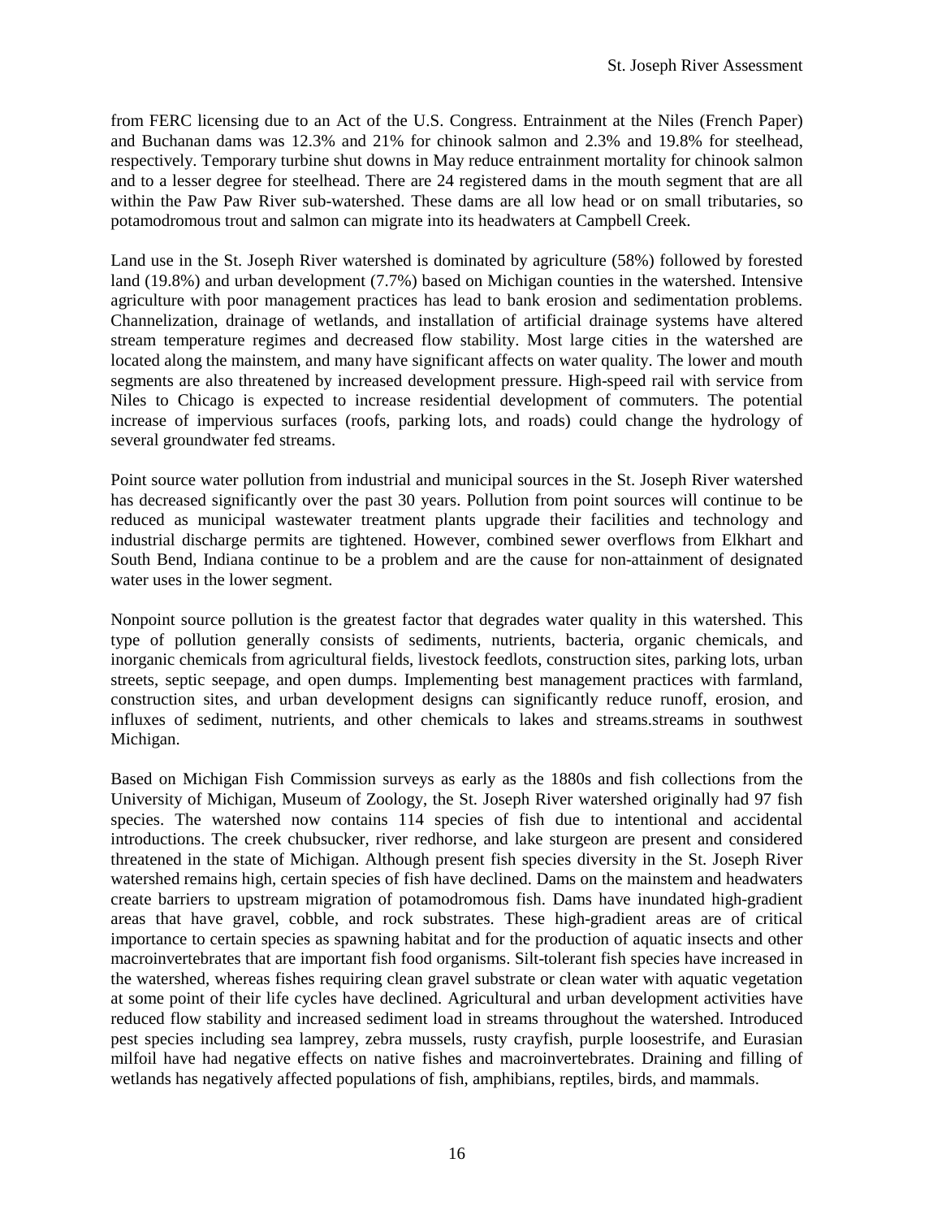from FERC licensing due to an Act of the U.S. Congress. Entrainment at the Niles (French Paper) and Buchanan dams was 12.3% and 21% for chinook salmon and 2.3% and 19.8% for steelhead, respectively. Temporary turbine shut downs in May reduce entrainment mortality for chinook salmon and to a lesser degree for steelhead. There are 24 registered dams in the mouth segment that are all within the Paw Paw River sub-watershed. These dams are all low head or on small tributaries, so potamodromous trout and salmon can migrate into its headwaters at Campbell Creek.

Land use in the St. Joseph River watershed is dominated by agriculture (58%) followed by forested land (19.8%) and urban development (7.7%) based on Michigan counties in the watershed. Intensive agriculture with poor management practices has lead to bank erosion and sedimentation problems. Channelization, drainage of wetlands, and installation of artificial drainage systems have altered stream temperature regimes and decreased flow stability. Most large cities in the watershed are located along the mainstem, and many have significant affects on water quality. The lower and mouth segments are also threatened by increased development pressure. High-speed rail with service from Niles to Chicago is expected to increase residential development of commuters. The potential increase of impervious surfaces (roofs, parking lots, and roads) could change the hydrology of several groundwater fed streams.

Point source water pollution from industrial and municipal sources in the St. Joseph River watershed has decreased significantly over the past 30 years. Pollution from point sources will continue to be reduced as municipal wastewater treatment plants upgrade their facilities and technology and industrial discharge permits are tightened. However, combined sewer overflows from Elkhart and South Bend, Indiana continue to be a problem and are the cause for non-attainment of designated water uses in the lower segment.

Nonpoint source pollution is the greatest factor that degrades water quality in this watershed. This type of pollution generally consists of sediments, nutrients, bacteria, organic chemicals, and inorganic chemicals from agricultural fields, livestock feedlots, construction sites, parking lots, urban streets, septic seepage, and open dumps. Implementing best management practices with farmland, construction sites, and urban development designs can significantly reduce runoff, erosion, and influxes of sediment, nutrients, and other chemicals to lakes and streams.streams in southwest Michigan.

Based on Michigan Fish Commission surveys as early as the 1880s and fish collections from the University of Michigan, Museum of Zoology, the St. Joseph River watershed originally had 97 fish species. The watershed now contains 114 species of fish due to intentional and accidental introductions. The creek chubsucker, river redhorse, and lake sturgeon are present and considered threatened in the state of Michigan. Although present fish species diversity in the St. Joseph River watershed remains high, certain species of fish have declined. Dams on the mainstem and headwaters create barriers to upstream migration of potamodromous fish. Dams have inundated high-gradient areas that have gravel, cobble, and rock substrates. These high-gradient areas are of critical importance to certain species as spawning habitat and for the production of aquatic insects and other macroinvertebrates that are important fish food organisms. Silt-tolerant fish species have increased in the watershed, whereas fishes requiring clean gravel substrate or clean water with aquatic vegetation at some point of their life cycles have declined. Agricultural and urban development activities have reduced flow stability and increased sediment load in streams throughout the watershed. Introduced pest species including sea lamprey, zebra mussels, rusty crayfish, purple loosestrife, and Eurasian milfoil have had negative effects on native fishes and macroinvertebrates. Draining and filling of wetlands has negatively affected populations of fish, amphibians, reptiles, birds, and mammals.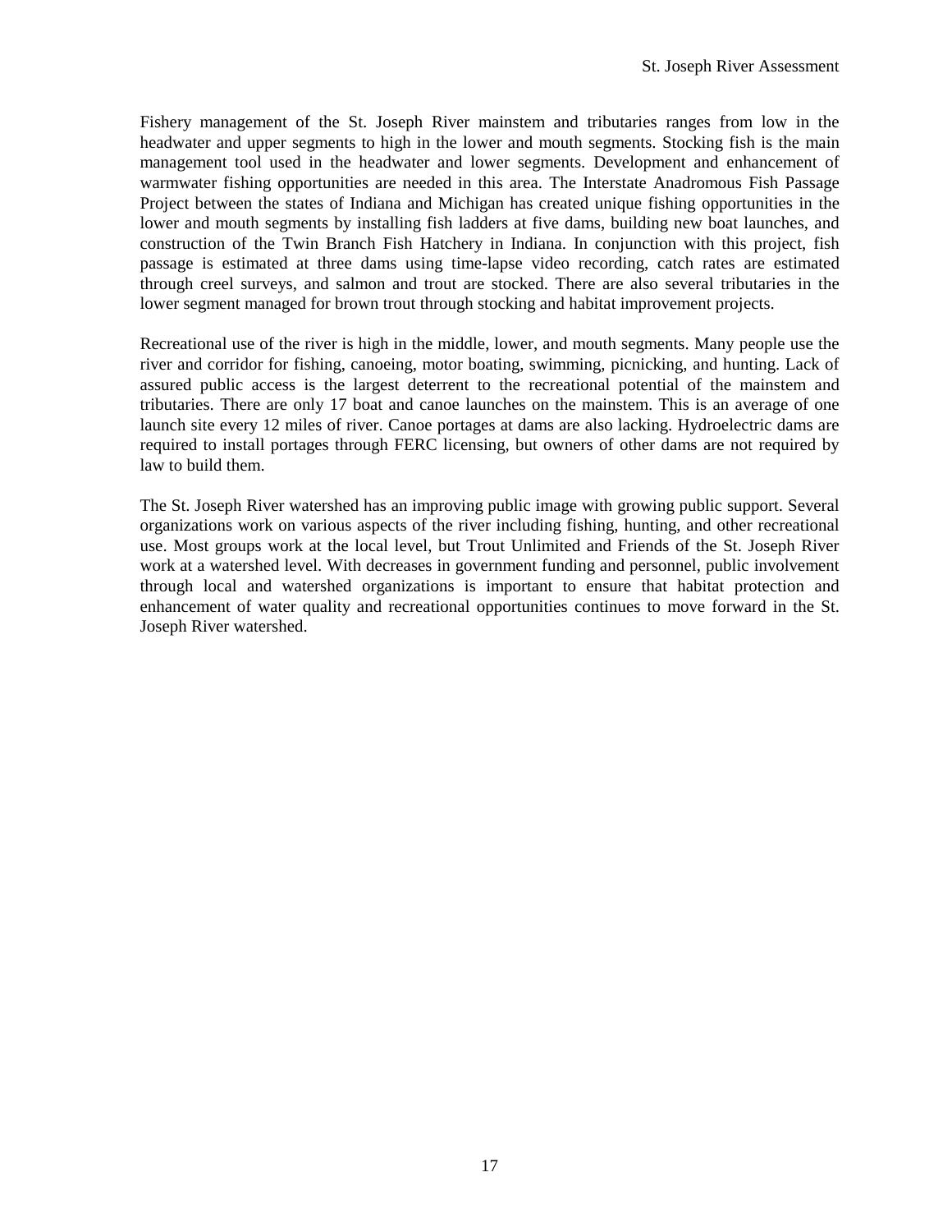Fishery management of the St. Joseph River mainstem and tributaries ranges from low in the headwater and upper segments to high in the lower and mouth segments. Stocking fish is the main management tool used in the headwater and lower segments. Development and enhancement of warmwater fishing opportunities are needed in this area. The Interstate Anadromous Fish Passage Project between the states of Indiana and Michigan has created unique fishing opportunities in the lower and mouth segments by installing fish ladders at five dams, building new boat launches, and construction of the Twin Branch Fish Hatchery in Indiana. In conjunction with this project, fish passage is estimated at three dams using time-lapse video recording, catch rates are estimated through creel surveys, and salmon and trout are stocked. There are also several tributaries in the lower segment managed for brown trout through stocking and habitat improvement projects.

Recreational use of the river is high in the middle, lower, and mouth segments. Many people use the river and corridor for fishing, canoeing, motor boating, swimming, picnicking, and hunting. Lack of assured public access is the largest deterrent to the recreational potential of the mainstem and tributaries. There are only 17 boat and canoe launches on the mainstem. This is an average of one launch site every 12 miles of river. Canoe portages at dams are also lacking. Hydroelectric dams are required to install portages through FERC licensing, but owners of other dams are not required by law to build them.

The St. Joseph River watershed has an improving public image with growing public support. Several organizations work on various aspects of the river including fishing, hunting, and other recreational use. Most groups work at the local level, but Trout Unlimited and Friends of the St. Joseph River work at a watershed level. With decreases in government funding and personnel, public involvement through local and watershed organizations is important to ensure that habitat protection and enhancement of water quality and recreational opportunities continues to move forward in the St. Joseph River watershed.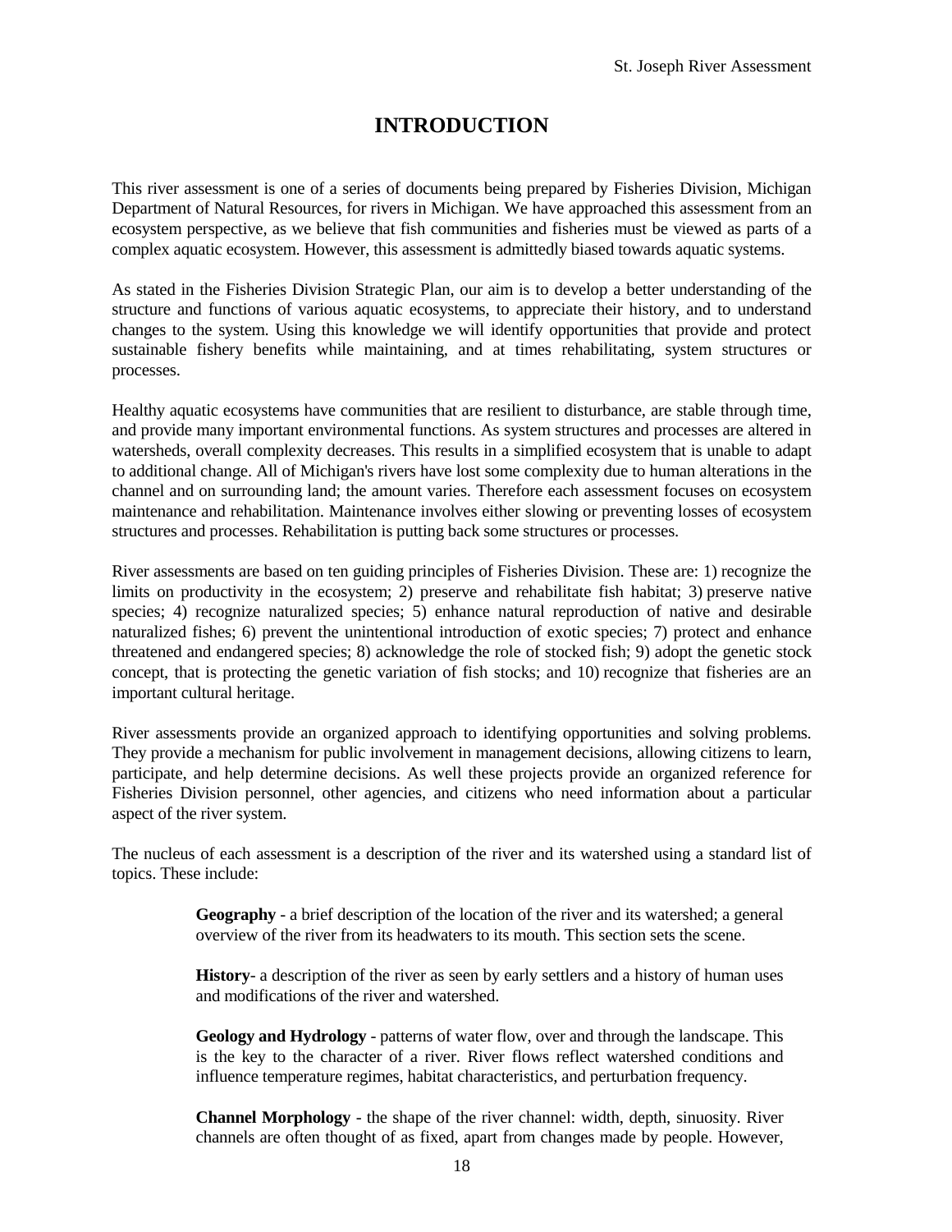# INTRODUCTION

This river assessment is one of a series of documents being prepared by Fisheries Division, Michigan Department of Natural Resources, for rivers in Michigan. We have approached this assessment from an ecosystem perspective, as we believe that fish communities and fisheries must be viewed as parts of a complex aquatic ecosystem. However, this assessment is admittedly biased towards aquatic systems.

As stated in the Fisheries Division Strategic Plan, our aim is to develop a better understanding of the structure and functions of various aquatic ecosystems, to appreciate their history, and to understand changes to the system. Using this knowledge we will identify opportunities that provide and protect sustainable fishery benefits while maintaining, and at times rehabilitating, system structures or processes.

Healthy aquatic ecosystems have communities that are resilient to disturbance, are stable through time, and provide many important environmental functions. As system structures and processes are altered in watersheds, overall complexity decreases. This results in a simplified ecosystem that is unable to adapt to additional change. All of Michigan's rivers have lost some complexity due to human alterations in the channel and on surrounding land; the amount varies. Therefore each assessment focuses on ecosystem maintenance and rehabilitation. Maintenance involves either slowing or preventing losses of ecosystem structures and processes. Rehabilitation is putting back some structures or processes.

River assessments are based on ten guiding principles of Fisheries Division. These are: 1) recognize the limits on productivity in the ecosystem; 2) preserve and rehabilitate fish habitat; 3) preserve native species; 4) recognize naturalized species; 5) enhance natural reproduction of native and desirable naturalized fishes; 6) prevent the unintentional introduction of exotic species; 7) protect and enhance threatened and endangered species; 8) acknowledge the role of stocked fish; 9) adopt the genetic stock concept, that is protecting the genetic variation of fish stocks; and 10) recognize that fisheries are an important cultural heritage.

River assessments provide an organized approach to identifying opportunities and solving problems. They provide a mechanism for public involvement in management decisions, allowing citizens to learn, participate, and help determine decisions. As well these projects provide an organized reference for Fisheries Division personnel, other agencies, and citizens who need information about a particular aspect of the river system.

The nucleus of each assessment is a description of the river and its watershed using a standard list of topics. These include:

> **Geography** - a brief description of the location of the river and its watershed; a general overview of the river from its headwaters to its mouth. This section sets the scene.
>
> **History**- a description of the river as seen by early settlers and a history of human uses and modifications of the river and watershed.
>
> **Geology and Hydrology** - patterns of water flow, over and through the landscape. This is the key to the character of a river. River flows reflect watershed conditions and influence temperature regimes, habitat characteristics, and perturbation frequency.
>
> **Channel Morphology** - the shape of the river channel: width, depth, sinuosity. River channels are often thought of as fixed, apart from changes made by people. However,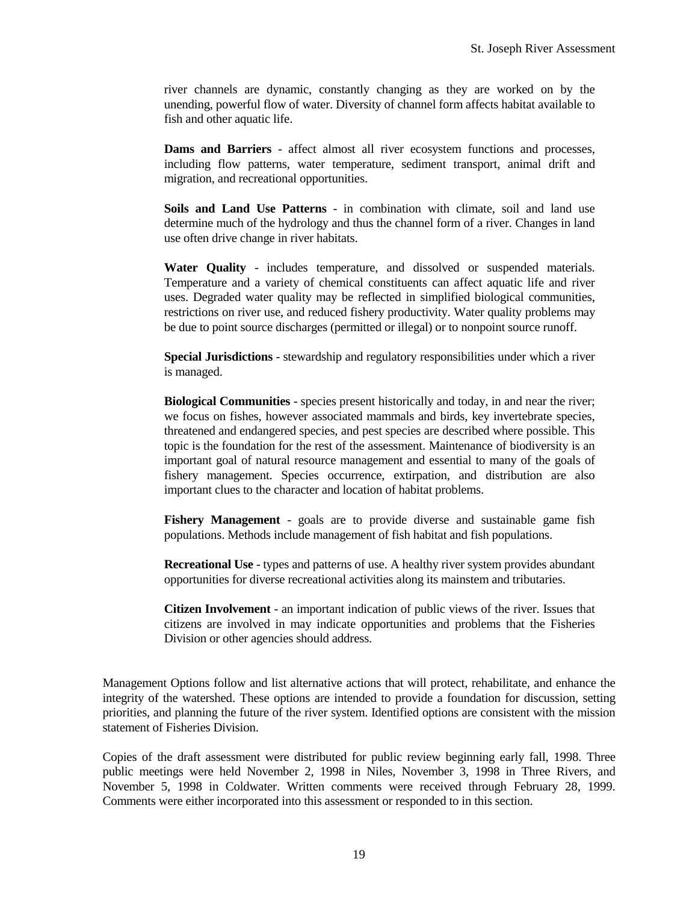river channels are dynamic, constantly changing as they are worked on by the unending, powerful flow of water. Diversity of channel form affects habitat available to fish and other aquatic life.

**Dams and Barriers** - affect almost all river ecosystem functions and processes, including flow patterns, water temperature, sediment transport, animal drift and migration, and recreational opportunities.

**Soils and Land Use Patterns** - in combination with climate, soil and land use determine much of the hydrology and thus the channel form of a river. Changes in land use often drive change in river habitats.

**Water Quality** - includes temperature, and dissolved or suspended materials. Temperature and a variety of chemical constituents can affect aquatic life and river uses. Degraded water quality may be reflected in simplified biological communities, restrictions on river use, and reduced fishery productivity. Water quality problems may be due to point source discharges (permitted or illegal) or to nonpoint source runoff.

**Special Jurisdictions** - stewardship and regulatory responsibilities under which a river is managed.

**Biological Communities** - species present historically and today, in and near the river; we focus on fishes, however associated mammals and birds, key invertebrate species, threatened and endangered species, and pest species are described where possible. This topic is the foundation for the rest of the assessment. Maintenance of biodiversity is an important goal of natural resource management and essential to many of the goals of fishery management. Species occurrence, extirpation, and distribution are also important clues to the character and location of habitat problems.

**Fishery Management** - goals are to provide diverse and sustainable game fish populations. Methods include management of fish habitat and fish populations.

**Recreational Use** - types and patterns of use. A healthy river system provides abundant opportunities for diverse recreational activities along its mainstem and tributaries.

**Citizen Involvement** - an important indication of public views of the river. Issues that citizens are involved in may indicate opportunities and problems that the Fisheries Division or other agencies should address.

Management Options follow and list alternative actions that will protect, rehabilitate, and enhance the integrity of the watershed. These options are intended to provide a foundation for discussion, setting priorities, and planning the future of the river system. Identified options are consistent with the mission statement of Fisheries Division.

Copies of the draft assessment were distributed for public review beginning early fall, 1998. Three public meetings were held November 2, 1998 in Niles, November 3, 1998 in Three Rivers, and November 5, 1998 in Coldwater. Written comments were received through February 28, 1999. Comments were either incorporated into this assessment or responded to in this section.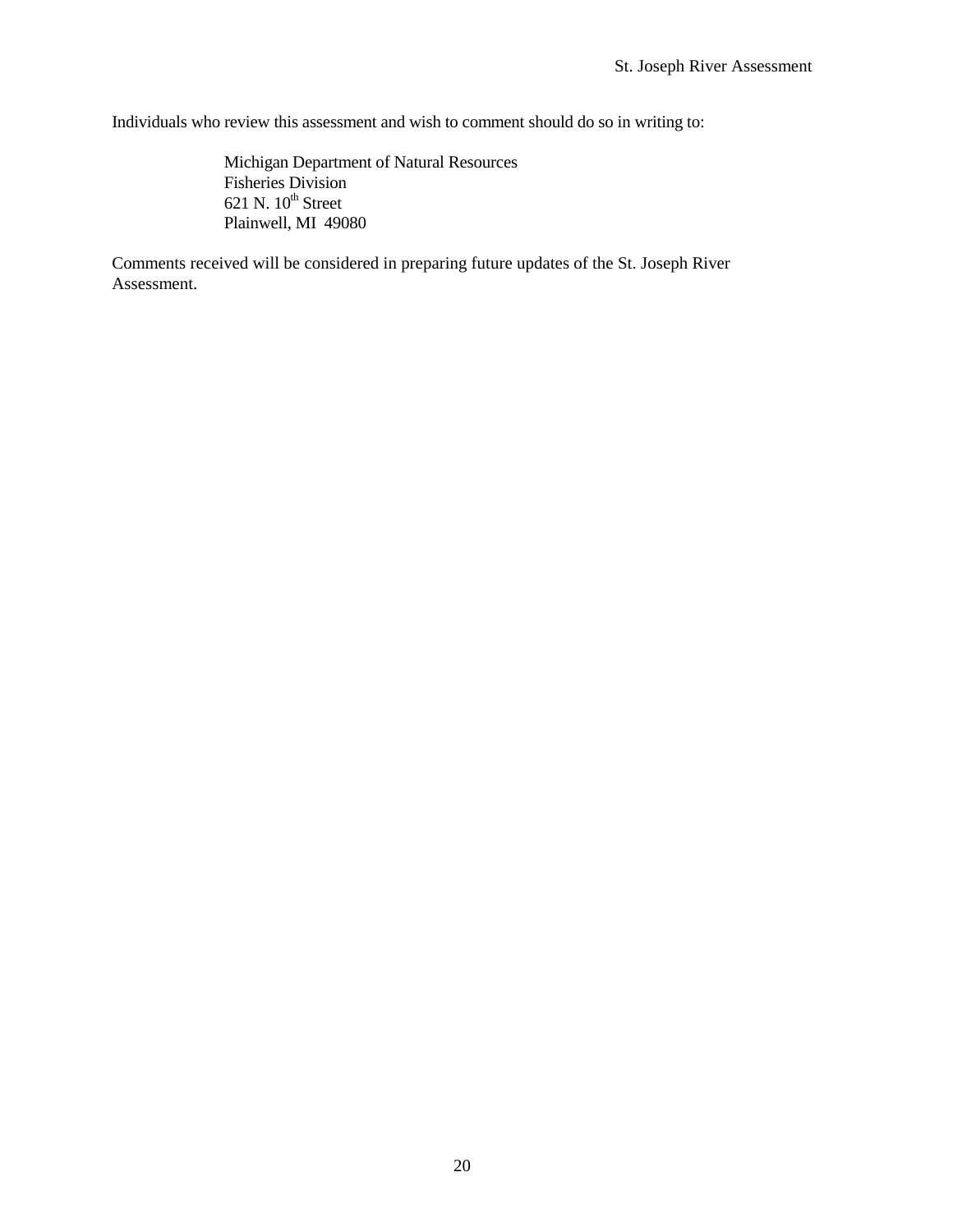Individuals who review this assessment and wish to comment should do so in writing to:

Michigan Department of Natural Resources
Fisheries Division
621 N. $10^{th}$ Street
Plainwell, MI 49080

Comments received will be considered in preparing future updates of the St. Joseph River Assessment.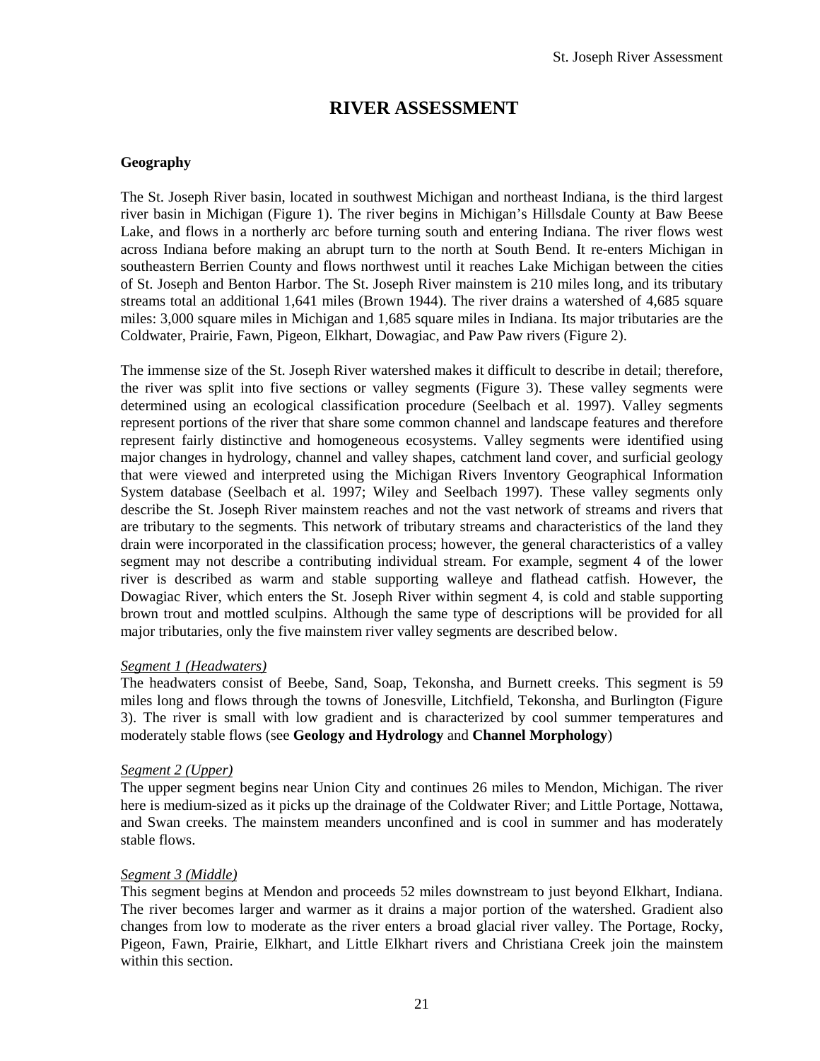# RIVER ASSESSMENT

## Geography

The St. Joseph River basin, located in southwest Michigan and northeast Indiana, is the third largest river basin in Michigan (Figure 1). The river begins in Michigan's Hillsdale County at Baw Beese Lake, and flows in a northerly arc before turning south and entering Indiana. The river flows west across Indiana before making an abrupt turn to the north at South Bend. It re-enters Michigan in southeastern Berrien County and flows northwest until it reaches Lake Michigan between the cities of St. Joseph and Benton Harbor. The St. Joseph River mainstem is 210 miles long, and its tributary streams total an additional 1,641 miles (Brown 1944). The river drains a watershed of 4,685 square miles: 3,000 square miles in Michigan and 1,685 square miles in Indiana. Its major tributaries are the Coldwater, Prairie, Fawn, Pigeon, Elkhart, Dowagiac, and Paw Paw rivers (Figure 2).

The immense size of the St. Joseph River watershed makes it difficult to describe in detail; therefore, the river was split into five sections or valley segments (Figure 3). These valley segments were determined using an ecological classification procedure (Seelbach et al. 1997). Valley segments represent portions of the river that share some common channel and landscape features and therefore represent fairly distinctive and homogeneous ecosystems. Valley segments were identified using major changes in hydrology, channel and valley shapes, catchment land cover, and surficial geology that were viewed and interpreted using the Michigan Rivers Inventory Geographical Information System database (Seelbach et al. 1997; Wiley and Seelbach 1997). These valley segments only describe the St. Joseph River mainstem reaches and not the vast network of streams and rivers that are tributary to the segments. This network of tributary streams and characteristics of the land they drain were incorporated in the classification process; however, the general characteristics of a valley segment may not describe a contributing individual stream. For example, segment 4 of the lower river is described as warm and stable supporting walleye and flathead catfish. However, the Dowagiac River, which enters the St. Joseph River within segment 4, is cold and stable supporting brown trout and mottled sculpins. Although the same type of descriptions will be provided for all major tributaries, only the five mainstem river valley segments are described below.

*Segment 1 (Headwaters)*

The headwaters consist of Beebe, Sand, Soap, Tekonsha, and Burnett creeks. This segment is 59 miles long and flows through the towns of Jonesville, Litchfield, Tekonsha, and Burlington (Figure 3). The river is small with low gradient and is characterized by cool summer temperatures and moderately stable flows (see **Geology and Hydrology** and **Channel Morphology**)

*Segment 2 (Upper)*

The upper segment begins near Union City and continues 26 miles to Mendon, Michigan. The river here is medium-sized as it picks up the drainage of the Coldwater River; and Little Portage, Nottawa, and Swan creeks. The mainstem meanders unconfined and is cool in summer and has moderately stable flows.

*Segment 3 (Middle)*

This segment begins at Mendon and proceeds 52 miles downstream to just beyond Elkhart, Indiana. The river becomes larger and warmer as it drains a major portion of the watershed. Gradient also changes from low to moderate as the river enters a broad glacial river valley. The Portage, Rocky, Pigeon, Fawn, Prairie, Elkhart, and Little Elkhart rivers and Christiana Creek join the mainstem within this section.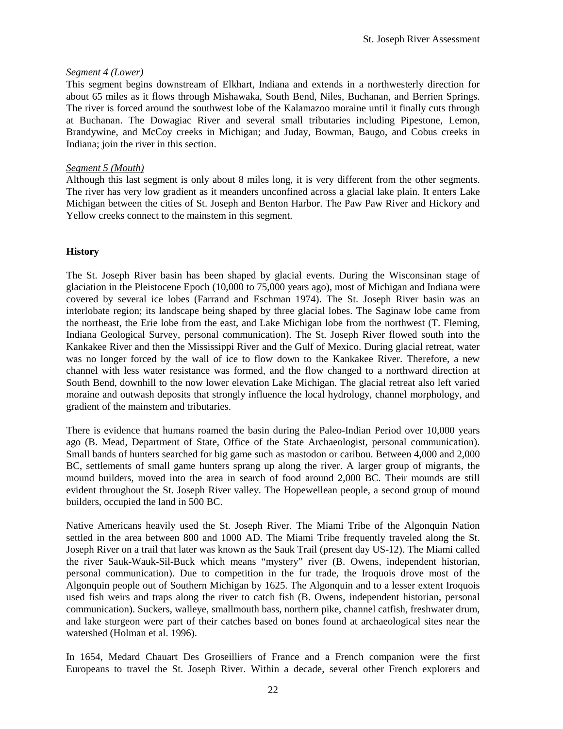*Segment 4 (Lower)*

This segment begins downstream of Elkhart, Indiana and extends in a northwesterly direction for about 65 miles as it flows through Mishawaka, South Bend, Niles, Buchanan, and Berrien Springs. The river is forced around the southwest lobe of the Kalamazoo moraine until it finally cuts through at Buchanan. The Dowagiac River and several small tributaries including Pipestone, Lemon, Brandywine, and McCoy creeks in Michigan; and Juday, Bowman, Baugo, and Cobus creeks in Indiana; join the river in this section.

*Segment 5 (Mouth)*

Although this last segment is only about 8 miles long, it is very different from the other segments. The river has very low gradient as it meanders unconfined across a glacial lake plain. It enters Lake Michigan between the cities of St. Joseph and Benton Harbor. The Paw Paw River and Hickory and Yellow creeks connect to the mainstem in this segment.

**History**

The St. Joseph River basin has been shaped by glacial events. During the Wisconsinan stage of glaciation in the Pleistocene Epoch (10,000 to 75,000 years ago), most of Michigan and Indiana were covered by several ice lobes (Farrand and Eschman 1974). The St. Joseph River basin was an interlobate region; its landscape being shaped by three glacial lobes. The Saginaw lobe came from the northeast, the Erie lobe from the east, and Lake Michigan lobe from the northwest (T. Fleming, Indiana Geological Survey, personal communication). The St. Joseph River flowed south into the Kankakee River and then the Mississippi River and the Gulf of Mexico. During glacial retreat, water was no longer forced by the wall of ice to flow down to the Kankakee River. Therefore, a new channel with less water resistance was formed, and the flow changed to a northward direction at South Bend, downhill to the now lower elevation Lake Michigan. The glacial retreat also left varied moraine and outwash deposits that strongly influence the local hydrology, channel morphology, and gradient of the mainstem and tributaries.

There is evidence that humans roamed the basin during the Paleo-Indian Period over 10,000 years ago (B. Mead, Department of State, Office of the State Archaeologist, personal communication). Small bands of hunters searched for big game such as mastodon or caribou. Between 4,000 and 2,000 BC, settlements of small game hunters sprang up along the river. A larger group of migrants, the mound builders, moved into the area in search of food around 2,000 BC. Their mounds are still evident throughout the St. Joseph River valley. The Hopewellean people, a second group of mound builders, occupied the land in 500 BC.

Native Americans heavily used the St. Joseph River. The Miami Tribe of the Algonquin Nation settled in the area between 800 and 1000 AD. The Miami Tribe frequently traveled along the St. Joseph River on a trail that later was known as the Sauk Trail (present day US-12). The Miami called the river Sauk-Wauk-Sil-Buck which means "mystery" river (B. Owens, independent historian, personal communication). Due to competition in the fur trade, the Iroquois drove most of the Algonquin people out of Southern Michigan by 1625. The Algonquin and to a lesser extent Iroquois used fish weirs and traps along the river to catch fish (B. Owens, independent historian, personal communication). Suckers, walleye, smallmouth bass, northern pike, channel catfish, freshwater drum, and lake sturgeon were part of their catches based on bones found at archaeological sites near the watershed (Holman et al. 1996).

In 1654, Medard Chauart Des Groseilliers of France and a French companion were the first Europeans to travel the St. Joseph River. Within a decade, several other French explorers and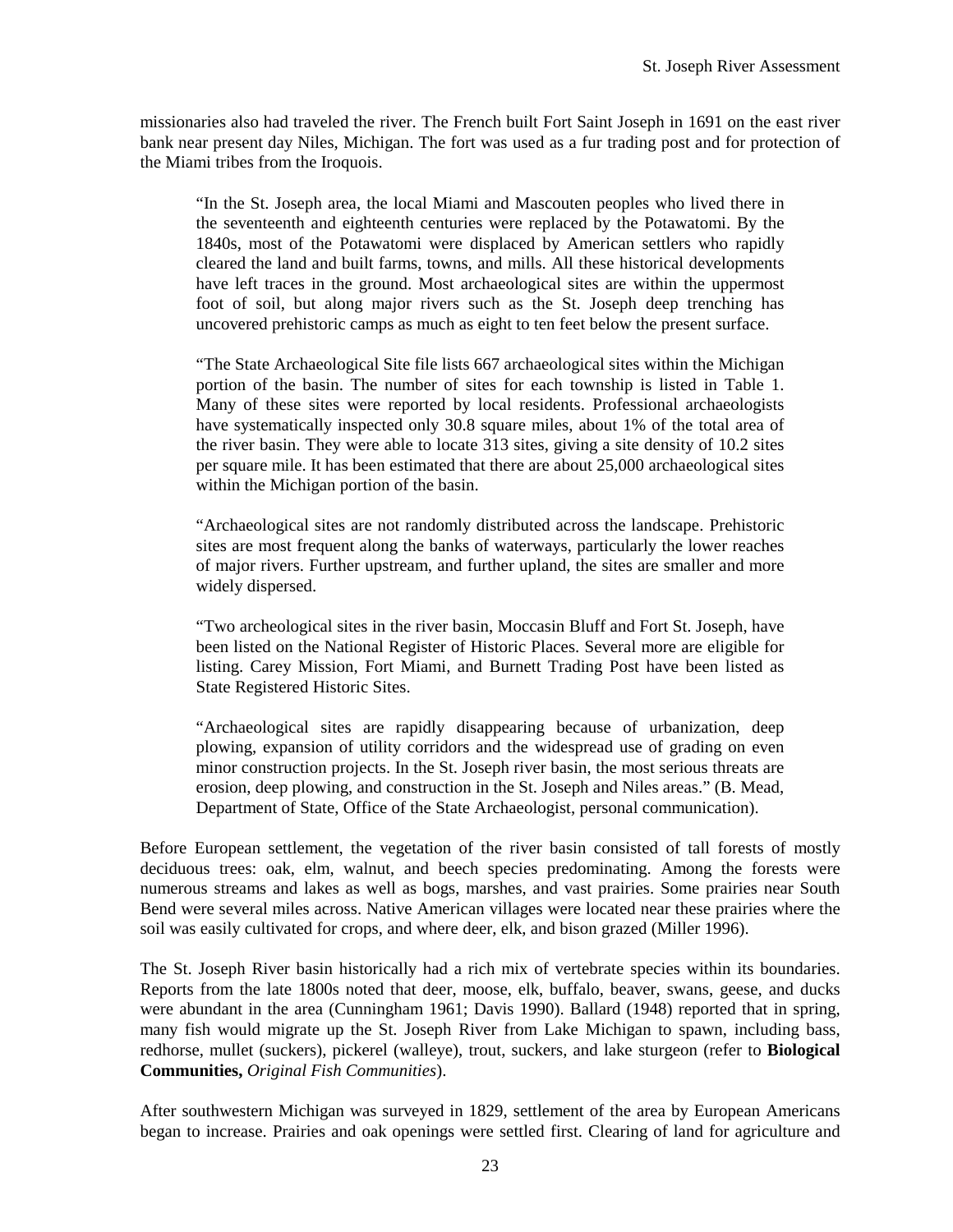missionaries also had traveled the river. The French built Fort Saint Joseph in 1691 on the east river bank near present day Niles, Michigan. The fort was used as a fur trading post and for protection of the Miami tribes from the Iroquois.

> "In the St. Joseph area, the local Miami and Mascouten peoples who lived there in the seventeenth and eighteenth centuries were replaced by the Potawatomi. By the 1840s, most of the Potawatomi were displaced by American settlers who rapidly cleared the land and built farms, towns, and mills. All these historical developments have left traces in the ground. Most archaeological sites are within the uppermost foot of soil, but along major rivers such as the St. Joseph deep trenching has uncovered prehistoric camps as much as eight to ten feet below the present surface.
>
> "The State Archaeological Site file lists 667 archaeological sites within the Michigan portion of the basin. The number of sites for each township is listed in Table 1. Many of these sites were reported by local residents. Professional archaeologists have systematically inspected only 30.8 square miles, about 1% of the total area of the river basin. They were able to locate 313 sites, giving a site density of 10.2 sites per square mile. It has been estimated that there are about 25,000 archaeological sites within the Michigan portion of the basin.
>
> "Archaeological sites are not randomly distributed across the landscape. Prehistoric sites are most frequent along the banks of waterways, particularly the lower reaches of major rivers. Further upstream, and further upland, the sites are smaller and more widely dispersed.
>
> "Two archeological sites in the river basin, Moccasin Bluff and Fort St. Joseph, have been listed on the National Register of Historic Places. Several more are eligible for listing. Carey Mission, Fort Miami, and Burnett Trading Post have been listed as State Registered Historic Sites.
>
> "Archaeological sites are rapidly disappearing because of urbanization, deep plowing, expansion of utility corridors and the widespread use of grading on even minor construction projects. In the St. Joseph river basin, the most serious threats are erosion, deep plowing, and construction in the St. Joseph and Niles areas." (B. Mead, Department of State, Office of the State Archaeologist, personal communication).

Before European settlement, the vegetation of the river basin consisted of tall forests of mostly deciduous trees: oak, elm, walnut, and beech species predominating. Among the forests were numerous streams and lakes as well as bogs, marshes, and vast prairies. Some prairies near South Bend were several miles across. Native American villages were located near these prairies where the soil was easily cultivated for crops, and where deer, elk, and bison grazed (Miller 1996).

The St. Joseph River basin historically had a rich mix of vertebrate species within its boundaries. Reports from the late 1800s noted that deer, moose, elk, buffalo, beaver, swans, geese, and ducks were abundant in the area (Cunningham 1961; Davis 1990). Ballard (1948) reported that in spring, many fish would migrate up the St. Joseph River from Lake Michigan to spawn, including bass, redhorse, mullet (suckers), pickerel (walleye), trout, suckers, and lake sturgeon (refer to **Biological Communities,** *Original Fish Communities*).

After southwestern Michigan was surveyed in 1829, settlement of the area by European Americans began to increase. Prairies and oak openings were settled first. Clearing of land for agriculture and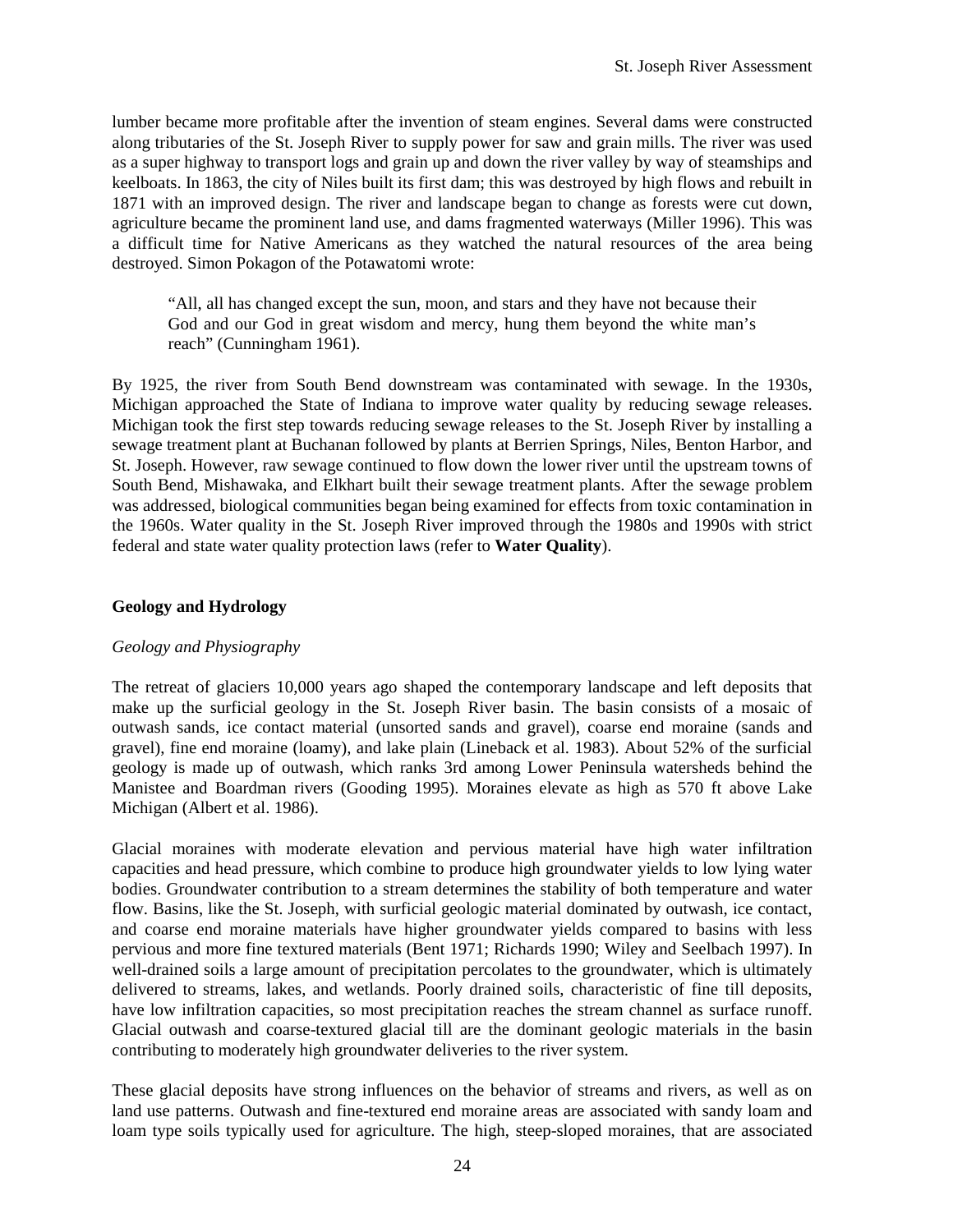lumber became more profitable after the invention of steam engines. Several dams were constructed along tributaries of the St. Joseph River to supply power for saw and grain mills. The river was used as a super highway to transport logs and grain up and down the river valley by way of steamships and keelboats. In 1863, the city of Niles built its first dam; this was destroyed by high flows and rebuilt in 1871 with an improved design. The river and landscape began to change as forests were cut down, agriculture became the prominent land use, and dams fragmented waterways (Miller 1996). This was a difficult time for Native Americans as they watched the natural resources of the area being destroyed. Simon Pokagon of the Potawatomi wrote:

> "All, all has changed except the sun, moon, and stars and they have not because their God and our God in great wisdom and mercy, hung them beyond the white man's reach" (Cunningham 1961).

By 1925, the river from South Bend downstream was contaminated with sewage. In the 1930s, Michigan approached the State of Indiana to improve water quality by reducing sewage releases. Michigan took the first step towards reducing sewage releases to the St. Joseph River by installing a sewage treatment plant at Buchanan followed by plants at Berrien Springs, Niles, Benton Harbor, and St. Joseph. However, raw sewage continued to flow down the lower river until the upstream towns of South Bend, Mishawaka, and Elkhart built their sewage treatment plants. After the sewage problem was addressed, biological communities began being examined for effects from toxic contamination in the 1960s. Water quality in the St. Joseph River improved through the 1980s and 1990s with strict federal and state water quality protection laws (refer to **Water Quality**).

## Geology and Hydrology

### *Geology and Physiography*

The retreat of glaciers 10,000 years ago shaped the contemporary landscape and left deposits that make up the surficial geology in the St. Joseph River basin. The basin consists of a mosaic of outwash sands, ice contact material (unsorted sands and gravel), coarse end moraine (sands and gravel), fine end moraine (loamy), and lake plain (Lineback et al. 1983). About 52% of the surficial geology is made up of outwash, which ranks 3rd among Lower Peninsula watersheds behind the Manistee and Boardman rivers (Gooding 1995). Moraines elevate as high as 570 ft above Lake Michigan (Albert et al. 1986).

Glacial moraines with moderate elevation and pervious material have high water infiltration capacities and head pressure, which combine to produce high groundwater yields to low lying water bodies. Groundwater contribution to a stream determines the stability of both temperature and water flow. Basins, like the St. Joseph, with surficial geologic material dominated by outwash, ice contact, and coarse end moraine materials have higher groundwater yields compared to basins with less pervious and more fine textured materials (Bent 1971; Richards 1990; Wiley and Seelbach 1997). In well-drained soils a large amount of precipitation percolates to the groundwater, which is ultimately delivered to streams, lakes, and wetlands. Poorly drained soils, characteristic of fine till deposits, have low infiltration capacities, so most precipitation reaches the stream channel as surface runoff. Glacial outwash and coarse-textured glacial till are the dominant geologic materials in the basin contributing to moderately high groundwater deliveries to the river system.

These glacial deposits have strong influences on the behavior of streams and rivers, as well as on land use patterns. Outwash and fine-textured end moraine areas are associated with sandy loam and loam type soils typically used for agriculture. The high, steep-sloped moraines, that are associated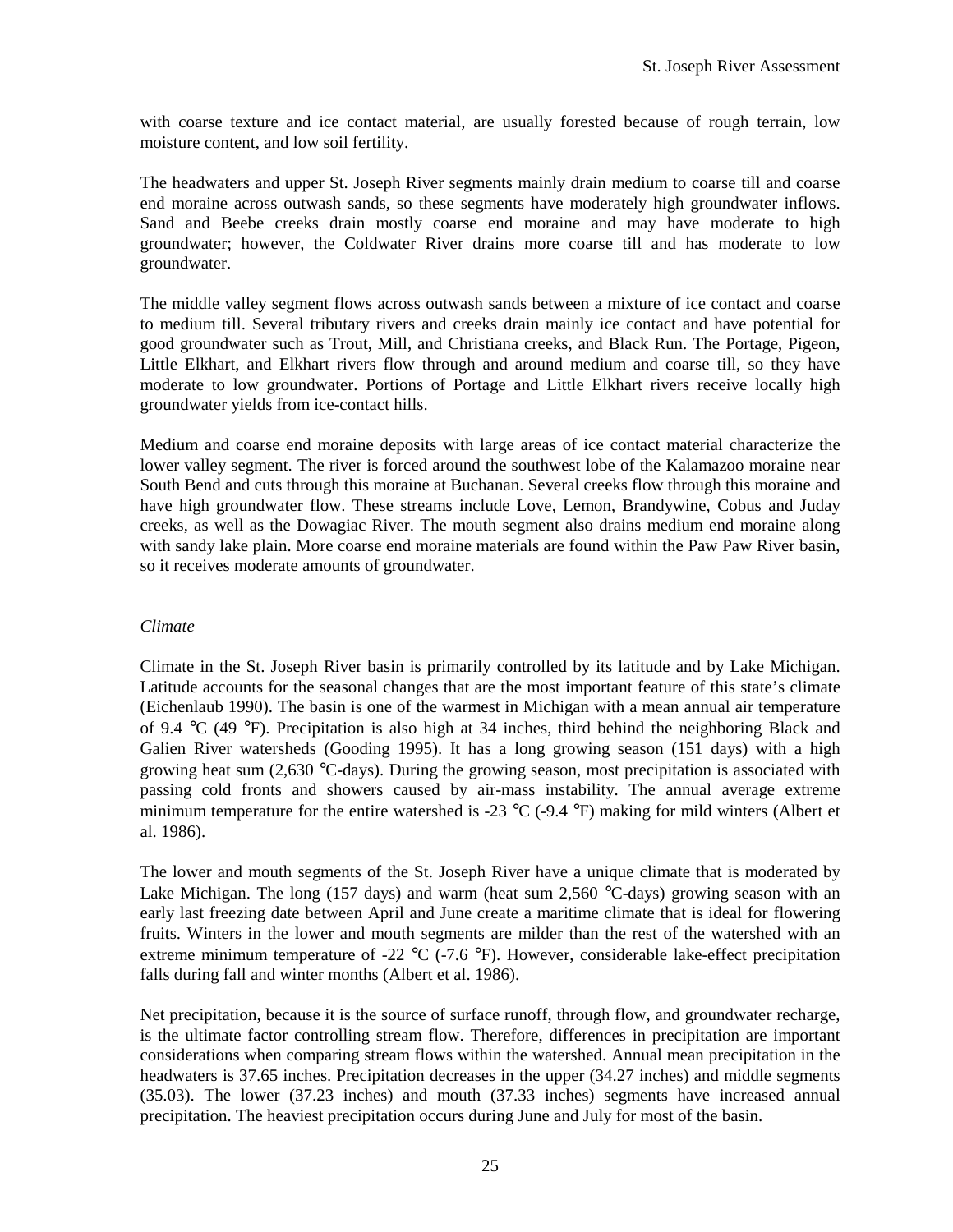with coarse texture and ice contact material, are usually forested because of rough terrain, low moisture content, and low soil fertility.

The headwaters and upper St. Joseph River segments mainly drain medium to coarse till and coarse end moraine across outwash sands, so these segments have moderately high groundwater inflows. Sand and Beebe creeks drain mostly coarse end moraine and may have moderate to high groundwater; however, the Coldwater River drains more coarse till and has moderate to low groundwater.

The middle valley segment flows across outwash sands between a mixture of ice contact and coarse to medium till. Several tributary rivers and creeks drain mainly ice contact and have potential for good groundwater such as Trout, Mill, and Christiana creeks, and Black Run. The Portage, Pigeon, Little Elkhart, and Elkhart rivers flow through and around medium and coarse till, so they have moderate to low groundwater. Portions of Portage and Little Elkhart rivers receive locally high groundwater yields from ice-contact hills.

Medium and coarse end moraine deposits with large areas of ice contact material characterize the lower valley segment. The river is forced around the southwest lobe of the Kalamazoo moraine near South Bend and cuts through this moraine at Buchanan. Several creeks flow through this moraine and have high groundwater flow. These streams include Love, Lemon, Brandywine, Cobus and Juday creeks, as well as the Dowagiac River. The mouth segment also drains medium end moraine along with sandy lake plain. More coarse end moraine materials are found within the Paw Paw River basin, so it receives moderate amounts of groundwater.

*Climate*

Climate in the St. Joseph River basin is primarily controlled by its latitude and by Lake Michigan. Latitude accounts for the seasonal changes that are the most important feature of this state's climate (Eichenlaub 1990). The basin is one of the warmest in Michigan with a mean annual air temperature of 9.4 °C (49 °F). Precipitation is also high at 34 inches, third behind the neighboring Black and Galien River watersheds (Gooding 1995). It has a long growing season (151 days) with a high growing heat sum (2,630 °C-days). During the growing season, most precipitation is associated with passing cold fronts and showers caused by air-mass instability. The annual average extreme minimum temperature for the entire watershed is -23 °C (-9.4 °F) making for mild winters (Albert et al. 1986).

The lower and mouth segments of the St. Joseph River have a unique climate that is moderated by Lake Michigan. The long (157 days) and warm (heat sum 2,560 °C-days) growing season with an early last freezing date between April and June create a maritime climate that is ideal for flowering fruits. Winters in the lower and mouth segments are milder than the rest of the watershed with an extreme minimum temperature of -22 °C (-7.6 °F). However, considerable lake-effect precipitation falls during fall and winter months (Albert et al. 1986).

Net precipitation, because it is the source of surface runoff, through flow, and groundwater recharge, is the ultimate factor controlling stream flow. Therefore, differences in precipitation are important considerations when comparing stream flows within the watershed. Annual mean precipitation in the headwaters is 37.65 inches. Precipitation decreases in the upper (34.27 inches) and middle segments (35.03). The lower (37.23 inches) and mouth (37.33 inches) segments have increased annual precipitation. The heaviest precipitation occurs during June and July for most of the basin.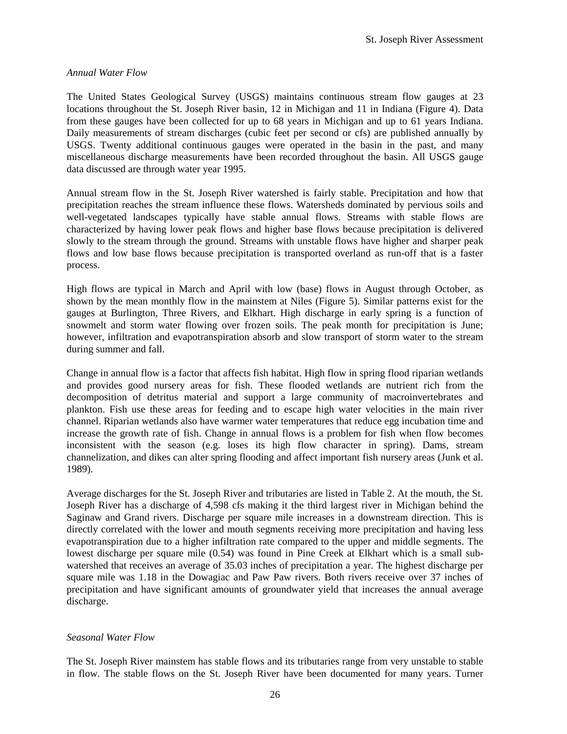*Annual Water Flow*

The United States Geological Survey (USGS) maintains continuous stream flow gauges at 23 locations throughout the St. Joseph River basin, 12 in Michigan and 11 in Indiana (Figure 4). Data from these gauges have been collected for up to 68 years in Michigan and up to 61 years Indiana. Daily measurements of stream discharges (cubic feet per second or cfs) are published annually by USGS. Twenty additional continuous gauges were operated in the basin in the past, and many miscellaneous discharge measurements have been recorded throughout the basin. All USGS gauge data discussed are through water year 1995.

Annual stream flow in the St. Joseph River watershed is fairly stable. Precipitation and how that precipitation reaches the stream influence these flows. Watersheds dominated by pervious soils and well-vegetated landscapes typically have stable annual flows. Streams with stable flows are characterized by having lower peak flows and higher base flows because precipitation is delivered slowly to the stream through the ground. Streams with unstable flows have higher and sharper peak flows and low base flows because precipitation is transported overland as run-off that is a faster process.

High flows are typical in March and April with low (base) flows in August through October, as shown by the mean monthly flow in the mainstem at Niles (Figure 5). Similar patterns exist for the gauges at Burlington, Three Rivers, and Elkhart. High discharge in early spring is a function of snowmelt and storm water flowing over frozen soils. The peak month for precipitation is June; however, infiltration and evapotranspiration absorb and slow transport of storm water to the stream during summer and fall.

Change in annual flow is a factor that affects fish habitat. High flow in spring flood riparian wetlands and provides good nursery areas for fish. These flooded wetlands are nutrient rich from the decomposition of detritus material and support a large community of macroinvertebrates and plankton. Fish use these areas for feeding and to escape high water velocities in the main river channel. Riparian wetlands also have warmer water temperatures that reduce egg incubation time and increase the growth rate of fish. Change in annual flows is a problem for fish when flow becomes inconsistent with the season (e.g. loses its high flow character in spring). Dams, stream channelization, and dikes can alter spring flooding and affect important fish nursery areas (Junk et al. 1989).

Average discharges for the St. Joseph River and tributaries are listed in Table 2. At the mouth, the St. Joseph River has a discharge of 4,598 cfs making it the third largest river in Michigan behind the Saginaw and Grand rivers. Discharge per square mile increases in a downstream direction. This is directly correlated with the lower and mouth segments receiving more precipitation and having less evapotranspiration due to a higher infiltration rate compared to the upper and middle segments. The lowest discharge per square mile (0.54) was found in Pine Creek at Elkhart which is a small sub-watershed that receives an average of 35.03 inches of precipitation a year. The highest discharge per square mile was 1.18 in the Dowagiac and Paw Paw rivers. Both rivers receive over 37 inches of precipitation and have significant amounts of groundwater yield that increases the annual average discharge.

*Seasonal Water Flow*

The St. Joseph River mainstem has stable flows and its tributaries range from very unstable to stable in flow. The stable flows on the St. Joseph River have been documented for many years. Turner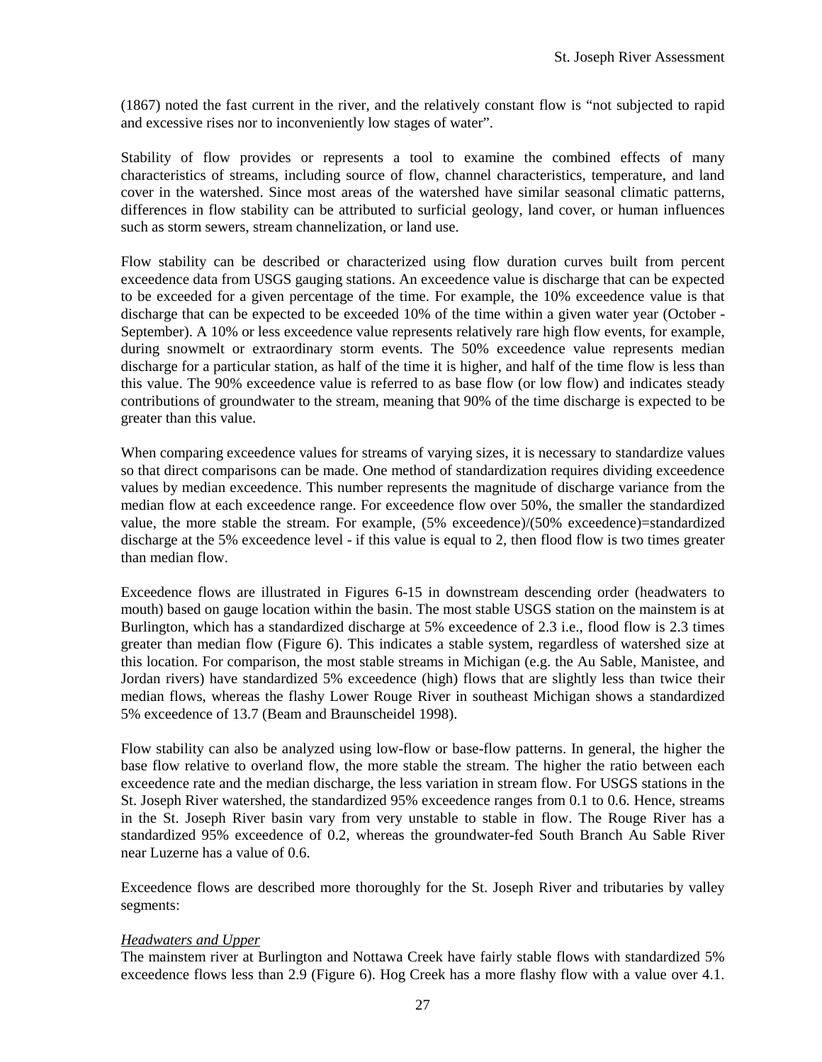(1867) noted the fast current in the river, and the relatively constant flow is "not subjected to rapid and excessive rises nor to inconveniently low stages of water".

Stability of flow provides or represents a tool to examine the combined effects of many characteristics of streams, including source of flow, channel characteristics, temperature, and land cover in the watershed. Since most areas of the watershed have similar seasonal climatic patterns, differences in flow stability can be attributed to surficial geology, land cover, or human influences such as storm sewers, stream channelization, or land use.

Flow stability can be described or characterized using flow duration curves built from percent exceedence data from USGS gauging stations. An exceedence value is discharge that can be expected to be exceeded for a given percentage of the time. For example, the 10% exceedence value is that discharge that can be expected to be exceeded 10% of the time within a given water year (October - September). A 10% or less exceedence value represents relatively rare high flow events, for example, during snowmelt or extraordinary storm events. The 50% exceedence value represents median discharge for a particular station, as half of the time it is higher, and half of the time flow is less than this value. The 90% exceedence value is referred to as base flow (or low flow) and indicates steady contributions of groundwater to the stream, meaning that 90% of the time discharge is expected to be greater than this value.

When comparing exceedence values for streams of varying sizes, it is necessary to standardize values so that direct comparisons can be made. One method of standardization requires dividing exceedence values by median exceedence. This number represents the magnitude of discharge variance from the median flow at each exceedence range. For exceedence flow over 50%, the smaller the standardized value, the more stable the stream. For example, (5% exceedence)/(50% exceedence)=standardized discharge at the 5% exceedence level - if this value is equal to 2, then flood flow is two times greater than median flow.

Exceedence flows are illustrated in Figures 6-15 in downstream descending order (headwaters to mouth) based on gauge location within the basin. The most stable USGS station on the mainstem is at Burlington, which has a standardized discharge at 5% exceedence of 2.3 i.e., flood flow is 2.3 times greater than median flow (Figure 6). This indicates a stable system, regardless of watershed size at this location. For comparison, the most stable streams in Michigan (e.g. the Au Sable, Manistee, and Jordan rivers) have standardized 5% exceedence (high) flows that are slightly less than twice their median flows, whereas the flashy Lower Rouge River in southeast Michigan shows a standardized 5% exceedence of 13.7 (Beam and Braunscheidel 1998).

Flow stability can also be analyzed using low-flow or base-flow patterns. In general, the higher the base flow relative to overland flow, the more stable the stream. The higher the ratio between each exceedence rate and the median discharge, the less variation in stream flow. For USGS stations in the St. Joseph River watershed, the standardized 95% exceedence ranges from 0.1 to 0.6. Hence, streams in the St. Joseph River basin vary from very unstable to stable in flow. The Rouge River has a standardized 95% exceedence of 0.2, whereas the groundwater-fed South Branch Au Sable River near Luzerne has a value of 0.6.

Exceedence flows are described more thoroughly for the St. Joseph River and tributaries by valley segments:

*Headwaters and Upper*

The mainstem river at Burlington and Nottawa Creek have fairly stable flows with standardized 5% exceedence flows less than 2.9 (Figure 6). Hog Creek has a more flashy flow with a value over 4.1.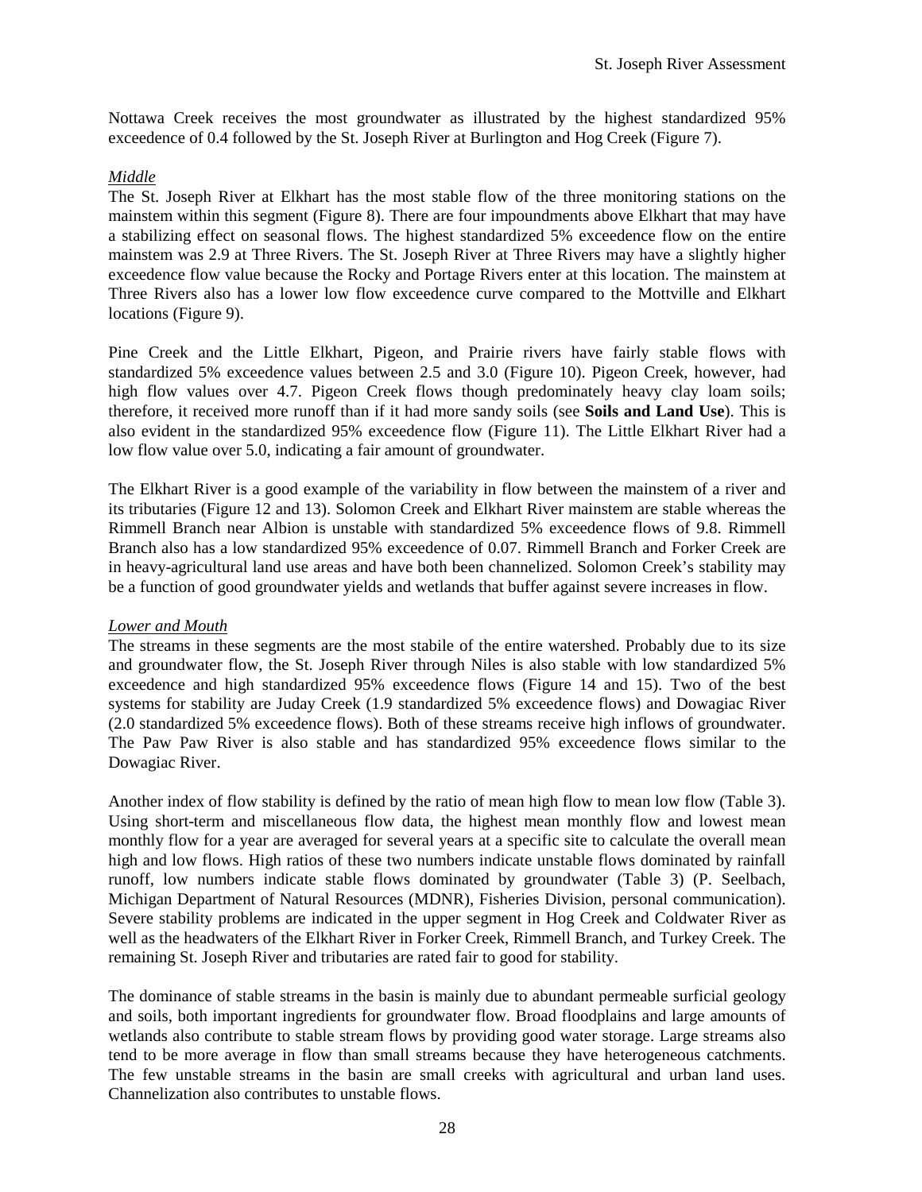Nottawa Creek receives the most groundwater as illustrated by the highest standardized 95% exceedence of 0.4 followed by the St. Joseph River at Burlington and Hog Creek (Figure 7).

*Middle*

The St. Joseph River at Elkhart has the most stable flow of the three monitoring stations on the mainstem within this segment (Figure 8). There are four impoundments above Elkhart that may have a stabilizing effect on seasonal flows. The highest standardized 5% exceedence flow on the entire mainstem was 2.9 at Three Rivers. The St. Joseph River at Three Rivers may have a slightly higher exceedence flow value because the Rocky and Portage Rivers enter at this location. The mainstem at Three Rivers also has a lower low flow exceedence curve compared to the Mottville and Elkhart locations (Figure 9).

Pine Creek and the Little Elkhart, Pigeon, and Prairie rivers have fairly stable flows with standardized 5% exceedence values between 2.5 and 3.0 (Figure 10). Pigeon Creek, however, had high flow values over 4.7. Pigeon Creek flows though predominately heavy clay loam soils; therefore, it received more runoff than if it had more sandy soils (see **Soils and Land Use**). This is also evident in the standardized 95% exceedence flow (Figure 11). The Little Elkhart River had a low flow value over 5.0, indicating a fair amount of groundwater.

The Elkhart River is a good example of the variability in flow between the mainstem of a river and its tributaries (Figure 12 and 13). Solomon Creek and Elkhart River mainstem are stable whereas the Rimmell Branch near Albion is unstable with standardized 5% exceedence flows of 9.8. Rimmell Branch also has a low standardized 95% exceedence of 0.07. Rimmell Branch and Forker Creek are in heavy-agricultural land use areas and have both been channelized. Solomon Creek's stability may be a function of good groundwater yields and wetlands that buffer against severe increases in flow.

*Lower and Mouth*

The streams in these segments are the most stabile of the entire watershed. Probably due to its size and groundwater flow, the St. Joseph River through Niles is also stable with low standardized 5% exceedence and high standardized 95% exceedence flows (Figure 14 and 15). Two of the best systems for stability are Juday Creek (1.9 standardized 5% exceedence flows) and Dowagiac River (2.0 standardized 5% exceedence flows). Both of these streams receive high inflows of groundwater. The Paw Paw River is also stable and has standardized 95% exceedence flows similar to the Dowagiac River.

Another index of flow stability is defined by the ratio of mean high flow to mean low flow (Table 3). Using short-term and miscellaneous flow data, the highest mean monthly flow and lowest mean monthly flow for a year are averaged for several years at a specific site to calculate the overall mean high and low flows. High ratios of these two numbers indicate unstable flows dominated by rainfall runoff, low numbers indicate stable flows dominated by groundwater (Table 3) (P. Seelbach, Michigan Department of Natural Resources (MDNR), Fisheries Division, personal communication). Severe stability problems are indicated in the upper segment in Hog Creek and Coldwater River as well as the headwaters of the Elkhart River in Forker Creek, Rimmell Branch, and Turkey Creek. The remaining St. Joseph River and tributaries are rated fair to good for stability.

The dominance of stable streams in the basin is mainly due to abundant permeable surficial geology and soils, both important ingredients for groundwater flow. Broad floodplains and large amounts of wetlands also contribute to stable stream flows by providing good water storage. Large streams also tend to be more average in flow than small streams because they have heterogeneous catchments. The few unstable streams in the basin are small creeks with agricultural and urban land uses. Channelization also contributes to unstable flows.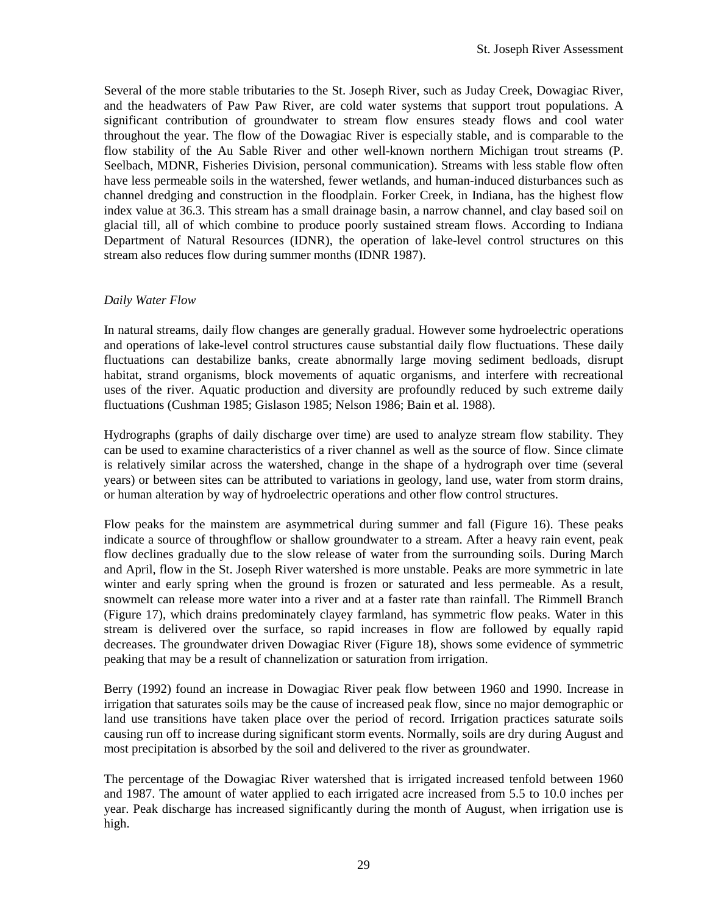Several of the more stable tributaries to the St. Joseph River, such as Juday Creek, Dowagiac River, and the headwaters of Paw Paw River, are cold water systems that support trout populations. A significant contribution of groundwater to stream flow ensures steady flows and cool water throughout the year. The flow of the Dowagiac River is especially stable, and is comparable to the flow stability of the Au Sable River and other well-known northern Michigan trout streams (P. Seelbach, MDNR, Fisheries Division, personal communication). Streams with less stable flow often have less permeable soils in the watershed, fewer wetlands, and human-induced disturbances such as channel dredging and construction in the floodplain. Forker Creek, in Indiana, has the highest flow index value at 36.3. This stream has a small drainage basin, a narrow channel, and clay based soil on glacial till, all of which combine to produce poorly sustained stream flows. According to Indiana Department of Natural Resources (IDNR), the operation of lake-level control structures on this stream also reduces flow during summer months (IDNR 1987).

*Daily Water Flow*

In natural streams, daily flow changes are generally gradual. However some hydroelectric operations and operations of lake-level control structures cause substantial daily flow fluctuations. These daily fluctuations can destabilize banks, create abnormally large moving sediment bedloads, disrupt habitat, strand organisms, block movements of aquatic organisms, and interfere with recreational uses of the river. Aquatic production and diversity are profoundly reduced by such extreme daily fluctuations (Cushman 1985; Gislason 1985; Nelson 1986; Bain et al. 1988).

Hydrographs (graphs of daily discharge over time) are used to analyze stream flow stability. They can be used to examine characteristics of a river channel as well as the source of flow. Since climate is relatively similar across the watershed, change in the shape of a hydrograph over time (several years) or between sites can be attributed to variations in geology, land use, water from storm drains, or human alteration by way of hydroelectric operations and other flow control structures.

Flow peaks for the mainstem are asymmetrical during summer and fall (Figure 16). These peaks indicate a source of throughflow or shallow groundwater to a stream. After a heavy rain event, peak flow declines gradually due to the slow release of water from the surrounding soils. During March and April, flow in the St. Joseph River watershed is more unstable. Peaks are more symmetric in late winter and early spring when the ground is frozen or saturated and less permeable. As a result, snowmelt can release more water into a river and at a faster rate than rainfall. The Rimmell Branch (Figure 17), which drains predominately clayey farmland, has symmetric flow peaks. Water in this stream is delivered over the surface, so rapid increases in flow are followed by equally rapid decreases. The groundwater driven Dowagiac River (Figure 18), shows some evidence of symmetric peaking that may be a result of channelization or saturation from irrigation.

Berry (1992) found an increase in Dowagiac River peak flow between 1960 and 1990. Increase in irrigation that saturates soils may be the cause of increased peak flow, since no major demographic or land use transitions have taken place over the period of record. Irrigation practices saturate soils causing run off to increase during significant storm events. Normally, soils are dry during August and most precipitation is absorbed by the soil and delivered to the river as groundwater.

The percentage of the Dowagiac River watershed that is irrigated increased tenfold between 1960 and 1987. The amount of water applied to each irrigated acre increased from 5.5 to 10.0 inches per year. Peak discharge has increased significantly during the month of August, when irrigation use is high.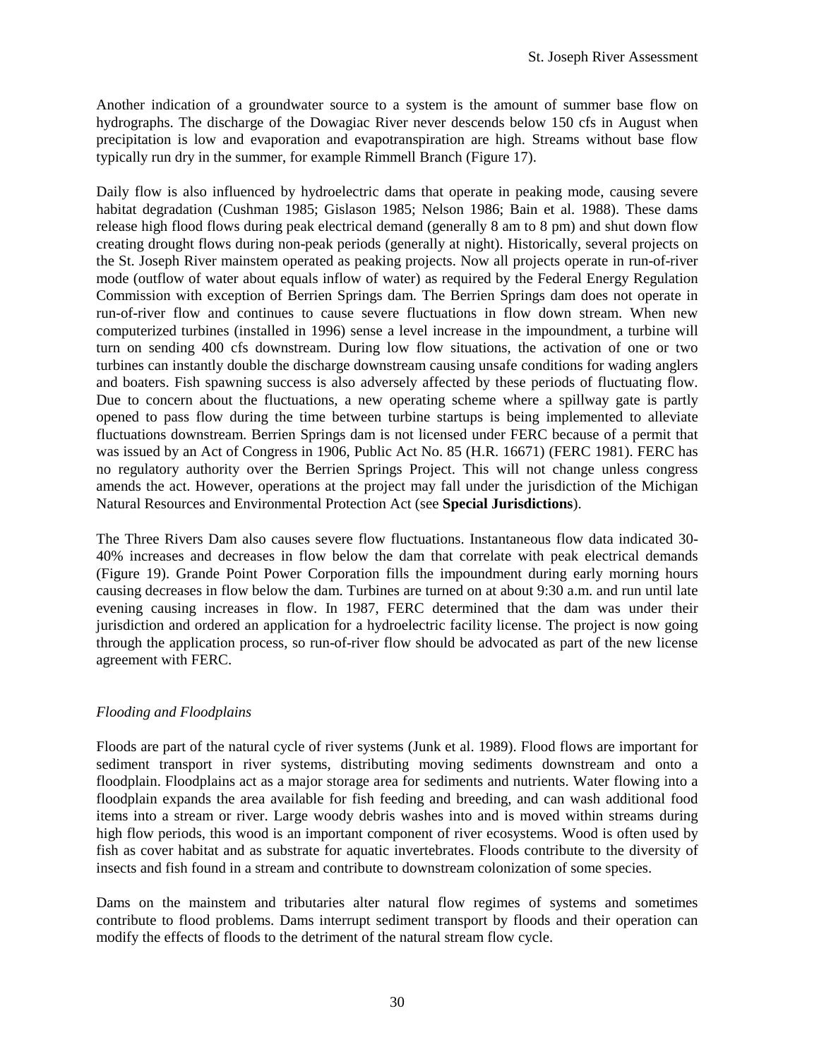Another indication of a groundwater source to a system is the amount of summer base flow on hydrographs. The discharge of the Dowagiac River never descends below 150 cfs in August when precipitation is low and evaporation and evapotranspiration are high. Streams without base flow typically run dry in the summer, for example Rimmell Branch (Figure 17).

Daily flow is also influenced by hydroelectric dams that operate in peaking mode, causing severe habitat degradation (Cushman 1985; Gislason 1985; Nelson 1986; Bain et al. 1988). These dams release high flood flows during peak electrical demand (generally 8 am to 8 pm) and shut down flow creating drought flows during non-peak periods (generally at night). Historically, several projects on the St. Joseph River mainstem operated as peaking projects. Now all projects operate in run-of-river mode (outflow of water about equals inflow of water) as required by the Federal Energy Regulation Commission with exception of Berrien Springs dam. The Berrien Springs dam does not operate in run-of-river flow and continues to cause severe fluctuations in flow down stream. When new computerized turbines (installed in 1996) sense a level increase in the impoundment, a turbine will turn on sending 400 cfs downstream. During low flow situations, the activation of one or two turbines can instantly double the discharge downstream causing unsafe conditions for wading anglers and boaters. Fish spawning success is also adversely affected by these periods of fluctuating flow. Due to concern about the fluctuations, a new operating scheme where a spillway gate is partly opened to pass flow during the time between turbine startups is being implemented to alleviate fluctuations downstream. Berrien Springs dam is not licensed under FERC because of a permit that was issued by an Act of Congress in 1906, Public Act No. 85 (H.R. 16671) (FERC 1981). FERC has no regulatory authority over the Berrien Springs Project. This will not change unless congress amends the act. However, operations at the project may fall under the jurisdiction of the Michigan Natural Resources and Environmental Protection Act (see **Special Jurisdictions**).

The Three Rivers Dam also causes severe flow fluctuations. Instantaneous flow data indicated 30-40% increases and decreases in flow below the dam that correlate with peak electrical demands (Figure 19). Grande Point Power Corporation fills the impoundment during early morning hours causing decreases in flow below the dam. Turbines are turned on at about 9:30 a.m. and run until late evening causing increases in flow. In 1987, FERC determined that the dam was under their jurisdiction and ordered an application for a hydroelectric facility license. The project is now going through the application process, so run-of-river flow should be advocated as part of the new license agreement with FERC.

### *Flooding and Floodplains*

Floods are part of the natural cycle of river systems (Junk et al. 1989). Flood flows are important for sediment transport in river systems, distributing moving sediments downstream and onto a floodplain. Floodplains act as a major storage area for sediments and nutrients. Water flowing into a floodplain expands the area available for fish feeding and breeding, and can wash additional food items into a stream or river. Large woody debris washes into and is moved within streams during high flow periods, this wood is an important component of river ecosystems. Wood is often used by fish as cover habitat and as substrate for aquatic invertebrates. Floods contribute to the diversity of insects and fish found in a stream and contribute to downstream colonization of some species.

Dams on the mainstem and tributaries alter natural flow regimes of systems and sometimes contribute to flood problems. Dams interrupt sediment transport by floods and their operation can modify the effects of floods to the detriment of the natural stream flow cycle.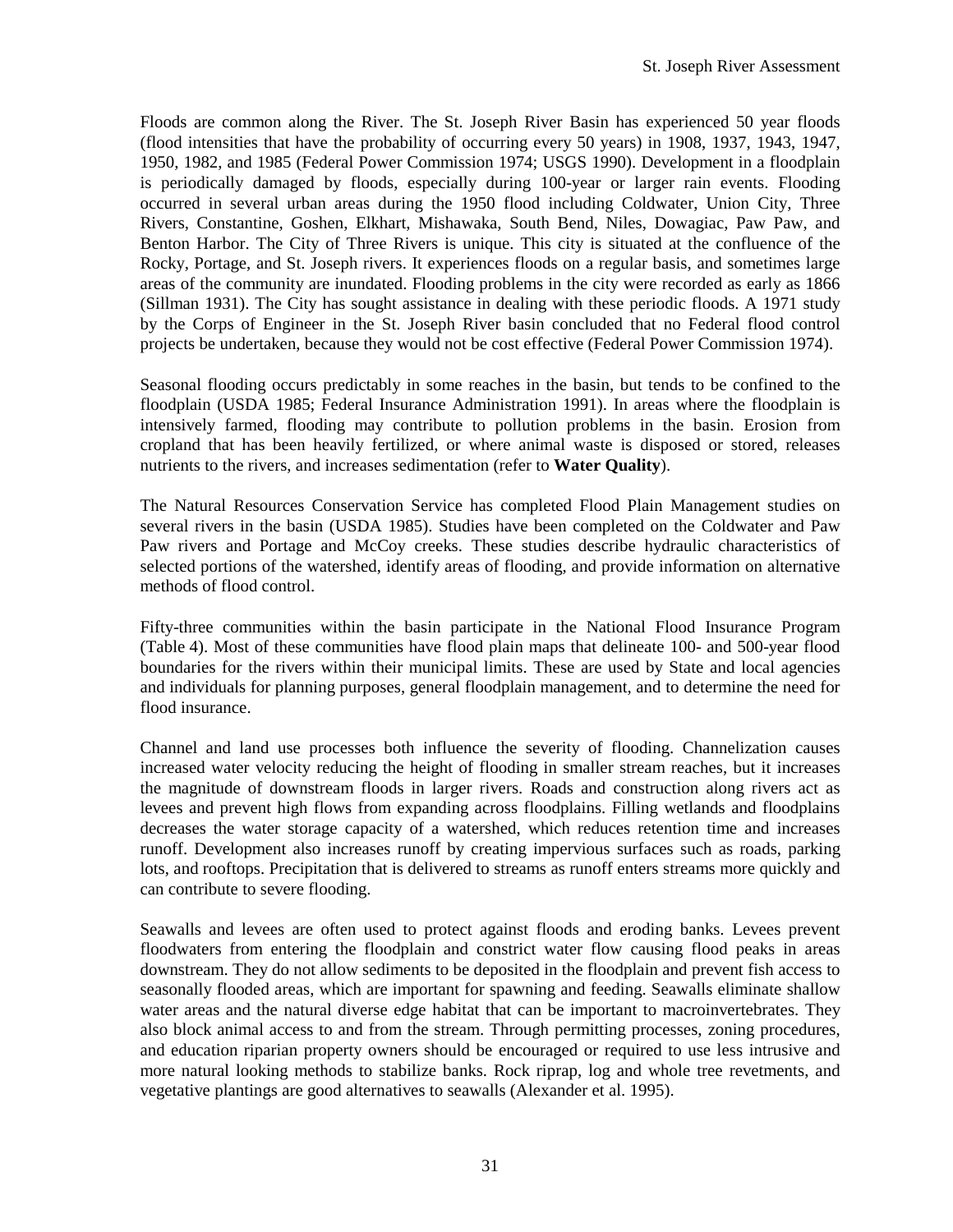Floods are common along the River. The St. Joseph River Basin has experienced 50 year floods (flood intensities that have the probability of occurring every 50 years) in 1908, 1937, 1943, 1947, 1950, 1982, and 1985 (Federal Power Commission 1974; USGS 1990). Development in a floodplain is periodically damaged by floods, especially during 100-year or larger rain events. Flooding occurred in several urban areas during the 1950 flood including Coldwater, Union City, Three Rivers, Constantine, Goshen, Elkhart, Mishawaka, South Bend, Niles, Dowagiac, Paw Paw, and Benton Harbor. The City of Three Rivers is unique. This city is situated at the confluence of the Rocky, Portage, and St. Joseph rivers. It experiences floods on a regular basis, and sometimes large areas of the community are inundated. Flooding problems in the city were recorded as early as 1866 (Sillman 1931). The City has sought assistance in dealing with these periodic floods. A 1971 study by the Corps of Engineer in the St. Joseph River basin concluded that no Federal flood control projects be undertaken, because they would not be cost effective (Federal Power Commission 1974).

Seasonal flooding occurs predictably in some reaches in the basin, but tends to be confined to the floodplain (USDA 1985; Federal Insurance Administration 1991). In areas where the floodplain is intensively farmed, flooding may contribute to pollution problems in the basin. Erosion from cropland that has been heavily fertilized, or where animal waste is disposed or stored, releases nutrients to the rivers, and increases sedimentation (refer to **Water Quality**).

The Natural Resources Conservation Service has completed Flood Plain Management studies on several rivers in the basin (USDA 1985). Studies have been completed on the Coldwater and Paw Paw rivers and Portage and McCoy creeks. These studies describe hydraulic characteristics of selected portions of the watershed, identify areas of flooding, and provide information on alternative methods of flood control.

Fifty-three communities within the basin participate in the National Flood Insurance Program (Table 4). Most of these communities have flood plain maps that delineate 100- and 500-year flood boundaries for the rivers within their municipal limits. These are used by State and local agencies and individuals for planning purposes, general floodplain management, and to determine the need for flood insurance.

Channel and land use processes both influence the severity of flooding. Channelization causes increased water velocity reducing the height of flooding in smaller stream reaches, but it increases the magnitude of downstream floods in larger rivers. Roads and construction along rivers act as levees and prevent high flows from expanding across floodplains. Filling wetlands and floodplains decreases the water storage capacity of a watershed, which reduces retention time and increases runoff. Development also increases runoff by creating impervious surfaces such as roads, parking lots, and rooftops. Precipitation that is delivered to streams as runoff enters streams more quickly and can contribute to severe flooding.

Seawalls and levees are often used to protect against floods and eroding banks. Levees prevent floodwaters from entering the floodplain and constrict water flow causing flood peaks in areas downstream. They do not allow sediments to be deposited in the floodplain and prevent fish access to seasonally flooded areas, which are important for spawning and feeding. Seawalls eliminate shallow water areas and the natural diverse edge habitat that can be important to macroinvertebrates. They also block animal access to and from the stream. Through permitting processes, zoning procedures, and education riparian property owners should be encouraged or required to use less intrusive and more natural looking methods to stabilize banks. Rock riprap, log and whole tree revetments, and vegetative plantings are good alternatives to seawalls (Alexander et al. 1995).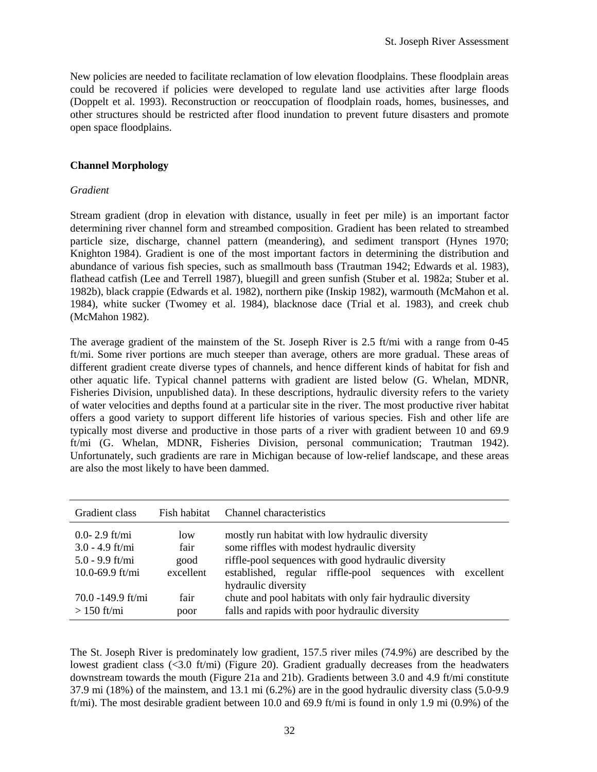New policies are needed to facilitate reclamation of low elevation floodplains. These floodplain areas could be recovered if policies were developed to regulate land use activities after large floods (Doppelt et al. 1993). Reconstruction or reoccupation of floodplain roads, homes, businesses, and other structures should be restricted after flood inundation to prevent future disasters and promote open space floodplains.

## Channel Morphology

### *Gradient*

Stream gradient (drop in elevation with distance, usually in feet per mile) is an important factor determining river channel form and streambed composition. Gradient has been related to streambed particle size, discharge, channel pattern (meandering), and sediment transport (Hynes 1970; Knighton 1984). Gradient is one of the most important factors in determining the distribution and abundance of various fish species, such as smallmouth bass (Trautman 1942; Edwards et al. 1983), flathead catfish (Lee and Terrell 1987), bluegill and green sunfish (Stuber et al. 1982a; Stuber et al. 1982b), black crappie (Edwards et al. 1982), northern pike (Inskip 1982), warmouth (McMahon et al. 1984), white sucker (Twomey et al. 1984), blacknose dace (Trial et al. 1983), and creek chub (McMahon 1982).

The average gradient of the mainstem of the St. Joseph River is 2.5 ft/mi with a range from 0-45 ft/mi. Some river portions are much steeper than average, others are more gradual. These areas of different gradient create diverse types of channels, and hence different kinds of habitat for fish and other aquatic life. Typical channel patterns with gradient are listed below (G. Whelan, MDNR, Fisheries Division, unpublished data). In these descriptions, hydraulic diversity refers to the variety of water velocities and depths found at a particular site in the river. The most productive river habitat offers a good variety to support different life histories of various species. Fish and other life are typically most diverse and productive in those parts of a river with gradient between 10 and 69.9 ft/mi (G. Whelan, MDNR, Fisheries Division, personal communication; Trautman 1942). Unfortunately, such gradients are rare in Michigan because of low-relief landscape, and these areas are also the most likely to have been dammed.

| Gradient class | Fish habitat | Channel characteristics |
|---|---|---|
| 0.0- 2.9 ft/mi | low | mostly run habitat with low hydraulic diversity |
| 3.0 - 4.9 ft/mi | fair | some riffles with modest hydraulic diversity |
| 5.0 - 9.9 ft/mi | good | riffle-pool sequences with good hydraulic diversity |
| 10.0-69.9 ft/mi | excellent | established, regular riffle-pool sequences with excellent hydraulic diversity |
| 70.0 -149.9 ft/mi | fair | chute and pool habitats with only fair hydraulic diversity |
| > 150 ft/mi | poor | falls and rapids with poor hydraulic diversity |

The St. Joseph River is predominately low gradient, 157.5 river miles (74.9%) are described by the lowest gradient class (<3.0 ft/mi) (Figure 20). Gradient gradually decreases from the headwaters downstream towards the mouth (Figure 21a and 21b). Gradients between 3.0 and 4.9 ft/mi constitute 37.9 mi (18%) of the mainstem, and 13.1 mi (6.2%) are in the good hydraulic diversity class (5.0-9.9 ft/mi). The most desirable gradient between 10.0 and 69.9 ft/mi is found in only 1.9 mi (0.9%) of the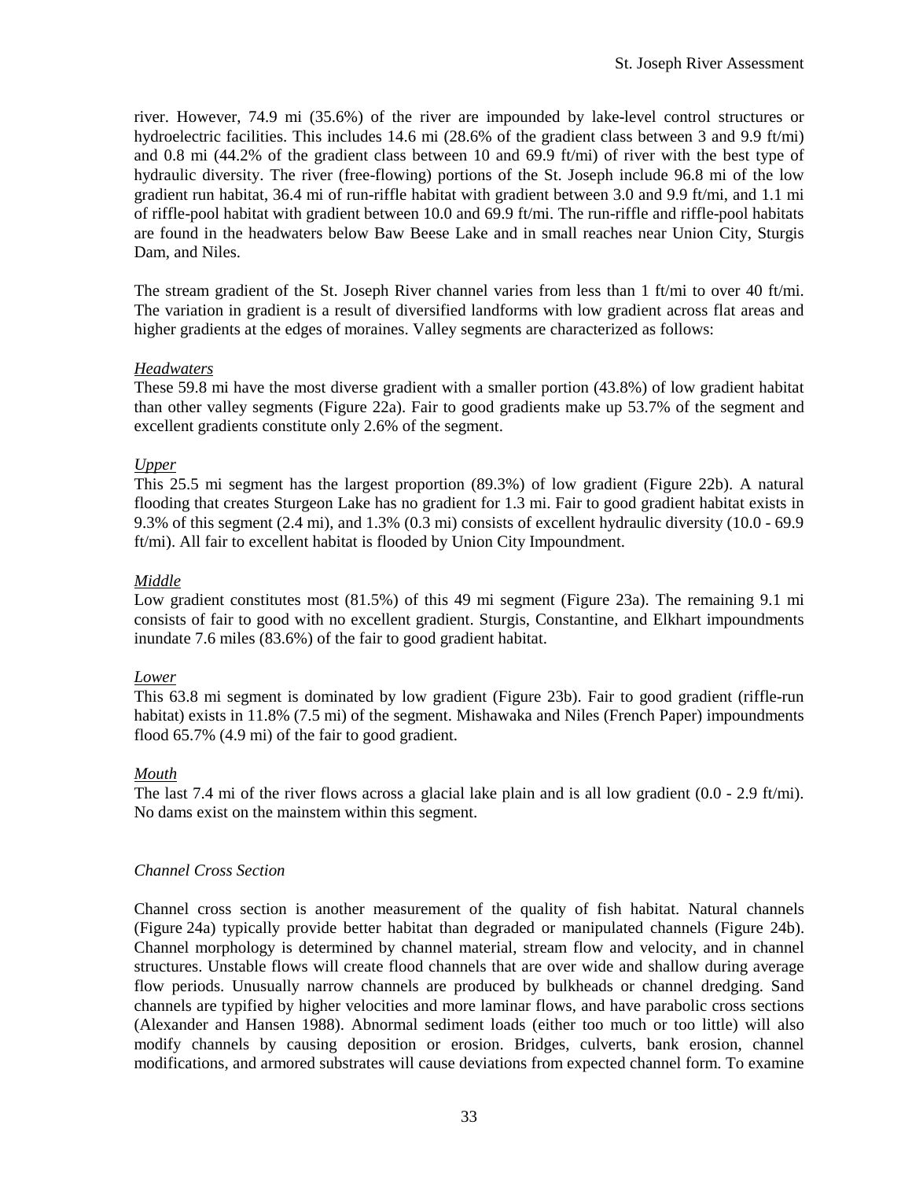river. However, 74.9 mi (35.6%) of the river are impounded by lake-level control structures or hydroelectric facilities. This includes 14.6 mi (28.6% of the gradient class between 3 and 9.9 ft/mi) and 0.8 mi (44.2% of the gradient class between 10 and 69.9 ft/mi) of river with the best type of hydraulic diversity. The river (free-flowing) portions of the St. Joseph include 96.8 mi of the low gradient run habitat, 36.4 mi of run-riffle habitat with gradient between 3.0 and 9.9 ft/mi, and 1.1 mi of riffle-pool habitat with gradient between 10.0 and 69.9 ft/mi. The run-riffle and riffle-pool habitats are found in the headwaters below Baw Beese Lake and in small reaches near Union City, Sturgis Dam, and Niles.

The stream gradient of the St. Joseph River channel varies from less than 1 ft/mi to over 40 ft/mi. The variation in gradient is a result of diversified landforms with low gradient across flat areas and higher gradients at the edges of moraines. Valley segments are characterized as follows:

*Headwaters*
These 59.8 mi have the most diverse gradient with a smaller portion (43.8%) of low gradient habitat than other valley segments (Figure 22a). Fair to good gradients make up 53.7% of the segment and excellent gradients constitute only 2.6% of the segment.

*Upper*
This 25.5 mi segment has the largest proportion (89.3%) of low gradient (Figure 22b). A natural flooding that creates Sturgeon Lake has no gradient for 1.3 mi. Fair to good gradient habitat exists in 9.3% of this segment (2.4 mi), and 1.3% (0.3 mi) consists of excellent hydraulic diversity (10.0 - 69.9 ft/mi). All fair to excellent habitat is flooded by Union City Impoundment.

*Middle*
Low gradient constitutes most (81.5%) of this 49 mi segment (Figure 23a). The remaining 9.1 mi consists of fair to good with no excellent gradient. Sturgis, Constantine, and Elkhart impoundments inundate 7.6 miles (83.6%) of the fair to good gradient habitat.

*Lower*
This 63.8 mi segment is dominated by low gradient (Figure 23b). Fair to good gradient (riffle-run habitat) exists in 11.8% (7.5 mi) of the segment. Mishawaka and Niles (French Paper) impoundments flood 65.7% (4.9 mi) of the fair to good gradient.

*Mouth*
The last 7.4 mi of the river flows across a glacial lake plain and is all low gradient (0.0 - 2.9 ft/mi). No dams exist on the mainstem within this segment.

### *Channel Cross Section*

Channel cross section is another measurement of the quality of fish habitat. Natural channels (Figure 24a) typically provide better habitat than degraded or manipulated channels (Figure 24b). Channel morphology is determined by channel material, stream flow and velocity, and in channel structures. Unstable flows will create flood channels that are over wide and shallow during average flow periods. Unusually narrow channels are produced by bulkheads or channel dredging. Sand channels are typified by higher velocities and more laminar flows, and have parabolic cross sections (Alexander and Hansen 1988). Abnormal sediment loads (either too much or too little) will also modify channels by causing deposition or erosion. Bridges, culverts, bank erosion, channel modifications, and armored substrates will cause deviations from expected channel form. To examine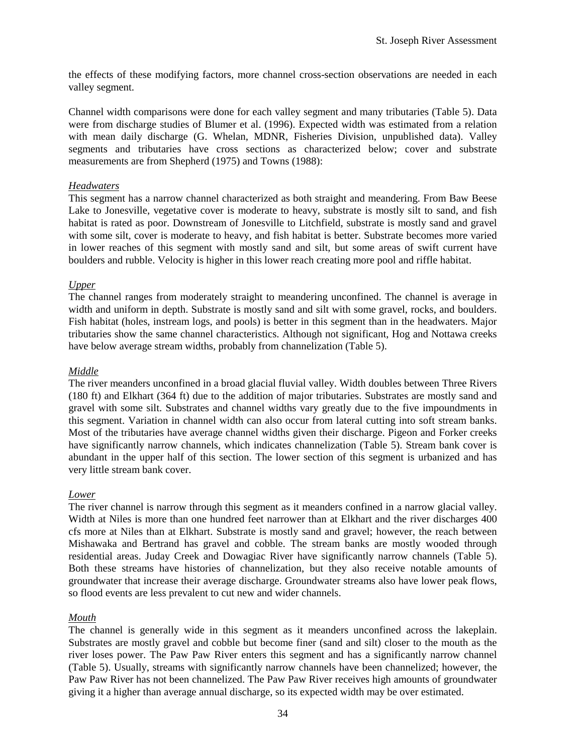the effects of these modifying factors, more channel cross-section observations are needed in each valley segment.

Channel width comparisons were done for each valley segment and many tributaries (Table 5). Data were from discharge studies of Blumer et al. (1996). Expected width was estimated from a relation with mean daily discharge (G. Whelan, MDNR, Fisheries Division, unpublished data). Valley segments and tributaries have cross sections as characterized below; cover and substrate measurements are from Shepherd (1975) and Towns (1988):

*Headwaters*

This segment has a narrow channel characterized as both straight and meandering. From Baw Beese Lake to Jonesville, vegetative cover is moderate to heavy, substrate is mostly silt to sand, and fish habitat is rated as poor. Downstream of Jonesville to Litchfield, substrate is mostly sand and gravel with some silt, cover is moderate to heavy, and fish habitat is better. Substrate becomes more varied in lower reaches of this segment with mostly sand and silt, but some areas of swift current have boulders and rubble. Velocity is higher in this lower reach creating more pool and riffle habitat.

*Upper*

The channel ranges from moderately straight to meandering unconfined. The channel is average in width and uniform in depth. Substrate is mostly sand and silt with some gravel, rocks, and boulders. Fish habitat (holes, instream logs, and pools) is better in this segment than in the headwaters. Major tributaries show the same channel characteristics. Although not significant, Hog and Nottawa creeks have below average stream widths, probably from channelization (Table 5).

*Middle*

The river meanders unconfined in a broad glacial fluvial valley. Width doubles between Three Rivers (180 ft) and Elkhart (364 ft) due to the addition of major tributaries. Substrates are mostly sand and gravel with some silt. Substrates and channel widths vary greatly due to the five impoundments in this segment. Variation in channel width can also occur from lateral cutting into soft stream banks. Most of the tributaries have average channel widths given their discharge. Pigeon and Forker creeks have significantly narrow channels, which indicates channelization (Table 5). Stream bank cover is abundant in the upper half of this section. The lower section of this segment is urbanized and has very little stream bank cover.

*Lower*

The river channel is narrow through this segment as it meanders confined in a narrow glacial valley. Width at Niles is more than one hundred feet narrower than at Elkhart and the river discharges 400 cfs more at Niles than at Elkhart. Substrate is mostly sand and gravel; however, the reach between Mishawaka and Bertrand has gravel and cobble. The stream banks are mostly wooded through residential areas. Juday Creek and Dowagiac River have significantly narrow channels (Table 5). Both these streams have histories of channelization, but they also receive notable amounts of groundwater that increase their average discharge. Groundwater streams also have lower peak flows, so flood events are less prevalent to cut new and wider channels.

*Mouth*

The channel is generally wide in this segment as it meanders unconfined across the lakeplain. Substrates are mostly gravel and cobble but become finer (sand and silt) closer to the mouth as the river loses power. The Paw Paw River enters this segment and has a significantly narrow channel (Table 5). Usually, streams with significantly narrow channels have been channelized; however, the Paw Paw River has not been channelized. The Paw Paw River receives high amounts of groundwater giving it a higher than average annual discharge, so its expected width may be over estimated.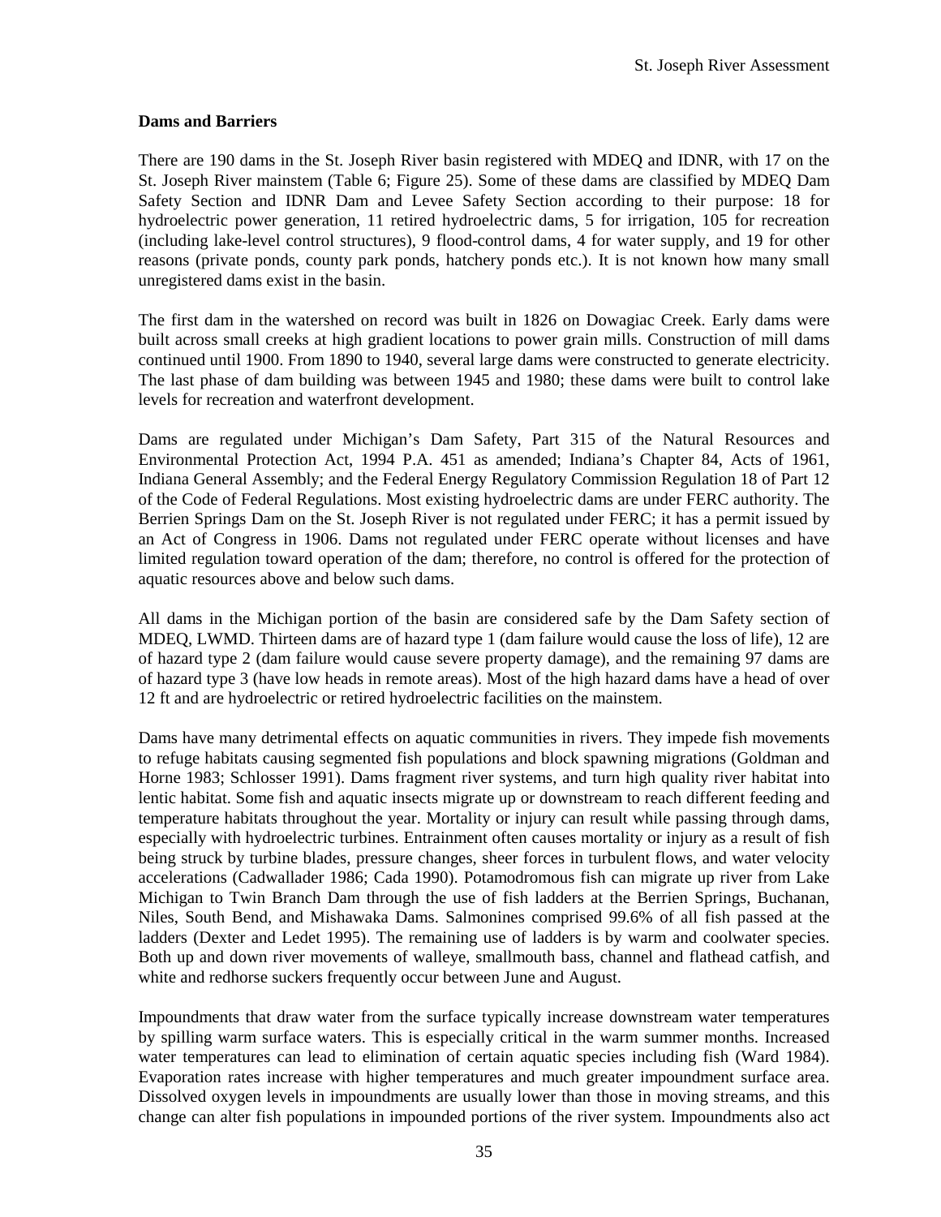**Dams and Barriers**

There are 190 dams in the St. Joseph River basin registered with MDEQ and IDNR, with 17 on the St. Joseph River mainstem (Table 6; Figure 25). Some of these dams are classified by MDEQ Dam Safety Section and IDNR Dam and Levee Safety Section according to their purpose: 18 for hydroelectric power generation, 11 retired hydroelectric dams, 5 for irrigation, 105 for recreation (including lake-level control structures), 9 flood-control dams, 4 for water supply, and 19 for other reasons (private ponds, county park ponds, hatchery ponds etc.). It is not known how many small unregistered dams exist in the basin.

The first dam in the watershed on record was built in 1826 on Dowagiac Creek. Early dams were built across small creeks at high gradient locations to power grain mills. Construction of mill dams continued until 1900. From 1890 to 1940, several large dams were constructed to generate electricity. The last phase of dam building was between 1945 and 1980; these dams were built to control lake levels for recreation and waterfront development.

Dams are regulated under Michigan's Dam Safety, Part 315 of the Natural Resources and Environmental Protection Act, 1994 P.A. 451 as amended; Indiana's Chapter 84, Acts of 1961, Indiana General Assembly; and the Federal Energy Regulatory Commission Regulation 18 of Part 12 of the Code of Federal Regulations. Most existing hydroelectric dams are under FERC authority. The Berrien Springs Dam on the St. Joseph River is not regulated under FERC; it has a permit issued by an Act of Congress in 1906. Dams not regulated under FERC operate without licenses and have limited regulation toward operation of the dam; therefore, no control is offered for the protection of aquatic resources above and below such dams.

All dams in the Michigan portion of the basin are considered safe by the Dam Safety section of MDEQ, LWMD. Thirteen dams are of hazard type 1 (dam failure would cause the loss of life), 12 are of hazard type 2 (dam failure would cause severe property damage), and the remaining 97 dams are of hazard type 3 (have low heads in remote areas). Most of the high hazard dams have a head of over 12 ft and are hydroelectric or retired hydroelectric facilities on the mainstem.

Dams have many detrimental effects on aquatic communities in rivers. They impede fish movements to refuge habitats causing segmented fish populations and block spawning migrations (Goldman and Horne 1983; Schlosser 1991). Dams fragment river systems, and turn high quality river habitat into lentic habitat. Some fish and aquatic insects migrate up or downstream to reach different feeding and temperature habitats throughout the year. Mortality or injury can result while passing through dams, especially with hydroelectric turbines. Entrainment often causes mortality or injury as a result of fish being struck by turbine blades, pressure changes, sheer forces in turbulent flows, and water velocity accelerations (Cadwallader 1986; Cada 1990). Potamodromous fish can migrate up river from Lake Michigan to Twin Branch Dam through the use of fish ladders at the Berrien Springs, Buchanan, Niles, South Bend, and Mishawaka Dams. Salmonines comprised 99.6% of all fish passed at the ladders (Dexter and Ledet 1995). The remaining use of ladders is by warm and coolwater species. Both up and down river movements of walleye, smallmouth bass, channel and flathead catfish, and white and redhorse suckers frequently occur between June and August.

Impoundments that draw water from the surface typically increase downstream water temperatures by spilling warm surface waters. This is especially critical in the warm summer months. Increased water temperatures can lead to elimination of certain aquatic species including fish (Ward 1984). Evaporation rates increase with higher temperatures and much greater impoundment surface area. Dissolved oxygen levels in impoundments are usually lower than those in moving streams, and this change can alter fish populations in impounded portions of the river system. Impoundments also act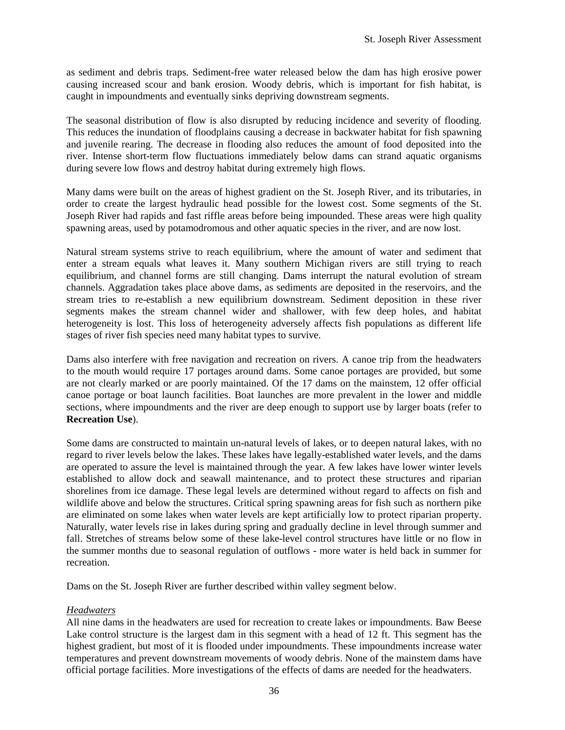as sediment and debris traps. Sediment-free water released below the dam has high erosive power causing increased scour and bank erosion. Woody debris, which is important for fish habitat, is caught in impoundments and eventually sinks depriving downstream segments.

The seasonal distribution of flow is also disrupted by reducing incidence and severity of flooding. This reduces the inundation of floodplains causing a decrease in backwater habitat for fish spawning and juvenile rearing. The decrease in flooding also reduces the amount of food deposited into the river. Intense short-term flow fluctuations immediately below dams can strand aquatic organisms during severe low flows and destroy habitat during extremely high flows.

Many dams were built on the areas of highest gradient on the St. Joseph River, and its tributaries, in order to create the largest hydraulic head possible for the lowest cost. Some segments of the St. Joseph River had rapids and fast riffle areas before being impounded. These areas were high quality spawning areas, used by potamodromous and other aquatic species in the river, and are now lost.

Natural stream systems strive to reach equilibrium, where the amount of water and sediment that enter a stream equals what leaves it. Many southern Michigan rivers are still trying to reach equilibrium, and channel forms are still changing. Dams interrupt the natural evolution of stream channels. Aggradation takes place above dams, as sediments are deposited in the reservoirs, and the stream tries to re-establish a new equilibrium downstream. Sediment deposition in these river segments makes the stream channel wider and shallower, with few deep holes, and habitat heterogeneity is lost. This loss of heterogeneity adversely affects fish populations as different life stages of river fish species need many habitat types to survive.

Dams also interfere with free navigation and recreation on rivers. A canoe trip from the headwaters to the mouth would require 17 portages around dams. Some canoe portages are provided, but some are not clearly marked or are poorly maintained. Of the 17 dams on the mainstem, 12 offer official canoe portage or boat launch facilities. Boat launches are more prevalent in the lower and middle sections, where impoundments and the river are deep enough to support use by larger boats (refer to **Recreation Use**).

Some dams are constructed to maintain un-natural levels of lakes, or to deepen natural lakes, with no regard to river levels below the lakes. These lakes have legally-established water levels, and the dams are operated to assure the level is maintained through the year. A few lakes have lower winter levels established to allow dock and seawall maintenance, and to protect these structures and riparian shorelines from ice damage. These legal levels are determined without regard to affects on fish and wildlife above and below the structures. Critical spring spawning areas for fish such as northern pike are eliminated on some lakes when water levels are kept artificially low to protect riparian property. Naturally, water levels rise in lakes during spring and gradually decline in level through summer and fall. Stretches of streams below some of these lake-level control structures have little or no flow in the summer months due to seasonal regulation of outflows - more water is held back in summer for recreation.

Dams on the St. Joseph River are further described within valley segment below.

*Headwaters*

All nine dams in the headwaters are used for recreation to create lakes or impoundments. Baw Beese Lake control structure is the largest dam in this segment with a head of 12 ft. This segment has the highest gradient, but most of it is flooded under impoundments. These impoundments increase water temperatures and prevent downstream movements of woody debris. None of the mainstem dams have official portage facilities. More investigations of the effects of dams are needed for the headwaters.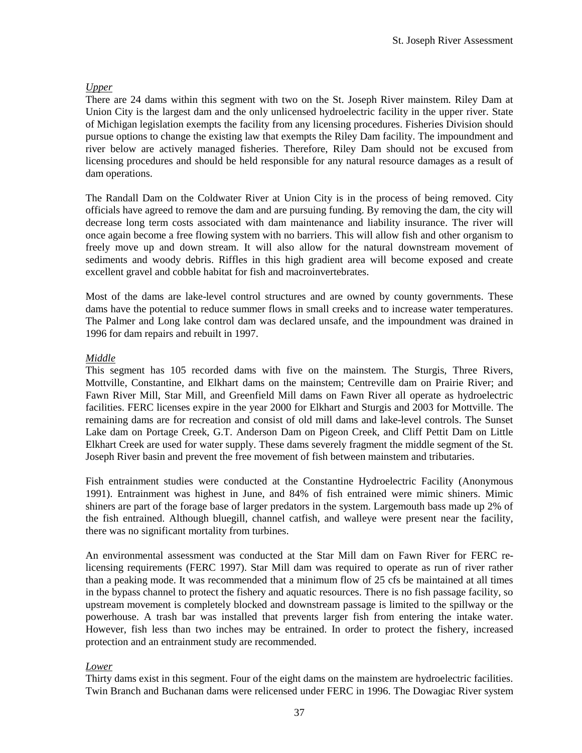*Upper*

There are 24 dams within this segment with two on the St. Joseph River mainstem. Riley Dam at Union City is the largest dam and the only unlicensed hydroelectric facility in the upper river. State of Michigan legislation exempts the facility from any licensing procedures. Fisheries Division should pursue options to change the existing law that exempts the Riley Dam facility. The impoundment and river below are actively managed fisheries. Therefore, Riley Dam should not be excused from licensing procedures and should be held responsible for any natural resource damages as a result of dam operations.

The Randall Dam on the Coldwater River at Union City is in the process of being removed. City officials have agreed to remove the dam and are pursuing funding. By removing the dam, the city will decrease long term costs associated with dam maintenance and liability insurance. The river will once again become a free flowing system with no barriers. This will allow fish and other organism to freely move up and down stream. It will also allow for the natural downstream movement of sediments and woody debris. Riffles in this high gradient area will become exposed and create excellent gravel and cobble habitat for fish and macroinvertebrates.

Most of the dams are lake-level control structures and are owned by county governments. These dams have the potential to reduce summer flows in small creeks and to increase water temperatures. The Palmer and Long lake control dam was declared unsafe, and the impoundment was drained in 1996 for dam repairs and rebuilt in 1997.

*Middle*

This segment has 105 recorded dams with five on the mainstem. The Sturgis, Three Rivers, Mottville, Constantine, and Elkhart dams on the mainstem; Centreville dam on Prairie River; and Fawn River Mill, Star Mill, and Greenfield Mill dams on Fawn River all operate as hydroelectric facilities. FERC licenses expire in the year 2000 for Elkhart and Sturgis and 2003 for Mottville. The remaining dams are for recreation and consist of old mill dams and lake-level controls. The Sunset Lake dam on Portage Creek, G.T. Anderson Dam on Pigeon Creek, and Cliff Pettit Dam on Little Elkhart Creek are used for water supply. These dams severely fragment the middle segment of the St. Joseph River basin and prevent the free movement of fish between mainstem and tributaries.

Fish entrainment studies were conducted at the Constantine Hydroelectric Facility (Anonymous 1991). Entrainment was highest in June, and 84% of fish entrained were mimic shiners. Mimic shiners are part of the forage base of larger predators in the system. Largemouth bass made up 2% of the fish entrained. Although bluegill, channel catfish, and walleye were present near the facility, there was no significant mortality from turbines.

An environmental assessment was conducted at the Star Mill dam on Fawn River for FERC re-licensing requirements (FERC 1997). Star Mill dam was required to operate as run of river rather than a peaking mode. It was recommended that a minimum flow of 25 cfs be maintained at all times in the bypass channel to protect the fishery and aquatic resources. There is no fish passage facility, so upstream movement is completely blocked and downstream passage is limited to the spillway or the powerhouse. A trash bar was installed that prevents larger fish from entering the intake water. However, fish less than two inches may be entrained. In order to protect the fishery, increased protection and an entrainment study are recommended.

*Lower*

Thirty dams exist in this segment. Four of the eight dams on the mainstem are hydroelectric facilities. Twin Branch and Buchanan dams were relicensed under FERC in 1996. The Dowagiac River system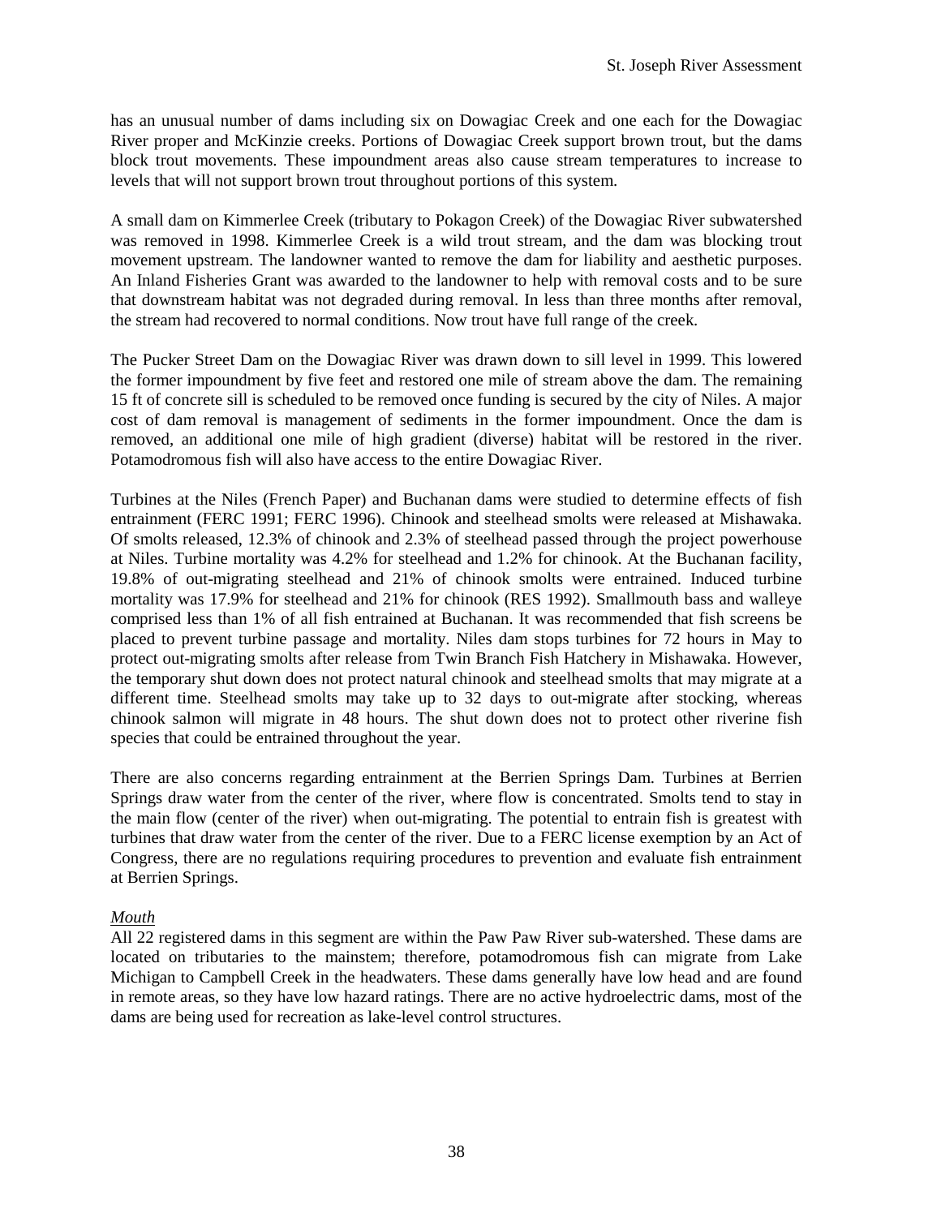has an unusual number of dams including six on Dowagiac Creek and one each for the Dowagiac River proper and McKinzie creeks. Portions of Dowagiac Creek support brown trout, but the dams block trout movements. These impoundment areas also cause stream temperatures to increase to levels that will not support brown trout throughout portions of this system.

A small dam on Kimmerlee Creek (tributary to Pokagon Creek) of the Dowagiac River subwatershed was removed in 1998. Kimmerlee Creek is a wild trout stream, and the dam was blocking trout movement upstream. The landowner wanted to remove the dam for liability and aesthetic purposes. An Inland Fisheries Grant was awarded to the landowner to help with removal costs and to be sure that downstream habitat was not degraded during removal. In less than three months after removal, the stream had recovered to normal conditions. Now trout have full range of the creek.

The Pucker Street Dam on the Dowagiac River was drawn down to sill level in 1999. This lowered the former impoundment by five feet and restored one mile of stream above the dam. The remaining 15 ft of concrete sill is scheduled to be removed once funding is secured by the city of Niles. A major cost of dam removal is management of sediments in the former impoundment. Once the dam is removed, an additional one mile of high gradient (diverse) habitat will be restored in the river. Potamodromous fish will also have access to the entire Dowagiac River.

Turbines at the Niles (French Paper) and Buchanan dams were studied to determine effects of fish entrainment (FERC 1991; FERC 1996). Chinook and steelhead smolts were released at Mishawaka. Of smolts released, 12.3% of chinook and 2.3% of steelhead passed through the project powerhouse at Niles. Turbine mortality was 4.2% for steelhead and 1.2% for chinook. At the Buchanan facility, 19.8% of out-migrating steelhead and 21% of chinook smolts were entrained. Induced turbine mortality was 17.9% for steelhead and 21% for chinook (RES 1992). Smallmouth bass and walleye comprised less than 1% of all fish entrained at Buchanan. It was recommended that fish screens be placed to prevent turbine passage and mortality. Niles dam stops turbines for 72 hours in May to protect out-migrating smolts after release from Twin Branch Fish Hatchery in Mishawaka. However, the temporary shut down does not protect natural chinook and steelhead smolts that may migrate at a different time. Steelhead smolts may take up to 32 days to out-migrate after stocking, whereas chinook salmon will migrate in 48 hours. The shut down does not to protect other riverine fish species that could be entrained throughout the year.

There are also concerns regarding entrainment at the Berrien Springs Dam. Turbines at Berrien Springs draw water from the center of the river, where flow is concentrated. Smolts tend to stay in the main flow (center of the river) when out-migrating. The potential to entrain fish is greatest with turbines that draw water from the center of the river. Due to a FERC license exemption by an Act of Congress, there are no regulations requiring procedures to prevention and evaluate fish entrainment at Berrien Springs.

*Mouth*

All 22 registered dams in this segment are within the Paw Paw River sub-watershed. These dams are located on tributaries to the mainstem; therefore, potamodromous fish can migrate from Lake Michigan to Campbell Creek in the headwaters. These dams generally have low head and are found in remote areas, so they have low hazard ratings. There are no active hydroelectric dams, most of the dams are being used for recreation as lake-level control structures.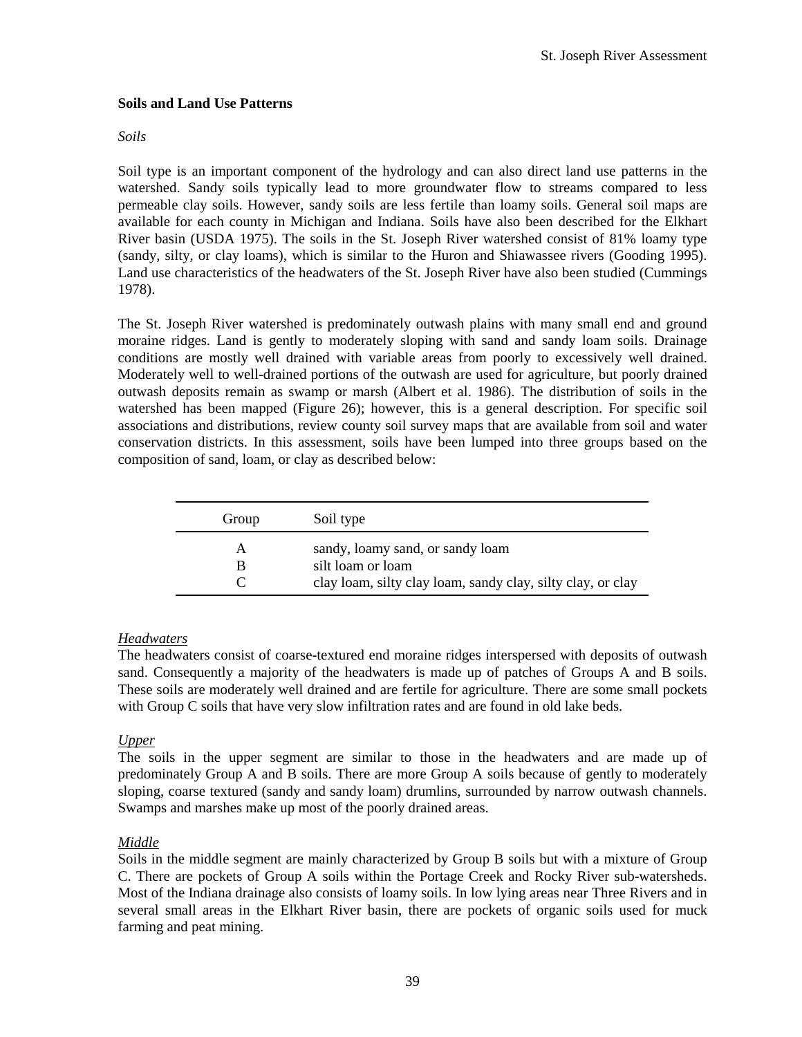## Soils and Land Use Patterns

*Soils*

Soil type is an important component of the hydrology and can also direct land use patterns in the watershed. Sandy soils typically lead to more groundwater flow to streams compared to less permeable clay soils. However, sandy soils are less fertile than loamy soils. General soil maps are available for each county in Michigan and Indiana. Soils have also been described for the Elkhart River basin (USDA 1975). The soils in the St. Joseph River watershed consist of 81% loamy type (sandy, silty, or clay loams), which is similar to the Huron and Shiawassee rivers (Gooding 1995). Land use characteristics of the headwaters of the St. Joseph River have also been studied (Cummings 1978).

The St. Joseph River watershed is predominately outwash plains with many small end and ground moraine ridges. Land is gently to moderately sloping with sand and sandy loam soils. Drainage conditions are mostly well drained with variable areas from poorly to excessively well drained. Moderately well to well-drained portions of the outwash are used for agriculture, but poorly drained outwash deposits remain as swamp or marsh (Albert et al. 1986). The distribution of soils in the watershed has been mapped (Figure 26); however, this is a general description. For specific soil associations and distributions, review county soil survey maps that are available from soil and water conservation districts. In this assessment, soils have been lumped into three groups based on the composition of sand, loam, or clay as described below:

| Group | Soil type |
|---|---|
| A | sandy, loamy sand, or sandy loam |
| B | silt loam or loam |
| C | clay loam, silty clay loam, sandy clay, silty clay, or clay |

<u>*Headwaters*</u>
The headwaters consist of coarse-textured end moraine ridges interspersed with deposits of outwash sand. Consequently a majority of the headwaters is made up of patches of Groups A and B soils. These soils are moderately well drained and are fertile for agriculture. There are some small pockets with Group C soils that have very slow infiltration rates and are found in old lake beds.

<u>*Upper*</u>
The soils in the upper segment are similar to those in the headwaters and are made up of predominately Group A and B soils. There are more Group A soils because of gently to moderately sloping, coarse textured (sandy and sandy loam) drumlins, surrounded by narrow outwash channels. Swamps and marshes make up most of the poorly drained areas.

<u>*Middle*</u>
Soils in the middle segment are mainly characterized by Group B soils but with a mixture of Group C. There are pockets of Group A soils within the Portage Creek and Rocky River sub-watersheds. Most of the Indiana drainage also consists of loamy soils. In low lying areas near Three Rivers and in several small areas in the Elkhart River basin, there are pockets of organic soils used for muck farming and peat mining.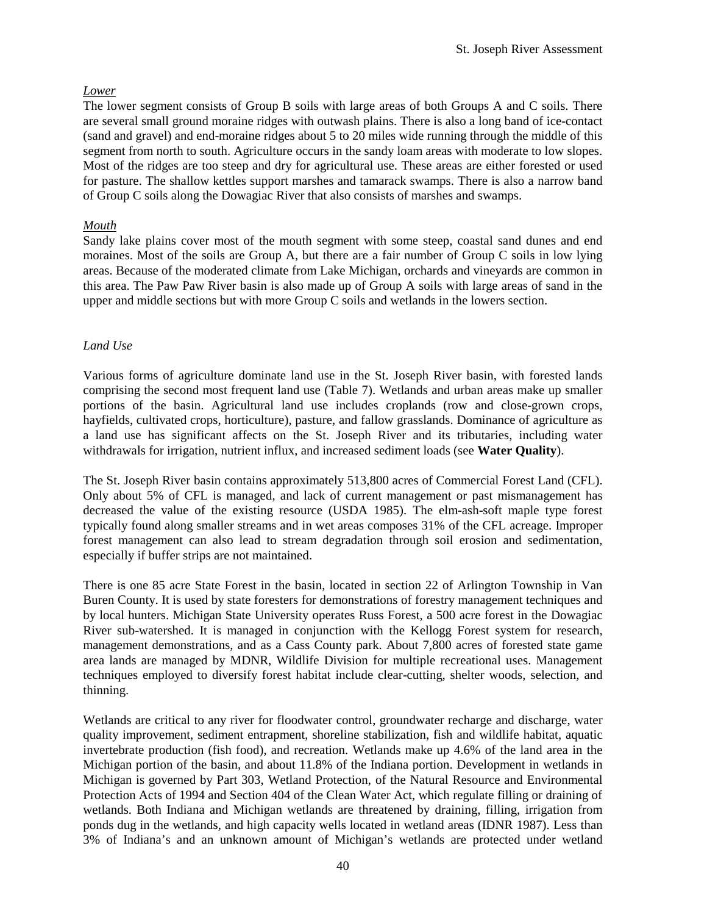*Lower*

The lower segment consists of Group B soils with large areas of both Groups A and C soils. There are several small ground moraine ridges with outwash plains. There is also a long band of ice-contact (sand and gravel) and end-moraine ridges about 5 to 20 miles wide running through the middle of this segment from north to south. Agriculture occurs in the sandy loam areas with moderate to low slopes. Most of the ridges are too steep and dry for agricultural use. These areas are either forested or used for pasture. The shallow kettles support marshes and tamarack swamps. There is also a narrow band of Group C soils along the Dowagiac River that also consists of marshes and swamps.

*Mouth*

Sandy lake plains cover most of the mouth segment with some steep, coastal sand dunes and end moraines. Most of the soils are Group A, but there are a fair number of Group C soils in low lying areas. Because of the moderated climate from Lake Michigan, orchards and vineyards are common in this area. The Paw Paw River basin is also made up of Group A soils with large areas of sand in the upper and middle sections but with more Group C soils and wetlands in the lowers section.

*Land Use*

Various forms of agriculture dominate land use in the St. Joseph River basin, with forested lands comprising the second most frequent land use (Table 7). Wetlands and urban areas make up smaller portions of the basin. Agricultural land use includes croplands (row and close-grown crops, hayfields, cultivated crops, horticulture), pasture, and fallow grasslands. Dominance of agriculture as a land use has significant affects on the St. Joseph River and its tributaries, including water withdrawals for irrigation, nutrient influx, and increased sediment loads (see **Water Quality**).

The St. Joseph River basin contains approximately 513,800 acres of Commercial Forest Land (CFL). Only about 5% of CFL is managed, and lack of current management or past mismanagement has decreased the value of the existing resource (USDA 1985). The elm-ash-soft maple type forest typically found along smaller streams and in wet areas composes 31% of the CFL acreage. Improper forest management can also lead to stream degradation through soil erosion and sedimentation, especially if buffer strips are not maintained.

There is one 85 acre State Forest in the basin, located in section 22 of Arlington Township in Van Buren County. It is used by state foresters for demonstrations of forestry management techniques and by local hunters. Michigan State University operates Russ Forest, a 500 acre forest in the Dowagiac River sub-watershed. It is managed in conjunction with the Kellogg Forest system for research, management demonstrations, and as a Cass County park. About 7,800 acres of forested state game area lands are managed by MDNR, Wildlife Division for multiple recreational uses. Management techniques employed to diversify forest habitat include clear-cutting, shelter woods, selection, and thinning.

Wetlands are critical to any river for floodwater control, groundwater recharge and discharge, water quality improvement, sediment entrapment, shoreline stabilization, fish and wildlife habitat, aquatic invertebrate production (fish food), and recreation. Wetlands make up 4.6% of the land area in the Michigan portion of the basin, and about 11.8% of the Indiana portion. Development in wetlands in Michigan is governed by Part 303, Wetland Protection, of the Natural Resource and Environmental Protection Acts of 1994 and Section 404 of the Clean Water Act, which regulate filling or draining of wetlands. Both Indiana and Michigan wetlands are threatened by draining, filling, irrigation from ponds dug in the wetlands, and high capacity wells located in wetland areas (IDNR 1987). Less than 3% of Indiana's and an unknown amount of Michigan's wetlands are protected under wetland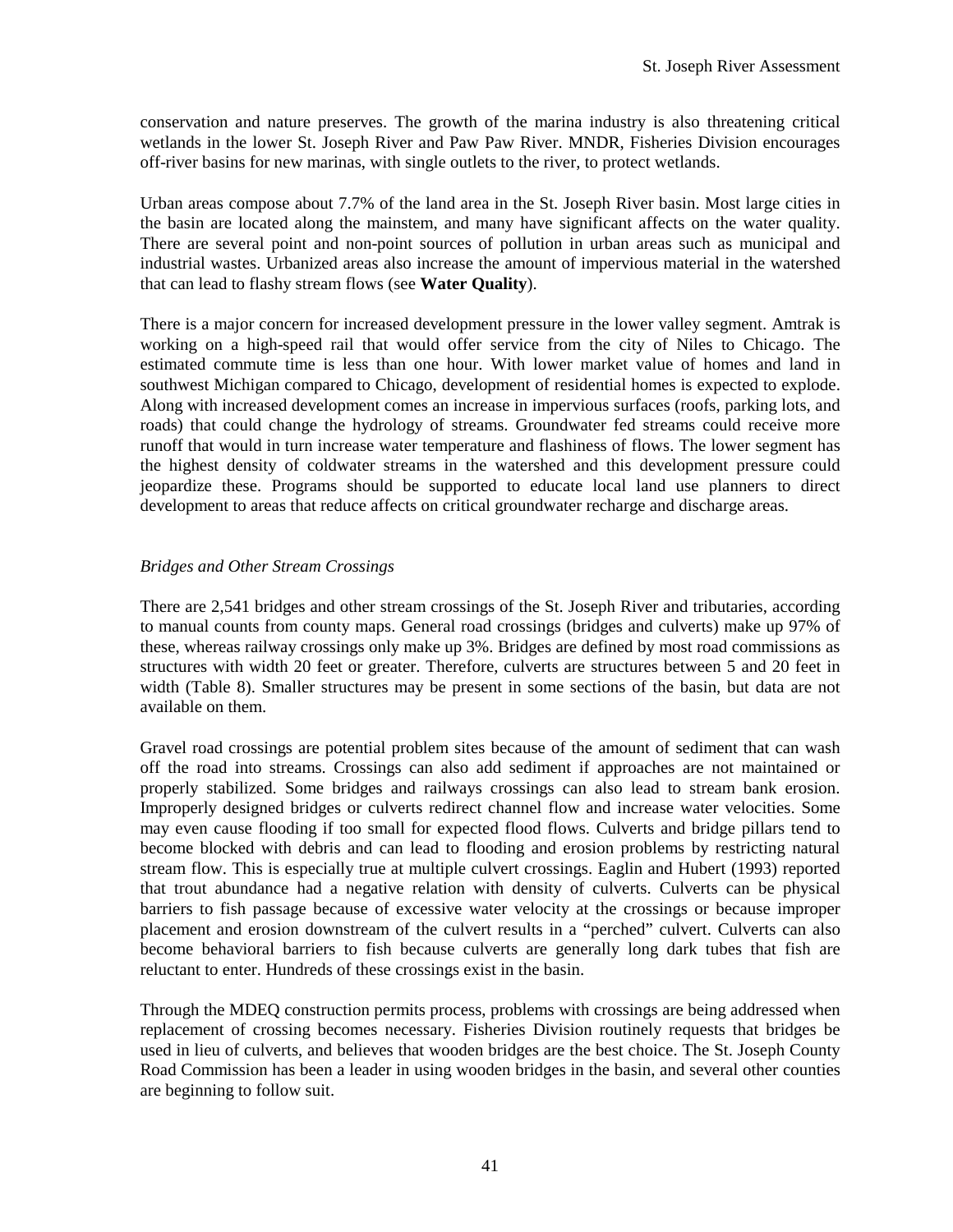conservation and nature preserves. The growth of the marina industry is also threatening critical wetlands in the lower St. Joseph River and Paw Paw River. MNDR, Fisheries Division encourages off-river basins for new marinas, with single outlets to the river, to protect wetlands.

Urban areas compose about 7.7% of the land area in the St. Joseph River basin. Most large cities in the basin are located along the mainstem, and many have significant affects on the water quality. There are several point and non-point sources of pollution in urban areas such as municipal and industrial wastes. Urbanized areas also increase the amount of impervious material in the watershed that can lead to flashy stream flows (see **Water Quality**).

There is a major concern for increased development pressure in the lower valley segment. Amtrak is working on a high-speed rail that would offer service from the city of Niles to Chicago. The estimated commute time is less than one hour. With lower market value of homes and land in southwest Michigan compared to Chicago, development of residential homes is expected to explode. Along with increased development comes an increase in impervious surfaces (roofs, parking lots, and roads) that could change the hydrology of streams. Groundwater fed streams could receive more runoff that would in turn increase water temperature and flashiness of flows. The lower segment has the highest density of coldwater streams in the watershed and this development pressure could jeopardize these. Programs should be supported to educate local land use planners to direct development to areas that reduce affects on critical groundwater recharge and discharge areas.

*Bridges and Other Stream Crossings*

There are 2,541 bridges and other stream crossings of the St. Joseph River and tributaries, according to manual counts from county maps. General road crossings (bridges and culverts) make up 97% of these, whereas railway crossings only make up 3%. Bridges are defined by most road commissions as structures with width 20 feet or greater. Therefore, culverts are structures between 5 and 20 feet in width (Table 8). Smaller structures may be present in some sections of the basin, but data are not available on them.

Gravel road crossings are potential problem sites because of the amount of sediment that can wash off the road into streams. Crossings can also add sediment if approaches are not maintained or properly stabilized. Some bridges and railways crossings can also lead to stream bank erosion. Improperly designed bridges or culverts redirect channel flow and increase water velocities. Some may even cause flooding if too small for expected flood flows. Culverts and bridge pillars tend to become blocked with debris and can lead to flooding and erosion problems by restricting natural stream flow. This is especially true at multiple culvert crossings. Eaglin and Hubert (1993) reported that trout abundance had a negative relation with density of culverts. Culverts can be physical barriers to fish passage because of excessive water velocity at the crossings or because improper placement and erosion downstream of the culvert results in a "perched" culvert. Culverts can also become behavioral barriers to fish because culverts are generally long dark tubes that fish are reluctant to enter. Hundreds of these crossings exist in the basin.

Through the MDEQ construction permits process, problems with crossings are being addressed when replacement of crossing becomes necessary. Fisheries Division routinely requests that bridges be used in lieu of culverts, and believes that wooden bridges are the best choice. The St. Joseph County Road Commission has been a leader in using wooden bridges in the basin, and several other counties are beginning to follow suit.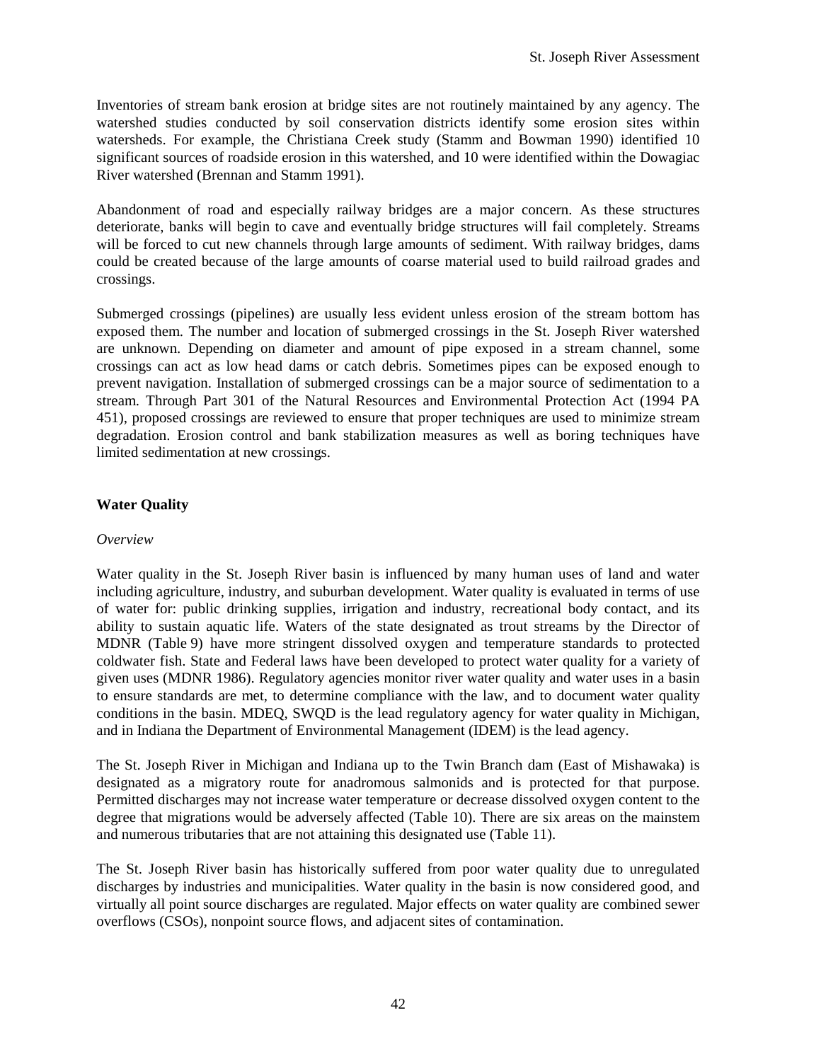Inventories of stream bank erosion at bridge sites are not routinely maintained by any agency. The watershed studies conducted by soil conservation districts identify some erosion sites within watersheds. For example, the Christiana Creek study (Stamm and Bowman 1990) identified 10 significant sources of roadside erosion in this watershed, and 10 were identified within the Dowagiac River watershed (Brennan and Stamm 1991).

Abandonment of road and especially railway bridges are a major concern. As these structures deteriorate, banks will begin to cave and eventually bridge structures will fail completely. Streams will be forced to cut new channels through large amounts of sediment. With railway bridges, dams could be created because of the large amounts of coarse material used to build railroad grades and crossings.

Submerged crossings (pipelines) are usually less evident unless erosion of the stream bottom has exposed them. The number and location of submerged crossings in the St. Joseph River watershed are unknown. Depending on diameter and amount of pipe exposed in a stream channel, some crossings can act as low head dams or catch debris. Sometimes pipes can be exposed enough to prevent navigation. Installation of submerged crossings can be a major source of sedimentation to a stream. Through Part 301 of the Natural Resources and Environmental Protection Act (1994 PA 451), proposed crossings are reviewed to ensure that proper techniques are used to minimize stream degradation. Erosion control and bank stabilization measures as well as boring techniques have limited sedimentation at new crossings.

## Water Quality

*Overview*

Water quality in the St. Joseph River basin is influenced by many human uses of land and water including agriculture, industry, and suburban development. Water quality is evaluated in terms of use of water for: public drinking supplies, irrigation and industry, recreational body contact, and its ability to sustain aquatic life. Waters of the state designated as trout streams by the Director of MDNR (Table 9) have more stringent dissolved oxygen and temperature standards to protected coldwater fish. State and Federal laws have been developed to protect water quality for a variety of given uses (MDNR 1986). Regulatory agencies monitor river water quality and water uses in a basin to ensure standards are met, to determine compliance with the law, and to document water quality conditions in the basin. MDEQ, SWQD is the lead regulatory agency for water quality in Michigan, and in Indiana the Department of Environmental Management (IDEM) is the lead agency.

The St. Joseph River in Michigan and Indiana up to the Twin Branch dam (East of Mishawaka) is designated as a migratory route for anadromous salmonids and is protected for that purpose. Permitted discharges may not increase water temperature or decrease dissolved oxygen content to the degree that migrations would be adversely affected (Table 10). There are six areas on the mainstem and numerous tributaries that are not attaining this designated use (Table 11).

The St. Joseph River basin has historically suffered from poor water quality due to unregulated discharges by industries and municipalities. Water quality in the basin is now considered good, and virtually all point source discharges are regulated. Major effects on water quality are combined sewer overflows (CSOs), nonpoint source flows, and adjacent sites of contamination.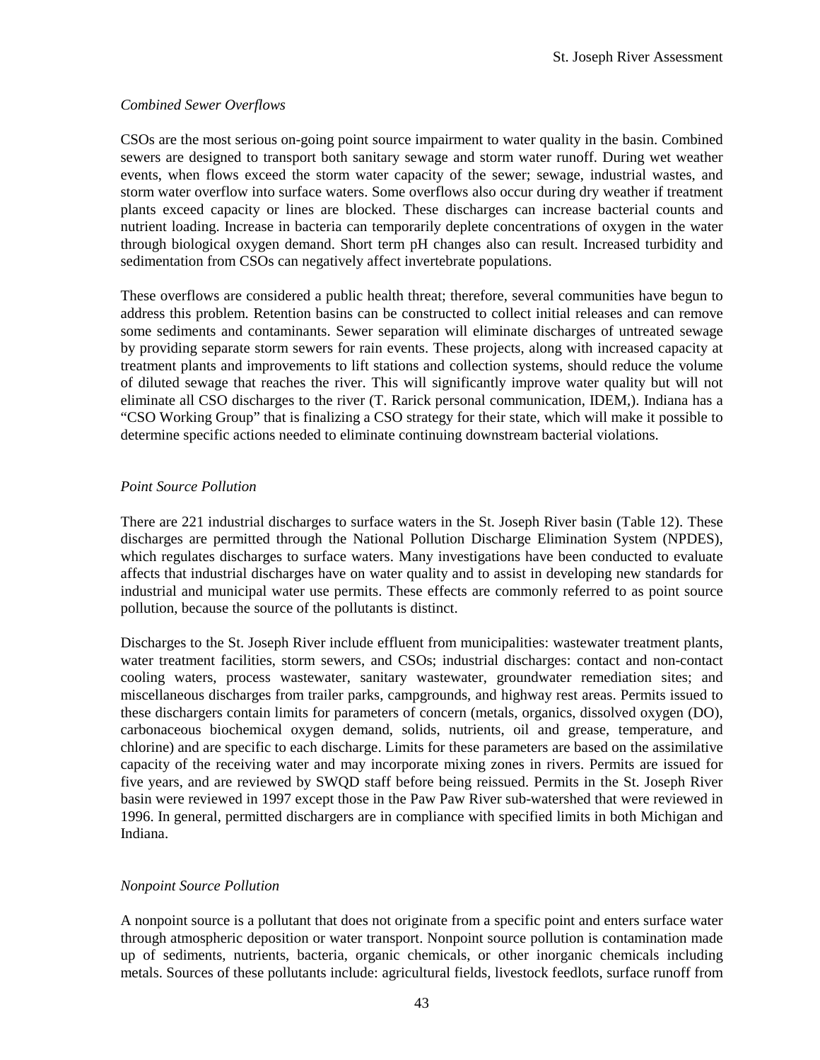*Combined Sewer Overflows*

CSOs are the most serious on-going point source impairment to water quality in the basin. Combined sewers are designed to transport both sanitary sewage and storm water runoff. During wet weather events, when flows exceed the storm water capacity of the sewer; sewage, industrial wastes, and storm water overflow into surface waters. Some overflows also occur during dry weather if treatment plants exceed capacity or lines are blocked. These discharges can increase bacterial counts and nutrient loading. Increase in bacteria can temporarily deplete concentrations of oxygen in the water through biological oxygen demand. Short term pH changes also can result. Increased turbidity and sedimentation from CSOs can negatively affect invertebrate populations.

These overflows are considered a public health threat; therefore, several communities have begun to address this problem. Retention basins can be constructed to collect initial releases and can remove some sediments and contaminants. Sewer separation will eliminate discharges of untreated sewage by providing separate storm sewers for rain events. These projects, along with increased capacity at treatment plants and improvements to lift stations and collection systems, should reduce the volume of diluted sewage that reaches the river. This will significantly improve water quality but will not eliminate all CSO discharges to the river (T. Rarick personal communication, IDEM,). Indiana has a "CSO Working Group" that is finalizing a CSO strategy for their state, which will make it possible to determine specific actions needed to eliminate continuing downstream bacterial violations.

*Point Source Pollution*

There are 221 industrial discharges to surface waters in the St. Joseph River basin (Table 12). These discharges are permitted through the National Pollution Discharge Elimination System (NPDES), which regulates discharges to surface waters. Many investigations have been conducted to evaluate affects that industrial discharges have on water quality and to assist in developing new standards for industrial and municipal water use permits. These effects are commonly referred to as point source pollution, because the source of the pollutants is distinct.

Discharges to the St. Joseph River include effluent from municipalities: wastewater treatment plants, water treatment facilities, storm sewers, and CSOs; industrial discharges: contact and non-contact cooling waters, process wastewater, sanitary wastewater, groundwater remediation sites; and miscellaneous discharges from trailer parks, campgrounds, and highway rest areas. Permits issued to these dischargers contain limits for parameters of concern (metals, organics, dissolved oxygen (DO), carbonaceous biochemical oxygen demand, solids, nutrients, oil and grease, temperature, and chlorine) and are specific to each discharge. Limits for these parameters are based on the assimilative capacity of the receiving water and may incorporate mixing zones in rivers. Permits are issued for five years, and are reviewed by SWQD staff before being reissued. Permits in the St. Joseph River basin were reviewed in 1997 except those in the Paw Paw River sub-watershed that were reviewed in 1996. In general, permitted dischargers are in compliance with specified limits in both Michigan and Indiana.

*Nonpoint Source Pollution*

A nonpoint source is a pollutant that does not originate from a specific point and enters surface water through atmospheric deposition or water transport. Nonpoint source pollution is contamination made up of sediments, nutrients, bacteria, organic chemicals, or other inorganic chemicals including metals. Sources of these pollutants include: agricultural fields, livestock feedlots, surface runoff from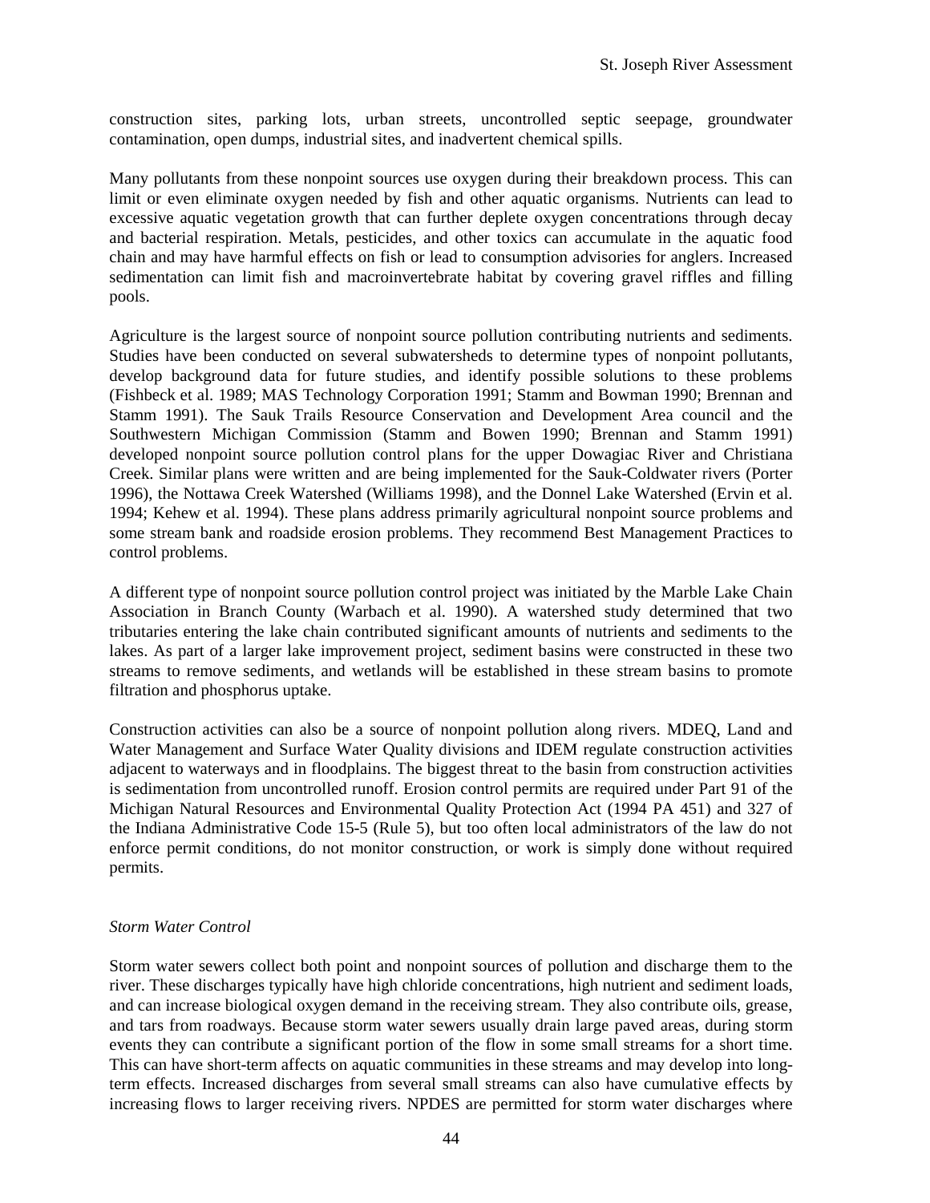construction sites, parking lots, urban streets, uncontrolled septic seepage, groundwater contamination, open dumps, industrial sites, and inadvertent chemical spills.

Many pollutants from these nonpoint sources use oxygen during their breakdown process. This can limit or even eliminate oxygen needed by fish and other aquatic organisms. Nutrients can lead to excessive aquatic vegetation growth that can further deplete oxygen concentrations through decay and bacterial respiration. Metals, pesticides, and other toxics can accumulate in the aquatic food chain and may have harmful effects on fish or lead to consumption advisories for anglers. Increased sedimentation can limit fish and macroinvertebrate habitat by covering gravel riffles and filling pools.

Agriculture is the largest source of nonpoint source pollution contributing nutrients and sediments. Studies have been conducted on several subwatersheds to determine types of nonpoint pollutants, develop background data for future studies, and identify possible solutions to these problems (Fishbeck et al. 1989; MAS Technology Corporation 1991; Stamm and Bowman 1990; Brennan and Stamm 1991). The Sauk Trails Resource Conservation and Development Area council and the Southwestern Michigan Commission (Stamm and Bowen 1990; Brennan and Stamm 1991) developed nonpoint source pollution control plans for the upper Dowagiac River and Christiana Creek. Similar plans were written and are being implemented for the Sauk-Coldwater rivers (Porter 1996), the Nottawa Creek Watershed (Williams 1998), and the Donnel Lake Watershed (Ervin et al. 1994; Kehew et al. 1994). These plans address primarily agricultural nonpoint source problems and some stream bank and roadside erosion problems. They recommend Best Management Practices to control problems.

A different type of nonpoint source pollution control project was initiated by the Marble Lake Chain Association in Branch County (Warbach et al. 1990). A watershed study determined that two tributaries entering the lake chain contributed significant amounts of nutrients and sediments to the lakes. As part of a larger lake improvement project, sediment basins were constructed in these two streams to remove sediments, and wetlands will be established in these stream basins to promote filtration and phosphorus uptake.

Construction activities can also be a source of nonpoint pollution along rivers. MDEQ, Land and Water Management and Surface Water Quality divisions and IDEM regulate construction activities adjacent to waterways and in floodplains. The biggest threat to the basin from construction activities is sedimentation from uncontrolled runoff. Erosion control permits are required under Part 91 of the Michigan Natural Resources and Environmental Quality Protection Act (1994 PA 451) and 327 of the Indiana Administrative Code 15-5 (Rule 5), but too often local administrators of the law do not enforce permit conditions, do not monitor construction, or work is simply done without required permits.

*Storm Water Control*

Storm water sewers collect both point and nonpoint sources of pollution and discharge them to the river. These discharges typically have high chloride concentrations, high nutrient and sediment loads, and can increase biological oxygen demand in the receiving stream. They also contribute oils, grease, and tars from roadways. Because storm water sewers usually drain large paved areas, during storm events they can contribute a significant portion of the flow in some small streams for a short time. This can have short-term affects on aquatic communities in these streams and may develop into long-term effects. Increased discharges from several small streams can also have cumulative effects by increasing flows to larger receiving rivers. NPDES are permitted for storm water discharges where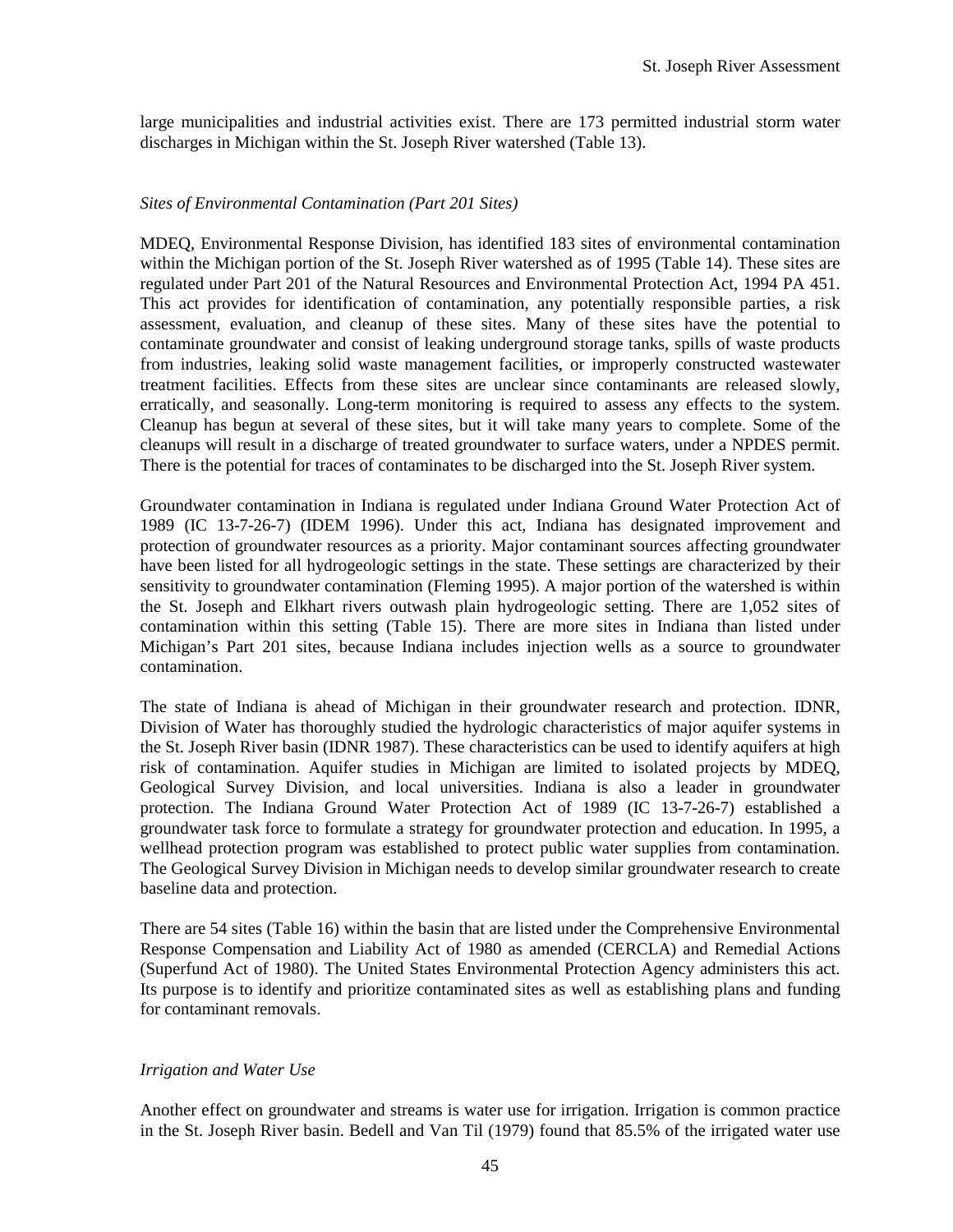large municipalities and industrial activities exist. There are 173 permitted industrial storm water discharges in Michigan within the St. Joseph River watershed (Table 13).

### *Sites of Environmental Contamination (Part 201 Sites)*

MDEQ, Environmental Response Division, has identified 183 sites of environmental contamination within the Michigan portion of the St. Joseph River watershed as of 1995 (Table 14). These sites are regulated under Part 201 of the Natural Resources and Environmental Protection Act, 1994 PA 451. This act provides for identification of contamination, any potentially responsible parties, a risk assessment, evaluation, and cleanup of these sites. Many of these sites have the potential to contaminate groundwater and consist of leaking underground storage tanks, spills of waste products from industries, leaking solid waste management facilities, or improperly constructed wastewater treatment facilities. Effects from these sites are unclear since contaminants are released slowly, erratically, and seasonally. Long-term monitoring is required to assess any effects to the system. Cleanup has begun at several of these sites, but it will take many years to complete. Some of the cleanups will result in a discharge of treated groundwater to surface waters, under a NPDES permit. There is the potential for traces of contaminates to be discharged into the St. Joseph River system.

Groundwater contamination in Indiana is regulated under Indiana Ground Water Protection Act of 1989 (IC 13-7-26-7) (IDEM 1996). Under this act, Indiana has designated improvement and protection of groundwater resources as a priority. Major contaminant sources affecting groundwater have been listed for all hydrogeologic settings in the state. These settings are characterized by their sensitivity to groundwater contamination (Fleming 1995). A major portion of the watershed is within the St. Joseph and Elkhart rivers outwash plain hydrogeologic setting. There are 1,052 sites of contamination within this setting (Table 15). There are more sites in Indiana than listed under Michigan's Part 201 sites, because Indiana includes injection wells as a source to groundwater contamination.

The state of Indiana is ahead of Michigan in their groundwater research and protection. IDNR, Division of Water has thoroughly studied the hydrologic characteristics of major aquifer systems in the St. Joseph River basin (IDNR 1987). These characteristics can be used to identify aquifers at high risk of contamination. Aquifer studies in Michigan are limited to isolated projects by MDEQ, Geological Survey Division, and local universities. Indiana is also a leader in groundwater protection. The Indiana Ground Water Protection Act of 1989 (IC 13-7-26-7) established a groundwater task force to formulate a strategy for groundwater protection and education. In 1995, a wellhead protection program was established to protect public water supplies from contamination. The Geological Survey Division in Michigan needs to develop similar groundwater research to create baseline data and protection.

There are 54 sites (Table 16) within the basin that are listed under the Comprehensive Environmental Response Compensation and Liability Act of 1980 as amended (CERCLA) and Remedial Actions (Superfund Act of 1980). The United States Environmental Protection Agency administers this act. Its purpose is to identify and prioritize contaminated sites as well as establishing plans and funding for contaminant removals.

### *Irrigation and Water Use*

Another effect on groundwater and streams is water use for irrigation. Irrigation is common practice in the St. Joseph River basin. Bedell and Van Til (1979) found that 85.5% of the irrigated water use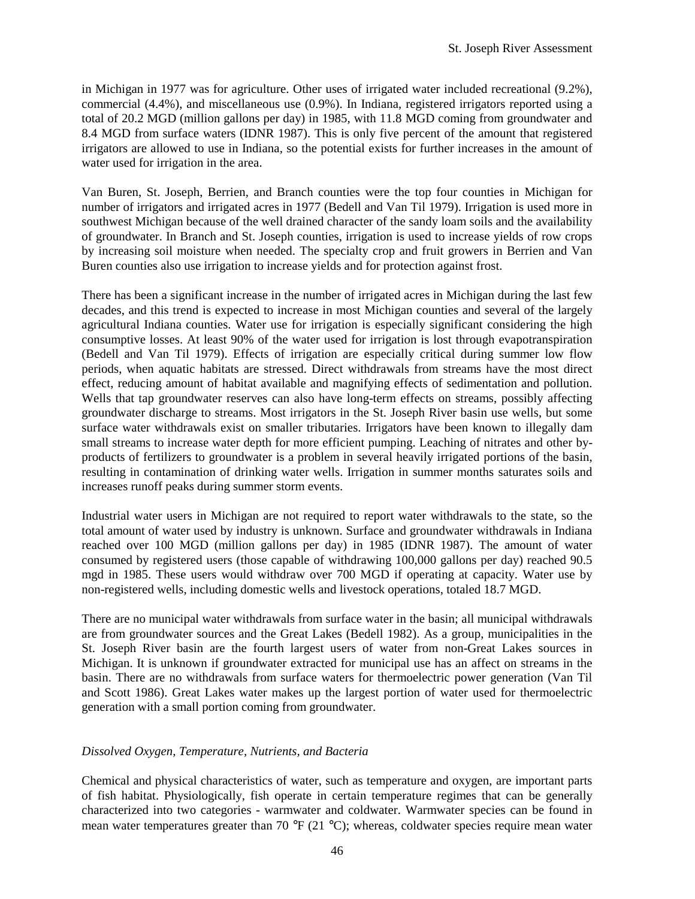in Michigan in 1977 was for agriculture. Other uses of irrigated water included recreational (9.2%), commercial (4.4%), and miscellaneous use (0.9%). In Indiana, registered irrigators reported using a total of 20.2 MGD (million gallons per day) in 1985, with 11.8 MGD coming from groundwater and 8.4 MGD from surface waters (IDNR 1987). This is only five percent of the amount that registered irrigators are allowed to use in Indiana, so the potential exists for further increases in the amount of water used for irrigation in the area.

Van Buren, St. Joseph, Berrien, and Branch counties were the top four counties in Michigan for number of irrigators and irrigated acres in 1977 (Bedell and Van Til 1979). Irrigation is used more in southwest Michigan because of the well drained character of the sandy loam soils and the availability of groundwater. In Branch and St. Joseph counties, irrigation is used to increase yields of row crops by increasing soil moisture when needed. The specialty crop and fruit growers in Berrien and Van Buren counties also use irrigation to increase yields and for protection against frost.

There has been a significant increase in the number of irrigated acres in Michigan during the last few decades, and this trend is expected to increase in most Michigan counties and several of the largely agricultural Indiana counties. Water use for irrigation is especially significant considering the high consumptive losses. At least 90% of the water used for irrigation is lost through evapotranspiration (Bedell and Van Til 1979). Effects of irrigation are especially critical during summer low flow periods, when aquatic habitats are stressed. Direct withdrawals from streams have the most direct effect, reducing amount of habitat available and magnifying effects of sedimentation and pollution. Wells that tap groundwater reserves can also have long-term effects on streams, possibly affecting groundwater discharge to streams. Most irrigators in the St. Joseph River basin use wells, but some surface water withdrawals exist on smaller tributaries. Irrigators have been known to illegally dam small streams to increase water depth for more efficient pumping. Leaching of nitrates and other by-products of fertilizers to groundwater is a problem in several heavily irrigated portions of the basin, resulting in contamination of drinking water wells. Irrigation in summer months saturates soils and increases runoff peaks during summer storm events.

Industrial water users in Michigan are not required to report water withdrawals to the state, so the total amount of water used by industry is unknown. Surface and groundwater withdrawals in Indiana reached over 100 MGD (million gallons per day) in 1985 (IDNR 1987). The amount of water consumed by registered users (those capable of withdrawing 100,000 gallons per day) reached 90.5 mgd in 1985. These users would withdraw over 700 MGD if operating at capacity. Water use by non-registered wells, including domestic wells and livestock operations, totaled 18.7 MGD.

There are no municipal water withdrawals from surface water in the basin; all municipal withdrawals are from groundwater sources and the Great Lakes (Bedell 1982). As a group, municipalities in the St. Joseph River basin are the fourth largest users of water from non-Great Lakes sources in Michigan. It is unknown if groundwater extracted for municipal use has an affect on streams in the basin. There are no withdrawals from surface waters for thermoelectric power generation (Van Til and Scott 1986). Great Lakes water makes up the largest portion of water used for thermoelectric generation with a small portion coming from groundwater.

### *Dissolved Oxygen, Temperature, Nutrients, and Bacteria*

Chemical and physical characteristics of water, such as temperature and oxygen, are important parts of fish habitat. Physiologically, fish operate in certain temperature regimes that can be generally characterized into two categories - warmwater and coldwater. Warmwater species can be found in mean water temperatures greater than 70 °F (21 °C); whereas, coldwater species require mean water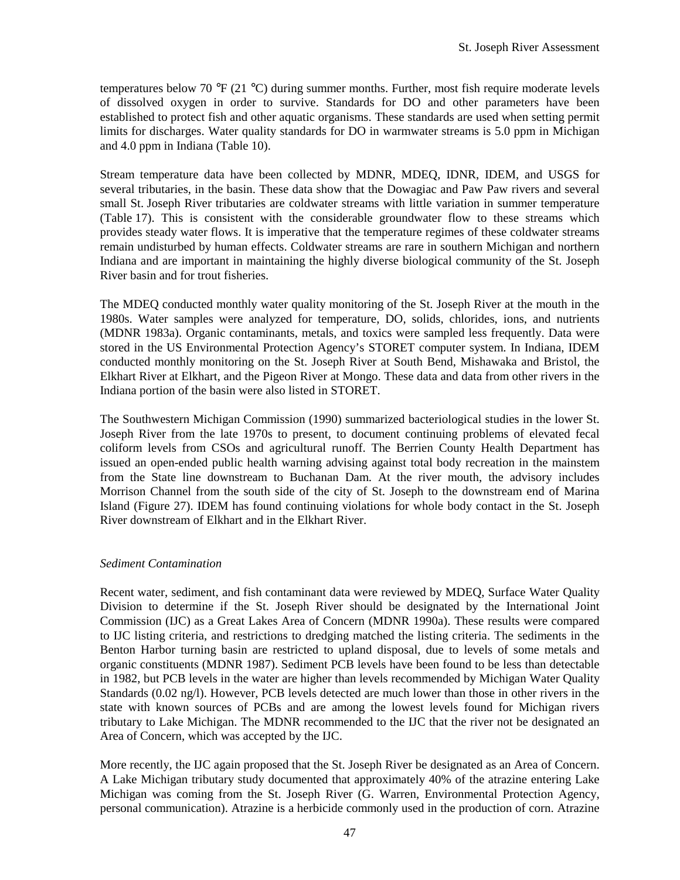temperatures below 70 °F (21 °C) during summer months. Further, most fish require moderate levels of dissolved oxygen in order to survive. Standards for DO and other parameters have been established to protect fish and other aquatic organisms. These standards are used when setting permit limits for discharges. Water quality standards for DO in warmwater streams is 5.0 ppm in Michigan and 4.0 ppm in Indiana (Table 10).

Stream temperature data have been collected by MDNR, MDEQ, IDNR, IDEM, and USGS for several tributaries, in the basin. These data show that the Dowagiac and Paw Paw rivers and several small St. Joseph River tributaries are coldwater streams with little variation in summer temperature (Table 17). This is consistent with the considerable groundwater flow to these streams which provides steady water flows. It is imperative that the temperature regimes of these coldwater streams remain undisturbed by human effects. Coldwater streams are rare in southern Michigan and northern Indiana and are important in maintaining the highly diverse biological community of the St. Joseph River basin and for trout fisheries.

The MDEQ conducted monthly water quality monitoring of the St. Joseph River at the mouth in the 1980s. Water samples were analyzed for temperature, DO, solids, chlorides, ions, and nutrients (MDNR 1983a). Organic contaminants, metals, and toxics were sampled less frequently. Data were stored in the US Environmental Protection Agency's STORET computer system. In Indiana, IDEM conducted monthly monitoring on the St. Joseph River at South Bend, Mishawaka and Bristol, the Elkhart River at Elkhart, and the Pigeon River at Mongo. These data and data from other rivers in the Indiana portion of the basin were also listed in STORET.

The Southwestern Michigan Commission (1990) summarized bacteriological studies in the lower St. Joseph River from the late 1970s to present, to document continuing problems of elevated fecal coliform levels from CSOs and agricultural runoff. The Berrien County Health Department has issued an open-ended public health warning advising against total body recreation in the mainstem from the State line downstream to Buchanan Dam. At the river mouth, the advisory includes Morrison Channel from the south side of the city of St. Joseph to the downstream end of Marina Island (Figure 27). IDEM has found continuing violations for whole body contact in the St. Joseph River downstream of Elkhart and in the Elkhart River.

*Sediment Contamination*

Recent water, sediment, and fish contaminant data were reviewed by MDEQ, Surface Water Quality Division to determine if the St. Joseph River should be designated by the International Joint Commission (IJC) as a Great Lakes Area of Concern (MDNR 1990a). These results were compared to IJC listing criteria, and restrictions to dredging matched the listing criteria. The sediments in the Benton Harbor turning basin are restricted to upland disposal, due to levels of some metals and organic constituents (MDNR 1987). Sediment PCB levels have been found to be less than detectable in 1982, but PCB levels in the water are higher than levels recommended by Michigan Water Quality Standards (0.02 ng/l). However, PCB levels detected are much lower than those in other rivers in the state with known sources of PCBs and are among the lowest levels found for Michigan rivers tributary to Lake Michigan. The MDNR recommended to the IJC that the river not be designated an Area of Concern, which was accepted by the IJC.

More recently, the IJC again proposed that the St. Joseph River be designated as an Area of Concern. A Lake Michigan tributary study documented that approximately 40% of the atrazine entering Lake Michigan was coming from the St. Joseph River (G. Warren, Environmental Protection Agency, personal communication). Atrazine is a herbicide commonly used in the production of corn. Atrazine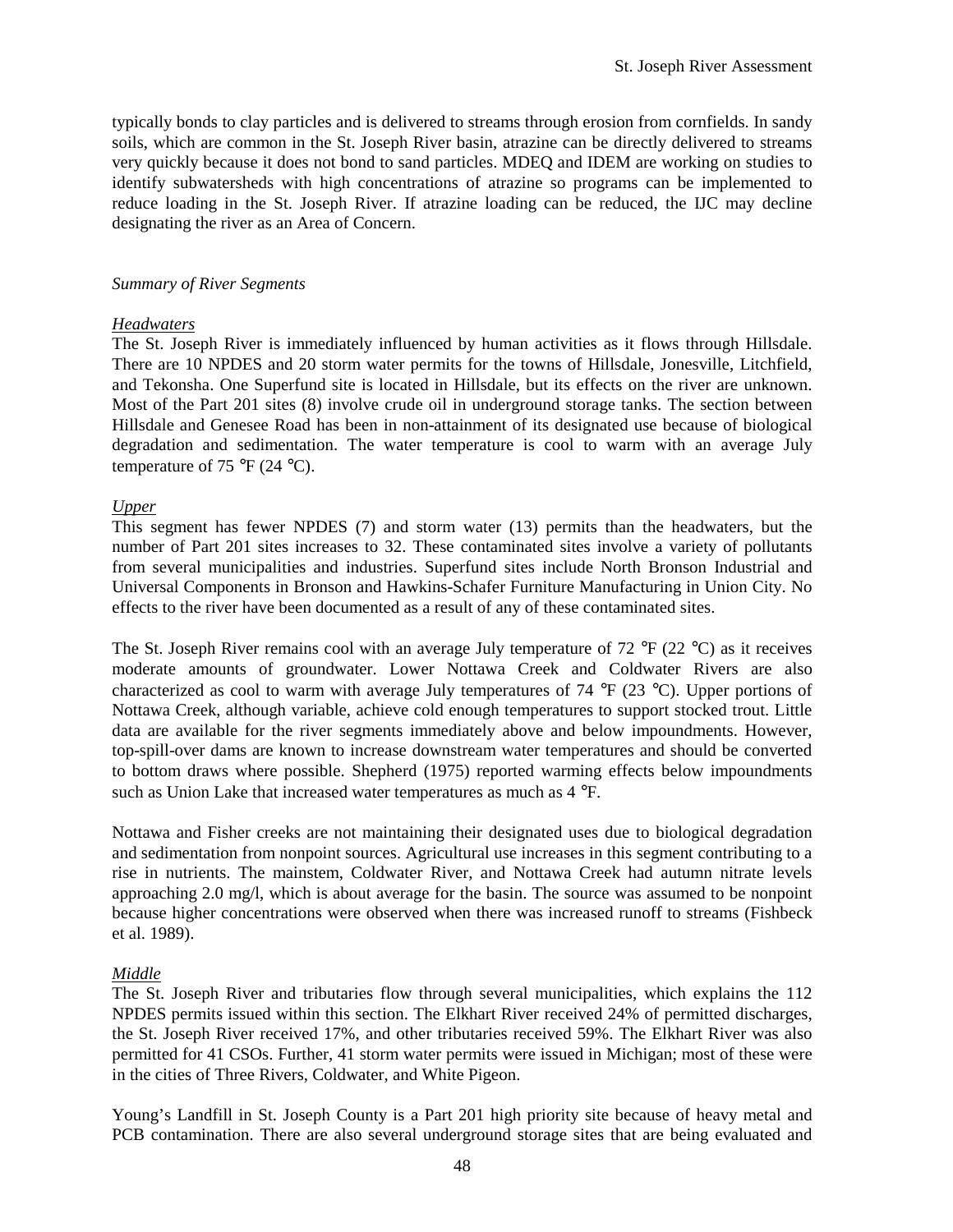typically bonds to clay particles and is delivered to streams through erosion from cornfields. In sandy soils, which are common in the St. Joseph River basin, atrazine can be directly delivered to streams very quickly because it does not bond to sand particles. MDEQ and IDEM are working on studies to identify subwatersheds with high concentrations of atrazine so programs can be implemented to reduce loading in the St. Joseph River. If atrazine loading can be reduced, the IJC may decline designating the river as an Area of Concern.

*Summary of River Segments*

*Headwaters*

The St. Joseph River is immediately influenced by human activities as it flows through Hillsdale. There are 10 NPDES and 20 storm water permits for the towns of Hillsdale, Jonesville, Litchfield, and Tekonsha. One Superfund site is located in Hillsdale, but its effects on the river are unknown. Most of the Part 201 sites (8) involve crude oil in underground storage tanks. The section between Hillsdale and Genesee Road has been in non-attainment of its designated use because of biological degradation and sedimentation. The water temperature is cool to warm with an average July temperature of 75 °F (24 °C).

*Upper*

This segment has fewer NPDES (7) and storm water (13) permits than the headwaters, but the number of Part 201 sites increases to 32. These contaminated sites involve a variety of pollutants from several municipalities and industries. Superfund sites include North Bronson Industrial and Universal Components in Bronson and Hawkins-Schafer Furniture Manufacturing in Union City. No effects to the river have been documented as a result of any of these contaminated sites.

The St. Joseph River remains cool with an average July temperature of 72 °F (22 °C) as it receives moderate amounts of groundwater. Lower Nottawa Creek and Coldwater Rivers are also characterized as cool to warm with average July temperatures of 74 °F (23 °C). Upper portions of Nottawa Creek, although variable, achieve cold enough temperatures to support stocked trout. Little data are available for the river segments immediately above and below impoundments. However, top-spill-over dams are known to increase downstream water temperatures and should be converted to bottom draws where possible. Shepherd (1975) reported warming effects below impoundments such as Union Lake that increased water temperatures as much as 4 °F.

Nottawa and Fisher creeks are not maintaining their designated uses due to biological degradation and sedimentation from nonpoint sources. Agricultural use increases in this segment contributing to a rise in nutrients. The mainstem, Coldwater River, and Nottawa Creek had autumn nitrate levels approaching 2.0 mg/l, which is about average for the basin. The source was assumed to be nonpoint because higher concentrations were observed when there was increased runoff to streams (Fishbeck et al. 1989).

*Middle*

The St. Joseph River and tributaries flow through several municipalities, which explains the 112 NPDES permits issued within this section. The Elkhart River received 24% of permitted discharges, the St. Joseph River received 17%, and other tributaries received 59%. The Elkhart River was also permitted for 41 CSOs. Further, 41 storm water permits were issued in Michigan; most of these were in the cities of Three Rivers, Coldwater, and White Pigeon.

Young's Landfill in St. Joseph County is a Part 201 high priority site because of heavy metal and PCB contamination. There are also several underground storage sites that are being evaluated and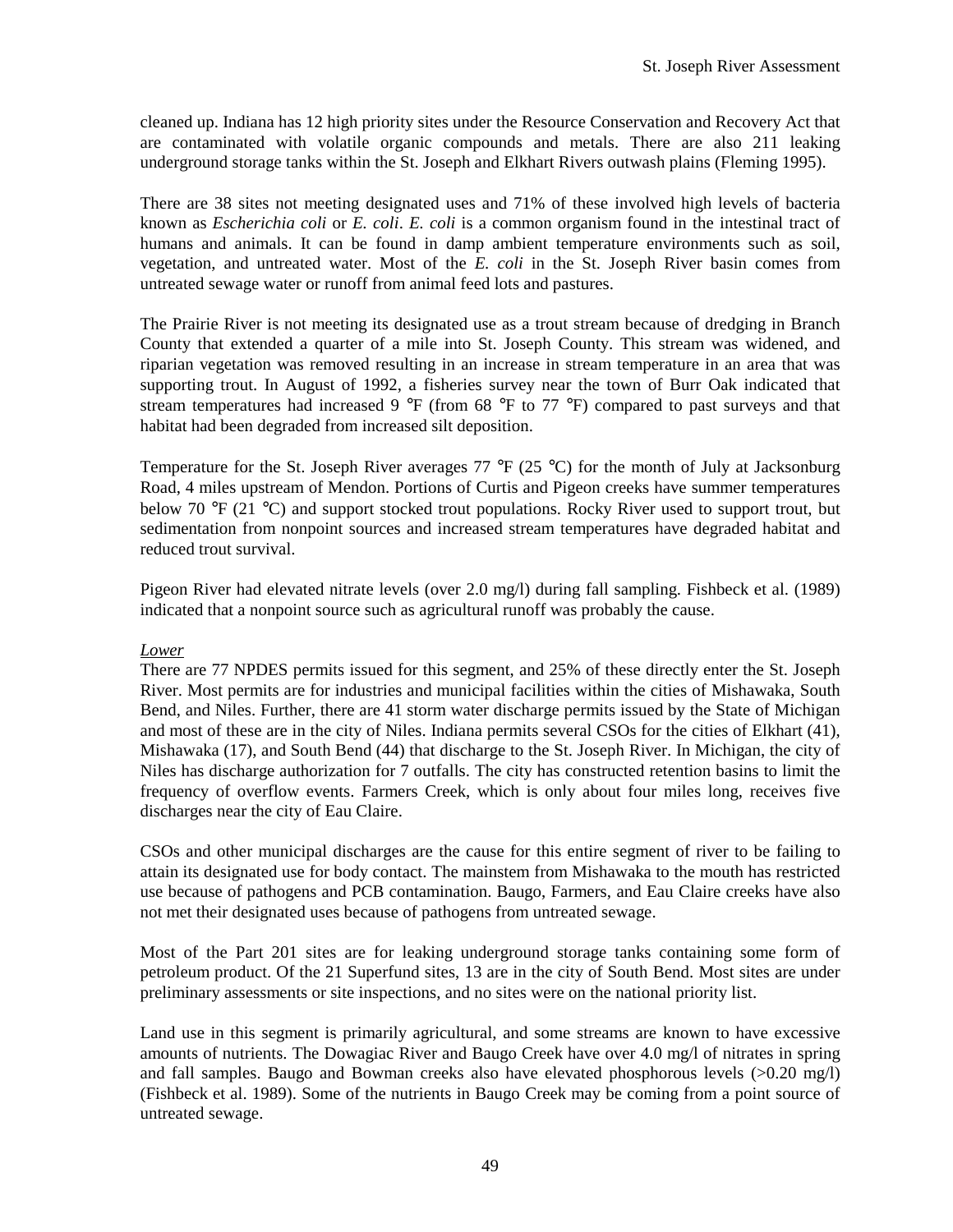cleaned up. Indiana has 12 high priority sites under the Resource Conservation and Recovery Act that are contaminated with volatile organic compounds and metals. There are also 211 leaking underground storage tanks within the St. Joseph and Elkhart Rivers outwash plains (Fleming 1995).

There are 38 sites not meeting designated uses and 71% of these involved high levels of bacteria known as *Escherichia coli* or *E. coli*. *E. coli* is a common organism found in the intestinal tract of humans and animals. It can be found in damp ambient temperature environments such as soil, vegetation, and untreated water. Most of the *E. coli* in the St. Joseph River basin comes from untreated sewage water or runoff from animal feed lots and pastures.

The Prairie River is not meeting its designated use as a trout stream because of dredging in Branch County that extended a quarter of a mile into St. Joseph County. This stream was widened, and riparian vegetation was removed resulting in an increase in stream temperature in an area that was supporting trout. In August of 1992, a fisheries survey near the town of Burr Oak indicated that stream temperatures had increased 9 °F (from 68 °F to 77 °F) compared to past surveys and that habitat had been degraded from increased silt deposition.

Temperature for the St. Joseph River averages 77 °F (25 °C) for the month of July at Jacksonburg Road, 4 miles upstream of Mendon. Portions of Curtis and Pigeon creeks have summer temperatures below 70 °F (21 °C) and support stocked trout populations. Rocky River used to support trout, but sedimentation from nonpoint sources and increased stream temperatures have degraded habitat and reduced trout survival.

Pigeon River had elevated nitrate levels (over 2.0 mg/l) during fall sampling. Fishbeck et al. (1989) indicated that a nonpoint source such as agricultural runoff was probably the cause.

*Lower*

There are 77 NPDES permits issued for this segment, and 25% of these directly enter the St. Joseph River. Most permits are for industries and municipal facilities within the cities of Mishawaka, South Bend, and Niles. Further, there are 41 storm water discharge permits issued by the State of Michigan and most of these are in the city of Niles. Indiana permits several CSOs for the cities of Elkhart (41), Mishawaka (17), and South Bend (44) that discharge to the St. Joseph River. In Michigan, the city of Niles has discharge authorization for 7 outfalls. The city has constructed retention basins to limit the frequency of overflow events. Farmers Creek, which is only about four miles long, receives five discharges near the city of Eau Claire.

CSOs and other municipal discharges are the cause for this entire segment of river to be failing to attain its designated use for body contact. The mainstem from Mishawaka to the mouth has restricted use because of pathogens and PCB contamination. Baugo, Farmers, and Eau Claire creeks have also not met their designated uses because of pathogens from untreated sewage.

Most of the Part 201 sites are for leaking underground storage tanks containing some form of petroleum product. Of the 21 Superfund sites, 13 are in the city of South Bend. Most sites are under preliminary assessments or site inspections, and no sites were on the national priority list.

Land use in this segment is primarily agricultural, and some streams are known to have excessive amounts of nutrients. The Dowagiac River and Baugo Creek have over 4.0 mg/l of nitrates in spring and fall samples. Baugo and Bowman creeks also have elevated phosphorous levels (>0.20 mg/l) (Fishbeck et al. 1989). Some of the nutrients in Baugo Creek may be coming from a point source of untreated sewage.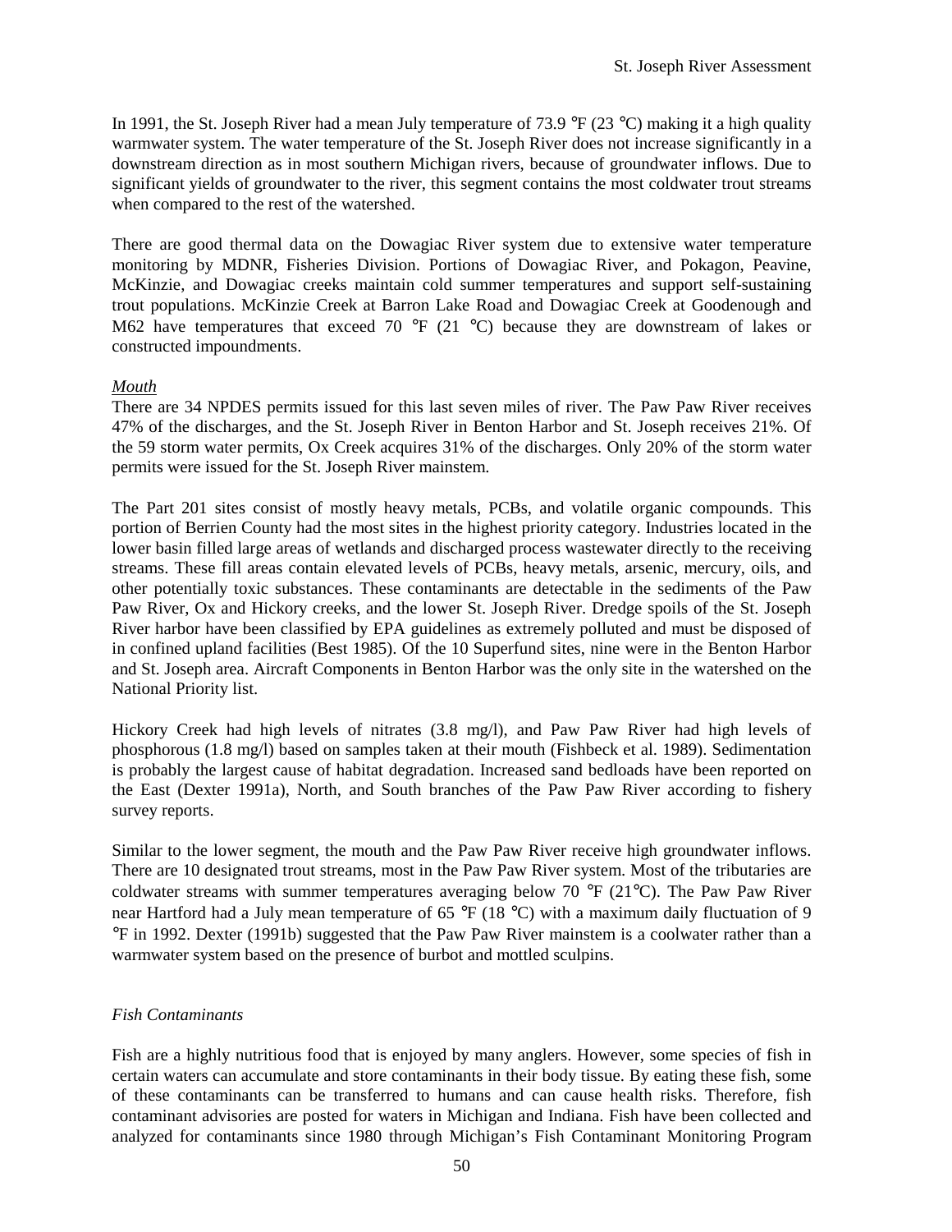In 1991, the St. Joseph River had a mean July temperature of 73.9 °F (23 °C) making it a high quality warmwater system. The water temperature of the St. Joseph River does not increase significantly in a downstream direction as in most southern Michigan rivers, because of groundwater inflows. Due to significant yields of groundwater to the river, this segment contains the most coldwater trout streams when compared to the rest of the watershed.

There are good thermal data on the Dowagiac River system due to extensive water temperature monitoring by MDNR, Fisheries Division. Portions of Dowagiac River, and Pokagon, Peavine, McKinzie, and Dowagiac creeks maintain cold summer temperatures and support self-sustaining trout populations. McKinzie Creek at Barron Lake Road and Dowagiac Creek at Goodenough and M62 have temperatures that exceed 70 °F (21 °C) because they are downstream of lakes or constructed impoundments.

*Mouth*

There are 34 NPDES permits issued for this last seven miles of river. The Paw Paw River receives 47% of the discharges, and the St. Joseph River in Benton Harbor and St. Joseph receives 21%. Of the 59 storm water permits, Ox Creek acquires 31% of the discharges. Only 20% of the storm water permits were issued for the St. Joseph River mainstem.

The Part 201 sites consist of mostly heavy metals, PCBs, and volatile organic compounds. This portion of Berrien County had the most sites in the highest priority category. Industries located in the lower basin filled large areas of wetlands and discharged process wastewater directly to the receiving streams. These fill areas contain elevated levels of PCBs, heavy metals, arsenic, mercury, oils, and other potentially toxic substances. These contaminants are detectable in the sediments of the Paw Paw River, Ox and Hickory creeks, and the lower St. Joseph River. Dredge spoils of the St. Joseph River harbor have been classified by EPA guidelines as extremely polluted and must be disposed of in confined upland facilities (Best 1985). Of the 10 Superfund sites, nine were in the Benton Harbor and St. Joseph area. Aircraft Components in Benton Harbor was the only site in the watershed on the National Priority list.

Hickory Creek had high levels of nitrates (3.8 mg/l), and Paw Paw River had high levels of phosphorous (1.8 mg/l) based on samples taken at their mouth (Fishbeck et al. 1989). Sedimentation is probably the largest cause of habitat degradation. Increased sand bedloads have been reported on the East (Dexter 1991a), North, and South branches of the Paw Paw River according to fishery survey reports.

Similar to the lower segment, the mouth and the Paw Paw River receive high groundwater inflows. There are 10 designated trout streams, most in the Paw Paw River system. Most of the tributaries are coldwater streams with summer temperatures averaging below 70 °F (21°C). The Paw Paw River near Hartford had a July mean temperature of 65 °F (18 °C) with a maximum daily fluctuation of 9 °F in 1992. Dexter (1991b) suggested that the Paw Paw River mainstem is a coolwater rather than a warmwater system based on the presence of burbot and mottled sculpins.

*Fish Contaminants*

Fish are a highly nutritious food that is enjoyed by many anglers. However, some species of fish in certain waters can accumulate and store contaminants in their body tissue. By eating these fish, some of these contaminants can be transferred to humans and can cause health risks. Therefore, fish contaminant advisories are posted for waters in Michigan and Indiana. Fish have been collected and analyzed for contaminants since 1980 through Michigan's Fish Contaminant Monitoring Program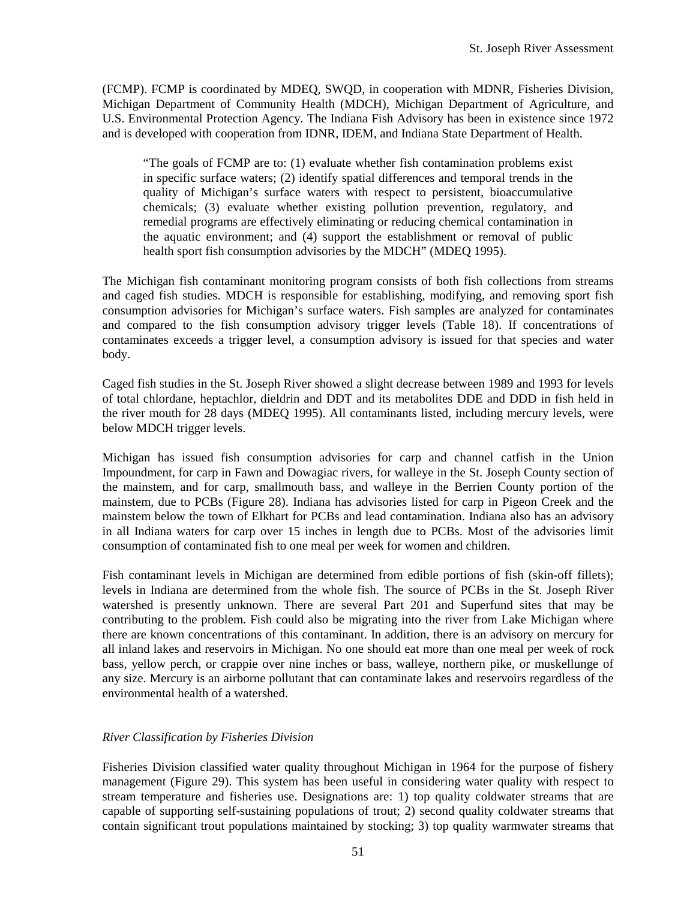(FCMP). FCMP is coordinated by MDEQ, SWQD, in cooperation with MDNR, Fisheries Division, Michigan Department of Community Health (MDCH), Michigan Department of Agriculture, and U.S. Environmental Protection Agency. The Indiana Fish Advisory has been in existence since 1972 and is developed with cooperation from IDNR, IDEM, and Indiana State Department of Health.

> "The goals of FCMP are to: (1) evaluate whether fish contamination problems exist in specific surface waters; (2) identify spatial differences and temporal trends in the quality of Michigan's surface waters with respect to persistent, bioaccumulative chemicals; (3) evaluate whether existing pollution prevention, regulatory, and remedial programs are effectively eliminating or reducing chemical contamination in the aquatic environment; and (4) support the establishment or removal of public health sport fish consumption advisories by the MDCH" (MDEQ 1995).

The Michigan fish contaminant monitoring program consists of both fish collections from streams and caged fish studies. MDCH is responsible for establishing, modifying, and removing sport fish consumption advisories for Michigan's surface waters. Fish samples are analyzed for contaminates and compared to the fish consumption advisory trigger levels (Table 18). If concentrations of contaminates exceeds a trigger level, a consumption advisory is issued for that species and water body.

Caged fish studies in the St. Joseph River showed a slight decrease between 1989 and 1993 for levels of total chlordane, heptachlor, dieldrin and DDT and its metabolites DDE and DDD in fish held in the river mouth for 28 days (MDEQ 1995). All contaminants listed, including mercury levels, were below MDCH trigger levels.

Michigan has issued fish consumption advisories for carp and channel catfish in the Union Impoundment, for carp in Fawn and Dowagiac rivers, for walleye in the St. Joseph County section of the mainstem, and for carp, smallmouth bass, and walleye in the Berrien County portion of the mainstem, due to PCBs (Figure 28). Indiana has advisories listed for carp in Pigeon Creek and the mainstem below the town of Elkhart for PCBs and lead contamination. Indiana also has an advisory in all Indiana waters for carp over 15 inches in length due to PCBs. Most of the advisories limit consumption of contaminated fish to one meal per week for women and children.

Fish contaminant levels in Michigan are determined from edible portions of fish (skin-off fillets); levels in Indiana are determined from the whole fish. The source of PCBs in the St. Joseph River watershed is presently unknown. There are several Part 201 and Superfund sites that may be contributing to the problem. Fish could also be migrating into the river from Lake Michigan where there are known concentrations of this contaminant. In addition, there is an advisory on mercury for all inland lakes and reservoirs in Michigan. No one should eat more than one meal per week of rock bass, yellow perch, or crappie over nine inches or bass, walleye, northern pike, or muskellunge of any size. Mercury is an airborne pollutant that can contaminate lakes and reservoirs regardless of the environmental health of a watershed.

### *River Classification by Fisheries Division*

Fisheries Division classified water quality throughout Michigan in 1964 for the purpose of fishery management (Figure 29). This system has been useful in considering water quality with respect to stream temperature and fisheries use. Designations are: 1) top quality coldwater streams that are capable of supporting self-sustaining populations of trout; 2) second quality coldwater streams that contain significant trout populations maintained by stocking; 3) top quality warmwater streams that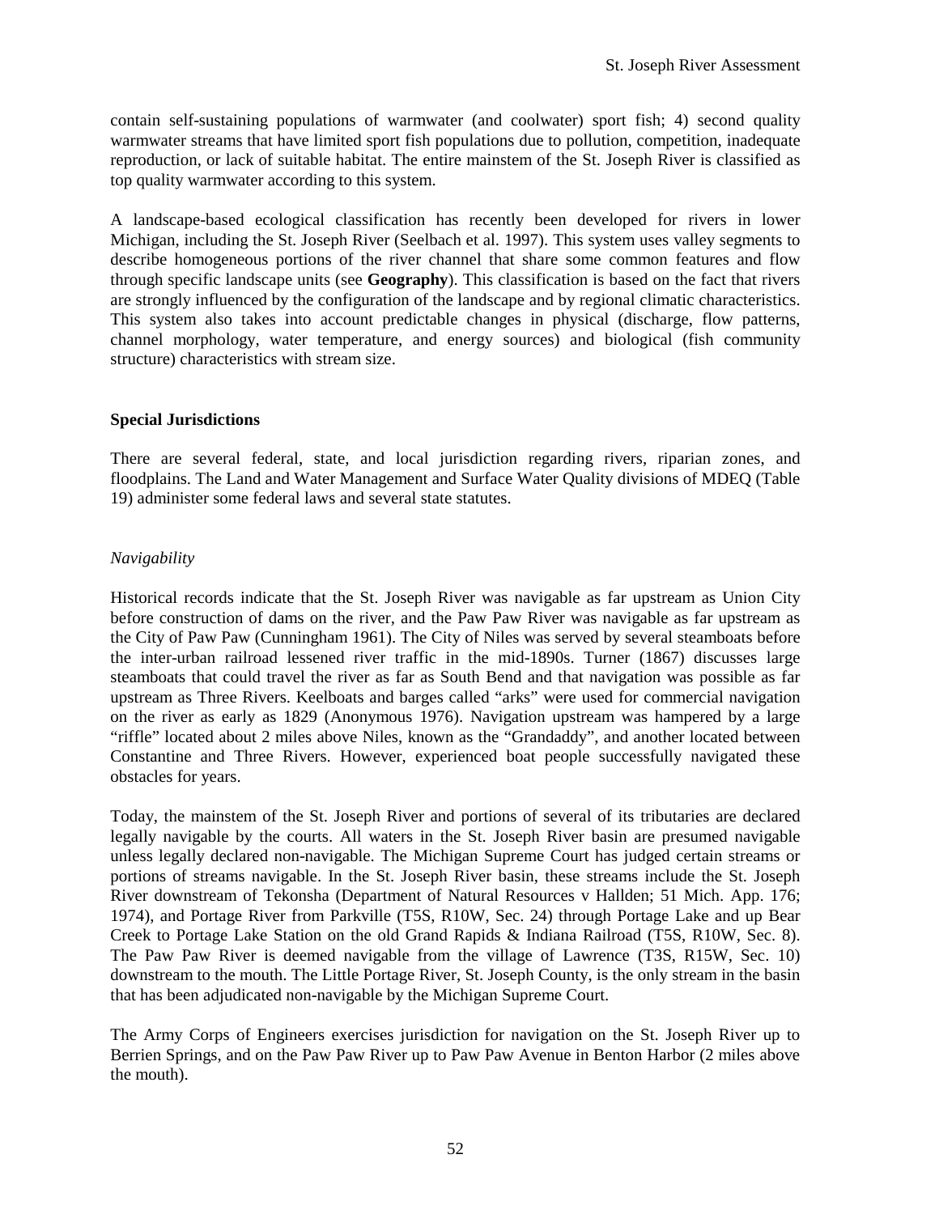contain self-sustaining populations of warmwater (and coolwater) sport fish; 4) second quality warmwater streams that have limited sport fish populations due to pollution, competition, inadequate reproduction, or lack of suitable habitat. The entire mainstem of the St. Joseph River is classified as top quality warmwater according to this system.

A landscape-based ecological classification has recently been developed for rivers in lower Michigan, including the St. Joseph River (Seelbach et al. 1997). This system uses valley segments to describe homogeneous portions of the river channel that share some common features and flow through specific landscape units (see **Geography**). This classification is based on the fact that rivers are strongly influenced by the configuration of the landscape and by regional climatic characteristics. This system also takes into account predictable changes in physical (discharge, flow patterns, channel morphology, water temperature, and energy sources) and biological (fish community structure) characteristics with stream size.

## Special Jurisdictions

There are several federal, state, and local jurisdiction regarding rivers, riparian zones, and floodplains. The Land and Water Management and Surface Water Quality divisions of MDEQ (Table 19) administer some federal laws and several state statutes.

### *Navigability*

Historical records indicate that the St. Joseph River was navigable as far upstream as Union City before construction of dams on the river, and the Paw Paw River was navigable as far upstream as the City of Paw Paw (Cunningham 1961). The City of Niles was served by several steamboats before the inter-urban railroad lessened river traffic in the mid-1890s. Turner (1867) discusses large steamboats that could travel the river as far as South Bend and that navigation was possible as far upstream as Three Rivers. Keelboats and barges called "arks" were used for commercial navigation on the river as early as 1829 (Anonymous 1976). Navigation upstream was hampered by a large "riffle" located about 2 miles above Niles, known as the "Grandaddy", and another located between Constantine and Three Rivers. However, experienced boat people successfully navigated these obstacles for years.

Today, the mainstem of the St. Joseph River and portions of several of its tributaries are declared legally navigable by the courts. All waters in the St. Joseph River basin are presumed navigable unless legally declared non-navigable. The Michigan Supreme Court has judged certain streams or portions of streams navigable. In the St. Joseph River basin, these streams include the St. Joseph River downstream of Tekonsha (Department of Natural Resources v Hallden; 51 Mich. App. 176; 1974), and Portage River from Parkville (T5S, R10W, Sec. 24) through Portage Lake and up Bear Creek to Portage Lake Station on the old Grand Rapids & Indiana Railroad (T5S, R10W, Sec. 8). The Paw Paw River is deemed navigable from the village of Lawrence (T3S, R15W, Sec. 10) downstream to the mouth. The Little Portage River, St. Joseph County, is the only stream in the basin that has been adjudicated non-navigable by the Michigan Supreme Court.

The Army Corps of Engineers exercises jurisdiction for navigation on the St. Joseph River up to Berrien Springs, and on the Paw Paw River up to Paw Paw Avenue in Benton Harbor (2 miles above the mouth).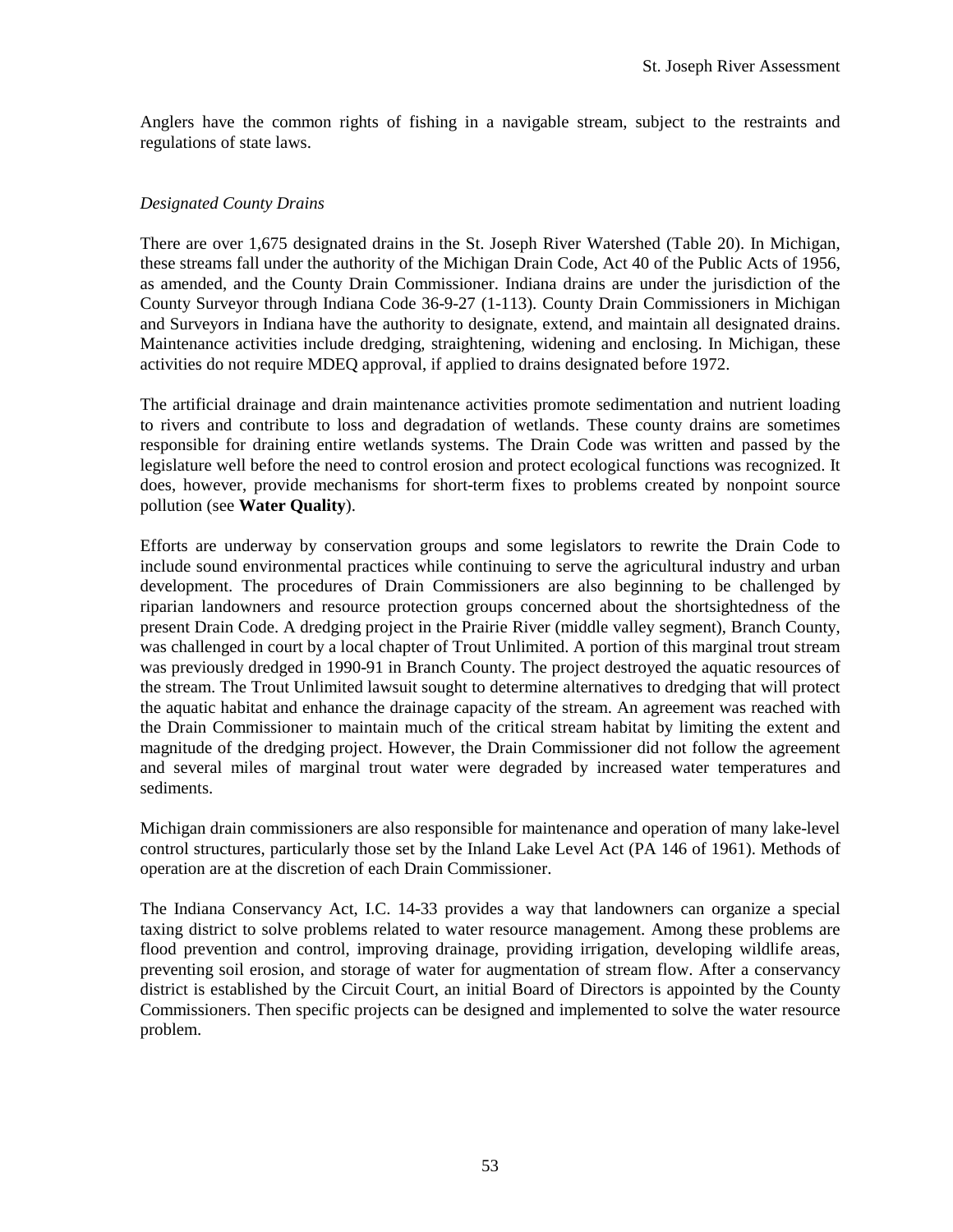Anglers have the common rights of fishing in a navigable stream, subject to the restraints and regulations of state laws.

*Designated County Drains*

There are over 1,675 designated drains in the St. Joseph River Watershed (Table 20). In Michigan, these streams fall under the authority of the Michigan Drain Code, Act 40 of the Public Acts of 1956, as amended, and the County Drain Commissioner. Indiana drains are under the jurisdiction of the County Surveyor through Indiana Code 36-9-27 (1-113). County Drain Commissioners in Michigan and Surveyors in Indiana have the authority to designate, extend, and maintain all designated drains. Maintenance activities include dredging, straightening, widening and enclosing. In Michigan, these activities do not require MDEQ approval, if applied to drains designated before 1972.

The artificial drainage and drain maintenance activities promote sedimentation and nutrient loading to rivers and contribute to loss and degradation of wetlands. These county drains are sometimes responsible for draining entire wetlands systems. The Drain Code was written and passed by the legislature well before the need to control erosion and protect ecological functions was recognized. It does, however, provide mechanisms for short-term fixes to problems created by nonpoint source pollution (see **Water Quality**).

Efforts are underway by conservation groups and some legislators to rewrite the Drain Code to include sound environmental practices while continuing to serve the agricultural industry and urban development. The procedures of Drain Commissioners are also beginning to be challenged by riparian landowners and resource protection groups concerned about the shortsightedness of the present Drain Code. A dredging project in the Prairie River (middle valley segment), Branch County, was challenged in court by a local chapter of Trout Unlimited. A portion of this marginal trout stream was previously dredged in 1990-91 in Branch County. The project destroyed the aquatic resources of the stream. The Trout Unlimited lawsuit sought to determine alternatives to dredging that will protect the aquatic habitat and enhance the drainage capacity of the stream. An agreement was reached with the Drain Commissioner to maintain much of the critical stream habitat by limiting the extent and magnitude of the dredging project. However, the Drain Commissioner did not follow the agreement and several miles of marginal trout water were degraded by increased water temperatures and sediments.

Michigan drain commissioners are also responsible for maintenance and operation of many lake-level control structures, particularly those set by the Inland Lake Level Act (PA 146 of 1961). Methods of operation are at the discretion of each Drain Commissioner.

The Indiana Conservancy Act, I.C. 14-33 provides a way that landowners can organize a special taxing district to solve problems related to water resource management. Among these problems are flood prevention and control, improving drainage, providing irrigation, developing wildlife areas, preventing soil erosion, and storage of water for augmentation of stream flow. After a conservancy district is established by the Circuit Court, an initial Board of Directors is appointed by the County Commissioners. Then specific projects can be designed and implemented to solve the water resource problem.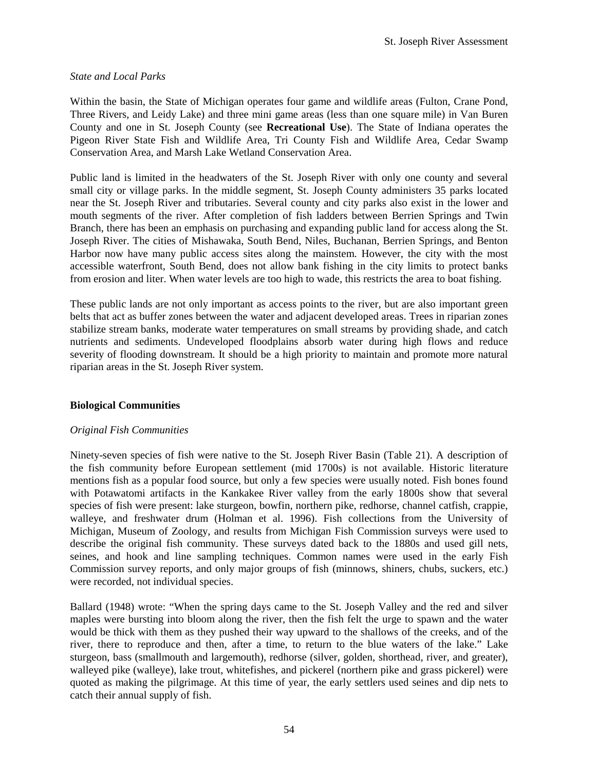*State and Local Parks*

Within the basin, the State of Michigan operates four game and wildlife areas (Fulton, Crane Pond, Three Rivers, and Leidy Lake) and three mini game areas (less than one square mile) in Van Buren County and one in St. Joseph County (see **Recreational Use**). The State of Indiana operates the Pigeon River State Fish and Wildlife Area, Tri County Fish and Wildlife Area, Cedar Swamp Conservation Area, and Marsh Lake Wetland Conservation Area.

Public land is limited in the headwaters of the St. Joseph River with only one county and several small city or village parks. In the middle segment, St. Joseph County administers 35 parks located near the St. Joseph River and tributaries. Several county and city parks also exist in the lower and mouth segments of the river. After completion of fish ladders between Berrien Springs and Twin Branch, there has been an emphasis on purchasing and expanding public land for access along the St. Joseph River. The cities of Mishawaka, South Bend, Niles, Buchanan, Berrien Springs, and Benton Harbor now have many public access sites along the mainstem. However, the city with the most accessible waterfront, South Bend, does not allow bank fishing in the city limits to protect banks from erosion and liter. When water levels are too high to wade, this restricts the area to boat fishing.

These public lands are not only important as access points to the river, but are also important green belts that act as buffer zones between the water and adjacent developed areas. Trees in riparian zones stabilize stream banks, moderate water temperatures on small streams by providing shade, and catch nutrients and sediments. Undeveloped floodplains absorb water during high flows and reduce severity of flooding downstream. It should be a high priority to maintain and promote more natural riparian areas in the St. Joseph River system.

## Biological Communities

*Original Fish Communities*

Ninety-seven species of fish were native to the St. Joseph River Basin (Table 21). A description of the fish community before European settlement (mid 1700s) is not available. Historic literature mentions fish as a popular food source, but only a few species were usually noted. Fish bones found with Potawatomi artifacts in the Kankakee River valley from the early 1800s show that several species of fish were present: lake sturgeon, bowfin, northern pike, redhorse, channel catfish, crappie, walleye, and freshwater drum (Holman et al. 1996). Fish collections from the University of Michigan, Museum of Zoology, and results from Michigan Fish Commission surveys were used to describe the original fish community. These surveys dated back to the 1880s and used gill nets, seines, and hook and line sampling techniques. Common names were used in the early Fish Commission survey reports, and only major groups of fish (minnows, shiners, chubs, suckers, etc.) were recorded, not individual species.

Ballard (1948) wrote: "When the spring days came to the St. Joseph Valley and the red and silver maples were bursting into bloom along the river, then the fish felt the urge to spawn and the water would be thick with them as they pushed their way upward to the shallows of the creeks, and of the river, there to reproduce and then, after a time, to return to the blue waters of the lake." Lake sturgeon, bass (smallmouth and largemouth), redhorse (silver, golden, shorthead, river, and greater), walleyed pike (walleye), lake trout, whitefishes, and pickerel (northern pike and grass pickerel) were quoted as making the pilgrimage. At this time of year, the early settlers used seines and dip nets to catch their annual supply of fish.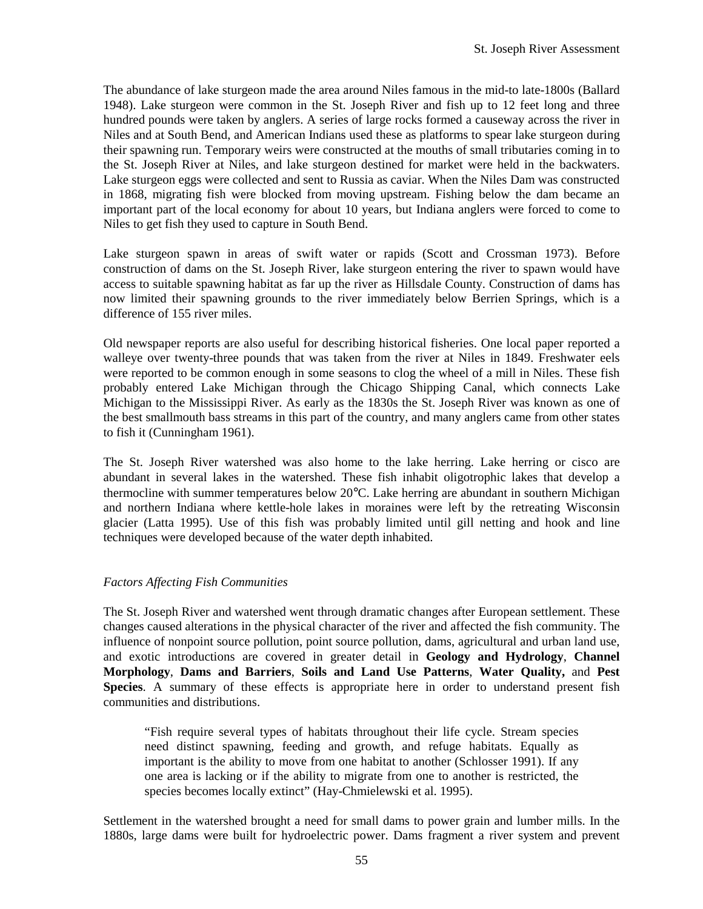The abundance of lake sturgeon made the area around Niles famous in the mid-to late-1800s (Ballard 1948). Lake sturgeon were common in the St. Joseph River and fish up to 12 feet long and three hundred pounds were taken by anglers. A series of large rocks formed a causeway across the river in Niles and at South Bend, and American Indians used these as platforms to spear lake sturgeon during their spawning run. Temporary weirs were constructed at the mouths of small tributaries coming in to the St. Joseph River at Niles, and lake sturgeon destined for market were held in the backwaters. Lake sturgeon eggs were collected and sent to Russia as caviar. When the Niles Dam was constructed in 1868, migrating fish were blocked from moving upstream. Fishing below the dam became an important part of the local economy for about 10 years, but Indiana anglers were forced to come to Niles to get fish they used to capture in South Bend.

Lake sturgeon spawn in areas of swift water or rapids (Scott and Crossman 1973). Before construction of dams on the St. Joseph River, lake sturgeon entering the river to spawn would have access to suitable spawning habitat as far up the river as Hillsdale County. Construction of dams has now limited their spawning grounds to the river immediately below Berrien Springs, which is a difference of 155 river miles.

Old newspaper reports are also useful for describing historical fisheries. One local paper reported a walleye over twenty-three pounds that was taken from the river at Niles in 1849. Freshwater eels were reported to be common enough in some seasons to clog the wheel of a mill in Niles. These fish probably entered Lake Michigan through the Chicago Shipping Canal, which connects Lake Michigan to the Mississippi River. As early as the 1830s the St. Joseph River was known as one of the best smallmouth bass streams in this part of the country, and many anglers came from other states to fish it (Cunningham 1961).

The St. Joseph River watershed was also home to the lake herring. Lake herring or cisco are abundant in several lakes in the watershed. These fish inhabit oligotrophic lakes that develop a thermocline with summer temperatures below 20°C. Lake herring are abundant in southern Michigan and northern Indiana where kettle-hole lakes in moraines were left by the retreating Wisconsin glacier (Latta 1995). Use of this fish was probably limited until gill netting and hook and line techniques were developed because of the water depth inhabited.

### *Factors Affecting Fish Communities*

The St. Joseph River and watershed went through dramatic changes after European settlement. These changes caused alterations in the physical character of the river and affected the fish community. The influence of nonpoint source pollution, point source pollution, dams, agricultural and urban land use, and exotic introductions are covered in greater detail in **Geology and Hydrology**, **Channel Morphology**, **Dams and Barriers**, **Soils and Land Use Patterns**, **Water Quality,** and **Pest Species**. A summary of these effects is appropriate here in order to understand present fish communities and distributions.

> "Fish require several types of habitats throughout their life cycle. Stream species need distinct spawning, feeding and growth, and refuge habitats. Equally as important is the ability to move from one habitat to another (Schlosser 1991). If any one area is lacking or if the ability to migrate from one to another is restricted, the species becomes locally extinct" (Hay-Chmielewski et al. 1995).

Settlement in the watershed brought a need for small dams to power grain and lumber mills. In the 1880s, large dams were built for hydroelectric power. Dams fragment a river system and prevent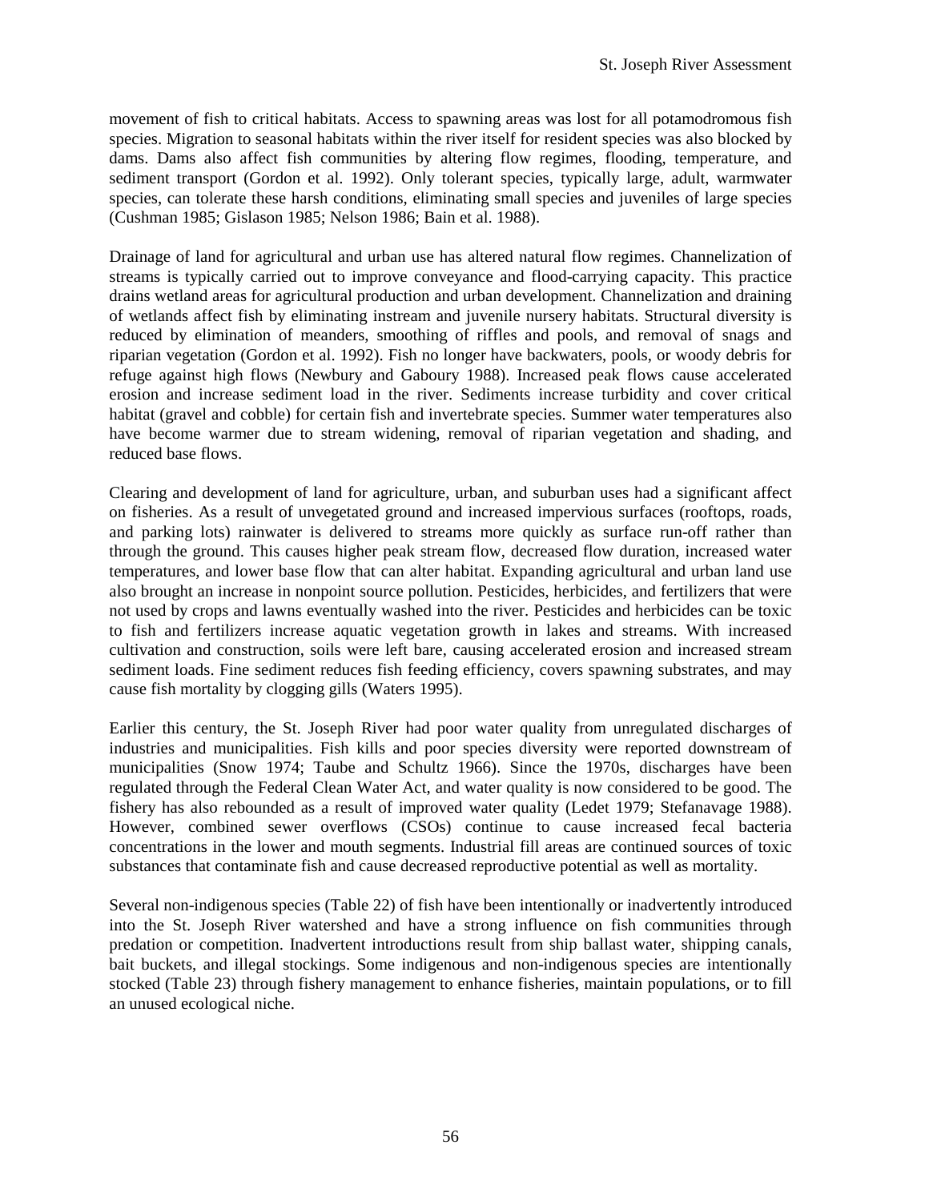movement of fish to critical habitats. Access to spawning areas was lost for all potamodromous fish species. Migration to seasonal habitats within the river itself for resident species was also blocked by dams. Dams also affect fish communities by altering flow regimes, flooding, temperature, and sediment transport (Gordon et al. 1992). Only tolerant species, typically large, adult, warmwater species, can tolerate these harsh conditions, eliminating small species and juveniles of large species (Cushman 1985; Gislason 1985; Nelson 1986; Bain et al. 1988).

Drainage of land for agricultural and urban use has altered natural flow regimes. Channelization of streams is typically carried out to improve conveyance and flood-carrying capacity. This practice drains wetland areas for agricultural production and urban development. Channelization and draining of wetlands affect fish by eliminating instream and juvenile nursery habitats. Structural diversity is reduced by elimination of meanders, smoothing of riffles and pools, and removal of snags and riparian vegetation (Gordon et al. 1992). Fish no longer have backwaters, pools, or woody debris for refuge against high flows (Newbury and Gaboury 1988). Increased peak flows cause accelerated erosion and increase sediment load in the river. Sediments increase turbidity and cover critical habitat (gravel and cobble) for certain fish and invertebrate species. Summer water temperatures also have become warmer due to stream widening, removal of riparian vegetation and shading, and reduced base flows.

Clearing and development of land for agriculture, urban, and suburban uses had a significant affect on fisheries. As a result of unvegetated ground and increased impervious surfaces (rooftops, roads, and parking lots) rainwater is delivered to streams more quickly as surface run-off rather than through the ground. This causes higher peak stream flow, decreased flow duration, increased water temperatures, and lower base flow that can alter habitat. Expanding agricultural and urban land use also brought an increase in nonpoint source pollution. Pesticides, herbicides, and fertilizers that were not used by crops and lawns eventually washed into the river. Pesticides and herbicides can be toxic to fish and fertilizers increase aquatic vegetation growth in lakes and streams. With increased cultivation and construction, soils were left bare, causing accelerated erosion and increased stream sediment loads. Fine sediment reduces fish feeding efficiency, covers spawning substrates, and may cause fish mortality by clogging gills (Waters 1995).

Earlier this century, the St. Joseph River had poor water quality from unregulated discharges of industries and municipalities. Fish kills and poor species diversity were reported downstream of municipalities (Snow 1974; Taube and Schultz 1966). Since the 1970s, discharges have been regulated through the Federal Clean Water Act, and water quality is now considered to be good. The fishery has also rebounded as a result of improved water quality (Ledet 1979; Stefanavage 1988). However, combined sewer overflows (CSOs) continue to cause increased fecal bacteria concentrations in the lower and mouth segments. Industrial fill areas are continued sources of toxic substances that contaminate fish and cause decreased reproductive potential as well as mortality.

Several non-indigenous species (Table 22) of fish have been intentionally or inadvertently introduced into the St. Joseph River watershed and have a strong influence on fish communities through predation or competition. Inadvertent introductions result from ship ballast water, shipping canals, bait buckets, and illegal stockings. Some indigenous and non-indigenous species are intentionally stocked (Table 23) through fishery management to enhance fisheries, maintain populations, or to fill an unused ecological niche.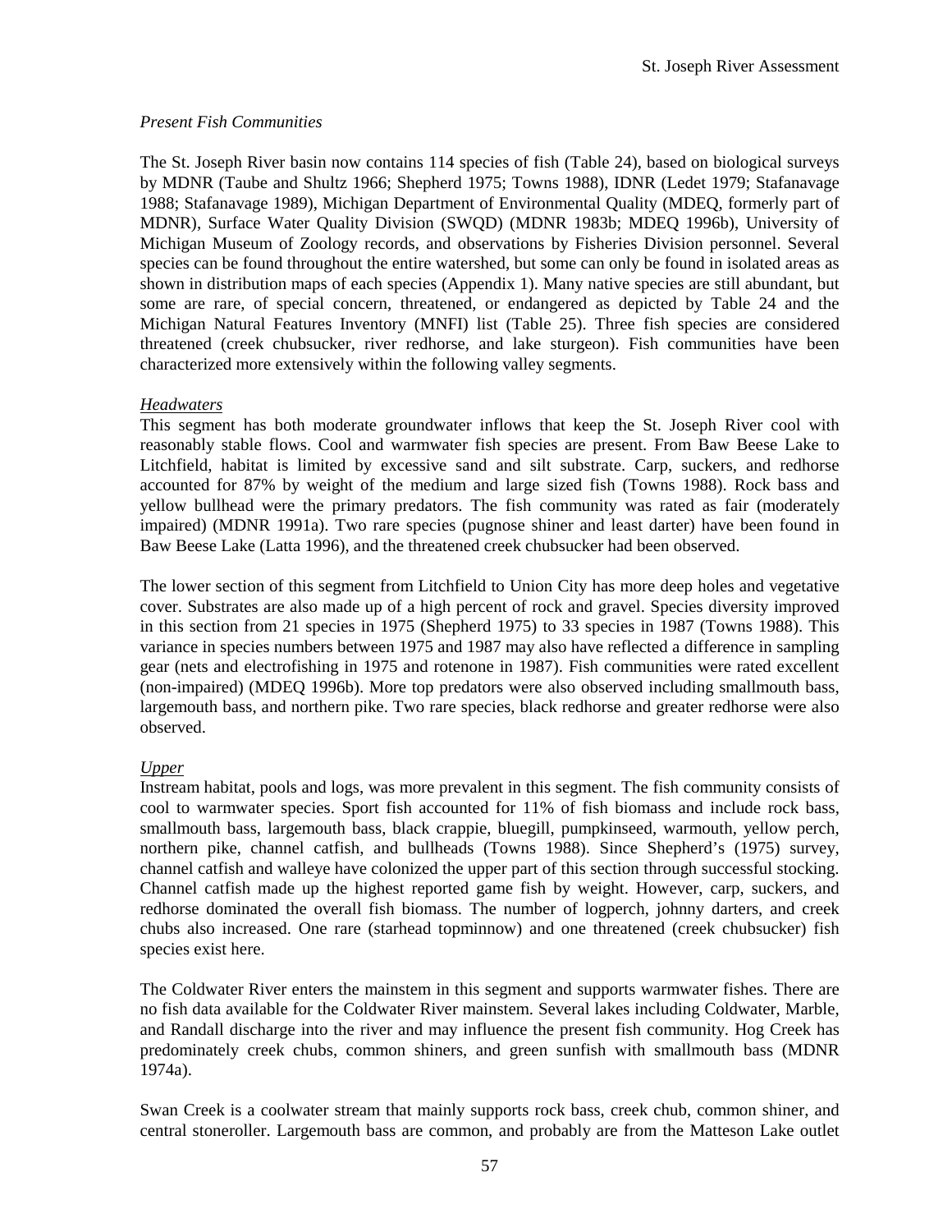*Present Fish Communities*

The St. Joseph River basin now contains 114 species of fish (Table 24), based on biological surveys by MDNR (Taube and Shultz 1966; Shepherd 1975; Towns 1988), IDNR (Ledet 1979; Stafanavage 1988; Stafanavage 1989), Michigan Department of Environmental Quality (MDEQ, formerly part of MDNR), Surface Water Quality Division (SWQD) (MDNR 1983b; MDEQ 1996b), University of Michigan Museum of Zoology records, and observations by Fisheries Division personnel. Several species can be found throughout the entire watershed, but some can only be found in isolated areas as shown in distribution maps of each species (Appendix 1). Many native species are still abundant, but some are rare, of special concern, threatened, or endangered as depicted by Table 24 and the Michigan Natural Features Inventory (MNFI) list (Table 25). Three fish species are considered threatened (creek chubsucker, river redhorse, and lake sturgeon). Fish communities have been characterized more extensively within the following valley segments.

<u>*Headwaters*</u>

This segment has both moderate groundwater inflows that keep the St. Joseph River cool with reasonably stable flows. Cool and warmwater fish species are present. From Baw Beese Lake to Litchfield, habitat is limited by excessive sand and silt substrate. Carp, suckers, and redhorse accounted for 87% by weight of the medium and large sized fish (Towns 1988). Rock bass and yellow bullhead were the primary predators. The fish community was rated as fair (moderately impaired) (MDNR 1991a). Two rare species (pugnose shiner and least darter) have been found in Baw Beese Lake (Latta 1996), and the threatened creek chubsucker had been observed.

The lower section of this segment from Litchfield to Union City has more deep holes and vegetative cover. Substrates are also made up of a high percent of rock and gravel. Species diversity improved in this section from 21 species in 1975 (Shepherd 1975) to 33 species in 1987 (Towns 1988). This variance in species numbers between 1975 and 1987 may also have reflected a difference in sampling gear (nets and electrofishing in 1975 and rotenone in 1987). Fish communities were rated excellent (non-impaired) (MDEQ 1996b). More top predators were also observed including smallmouth bass, largemouth bass, and northern pike. Two rare species, black redhorse and greater redhorse were also observed.

<u>*Upper*</u>

Instream habitat, pools and logs, was more prevalent in this segment. The fish community consists of cool to warmwater species. Sport fish accounted for 11% of fish biomass and include rock bass, smallmouth bass, largemouth bass, black crappie, bluegill, pumpkinseed, warmouth, yellow perch, northern pike, channel catfish, and bullheads (Towns 1988). Since Shepherd's (1975) survey, channel catfish and walleye have colonized the upper part of this section through successful stocking. Channel catfish made up the highest reported game fish by weight. However, carp, suckers, and redhorse dominated the overall fish biomass. The number of logperch, johnny darters, and creek chubs also increased. One rare (starhead topminnow) and one threatened (creek chubsucker) fish species exist here.

The Coldwater River enters the mainstem in this segment and supports warmwater fishes. There are no fish data available for the Coldwater River mainstem. Several lakes including Coldwater, Marble, and Randall discharge into the river and may influence the present fish community. Hog Creek has predominately creek chubs, common shiners, and green sunfish with smallmouth bass (MDNR 1974a).

Swan Creek is a coolwater stream that mainly supports rock bass, creek chub, common shiner, and central stoneroller. Largemouth bass are common, and probably are from the Matteson Lake outlet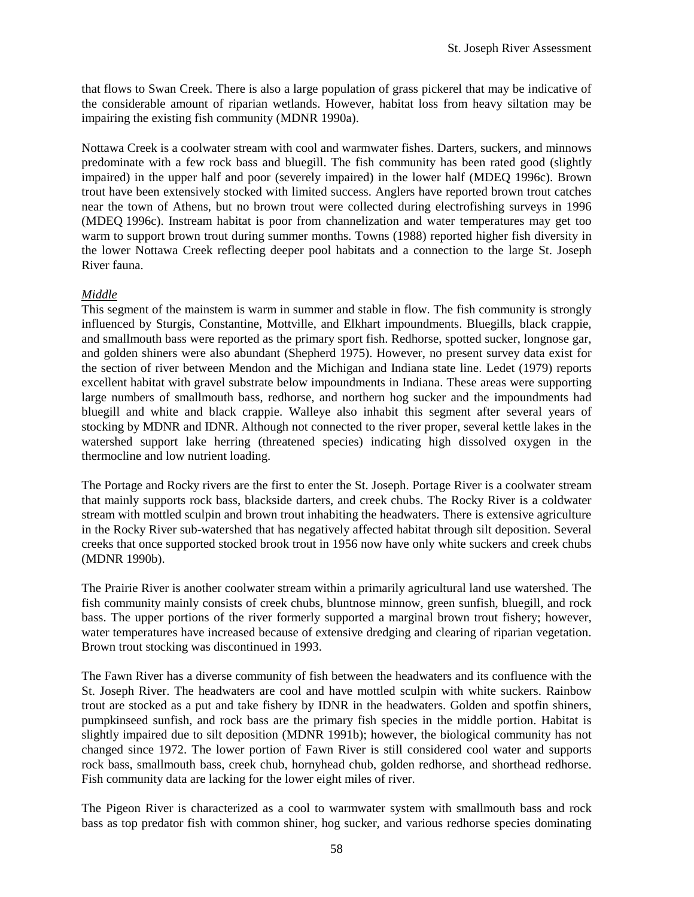that flows to Swan Creek. There is also a large population of grass pickerel that may be indicative of the considerable amount of riparian wetlands. However, habitat loss from heavy siltation may be impairing the existing fish community (MDNR 1990a).

Nottawa Creek is a coolwater stream with cool and warmwater fishes. Darters, suckers, and minnows predominate with a few rock bass and bluegill. The fish community has been rated good (slightly impaired) in the upper half and poor (severely impaired) in the lower half (MDEQ 1996c). Brown trout have been extensively stocked with limited success. Anglers have reported brown trout catches near the town of Athens, but no brown trout were collected during electrofishing surveys in 1996 (MDEQ 1996c). Instream habitat is poor from channelization and water temperatures may get too warm to support brown trout during summer months. Towns (1988) reported higher fish diversity in the lower Nottawa Creek reflecting deeper pool habitats and a connection to the large St. Joseph River fauna.

*Middle*

This segment of the mainstem is warm in summer and stable in flow. The fish community is strongly influenced by Sturgis, Constantine, Mottville, and Elkhart impoundments. Bluegills, black crappie, and smallmouth bass were reported as the primary sport fish. Redhorse, spotted sucker, longnose gar, and golden shiners were also abundant (Shepherd 1975). However, no present survey data exist for the section of river between Mendon and the Michigan and Indiana state line. Ledet (1979) reports excellent habitat with gravel substrate below impoundments in Indiana. These areas were supporting large numbers of smallmouth bass, redhorse, and northern hog sucker and the impoundments had bluegill and white and black crappie. Walleye also inhabit this segment after several years of stocking by MDNR and IDNR. Although not connected to the river proper, several kettle lakes in the watershed support lake herring (threatened species) indicating high dissolved oxygen in the thermocline and low nutrient loading.

The Portage and Rocky rivers are the first to enter the St. Joseph. Portage River is a coolwater stream that mainly supports rock bass, blackside darters, and creek chubs. The Rocky River is a coldwater stream with mottled sculpin and brown trout inhabiting the headwaters. There is extensive agriculture in the Rocky River sub-watershed that has negatively affected habitat through silt deposition. Several creeks that once supported stocked brook trout in 1956 now have only white suckers and creek chubs (MDNR 1990b).

The Prairie River is another coolwater stream within a primarily agricultural land use watershed. The fish community mainly consists of creek chubs, bluntnose minnow, green sunfish, bluegill, and rock bass. The upper portions of the river formerly supported a marginal brown trout fishery; however, water temperatures have increased because of extensive dredging and clearing of riparian vegetation. Brown trout stocking was discontinued in 1993.

The Fawn River has a diverse community of fish between the headwaters and its confluence with the St. Joseph River. The headwaters are cool and have mottled sculpin with white suckers. Rainbow trout are stocked as a put and take fishery by IDNR in the headwaters. Golden and spotfin shiners, pumpkinseed sunfish, and rock bass are the primary fish species in the middle portion. Habitat is slightly impaired due to silt deposition (MDNR 1991b); however, the biological community has not changed since 1972. The lower portion of Fawn River is still considered cool water and supports rock bass, smallmouth bass, creek chub, hornyhead chub, golden redhorse, and shorthead redhorse. Fish community data are lacking for the lower eight miles of river.

The Pigeon River is characterized as a cool to warmwater system with smallmouth bass and rock bass as top predator fish with common shiner, hog sucker, and various redhorse species dominating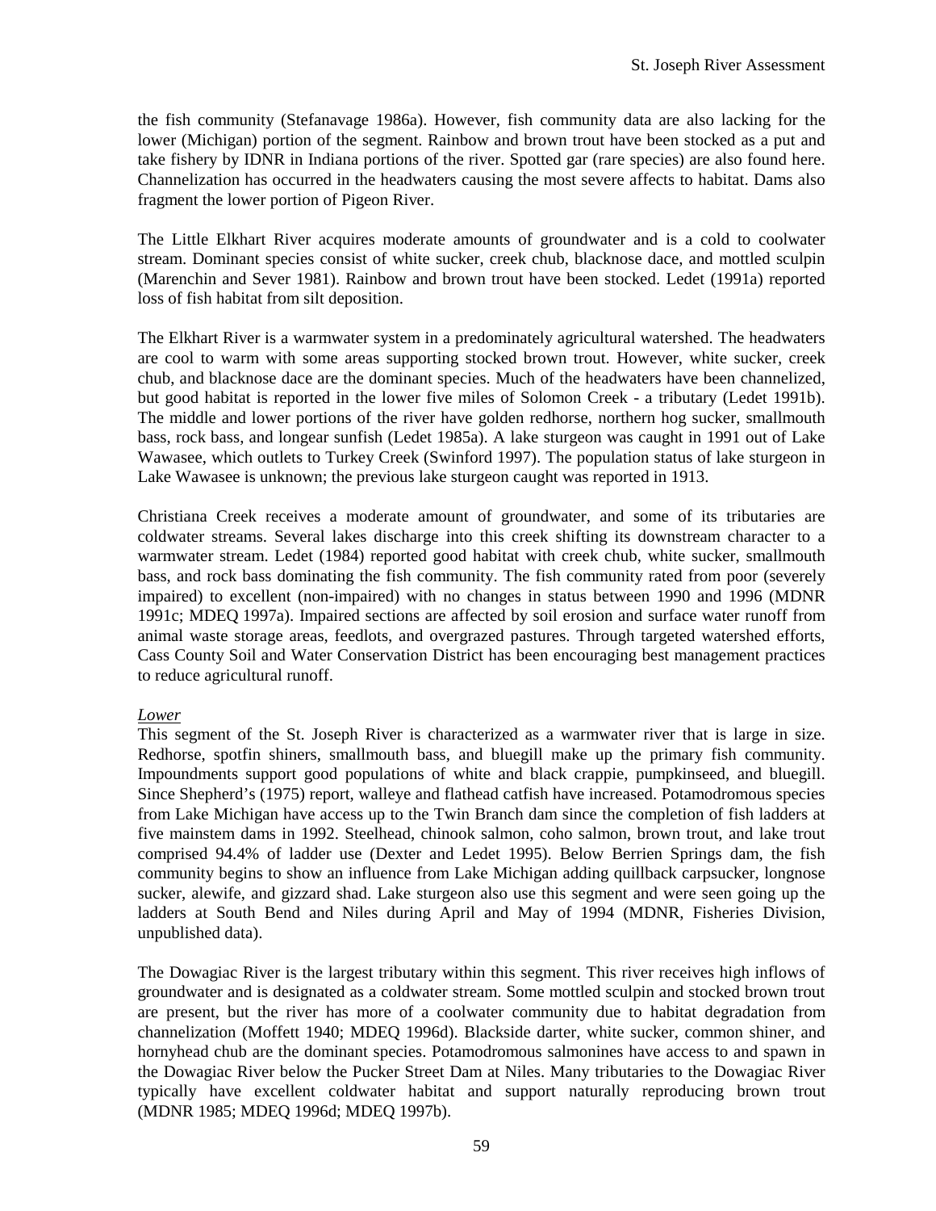the fish community (Stefanavage 1986a). However, fish community data are also lacking for the lower (Michigan) portion of the segment. Rainbow and brown trout have been stocked as a put and take fishery by IDNR in Indiana portions of the river. Spotted gar (rare species) are also found here. Channelization has occurred in the headwaters causing the most severe affects to habitat. Dams also fragment the lower portion of Pigeon River.

The Little Elkhart River acquires moderate amounts of groundwater and is a cold to coolwater stream. Dominant species consist of white sucker, creek chub, blacknose dace, and mottled sculpin (Marenchin and Sever 1981). Rainbow and brown trout have been stocked. Ledet (1991a) reported loss of fish habitat from silt deposition.

The Elkhart River is a warmwater system in a predominately agricultural watershed. The headwaters are cool to warm with some areas supporting stocked brown trout. However, white sucker, creek chub, and blacknose dace are the dominant species. Much of the headwaters have been channelized, but good habitat is reported in the lower five miles of Solomon Creek - a tributary (Ledet 1991b). The middle and lower portions of the river have golden redhorse, northern hog sucker, smallmouth bass, rock bass, and longear sunfish (Ledet 1985a). A lake sturgeon was caught in 1991 out of Lake Wawasee, which outlets to Turkey Creek (Swinford 1997). The population status of lake sturgeon in Lake Wawasee is unknown; the previous lake sturgeon caught was reported in 1913.

Christiana Creek receives a moderate amount of groundwater, and some of its tributaries are coldwater streams. Several lakes discharge into this creek shifting its downstream character to a warmwater stream. Ledet (1984) reported good habitat with creek chub, white sucker, smallmouth bass, and rock bass dominating the fish community. The fish community rated from poor (severely impaired) to excellent (non-impaired) with no changes in status between 1990 and 1996 (MDNR 1991c; MDEQ 1997a). Impaired sections are affected by soil erosion and surface water runoff from animal waste storage areas, feedlots, and overgrazed pastures. Through targeted watershed efforts, Cass County Soil and Water Conservation District has been encouraging best management practices to reduce agricultural runoff.

*Lower*

This segment of the St. Joseph River is characterized as a warmwater river that is large in size. Redhorse, spotfin shiners, smallmouth bass, and bluegill make up the primary fish community. Impoundments support good populations of white and black crappie, pumpkinseed, and bluegill. Since Shepherd's (1975) report, walleye and flathead catfish have increased. Potamodromous species from Lake Michigan have access up to the Twin Branch dam since the completion of fish ladders at five mainstem dams in 1992. Steelhead, chinook salmon, coho salmon, brown trout, and lake trout comprised 94.4% of ladder use (Dexter and Ledet 1995). Below Berrien Springs dam, the fish community begins to show an influence from Lake Michigan adding quillback carpsucker, longnose sucker, alewife, and gizzard shad. Lake sturgeon also use this segment and were seen going up the ladders at South Bend and Niles during April and May of 1994 (MDNR, Fisheries Division, unpublished data).

The Dowagiac River is the largest tributary within this segment. This river receives high inflows of groundwater and is designated as a coldwater stream. Some mottled sculpin and stocked brown trout are present, but the river has more of a coolwater community due to habitat degradation from channelization (Moffett 1940; MDEQ 1996d). Blackside darter, white sucker, common shiner, and hornyhead chub are the dominant species. Potamodromous salmonines have access to and spawn in the Dowagiac River below the Pucker Street Dam at Niles. Many tributaries to the Dowagiac River typically have excellent coldwater habitat and support naturally reproducing brown trout (MDNR 1985; MDEQ 1996d; MDEQ 1997b).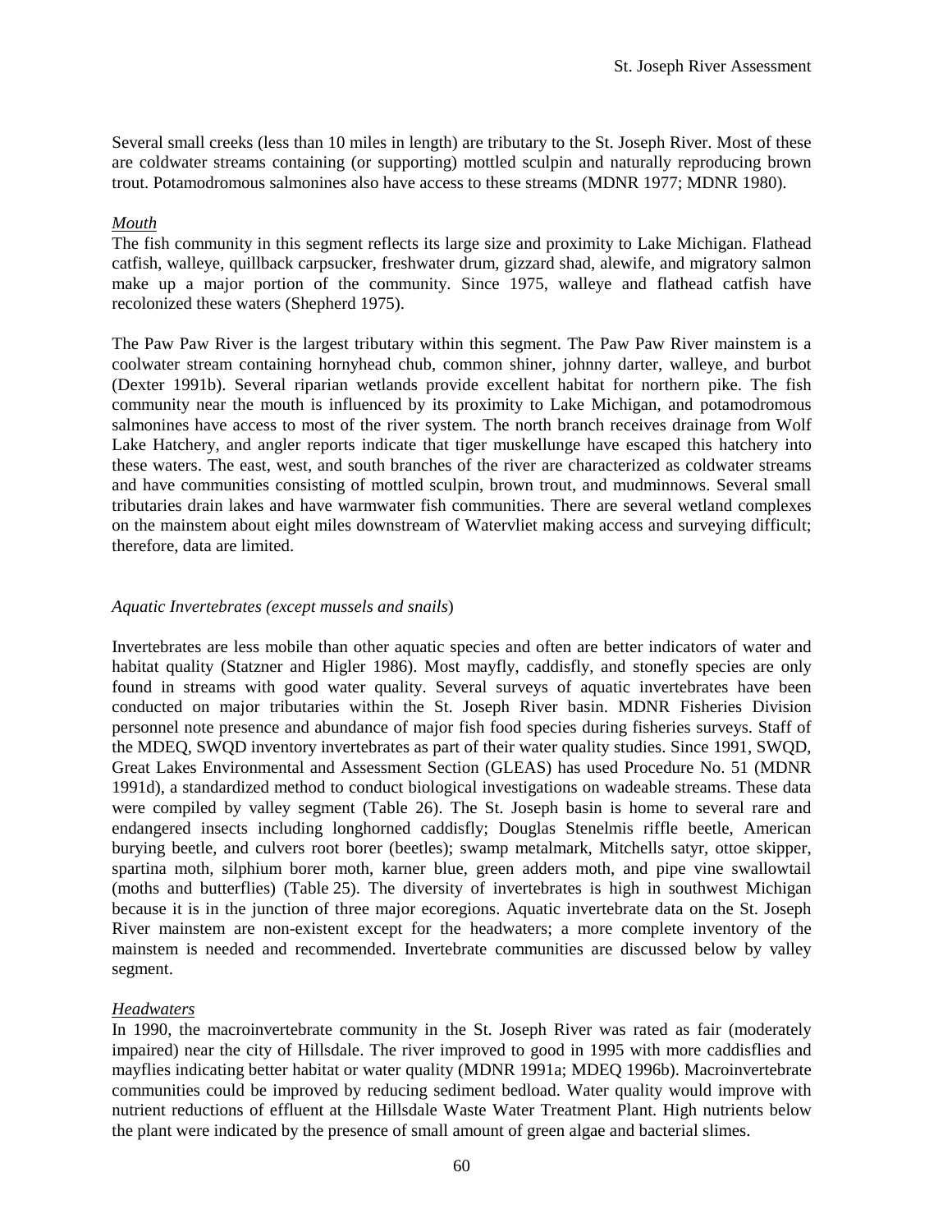Several small creeks (less than 10 miles in length) are tributary to the St. Joseph River. Most of these are coldwater streams containing (or supporting) mottled sculpin and naturally reproducing brown trout. Potamodromous salmonines also have access to these streams (MDNR 1977; MDNR 1980).

*Mouth*

The fish community in this segment reflects its large size and proximity to Lake Michigan. Flathead catfish, walleye, quillback carpsucker, freshwater drum, gizzard shad, alewife, and migratory salmon make up a major portion of the community. Since 1975, walleye and flathead catfish have recolonized these waters (Shepherd 1975).

The Paw Paw River is the largest tributary within this segment. The Paw Paw River mainstem is a coolwater stream containing hornyhead chub, common shiner, johnny darter, walleye, and burbot (Dexter 1991b). Several riparian wetlands provide excellent habitat for northern pike. The fish community near the mouth is influenced by its proximity to Lake Michigan, and potamodromous salmonines have access to most of the river system. The north branch receives drainage from Wolf Lake Hatchery, and angler reports indicate that tiger muskellunge have escaped this hatchery into these waters. The east, west, and south branches of the river are characterized as coldwater streams and have communities consisting of mottled sculpin, brown trout, and mudminnows. Several small tributaries drain lakes and have warmwater fish communities. There are several wetland complexes on the mainstem about eight miles downstream of Watervliet making access and surveying difficult; therefore, data are limited.

### *Aquatic Invertebrates (except mussels and snails*)

Invertebrates are less mobile than other aquatic species and often are better indicators of water and habitat quality (Statzner and Higler 1986). Most mayfly, caddisfly, and stonefly species are only found in streams with good water quality. Several surveys of aquatic invertebrates have been conducted on major tributaries within the St. Joseph River basin. MDNR Fisheries Division personnel note presence and abundance of major fish food species during fisheries surveys. Staff of the MDEQ, SWQD inventory invertebrates as part of their water quality studies. Since 1991, SWQD, Great Lakes Environmental and Assessment Section (GLEAS) has used Procedure No. 51 (MDNR 1991d), a standardized method to conduct biological investigations on wadeable streams. These data were compiled by valley segment (Table 26). The St. Joseph basin is home to several rare and endangered insects including longhorned caddisfly; Douglas Stenelmis riffle beetle, American burying beetle, and culvers root borer (beetles); swamp metalmark, Mitchells satyr, ottoe skipper, spartina moth, silphium borer moth, karner blue, green adders moth, and pipe vine swallowtail (moths and butterflies) (Table 25). The diversity of invertebrates is high in southwest Michigan because it is in the junction of three major ecoregions. Aquatic invertebrate data on the St. Joseph River mainstem are non-existent except for the headwaters; a more complete inventory of the mainstem is needed and recommended. Invertebrate communities are discussed below by valley segment.

*Headwaters*

In 1990, the macroinvertebrate community in the St. Joseph River was rated as fair (moderately impaired) near the city of Hillsdale. The river improved to good in 1995 with more caddisflies and mayflies indicating better habitat or water quality (MDNR 1991a; MDEQ 1996b). Macroinvertebrate communities could be improved by reducing sediment bedload. Water quality would improve with nutrient reductions of effluent at the Hillsdale Waste Water Treatment Plant. High nutrients below the plant were indicated by the presence of small amount of green algae and bacterial slimes.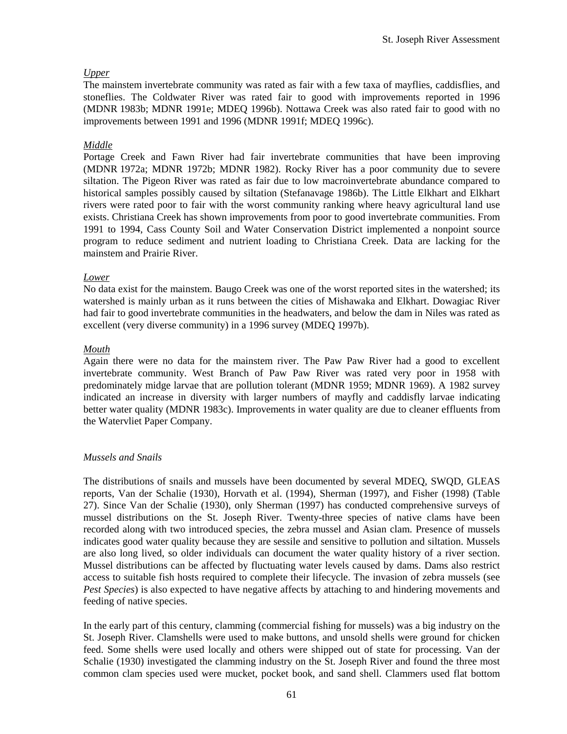*Upper*

The mainstem invertebrate community was rated as fair with a few taxa of mayflies, caddisflies, and stoneflies. The Coldwater River was rated fair to good with improvements reported in 1996 (MDNR 1983b; MDNR 1991e; MDEQ 1996b). Nottawa Creek was also rated fair to good with no improvements between 1991 and 1996 (MDNR 1991f; MDEQ 1996c).

*Middle*

Portage Creek and Fawn River had fair invertebrate communities that have been improving (MDNR 1972a; MDNR 1972b; MDNR 1982). Rocky River has a poor community due to severe siltation. The Pigeon River was rated as fair due to low macroinvertebrate abundance compared to historical samples possibly caused by siltation (Stefanavage 1986b). The Little Elkhart and Elkhart rivers were rated poor to fair with the worst community ranking where heavy agricultural land use exists. Christiana Creek has shown improvements from poor to good invertebrate communities. From 1991 to 1994, Cass County Soil and Water Conservation District implemented a nonpoint source program to reduce sediment and nutrient loading to Christiana Creek. Data are lacking for the mainstem and Prairie River.

*Lower*

No data exist for the mainstem. Baugo Creek was one of the worst reported sites in the watershed; its watershed is mainly urban as it runs between the cities of Mishawaka and Elkhart. Dowagiac River had fair to good invertebrate communities in the headwaters, and below the dam in Niles was rated as excellent (very diverse community) in a 1996 survey (MDEQ 1997b).

*Mouth*

Again there were no data for the mainstem river. The Paw Paw River had a good to excellent invertebrate community. West Branch of Paw Paw River was rated very poor in 1958 with predominately midge larvae that are pollution tolerant (MDNR 1959; MDNR 1969). A 1982 survey indicated an increase in diversity with larger numbers of mayfly and caddisfly larvae indicating better water quality (MDNR 1983c). Improvements in water quality are due to cleaner effluents from the Watervliet Paper Company.

### *Mussels and Snails*

The distributions of snails and mussels have been documented by several MDEQ, SWQD, GLEAS reports, Van der Schalie (1930), Horvath et al. (1994), Sherman (1997), and Fisher (1998) (Table 27). Since Van der Schalie (1930), only Sherman (1997) has conducted comprehensive surveys of mussel distributions on the St. Joseph River. Twenty-three species of native clams have been recorded along with two introduced species, the zebra mussel and Asian clam. Presence of mussels indicates good water quality because they are sessile and sensitive to pollution and siltation. Mussels are also long lived, so older individuals can document the water quality history of a river section. Mussel distributions can be affected by fluctuating water levels caused by dams. Dams also restrict access to suitable fish hosts required to complete their lifecycle. The invasion of zebra mussels (see *Pest Species*) is also expected to have negative affects by attaching to and hindering movements and feeding of native species.

In the early part of this century, clamming (commercial fishing for mussels) was a big industry on the St. Joseph River. Clamshells were used to make buttons, and unsold shells were ground for chicken feed. Some shells were used locally and others were shipped out of state for processing. Van der Schalie (1930) investigated the clamming industry on the St. Joseph River and found the three most common clam species used were mucket, pocket book, and sand shell. Clammers used flat bottom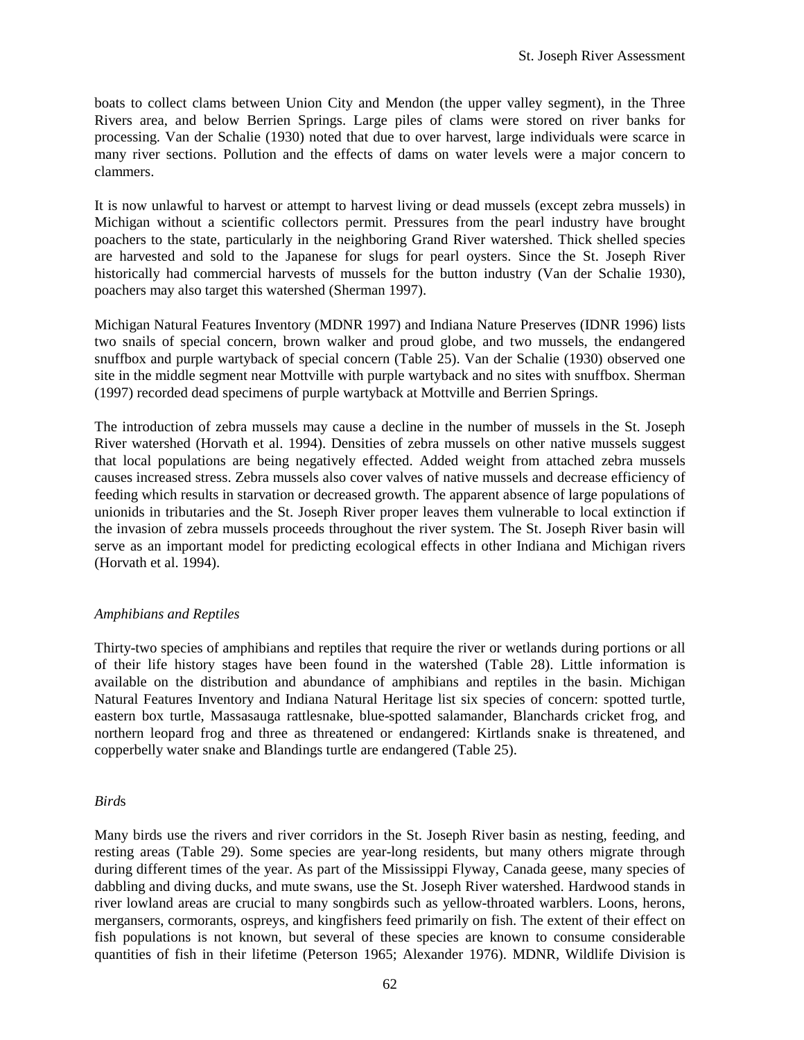boats to collect clams between Union City and Mendon (the upper valley segment), in the Three Rivers area, and below Berrien Springs. Large piles of clams were stored on river banks for processing. Van der Schalie (1930) noted that due to over harvest, large individuals were scarce in many river sections. Pollution and the effects of dams on water levels were a major concern to clammers.

It is now unlawful to harvest or attempt to harvest living or dead mussels (except zebra mussels) in Michigan without a scientific collectors permit. Pressures from the pearl industry have brought poachers to the state, particularly in the neighboring Grand River watershed. Thick shelled species are harvested and sold to the Japanese for slugs for pearl oysters. Since the St. Joseph River historically had commercial harvests of mussels for the button industry (Van der Schalie 1930), poachers may also target this watershed (Sherman 1997).

Michigan Natural Features Inventory (MDNR 1997) and Indiana Nature Preserves (IDNR 1996) lists two snails of special concern, brown walker and proud globe, and two mussels, the endangered snuffbox and purple wartyback of special concern (Table 25). Van der Schalie (1930) observed one site in the middle segment near Mottville with purple wartyback and no sites with snuffbox. Sherman (1997) recorded dead specimens of purple wartyback at Mottville and Berrien Springs.

The introduction of zebra mussels may cause a decline in the number of mussels in the St. Joseph River watershed (Horvath et al. 1994). Densities of zebra mussels on other native mussels suggest that local populations are being negatively effected. Added weight from attached zebra mussels causes increased stress. Zebra mussels also cover valves of native mussels and decrease efficiency of feeding which results in starvation or decreased growth. The apparent absence of large populations of unionids in tributaries and the St. Joseph River proper leaves them vulnerable to local extinction if the invasion of zebra mussels proceeds throughout the river system. The St. Joseph River basin will serve as an important model for predicting ecological effects in other Indiana and Michigan rivers (Horvath et al. 1994).

### *Amphibians and Reptiles*

Thirty-two species of amphibians and reptiles that require the river or wetlands during portions or all of their life history stages have been found in the watershed (Table 28). Little information is available on the distribution and abundance of amphibians and reptiles in the basin. Michigan Natural Features Inventory and Indiana Natural Heritage list six species of concern: spotted turtle, eastern box turtle, Massasauga rattlesnake, blue-spotted salamander, Blanchards cricket frog, and northern leopard frog and three as threatened or endangered: Kirtlands snake is threatened, and copperbelly water snake and Blandings turtle are endangered (Table 25).

### *Birds*

Many birds use the rivers and river corridors in the St. Joseph River basin as nesting, feeding, and resting areas (Table 29). Some species are year-long residents, but many others migrate through during different times of the year. As part of the Mississippi Flyway, Canada geese, many species of dabbling and diving ducks, and mute swans, use the St. Joseph River watershed. Hardwood stands in river lowland areas are crucial to many songbirds such as yellow-throated warblers. Loons, herons, mergansers, cormorants, ospreys, and kingfishers feed primarily on fish. The extent of their effect on fish populations is not known, but several of these species are known to consume considerable quantities of fish in their lifetime (Peterson 1965; Alexander 1976). MDNR, Wildlife Division is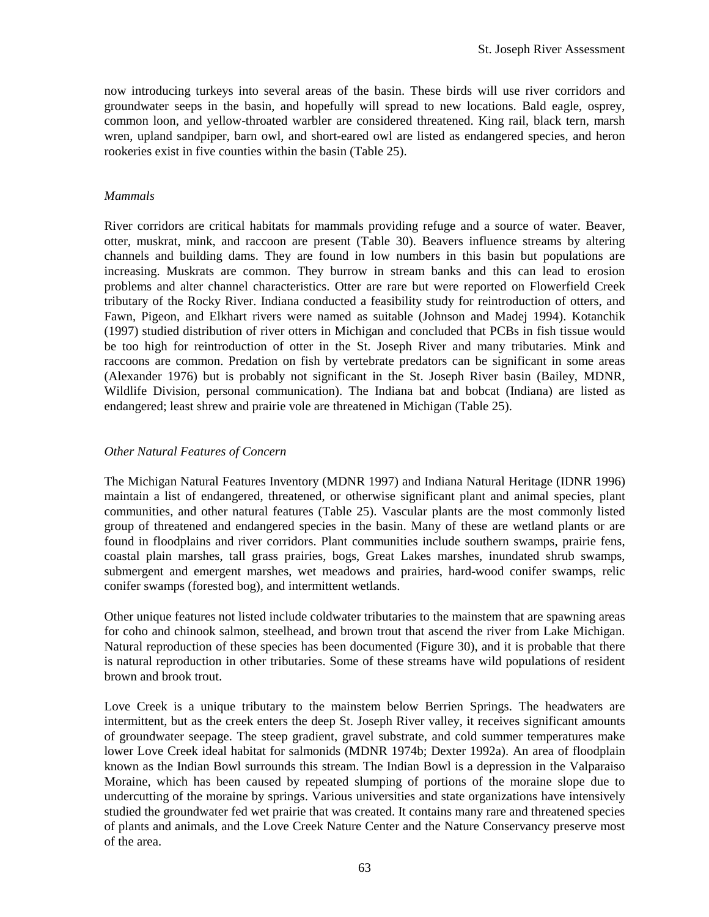now introducing turkeys into several areas of the basin. These birds will use river corridors and groundwater seeps in the basin, and hopefully will spread to new locations. Bald eagle, osprey, common loon, and yellow-throated warbler are considered threatened. King rail, black tern, marsh wren, upland sandpiper, barn owl, and short-eared owl are listed as endangered species, and heron rookeries exist in five counties within the basin (Table 25).

### *Mammals*

River corridors are critical habitats for mammals providing refuge and a source of water. Beaver, otter, muskrat, mink, and raccoon are present (Table 30). Beavers influence streams by altering channels and building dams. They are found in low numbers in this basin but populations are increasing. Muskrats are common. They burrow in stream banks and this can lead to erosion problems and alter channel characteristics. Otter are rare but were reported on Flowerfield Creek tributary of the Rocky River. Indiana conducted a feasibility study for reintroduction of otters, and Fawn, Pigeon, and Elkhart rivers were named as suitable (Johnson and Madej 1994). Kotanchik (1997) studied distribution of river otters in Michigan and concluded that PCBs in fish tissue would be too high for reintroduction of otter in the St. Joseph River and many tributaries. Mink and raccoons are common. Predation on fish by vertebrate predators can be significant in some areas (Alexander 1976) but is probably not significant in the St. Joseph River basin (Bailey, MDNR, Wildlife Division, personal communication). The Indiana bat and bobcat (Indiana) are listed as endangered; least shrew and prairie vole are threatened in Michigan (Table 25).

### *Other Natural Features of Concern*

The Michigan Natural Features Inventory (MDNR 1997) and Indiana Natural Heritage (IDNR 1996) maintain a list of endangered, threatened, or otherwise significant plant and animal species, plant communities, and other natural features (Table 25). Vascular plants are the most commonly listed group of threatened and endangered species in the basin. Many of these are wetland plants or are found in floodplains and river corridors. Plant communities include southern swamps, prairie fens, coastal plain marshes, tall grass prairies, bogs, Great Lakes marshes, inundated shrub swamps, submergent and emergent marshes, wet meadows and prairies, hard-wood conifer swamps, relic conifer swamps (forested bog), and intermittent wetlands.

Other unique features not listed include coldwater tributaries to the mainstem that are spawning areas for coho and chinook salmon, steelhead, and brown trout that ascend the river from Lake Michigan. Natural reproduction of these species has been documented (Figure 30), and it is probable that there is natural reproduction in other tributaries. Some of these streams have wild populations of resident brown and brook trout.

Love Creek is a unique tributary to the mainstem below Berrien Springs. The headwaters are intermittent, but as the creek enters the deep St. Joseph River valley, it receives significant amounts of groundwater seepage. The steep gradient, gravel substrate, and cold summer temperatures make lower Love Creek ideal habitat for salmonids (MDNR 1974b; Dexter 1992a). An area of floodplain known as the Indian Bowl surrounds this stream. The Indian Bowl is a depression in the Valparaiso Moraine, which has been caused by repeated slumping of portions of the moraine slope due to undercutting of the moraine by springs. Various universities and state organizations have intensively studied the groundwater fed wet prairie that was created. It contains many rare and threatened species of plants and animals, and the Love Creek Nature Center and the Nature Conservancy preserve most of the area.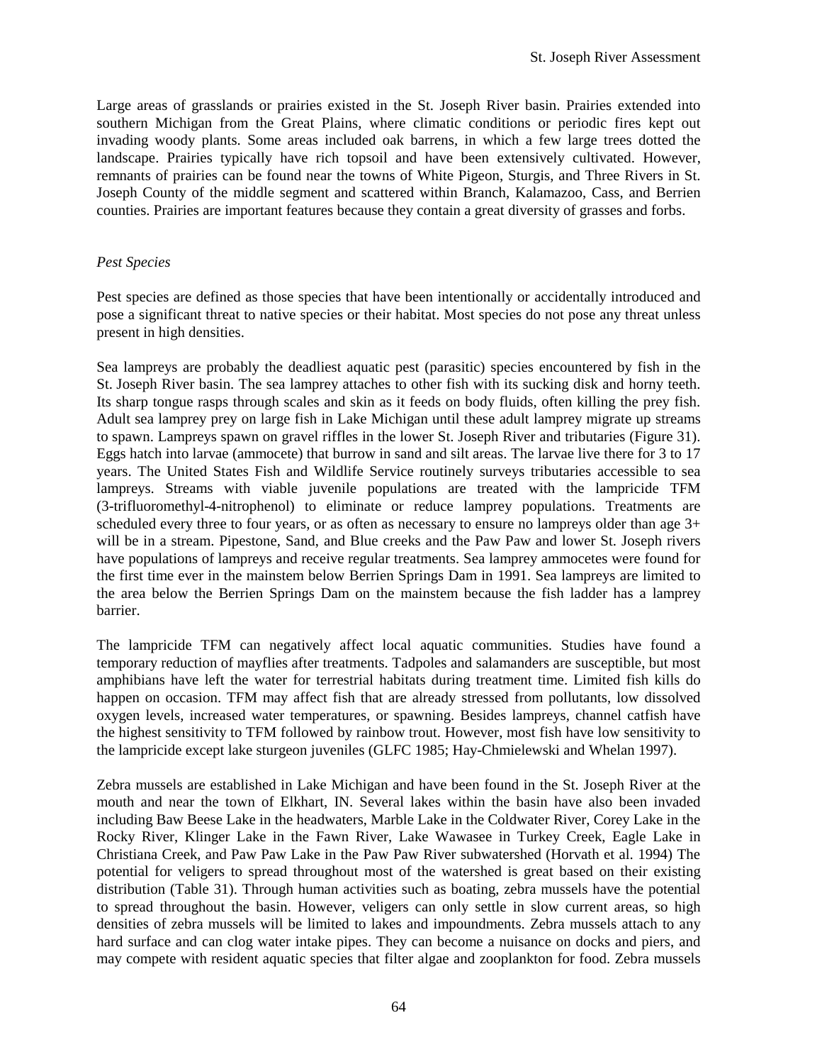Large areas of grasslands or prairies existed in the St. Joseph River basin. Prairies extended into southern Michigan from the Great Plains, where climatic conditions or periodic fires kept out invading woody plants. Some areas included oak barrens, in which a few large trees dotted the landscape. Prairies typically have rich topsoil and have been extensively cultivated. However, remnants of prairies can be found near the towns of White Pigeon, Sturgis, and Three Rivers in St. Joseph County of the middle segment and scattered within Branch, Kalamazoo, Cass, and Berrien counties. Prairies are important features because they contain a great diversity of grasses and forbs.

*Pest Species*

Pest species are defined as those species that have been intentionally or accidentally introduced and pose a significant threat to native species or their habitat. Most species do not pose any threat unless present in high densities.

Sea lampreys are probably the deadliest aquatic pest (parasitic) species encountered by fish in the St. Joseph River basin. The sea lamprey attaches to other fish with its sucking disk and horny teeth. Its sharp tongue rasps through scales and skin as it feeds on body fluids, often killing the prey fish. Adult sea lamprey prey on large fish in Lake Michigan until these adult lamprey migrate up streams to spawn. Lampreys spawn on gravel riffles in the lower St. Joseph River and tributaries (Figure 31). Eggs hatch into larvae (ammocete) that burrow in sand and silt areas. The larvae live there for 3 to 17 years. The United States Fish and Wildlife Service routinely surveys tributaries accessible to sea lampreys. Streams with viable juvenile populations are treated with the lampricide TFM (3-trifluoromethyl-4-nitrophenol) to eliminate or reduce lamprey populations. Treatments are scheduled every three to four years, or as often as necessary to ensure no lampreys older than age 3+ will be in a stream. Pipestone, Sand, and Blue creeks and the Paw Paw and lower St. Joseph rivers have populations of lampreys and receive regular treatments. Sea lamprey ammocetes were found for the first time ever in the mainstem below Berrien Springs Dam in 1991. Sea lampreys are limited to the area below the Berrien Springs Dam on the mainstem because the fish ladder has a lamprey barrier.

The lampricide TFM can negatively affect local aquatic communities. Studies have found a temporary reduction of mayflies after treatments. Tadpoles and salamanders are susceptible, but most amphibians have left the water for terrestrial habitats during treatment time. Limited fish kills do happen on occasion. TFM may affect fish that are already stressed from pollutants, low dissolved oxygen levels, increased water temperatures, or spawning. Besides lampreys, channel catfish have the highest sensitivity to TFM followed by rainbow trout. However, most fish have low sensitivity to the lampricide except lake sturgeon juveniles (GLFC 1985; Hay-Chmielewski and Whelan 1997).

Zebra mussels are established in Lake Michigan and have been found in the St. Joseph River at the mouth and near the town of Elkhart, IN. Several lakes within the basin have also been invaded including Baw Beese Lake in the headwaters, Marble Lake in the Coldwater River, Corey Lake in the Rocky River, Klinger Lake in the Fawn River, Lake Wawasee in Turkey Creek, Eagle Lake in Christiana Creek, and Paw Paw Lake in the Paw Paw River subwatershed (Horvath et al. 1994) The potential for veligers to spread throughout most of the watershed is great based on their existing distribution (Table 31). Through human activities such as boating, zebra mussels have the potential to spread throughout the basin. However, veligers can only settle in slow current areas, so high densities of zebra mussels will be limited to lakes and impoundments. Zebra mussels attach to any hard surface and can clog water intake pipes. They can become a nuisance on docks and piers, and may compete with resident aquatic species that filter algae and zooplankton for food. Zebra mussels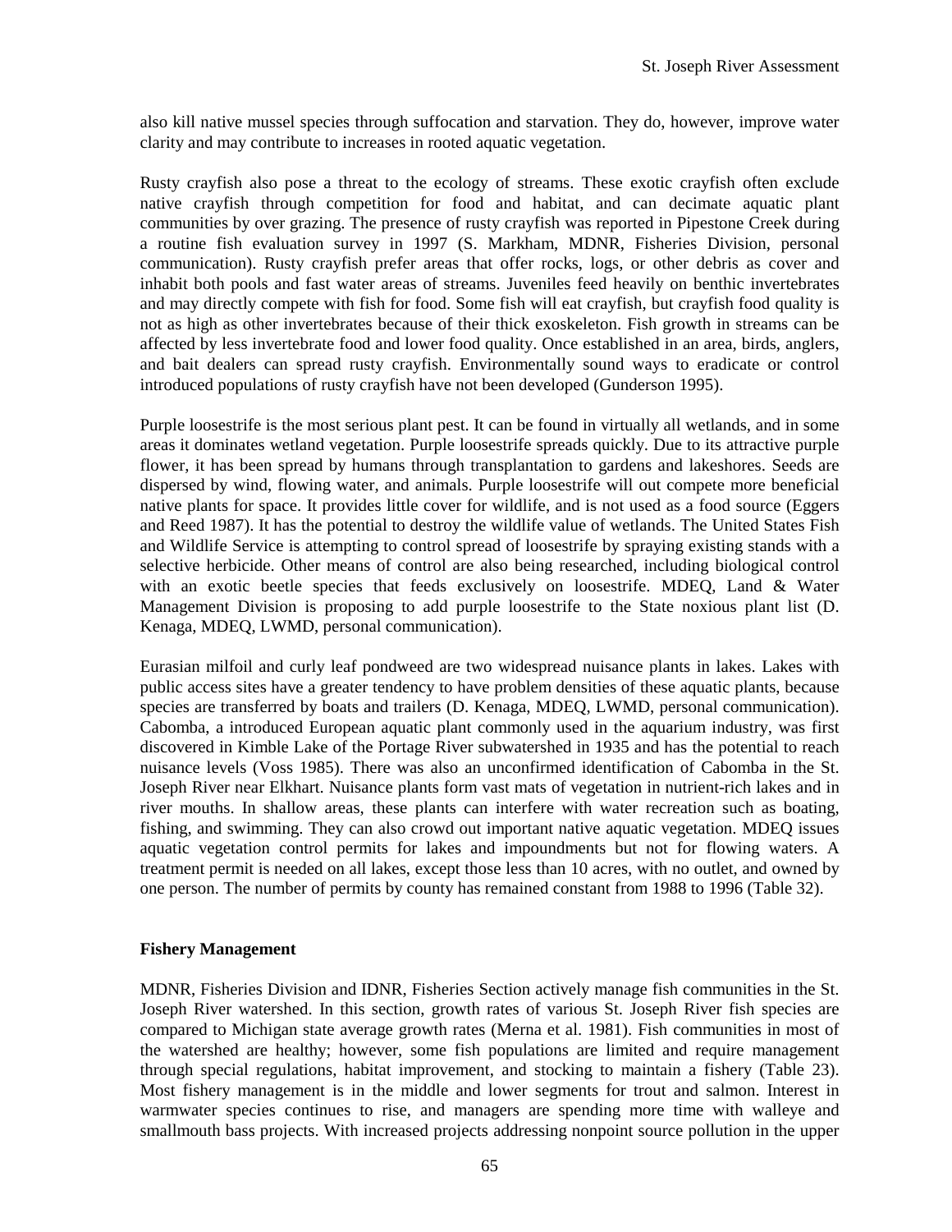also kill native mussel species through suffocation and starvation. They do, however, improve water clarity and may contribute to increases in rooted aquatic vegetation.

Rusty crayfish also pose a threat to the ecology of streams. These exotic crayfish often exclude native crayfish through competition for food and habitat, and can decimate aquatic plant communities by over grazing. The presence of rusty crayfish was reported in Pipestone Creek during a routine fish evaluation survey in 1997 (S. Markham, MDNR, Fisheries Division, personal communication). Rusty crayfish prefer areas that offer rocks, logs, or other debris as cover and inhabit both pools and fast water areas of streams. Juveniles feed heavily on benthic invertebrates and may directly compete with fish for food. Some fish will eat crayfish, but crayfish food quality is not as high as other invertebrates because of their thick exoskeleton. Fish growth in streams can be affected by less invertebrate food and lower food quality. Once established in an area, birds, anglers, and bait dealers can spread rusty crayfish. Environmentally sound ways to eradicate or control introduced populations of rusty crayfish have not been developed (Gunderson 1995).

Purple loosestrife is the most serious plant pest. It can be found in virtually all wetlands, and in some areas it dominates wetland vegetation. Purple loosestrife spreads quickly. Due to its attractive purple flower, it has been spread by humans through transplantation to gardens and lakeshores. Seeds are dispersed by wind, flowing water, and animals. Purple loosestrife will out compete more beneficial native plants for space. It provides little cover for wildlife, and is not used as a food source (Eggers and Reed 1987). It has the potential to destroy the wildlife value of wetlands. The United States Fish and Wildlife Service is attempting to control spread of loosestrife by spraying existing stands with a selective herbicide. Other means of control are also being researched, including biological control with an exotic beetle species that feeds exclusively on loosestrife. MDEQ, Land & Water Management Division is proposing to add purple loosestrife to the State noxious plant list (D. Kenaga, MDEQ, LWMD, personal communication).

Eurasian milfoil and curly leaf pondweed are two widespread nuisance plants in lakes. Lakes with public access sites have a greater tendency to have problem densities of these aquatic plants, because species are transferred by boats and trailers (D. Kenaga, MDEQ, LWMD, personal communication). Cabomba, a introduced European aquatic plant commonly used in the aquarium industry, was first discovered in Kimble Lake of the Portage River subwatershed in 1935 and has the potential to reach nuisance levels (Voss 1985). There was also an unconfirmed identification of Cabomba in the St. Joseph River near Elkhart. Nuisance plants form vast mats of vegetation in nutrient-rich lakes and in river mouths. In shallow areas, these plants can interfere with water recreation such as boating, fishing, and swimming. They can also crowd out important native aquatic vegetation. MDEQ issues aquatic vegetation control permits for lakes and impoundments but not for flowing waters. A treatment permit is needed on all lakes, except those less than 10 acres, with no outlet, and owned by one person. The number of permits by county has remained constant from 1988 to 1996 (Table 32).

## Fishery Management

MDNR, Fisheries Division and IDNR, Fisheries Section actively manage fish communities in the St. Joseph River watershed. In this section, growth rates of various St. Joseph River fish species are compared to Michigan state average growth rates (Merna et al. 1981). Fish communities in most of the watershed are healthy; however, some fish populations are limited and require management through special regulations, habitat improvement, and stocking to maintain a fishery (Table 23). Most fishery management is in the middle and lower segments for trout and salmon. Interest in warmwater species continues to rise, and managers are spending more time with walleye and smallmouth bass projects. With increased projects addressing nonpoint source pollution in the upper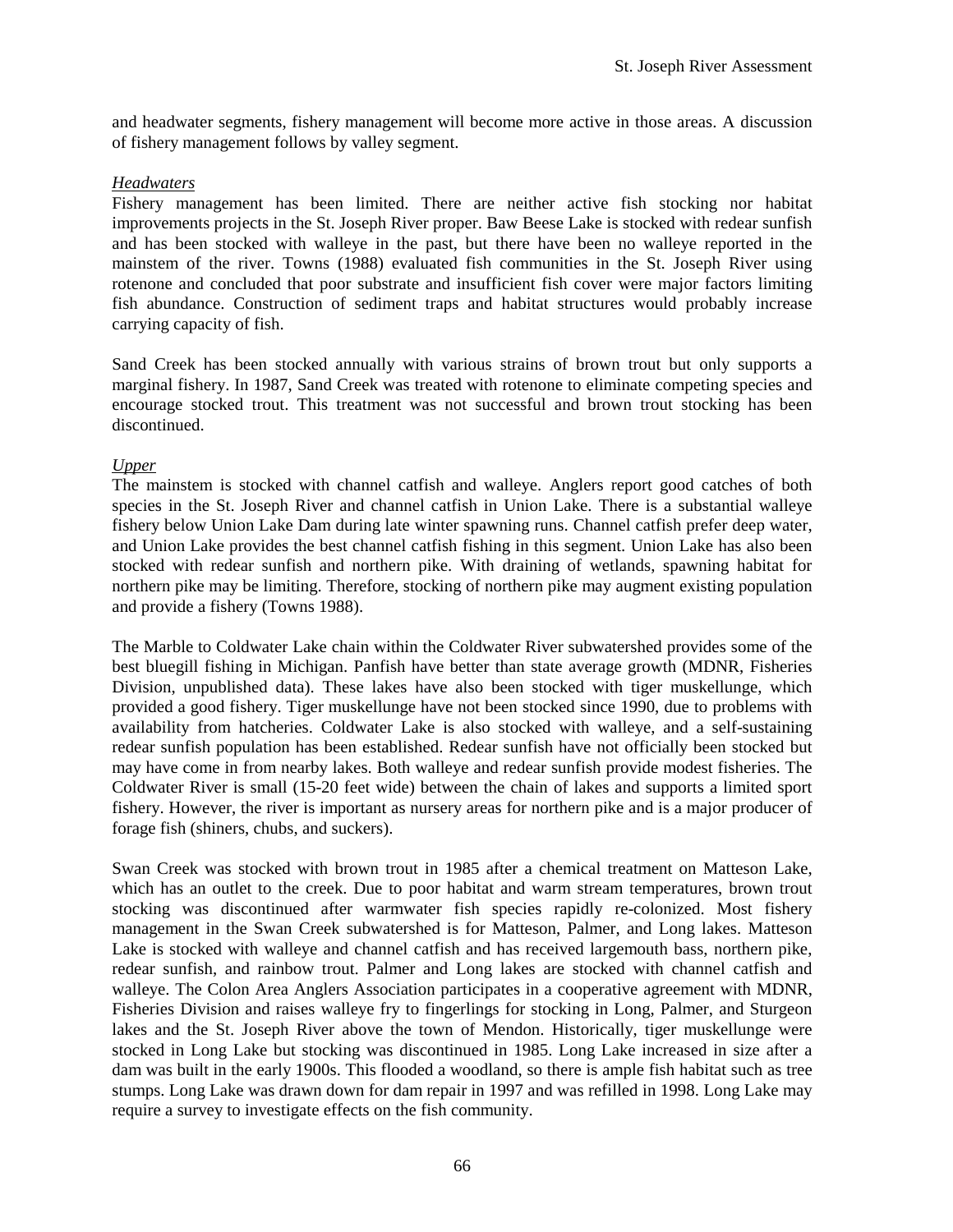and headwater segments, fishery management will become more active in those areas. A discussion of fishery management follows by valley segment.

*Headwaters*

Fishery management has been limited. There are neither active fish stocking nor habitat improvements projects in the St. Joseph River proper. Baw Beese Lake is stocked with redear sunfish and has been stocked with walleye in the past, but there have been no walleye reported in the mainstem of the river. Towns (1988) evaluated fish communities in the St. Joseph River using rotenone and concluded that poor substrate and insufficient fish cover were major factors limiting fish abundance. Construction of sediment traps and habitat structures would probably increase carrying capacity of fish.

Sand Creek has been stocked annually with various strains of brown trout but only supports a marginal fishery. In 1987, Sand Creek was treated with rotenone to eliminate competing species and encourage stocked trout. This treatment was not successful and brown trout stocking has been discontinued.

*Upper*

The mainstem is stocked with channel catfish and walleye. Anglers report good catches of both species in the St. Joseph River and channel catfish in Union Lake. There is a substantial walleye fishery below Union Lake Dam during late winter spawning runs. Channel catfish prefer deep water, and Union Lake provides the best channel catfish fishing in this segment. Union Lake has also been stocked with redear sunfish and northern pike. With draining of wetlands, spawning habitat for northern pike may be limiting. Therefore, stocking of northern pike may augment existing population and provide a fishery (Towns 1988).

The Marble to Coldwater Lake chain within the Coldwater River subwatershed provides some of the best bluegill fishing in Michigan. Panfish have better than state average growth (MDNR, Fisheries Division, unpublished data). These lakes have also been stocked with tiger muskellunge, which provided a good fishery. Tiger muskellunge have not been stocked since 1990, due to problems with availability from hatcheries. Coldwater Lake is also stocked with walleye, and a self-sustaining redear sunfish population has been established. Redear sunfish have not officially been stocked but may have come in from nearby lakes. Both walleye and redear sunfish provide modest fisheries. The Coldwater River is small (15-20 feet wide) between the chain of lakes and supports a limited sport fishery. However, the river is important as nursery areas for northern pike and is a major producer of forage fish (shiners, chubs, and suckers).

Swan Creek was stocked with brown trout in 1985 after a chemical treatment on Matteson Lake, which has an outlet to the creek. Due to poor habitat and warm stream temperatures, brown trout stocking was discontinued after warmwater fish species rapidly re-colonized. Most fishery management in the Swan Creek subwatershed is for Matteson, Palmer, and Long lakes. Matteson Lake is stocked with walleye and channel catfish and has received largemouth bass, northern pike, redear sunfish, and rainbow trout. Palmer and Long lakes are stocked with channel catfish and walleye. The Colon Area Anglers Association participates in a cooperative agreement with MDNR, Fisheries Division and raises walleye fry to fingerlings for stocking in Long, Palmer, and Sturgeon lakes and the St. Joseph River above the town of Mendon. Historically, tiger muskellunge were stocked in Long Lake but stocking was discontinued in 1985. Long Lake increased in size after a dam was built in the early 1900s. This flooded a woodland, so there is ample fish habitat such as tree stumps. Long Lake was drawn down for dam repair in 1997 and was refilled in 1998. Long Lake may require a survey to investigate effects on the fish community.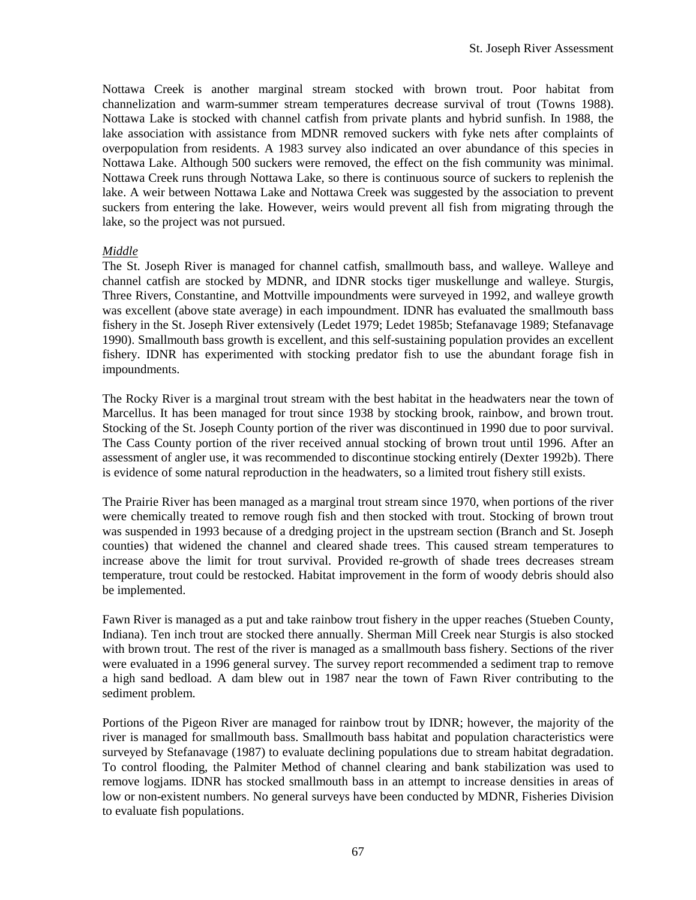Nottawa Creek is another marginal stream stocked with brown trout. Poor habitat from channelization and warm-summer stream temperatures decrease survival of trout (Towns 1988). Nottawa Lake is stocked with channel catfish from private plants and hybrid sunfish. In 1988, the lake association with assistance from MDNR removed suckers with fyke nets after complaints of overpopulation from residents. A 1983 survey also indicated an over abundance of this species in Nottawa Lake. Although 500 suckers were removed, the effect on the fish community was minimal. Nottawa Creek runs through Nottawa Lake, so there is continuous source of suckers to replenish the lake. A weir between Nottawa Lake and Nottawa Creek was suggested by the association to prevent suckers from entering the lake. However, weirs would prevent all fish from migrating through the lake, so the project was not pursued.

*Middle*

The St. Joseph River is managed for channel catfish, smallmouth bass, and walleye. Walleye and channel catfish are stocked by MDNR, and IDNR stocks tiger muskellunge and walleye. Sturgis, Three Rivers, Constantine, and Mottville impoundments were surveyed in 1992, and walleye growth was excellent (above state average) in each impoundment. IDNR has evaluated the smallmouth bass fishery in the St. Joseph River extensively (Ledet 1979; Ledet 1985b; Stefanavage 1989; Stefanavage 1990). Smallmouth bass growth is excellent, and this self-sustaining population provides an excellent fishery. IDNR has experimented with stocking predator fish to use the abundant forage fish in impoundments.

The Rocky River is a marginal trout stream with the best habitat in the headwaters near the town of Marcellus. It has been managed for trout since 1938 by stocking brook, rainbow, and brown trout. Stocking of the St. Joseph County portion of the river was discontinued in 1990 due to poor survival. The Cass County portion of the river received annual stocking of brown trout until 1996. After an assessment of angler use, it was recommended to discontinue stocking entirely (Dexter 1992b). There is evidence of some natural reproduction in the headwaters, so a limited trout fishery still exists.

The Prairie River has been managed as a marginal trout stream since 1970, when portions of the river were chemically treated to remove rough fish and then stocked with trout. Stocking of brown trout was suspended in 1993 because of a dredging project in the upstream section (Branch and St. Joseph counties) that widened the channel and cleared shade trees. This caused stream temperatures to increase above the limit for trout survival. Provided re-growth of shade trees decreases stream temperature, trout could be restocked. Habitat improvement in the form of woody debris should also be implemented.

Fawn River is managed as a put and take rainbow trout fishery in the upper reaches (Stueben County, Indiana). Ten inch trout are stocked there annually. Sherman Mill Creek near Sturgis is also stocked with brown trout. The rest of the river is managed as a smallmouth bass fishery. Sections of the river were evaluated in a 1996 general survey. The survey report recommended a sediment trap to remove a high sand bedload. A dam blew out in 1987 near the town of Fawn River contributing to the sediment problem.

Portions of the Pigeon River are managed for rainbow trout by IDNR; however, the majority of the river is managed for smallmouth bass. Smallmouth bass habitat and population characteristics were surveyed by Stefanavage (1987) to evaluate declining populations due to stream habitat degradation. To control flooding, the Palmiter Method of channel clearing and bank stabilization was used to remove logjams. IDNR has stocked smallmouth bass in an attempt to increase densities in areas of low or non-existent numbers. No general surveys have been conducted by MDNR, Fisheries Division to evaluate fish populations.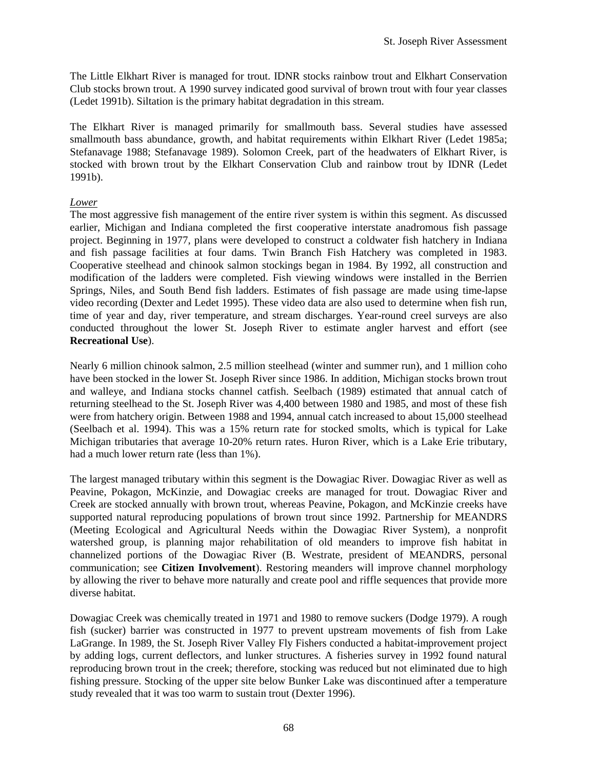The Little Elkhart River is managed for trout. IDNR stocks rainbow trout and Elkhart Conservation Club stocks brown trout. A 1990 survey indicated good survival of brown trout with four year classes (Ledet 1991b). Siltation is the primary habitat degradation in this stream.

The Elkhart River is managed primarily for smallmouth bass. Several studies have assessed smallmouth bass abundance, growth, and habitat requirements within Elkhart River (Ledet 1985a; Stefanavage 1988; Stefanavage 1989). Solomon Creek, part of the headwaters of Elkhart River, is stocked with brown trout by the Elkhart Conservation Club and rainbow trout by IDNR (Ledet 1991b).

*Lower*

The most aggressive fish management of the entire river system is within this segment. As discussed earlier, Michigan and Indiana completed the first cooperative interstate anadromous fish passage project. Beginning in 1977, plans were developed to construct a coldwater fish hatchery in Indiana and fish passage facilities at four dams. Twin Branch Fish Hatchery was completed in 1983. Cooperative steelhead and chinook salmon stockings began in 1984. By 1992, all construction and modification of the ladders were completed. Fish viewing windows were installed in the Berrien Springs, Niles, and South Bend fish ladders. Estimates of fish passage are made using time-lapse video recording (Dexter and Ledet 1995). These video data are also used to determine when fish run, time of year and day, river temperature, and stream discharges. Year-round creel surveys are also conducted throughout the lower St. Joseph River to estimate angler harvest and effort (see **Recreational Use**).

Nearly 6 million chinook salmon, 2.5 million steelhead (winter and summer run), and 1 million coho have been stocked in the lower St. Joseph River since 1986. In addition, Michigan stocks brown trout and walleye, and Indiana stocks channel catfish. Seelbach (1989) estimated that annual catch of returning steelhead to the St. Joseph River was 4,400 between 1980 and 1985, and most of these fish were from hatchery origin. Between 1988 and 1994, annual catch increased to about 15,000 steelhead (Seelbach et al. 1994). This was a 15% return rate for stocked smolts, which is typical for Lake Michigan tributaries that average 10-20% return rates. Huron River, which is a Lake Erie tributary, had a much lower return rate (less than 1%).

The largest managed tributary within this segment is the Dowagiac River. Dowagiac River as well as Peavine, Pokagon, McKinzie, and Dowagiac creeks are managed for trout. Dowagiac River and Creek are stocked annually with brown trout, whereas Peavine, Pokagon, and McKinzie creeks have supported natural reproducing populations of brown trout since 1992. Partnership for MEANDRS (Meeting Ecological and Agricultural Needs within the Dowagiac River System), a nonprofit watershed group, is planning major rehabilitation of old meanders to improve fish habitat in channelized portions of the Dowagiac River (B. Westrate, president of MEANDRS, personal communication; see **Citizen Involvement**). Restoring meanders will improve channel morphology by allowing the river to behave more naturally and create pool and riffle sequences that provide more diverse habitat.

Dowagiac Creek was chemically treated in 1971 and 1980 to remove suckers (Dodge 1979). A rough fish (sucker) barrier was constructed in 1977 to prevent upstream movements of fish from Lake LaGrange. In 1989, the St. Joseph River Valley Fly Fishers conducted a habitat-improvement project by adding logs, current deflectors, and lunker structures. A fisheries survey in 1992 found natural reproducing brown trout in the creek; therefore, stocking was reduced but not eliminated due to high fishing pressure. Stocking of the upper site below Bunker Lake was discontinued after a temperature study revealed that it was too warm to sustain trout (Dexter 1996).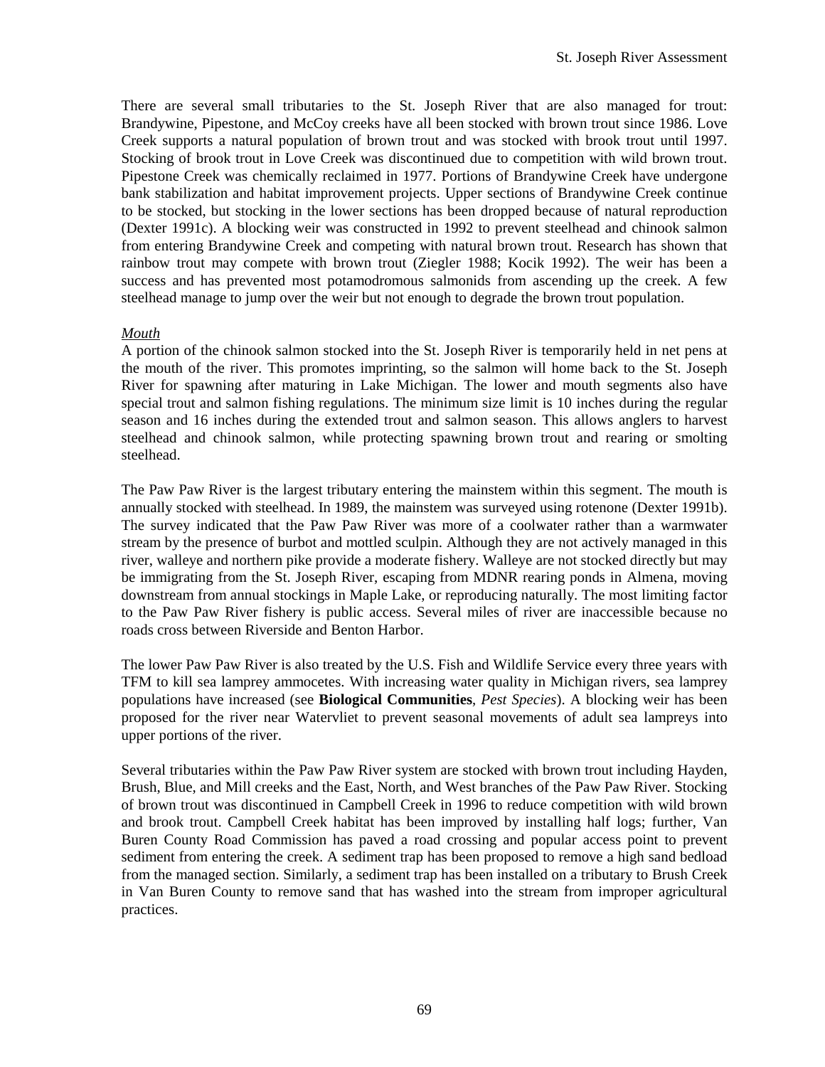There are several small tributaries to the St. Joseph River that are also managed for trout: Brandywine, Pipestone, and McCoy creeks have all been stocked with brown trout since 1986. Love Creek supports a natural population of brown trout and was stocked with brook trout until 1997. Stocking of brook trout in Love Creek was discontinued due to competition with wild brown trout. Pipestone Creek was chemically reclaimed in 1977. Portions of Brandywine Creek have undergone bank stabilization and habitat improvement projects. Upper sections of Brandywine Creek continue to be stocked, but stocking in the lower sections has been dropped because of natural reproduction (Dexter 1991c). A blocking weir was constructed in 1992 to prevent steelhead and chinook salmon from entering Brandywine Creek and competing with natural brown trout. Research has shown that rainbow trout may compete with brown trout (Ziegler 1988; Kocik 1992). The weir has been a success and has prevented most potamodromous salmonids from ascending up the creek. A few steelhead manage to jump over the weir but not enough to degrade the brown trout population.

*Mouth*

A portion of the chinook salmon stocked into the St. Joseph River is temporarily held in net pens at the mouth of the river. This promotes imprinting, so the salmon will home back to the St. Joseph River for spawning after maturing in Lake Michigan. The lower and mouth segments also have special trout and salmon fishing regulations. The minimum size limit is 10 inches during the regular season and 16 inches during the extended trout and salmon season. This allows anglers to harvest steelhead and chinook salmon, while protecting spawning brown trout and rearing or smolting steelhead.

The Paw Paw River is the largest tributary entering the mainstem within this segment. The mouth is annually stocked with steelhead. In 1989, the mainstem was surveyed using rotenone (Dexter 1991b). The survey indicated that the Paw Paw River was more of a coolwater rather than a warmwater stream by the presence of burbot and mottled sculpin. Although they are not actively managed in this river, walleye and northern pike provide a moderate fishery. Walleye are not stocked directly but may be immigrating from the St. Joseph River, escaping from MDNR rearing ponds in Almena, moving downstream from annual stockings in Maple Lake, or reproducing naturally. The most limiting factor to the Paw Paw River fishery is public access. Several miles of river are inaccessible because no roads cross between Riverside and Benton Harbor.

The lower Paw Paw River is also treated by the U.S. Fish and Wildlife Service every three years with TFM to kill sea lamprey ammocetes. With increasing water quality in Michigan rivers, sea lamprey populations have increased (see **Biological Communities**, *Pest Species*). A blocking weir has been proposed for the river near Watervliet to prevent seasonal movements of adult sea lampreys into upper portions of the river.

Several tributaries within the Paw Paw River system are stocked with brown trout including Hayden, Brush, Blue, and Mill creeks and the East, North, and West branches of the Paw Paw River. Stocking of brown trout was discontinued in Campbell Creek in 1996 to reduce competition with wild brown and brook trout. Campbell Creek habitat has been improved by installing half logs; further, Van Buren County Road Commission has paved a road crossing and popular access point to prevent sediment from entering the creek. A sediment trap has been proposed to remove a high sand bedload from the managed section. Similarly, a sediment trap has been installed on a tributary to Brush Creek in Van Buren County to remove sand that has washed into the stream from improper agricultural practices.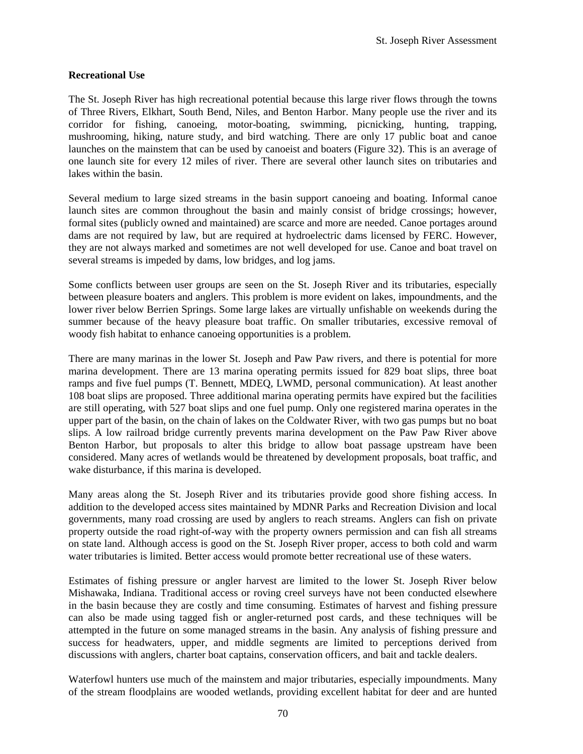**Recreational Use**

The St. Joseph River has high recreational potential because this large river flows through the towns of Three Rivers, Elkhart, South Bend, Niles, and Benton Harbor. Many people use the river and its corridor for fishing, canoeing, motor-boating, swimming, picnicking, hunting, trapping, mushrooming, hiking, nature study, and bird watching. There are only 17 public boat and canoe launches on the mainstem that can be used by canoeist and boaters (Figure 32). This is an average of one launch site for every 12 miles of river. There are several other launch sites on tributaries and lakes within the basin.

Several medium to large sized streams in the basin support canoeing and boating. Informal canoe launch sites are common throughout the basin and mainly consist of bridge crossings; however, formal sites (publicly owned and maintained) are scarce and more are needed. Canoe portages around dams are not required by law, but are required at hydroelectric dams licensed by FERC. However, they are not always marked and sometimes are not well developed for use. Canoe and boat travel on several streams is impeded by dams, low bridges, and log jams.

Some conflicts between user groups are seen on the St. Joseph River and its tributaries, especially between pleasure boaters and anglers. This problem is more evident on lakes, impoundments, and the lower river below Berrien Springs. Some large lakes are virtually unfishable on weekends during the summer because of the heavy pleasure boat traffic. On smaller tributaries, excessive removal of woody fish habitat to enhance canoeing opportunities is a problem.

There are many marinas in the lower St. Joseph and Paw Paw rivers, and there is potential for more marina development. There are 13 marina operating permits issued for 829 boat slips, three boat ramps and five fuel pumps (T. Bennett, MDEQ, LWMD, personal communication). At least another 108 boat slips are proposed. Three additional marina operating permits have expired but the facilities are still operating, with 527 boat slips and one fuel pump. Only one registered marina operates in the upper part of the basin, on the chain of lakes on the Coldwater River, with two gas pumps but no boat slips. A low railroad bridge currently prevents marina development on the Paw Paw River above Benton Harbor, but proposals to alter this bridge to allow boat passage upstream have been considered. Many acres of wetlands would be threatened by development proposals, boat traffic, and wake disturbance, if this marina is developed.

Many areas along the St. Joseph River and its tributaries provide good shore fishing access. In addition to the developed access sites maintained by MDNR Parks and Recreation Division and local governments, many road crossing are used by anglers to reach streams. Anglers can fish on private property outside the road right-of-way with the property owners permission and can fish all streams on state land. Although access is good on the St. Joseph River proper, access to both cold and warm water tributaries is limited. Better access would promote better recreational use of these waters.

Estimates of fishing pressure or angler harvest are limited to the lower St. Joseph River below Mishawaka, Indiana. Traditional access or roving creel surveys have not been conducted elsewhere in the basin because they are costly and time consuming. Estimates of harvest and fishing pressure can also be made using tagged fish or angler-returned post cards, and these techniques will be attempted in the future on some managed streams in the basin. Any analysis of fishing pressure and success for headwaters, upper, and middle segments are limited to perceptions derived from discussions with anglers, charter boat captains, conservation officers, and bait and tackle dealers.

Waterfowl hunters use much of the mainstem and major tributaries, especially impoundments. Many of the stream floodplains are wooded wetlands, providing excellent habitat for deer and are hunted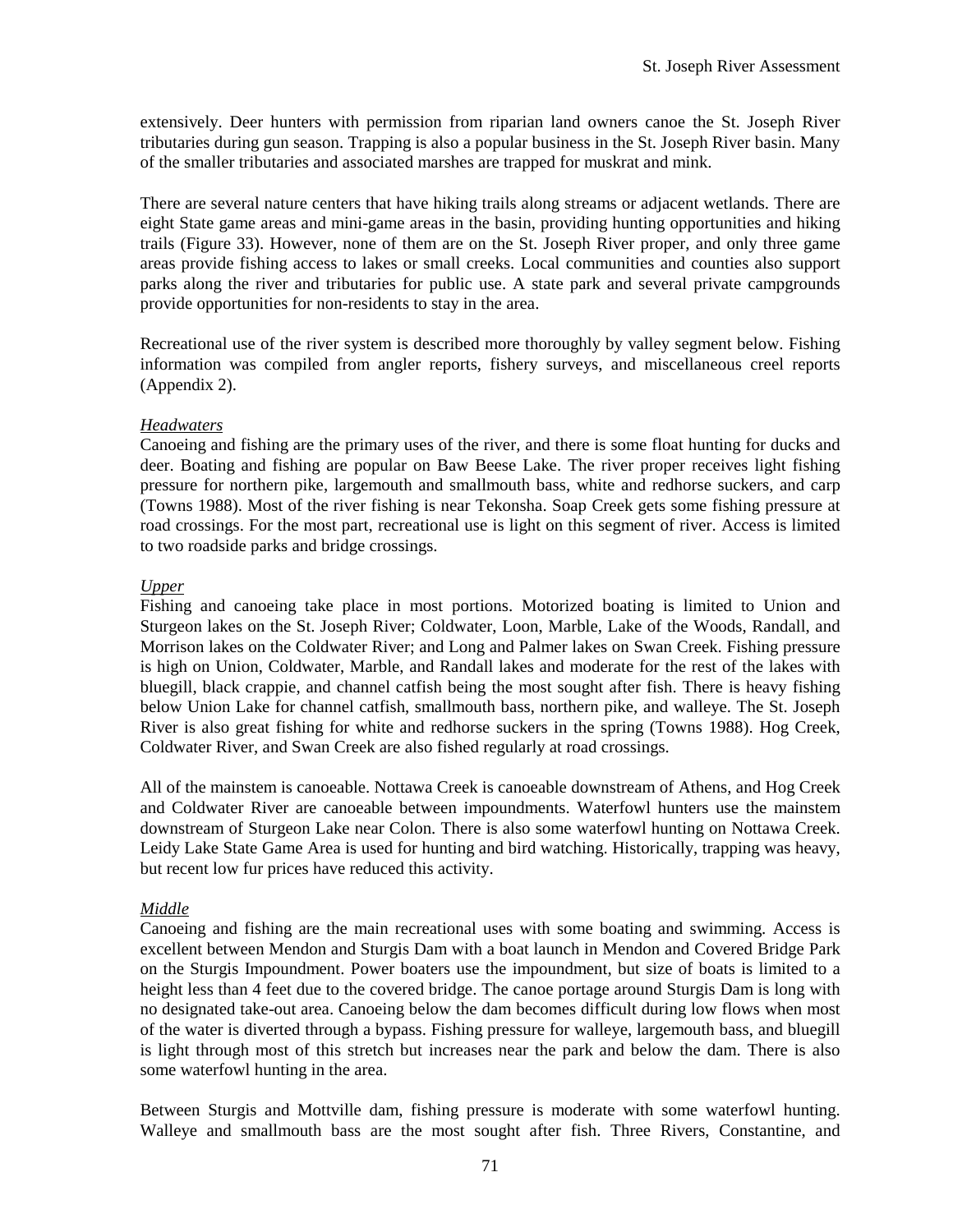extensively. Deer hunters with permission from riparian land owners canoe the St. Joseph River tributaries during gun season. Trapping is also a popular business in the St. Joseph River basin. Many of the smaller tributaries and associated marshes are trapped for muskrat and mink.

There are several nature centers that have hiking trails along streams or adjacent wetlands. There are eight State game areas and mini-game areas in the basin, providing hunting opportunities and hiking trails (Figure 33). However, none of them are on the St. Joseph River proper, and only three game areas provide fishing access to lakes or small creeks. Local communities and counties also support parks along the river and tributaries for public use. A state park and several private campgrounds provide opportunities for non-residents to stay in the area.

Recreational use of the river system is described more thoroughly by valley segment below. Fishing information was compiled from angler reports, fishery surveys, and miscellaneous creel reports (Appendix 2).

*Headwaters*

Canoeing and fishing are the primary uses of the river, and there is some float hunting for ducks and deer. Boating and fishing are popular on Baw Beese Lake. The river proper receives light fishing pressure for northern pike, largemouth and smallmouth bass, white and redhorse suckers, and carp (Towns 1988). Most of the river fishing is near Tekonsha. Soap Creek gets some fishing pressure at road crossings. For the most part, recreational use is light on this segment of river. Access is limited to two roadside parks and bridge crossings.

*Upper*

Fishing and canoeing take place in most portions. Motorized boating is limited to Union and Sturgeon lakes on the St. Joseph River; Coldwater, Loon, Marble, Lake of the Woods, Randall, and Morrison lakes on the Coldwater River; and Long and Palmer lakes on Swan Creek. Fishing pressure is high on Union, Coldwater, Marble, and Randall lakes and moderate for the rest of the lakes with bluegill, black crappie, and channel catfish being the most sought after fish. There is heavy fishing below Union Lake for channel catfish, smallmouth bass, northern pike, and walleye. The St. Joseph River is also great fishing for white and redhorse suckers in the spring (Towns 1988). Hog Creek, Coldwater River, and Swan Creek are also fished regularly at road crossings.

All of the mainstem is canoeable. Nottawa Creek is canoeable downstream of Athens, and Hog Creek and Coldwater River are canoeable between impoundments. Waterfowl hunters use the mainstem downstream of Sturgeon Lake near Colon. There is also some waterfowl hunting on Nottawa Creek. Leidy Lake State Game Area is used for hunting and bird watching. Historically, trapping was heavy, but recent low fur prices have reduced this activity.

*Middle*

Canoeing and fishing are the main recreational uses with some boating and swimming. Access is excellent between Mendon and Sturgis Dam with a boat launch in Mendon and Covered Bridge Park on the Sturgis Impoundment. Power boaters use the impoundment, but size of boats is limited to a height less than 4 feet due to the covered bridge. The canoe portage around Sturgis Dam is long with no designated take-out area. Canoeing below the dam becomes difficult during low flows when most of the water is diverted through a bypass. Fishing pressure for walleye, largemouth bass, and bluegill is light through most of this stretch but increases near the park and below the dam. There is also some waterfowl hunting in the area.

Between Sturgis and Mottville dam, fishing pressure is moderate with some waterfowl hunting. Walleye and smallmouth bass are the most sought after fish. Three Rivers, Constantine, and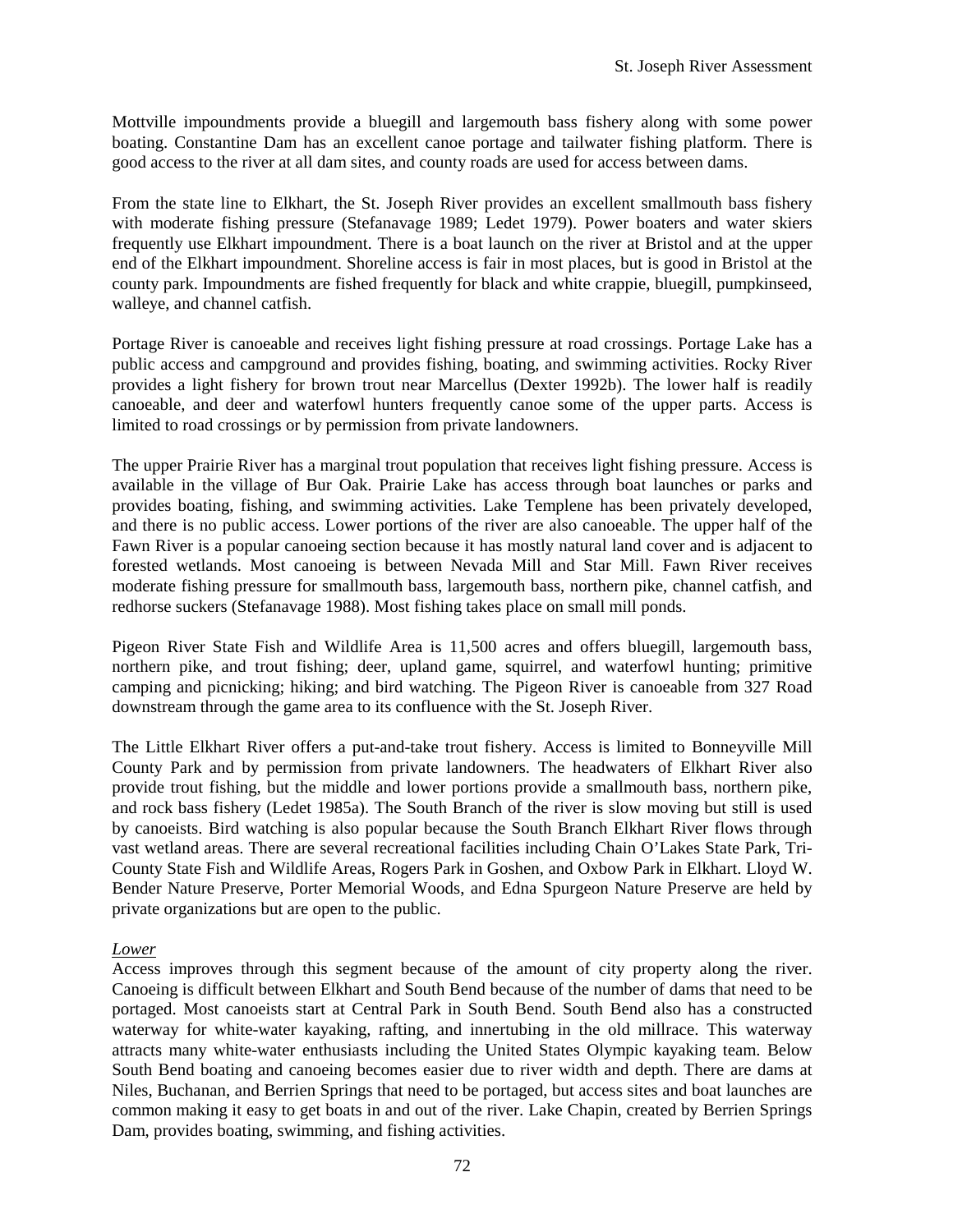Mottville impoundments provide a bluegill and largemouth bass fishery along with some power boating. Constantine Dam has an excellent canoe portage and tailwater fishing platform. There is good access to the river at all dam sites, and county roads are used for access between dams.

From the state line to Elkhart, the St. Joseph River provides an excellent smallmouth bass fishery with moderate fishing pressure (Stefanavage 1989; Ledet 1979). Power boaters and water skiers frequently use Elkhart impoundment. There is a boat launch on the river at Bristol and at the upper end of the Elkhart impoundment. Shoreline access is fair in most places, but is good in Bristol at the county park. Impoundments are fished frequently for black and white crappie, bluegill, pumpkinseed, walleye, and channel catfish.

Portage River is canoeable and receives light fishing pressure at road crossings. Portage Lake has a public access and campground and provides fishing, boating, and swimming activities. Rocky River provides a light fishery for brown trout near Marcellus (Dexter 1992b). The lower half is readily canoeable, and deer and waterfowl hunters frequently canoe some of the upper parts. Access is limited to road crossings or by permission from private landowners.

The upper Prairie River has a marginal trout population that receives light fishing pressure. Access is available in the village of Bur Oak. Prairie Lake has access through boat launches or parks and provides boating, fishing, and swimming activities. Lake Templene has been privately developed, and there is no public access. Lower portions of the river are also canoeable. The upper half of the Fawn River is a popular canoeing section because it has mostly natural land cover and is adjacent to forested wetlands. Most canoeing is between Nevada Mill and Star Mill. Fawn River receives moderate fishing pressure for smallmouth bass, largemouth bass, northern pike, channel catfish, and redhorse suckers (Stefanavage 1988). Most fishing takes place on small mill ponds.

Pigeon River State Fish and Wildlife Area is 11,500 acres and offers bluegill, largemouth bass, northern pike, and trout fishing; deer, upland game, squirrel, and waterfowl hunting; primitive camping and picnicking; hiking; and bird watching. The Pigeon River is canoeable from 327 Road downstream through the game area to its confluence with the St. Joseph River.

The Little Elkhart River offers a put-and-take trout fishery. Access is limited to Bonneyville Mill County Park and by permission from private landowners. The headwaters of Elkhart River also provide trout fishing, but the middle and lower portions provide a smallmouth bass, northern pike, and rock bass fishery (Ledet 1985a). The South Branch of the river is slow moving but still is used by canoeists. Bird watching is also popular because the South Branch Elkhart River flows through vast wetland areas. There are several recreational facilities including Chain O'Lakes State Park, Tri-County State Fish and Wildlife Areas, Rogers Park in Goshen, and Oxbow Park in Elkhart. Lloyd W. Bender Nature Preserve, Porter Memorial Woods, and Edna Spurgeon Nature Preserve are held by private organizations but are open to the public.

*Lower*

Access improves through this segment because of the amount of city property along the river. Canoeing is difficult between Elkhart and South Bend because of the number of dams that need to be portaged. Most canoeists start at Central Park in South Bend. South Bend also has a constructed waterway for white-water kayaking, rafting, and innertubing in the old millrace. This waterway attracts many white-water enthusiasts including the United States Olympic kayaking team. Below South Bend boating and canoeing becomes easier due to river width and depth. There are dams at Niles, Buchanan, and Berrien Springs that need to be portaged, but access sites and boat launches are common making it easy to get boats in and out of the river. Lake Chapin, created by Berrien Springs Dam, provides boating, swimming, and fishing activities.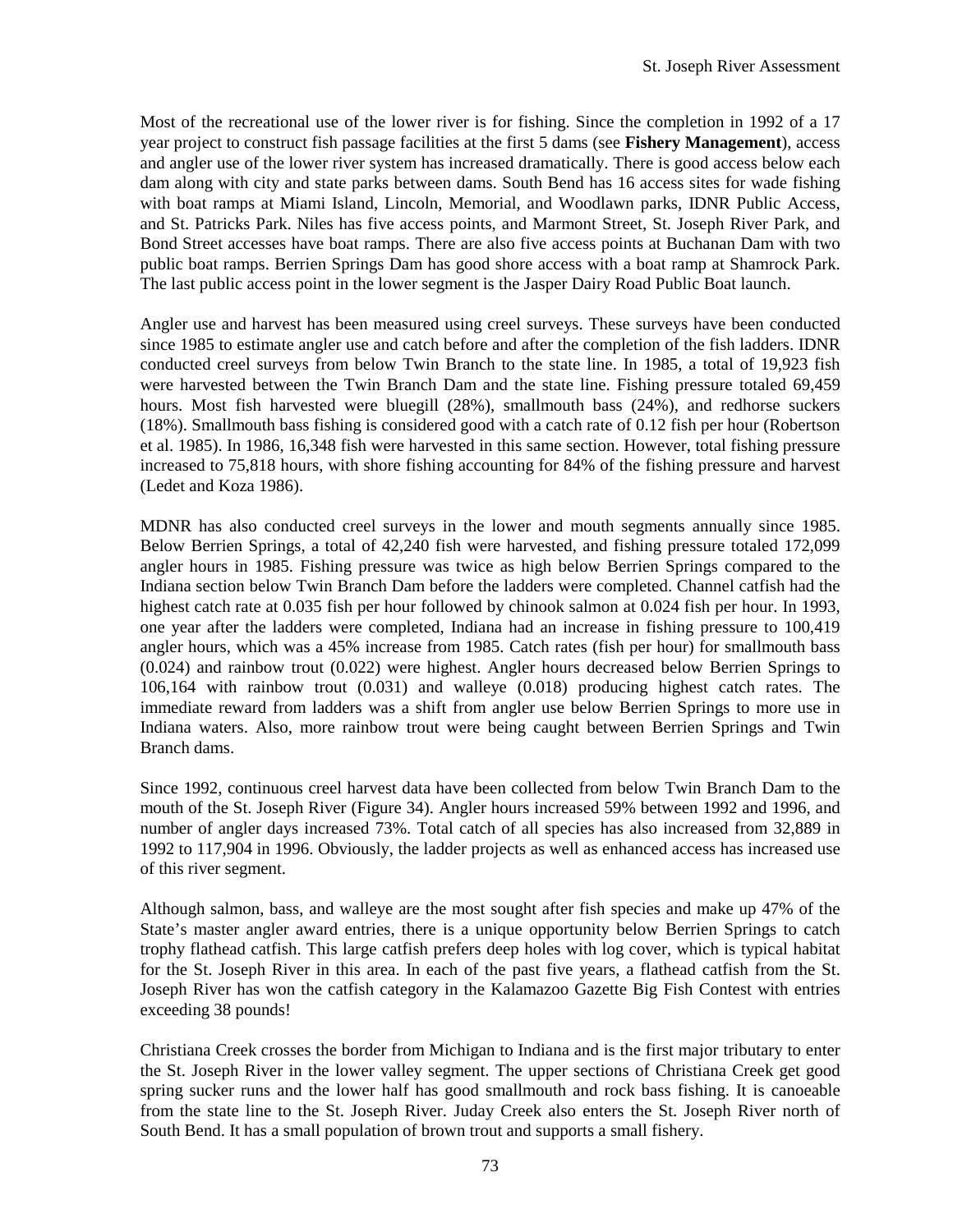Most of the recreational use of the lower river is for fishing. Since the completion in 1992 of a 17 year project to construct fish passage facilities at the first 5 dams (see **Fishery Management**), access and angler use of the lower river system has increased dramatically. There is good access below each dam along with city and state parks between dams. South Bend has 16 access sites for wade fishing with boat ramps at Miami Island, Lincoln, Memorial, and Woodlawn parks, IDNR Public Access, and St. Patricks Park. Niles has five access points, and Marmont Street, St. Joseph River Park, and Bond Street accesses have boat ramps. There are also five access points at Buchanan Dam with two public boat ramps. Berrien Springs Dam has good shore access with a boat ramp at Shamrock Park. The last public access point in the lower segment is the Jasper Dairy Road Public Boat launch.

Angler use and harvest has been measured using creel surveys. These surveys have been conducted since 1985 to estimate angler use and catch before and after the completion of the fish ladders. IDNR conducted creel surveys from below Twin Branch to the state line. In 1985, a total of 19,923 fish were harvested between the Twin Branch Dam and the state line. Fishing pressure totaled 69,459 hours. Most fish harvested were bluegill (28%), smallmouth bass (24%), and redhorse suckers (18%). Smallmouth bass fishing is considered good with a catch rate of 0.12 fish per hour (Robertson et al. 1985). In 1986, 16,348 fish were harvested in this same section. However, total fishing pressure increased to 75,818 hours, with shore fishing accounting for 84% of the fishing pressure and harvest (Ledet and Koza 1986).

MDNR has also conducted creel surveys in the lower and mouth segments annually since 1985. Below Berrien Springs, a total of 42,240 fish were harvested, and fishing pressure totaled 172,099 angler hours in 1985. Fishing pressure was twice as high below Berrien Springs compared to the Indiana section below Twin Branch Dam before the ladders were completed. Channel catfish had the highest catch rate at 0.035 fish per hour followed by chinook salmon at 0.024 fish per hour. In 1993, one year after the ladders were completed, Indiana had an increase in fishing pressure to 100,419 angler hours, which was a 45% increase from 1985. Catch rates (fish per hour) for smallmouth bass (0.024) and rainbow trout (0.022) were highest. Angler hours decreased below Berrien Springs to 106,164 with rainbow trout (0.031) and walleye (0.018) producing highest catch rates. The immediate reward from ladders was a shift from angler use below Berrien Springs to more use in Indiana waters. Also, more rainbow trout were being caught between Berrien Springs and Twin Branch dams.

Since 1992, continuous creel harvest data have been collected from below Twin Branch Dam to the mouth of the St. Joseph River (Figure 34). Angler hours increased 59% between 1992 and 1996, and number of angler days increased 73%. Total catch of all species has also increased from 32,889 in 1992 to 117,904 in 1996. Obviously, the ladder projects as well as enhanced access has increased use of this river segment.

Although salmon, bass, and walleye are the most sought after fish species and make up 47% of the State's master angler award entries, there is a unique opportunity below Berrien Springs to catch trophy flathead catfish. This large catfish prefers deep holes with log cover, which is typical habitat for the St. Joseph River in this area. In each of the past five years, a flathead catfish from the St. Joseph River has won the catfish category in the Kalamazoo Gazette Big Fish Contest with entries exceeding 38 pounds!

Christiana Creek crosses the border from Michigan to Indiana and is the first major tributary to enter the St. Joseph River in the lower valley segment. The upper sections of Christiana Creek get good spring sucker runs and the lower half has good smallmouth and rock bass fishing. It is canoeable from the state line to the St. Joseph River. Juday Creek also enters the St. Joseph River north of South Bend. It has a small population of brown trout and supports a small fishery.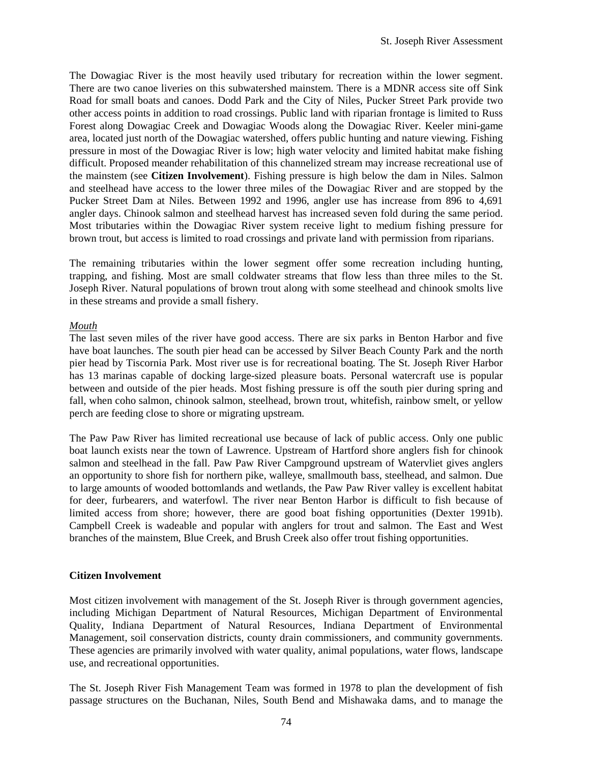The Dowagiac River is the most heavily used tributary for recreation within the lower segment. There are two canoe liveries on this subwatershed mainstem. There is a MDNR access site off Sink Road for small boats and canoes. Dodd Park and the City of Niles, Pucker Street Park provide two other access points in addition to road crossings. Public land with riparian frontage is limited to Russ Forest along Dowagiac Creek and Dowagiac Woods along the Dowagiac River. Keeler mini-game area, located just north of the Dowagiac watershed, offers public hunting and nature viewing. Fishing pressure in most of the Dowagiac River is low; high water velocity and limited habitat make fishing difficult. Proposed meander rehabilitation of this channelized stream may increase recreational use of the mainstem (see **Citizen Involvement**). Fishing pressure is high below the dam in Niles. Salmon and steelhead have access to the lower three miles of the Dowagiac River and are stopped by the Pucker Street Dam at Niles. Between 1992 and 1996, angler use has increase from 896 to 4,691 angler days. Chinook salmon and steelhead harvest has increased seven fold during the same period. Most tributaries within the Dowagiac River system receive light to medium fishing pressure for brown trout, but access is limited to road crossings and private land with permission from riparians.

The remaining tributaries within the lower segment offer some recreation including hunting, trapping, and fishing. Most are small coldwater streams that flow less than three miles to the St. Joseph River. Natural populations of brown trout along with some steelhead and chinook smolts live in these streams and provide a small fishery.

*Mouth*

The last seven miles of the river have good access. There are six parks in Benton Harbor and five have boat launches. The south pier head can be accessed by Silver Beach County Park and the north pier head by Tiscornia Park. Most river use is for recreational boating. The St. Joseph River Harbor has 13 marinas capable of docking large-sized pleasure boats. Personal watercraft use is popular between and outside of the pier heads. Most fishing pressure is off the south pier during spring and fall, when coho salmon, chinook salmon, steelhead, brown trout, whitefish, rainbow smelt, or yellow perch are feeding close to shore or migrating upstream.

The Paw Paw River has limited recreational use because of lack of public access. Only one public boat launch exists near the town of Lawrence. Upstream of Hartford shore anglers fish for chinook salmon and steelhead in the fall. Paw Paw River Campground upstream of Watervliet gives anglers an opportunity to shore fish for northern pike, walleye, smallmouth bass, steelhead, and salmon. Due to large amounts of wooded bottomlands and wetlands, the Paw Paw River valley is excellent habitat for deer, furbearers, and waterfowl. The river near Benton Harbor is difficult to fish because of limited access from shore; however, there are good boat fishing opportunities (Dexter 1991b). Campbell Creek is wadeable and popular with anglers for trout and salmon. The East and West branches of the mainstem, Blue Creek, and Brush Creek also offer trout fishing opportunities.

## Citizen Involvement

Most citizen involvement with management of the St. Joseph River is through government agencies, including Michigan Department of Natural Resources, Michigan Department of Environmental Quality, Indiana Department of Natural Resources, Indiana Department of Environmental Management, soil conservation districts, county drain commissioners, and community governments. These agencies are primarily involved with water quality, animal populations, water flows, landscape use, and recreational opportunities.

The St. Joseph River Fish Management Team was formed in 1978 to plan the development of fish passage structures on the Buchanan, Niles, South Bend and Mishawaka dams, and to manage the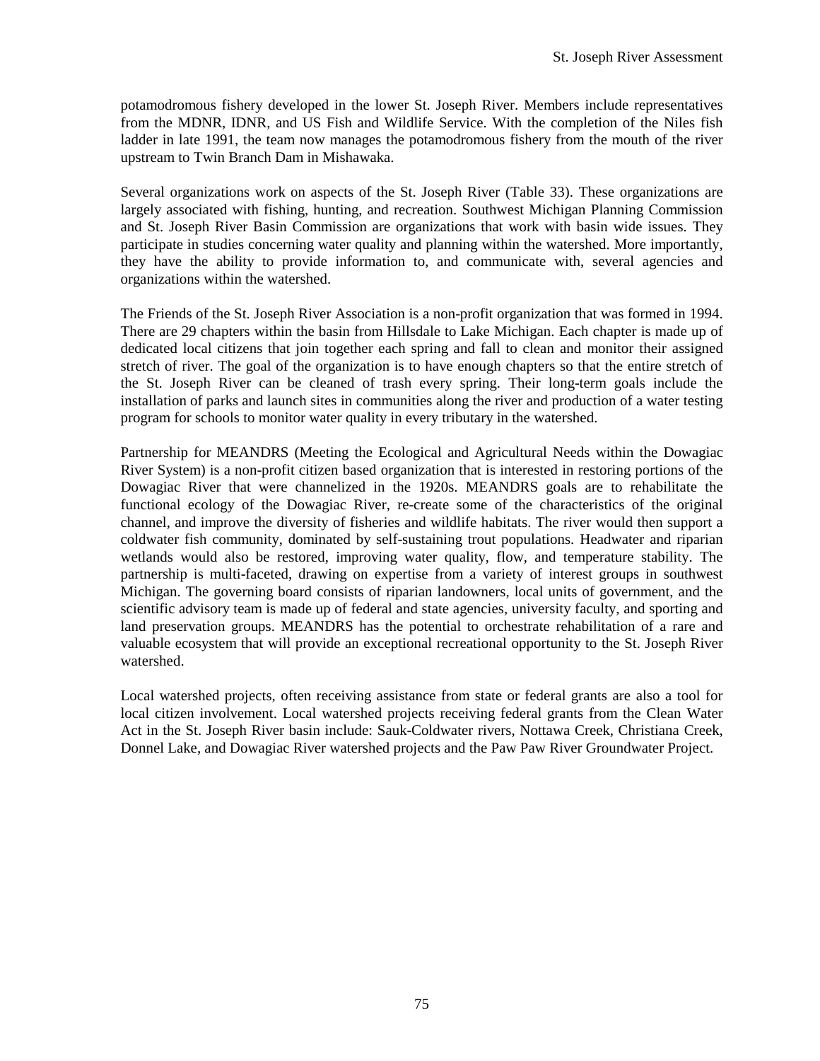potamodromous fishery developed in the lower St. Joseph River. Members include representatives from the MDNR, IDNR, and US Fish and Wildlife Service. With the completion of the Niles fish ladder in late 1991, the team now manages the potamodromous fishery from the mouth of the river upstream to Twin Branch Dam in Mishawaka.

Several organizations work on aspects of the St. Joseph River (Table 33). These organizations are largely associated with fishing, hunting, and recreation. Southwest Michigan Planning Commission and St. Joseph River Basin Commission are organizations that work with basin wide issues. They participate in studies concerning water quality and planning within the watershed. More importantly, they have the ability to provide information to, and communicate with, several agencies and organizations within the watershed.

The Friends of the St. Joseph River Association is a non-profit organization that was formed in 1994. There are 29 chapters within the basin from Hillsdale to Lake Michigan. Each chapter is made up of dedicated local citizens that join together each spring and fall to clean and monitor their assigned stretch of river. The goal of the organization is to have enough chapters so that the entire stretch of the St. Joseph River can be cleaned of trash every spring. Their long-term goals include the installation of parks and launch sites in communities along the river and production of a water testing program for schools to monitor water quality in every tributary in the watershed.

Partnership for MEANDRS (Meeting the Ecological and Agricultural Needs within the Dowagiac River System) is a non-profit citizen based organization that is interested in restoring portions of the Dowagiac River that were channelized in the 1920s. MEANDRS goals are to rehabilitate the functional ecology of the Dowagiac River, re-create some of the characteristics of the original channel, and improve the diversity of fisheries and wildlife habitats. The river would then support a coldwater fish community, dominated by self-sustaining trout populations. Headwater and riparian wetlands would also be restored, improving water quality, flow, and temperature stability. The partnership is multi-faceted, drawing on expertise from a variety of interest groups in southwest Michigan. The governing board consists of riparian landowners, local units of government, and the scientific advisory team is made up of federal and state agencies, university faculty, and sporting and land preservation groups. MEANDRS has the potential to orchestrate rehabilitation of a rare and valuable ecosystem that will provide an exceptional recreational opportunity to the St. Joseph River watershed.

Local watershed projects, often receiving assistance from state or federal grants are also a tool for local citizen involvement. Local watershed projects receiving federal grants from the Clean Water Act in the St. Joseph River basin include: Sauk-Coldwater rivers, Nottawa Creek, Christiana Creek, Donnel Lake, and Dowagiac River watershed projects and the Paw Paw River Groundwater Project.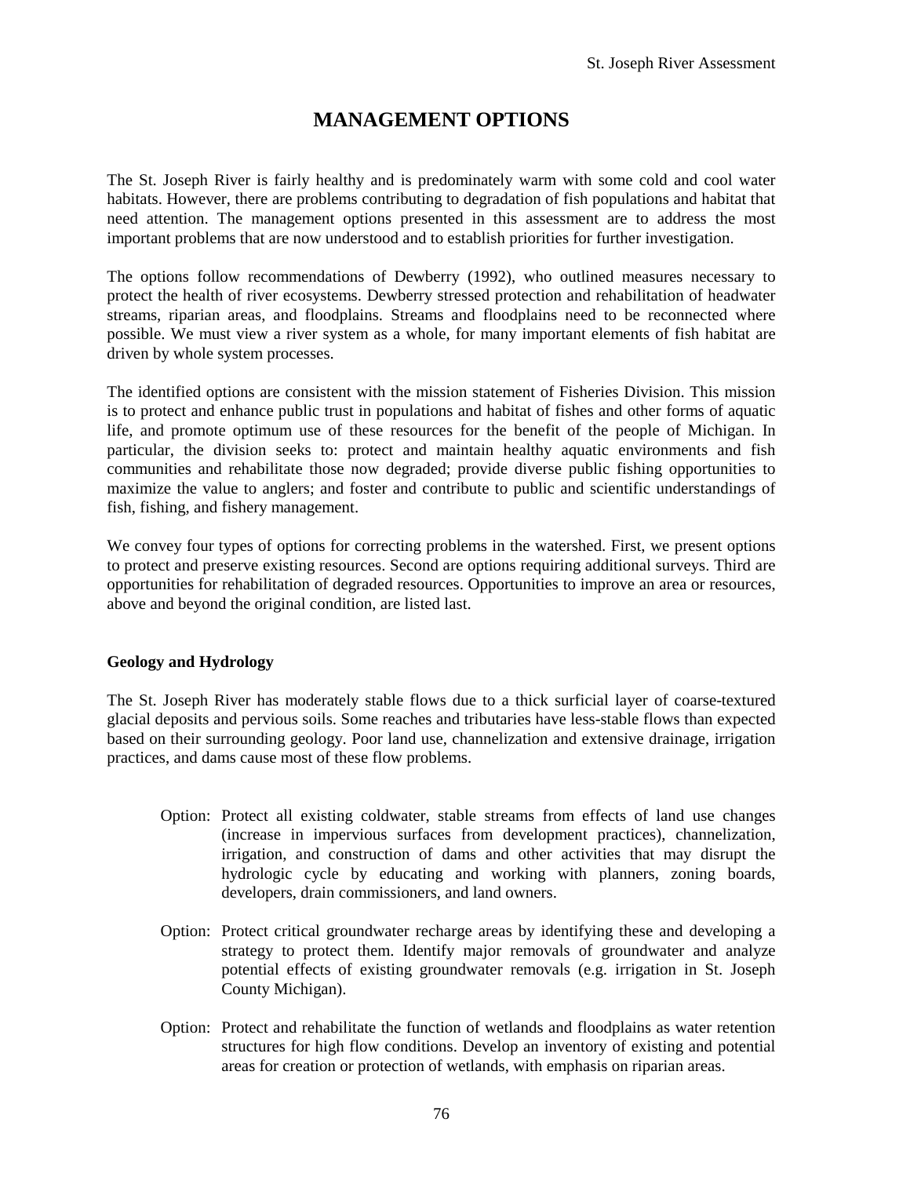# MANAGEMENT OPTIONS

The St. Joseph River is fairly healthy and is predominately warm with some cold and cool water habitats. However, there are problems contributing to degradation of fish populations and habitat that need attention. The management options presented in this assessment are to address the most important problems that are now understood and to establish priorities for further investigation.

The options follow recommendations of Dewberry (1992), who outlined measures necessary to protect the health of river ecosystems. Dewberry stressed protection and rehabilitation of headwater streams, riparian areas, and floodplains. Streams and floodplains need to be reconnected where possible. We must view a river system as a whole, for many important elements of fish habitat are driven by whole system processes.

The identified options are consistent with the mission statement of Fisheries Division. This mission is to protect and enhance public trust in populations and habitat of fishes and other forms of aquatic life, and promote optimum use of these resources for the benefit of the people of Michigan. In particular, the division seeks to: protect and maintain healthy aquatic environments and fish communities and rehabilitate those now degraded; provide diverse public fishing opportunities to maximize the value to anglers; and foster and contribute to public and scientific understandings of fish, fishing, and fishery management.

We convey four types of options for correcting problems in the watershed. First, we present options to protect and preserve existing resources. Second are options requiring additional surveys. Third are opportunities for rehabilitation of degraded resources. Opportunities to improve an area or resources, above and beyond the original condition, are listed last.

**Geology and Hydrology**

The St. Joseph River has moderately stable flows due to a thick surficial layer of coarse-textured glacial deposits and pervious soils. Some reaches and tributaries have less-stable flows than expected based on their surrounding geology. Poor land use, channelization and extensive drainage, irrigation practices, and dams cause most of these flow problems.

Option: Protect all existing coldwater, stable streams from effects of land use changes (increase in impervious surfaces from development practices), channelization, irrigation, and construction of dams and other activities that may disrupt the hydrologic cycle by educating and working with planners, zoning boards, developers, drain commissioners, and land owners.

Option: Protect critical groundwater recharge areas by identifying these and developing a strategy to protect them. Identify major removals of groundwater and analyze potential effects of existing groundwater removals (e.g. irrigation in St. Joseph County Michigan).

Option: Protect and rehabilitate the function of wetlands and floodplains as water retention structures for high flow conditions. Develop an inventory of existing and potential areas for creation or protection of wetlands, with emphasis on riparian areas.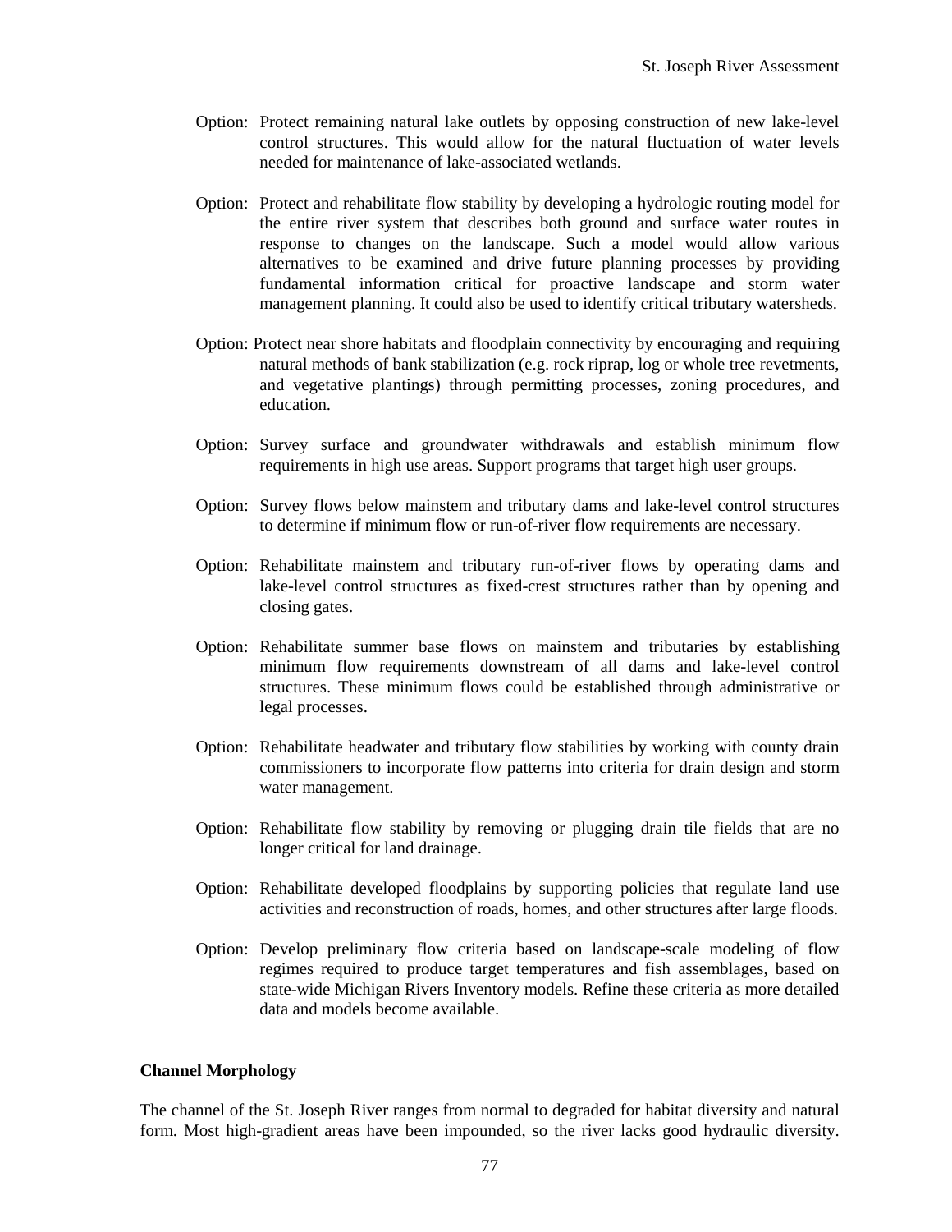Option: Protect remaining natural lake outlets by opposing construction of new lake-level control structures. This would allow for the natural fluctuation of water levels needed for maintenance of lake-associated wetlands.

Option: Protect and rehabilitate flow stability by developing a hydrologic routing model for the entire river system that describes both ground and surface water routes in response to changes on the landscape. Such a model would allow various alternatives to be examined and drive future planning processes by providing fundamental information critical for proactive landscape and storm water management planning. It could also be used to identify critical tributary watersheds.

Option: Protect near shore habitats and floodplain connectivity by encouraging and requiring natural methods of bank stabilization (e.g. rock riprap, log or whole tree revetments, and vegetative plantings) through permitting processes, zoning procedures, and education.

Option: Survey surface and groundwater withdrawals and establish minimum flow requirements in high use areas. Support programs that target high user groups.

Option: Survey flows below mainstem and tributary dams and lake-level control structures to determine if minimum flow or run-of-river flow requirements are necessary.

Option: Rehabilitate mainstem and tributary run-of-river flows by operating dams and lake-level control structures as fixed-crest structures rather than by opening and closing gates.

Option: Rehabilitate summer base flows on mainstem and tributaries by establishing minimum flow requirements downstream of all dams and lake-level control structures. These minimum flows could be established through administrative or legal processes.

Option: Rehabilitate headwater and tributary flow stabilities by working with county drain commissioners to incorporate flow patterns into criteria for drain design and storm water management.

Option: Rehabilitate flow stability by removing or plugging drain tile fields that are no longer critical for land drainage.

Option: Rehabilitate developed floodplains by supporting policies that regulate land use activities and reconstruction of roads, homes, and other structures after large floods.

Option: Develop preliminary flow criteria based on landscape-scale modeling of flow regimes required to produce target temperatures and fish assemblages, based on state-wide Michigan Rivers Inventory models. Refine these criteria as more detailed data and models become available.

**Channel Morphology**

The channel of the St. Joseph River ranges from normal to degraded for habitat diversity and natural form. Most high-gradient areas have been impounded, so the river lacks good hydraulic diversity.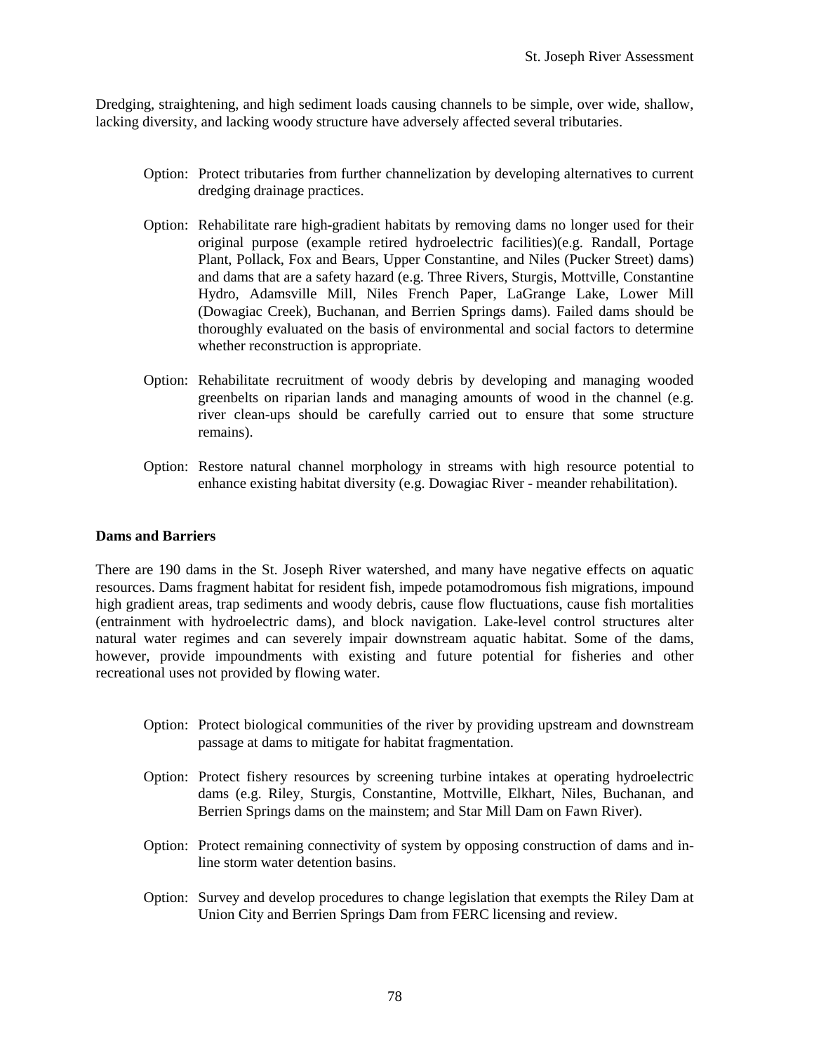Dredging, straightening, and high sediment loads causing channels to be simple, over wide, shallow, lacking diversity, and lacking woody structure have adversely affected several tributaries.

Option: Protect tributaries from further channelization by developing alternatives to current dredging drainage practices.

Option: Rehabilitate rare high-gradient habitats by removing dams no longer used for their original purpose (example retired hydroelectric facilities)(e.g. Randall, Portage Plant, Pollack, Fox and Bears, Upper Constantine, and Niles (Pucker Street) dams) and dams that are a safety hazard (e.g. Three Rivers, Sturgis, Mottville, Constantine Hydro, Adamsville Mill, Niles French Paper, LaGrange Lake, Lower Mill (Dowagiac Creek), Buchanan, and Berrien Springs dams). Failed dams should be thoroughly evaluated on the basis of environmental and social factors to determine whether reconstruction is appropriate.

Option: Rehabilitate recruitment of woody debris by developing and managing wooded greenbelts on riparian lands and managing amounts of wood in the channel (e.g. river clean-ups should be carefully carried out to ensure that some structure remains).

Option: Restore natural channel morphology in streams with high resource potential to enhance existing habitat diversity (e.g. Dowagiac River - meander rehabilitation).

**Dams and Barriers**

There are 190 dams in the St. Joseph River watershed, and many have negative effects on aquatic resources. Dams fragment habitat for resident fish, impede potamodromous fish migrations, impound high gradient areas, trap sediments and woody debris, cause flow fluctuations, cause fish mortalities (entrainment with hydroelectric dams), and block navigation. Lake-level control structures alter natural water regimes and can severely impair downstream aquatic habitat. Some of the dams, however, provide impoundments with existing and future potential for fisheries and other recreational uses not provided by flowing water.

Option: Protect biological communities of the river by providing upstream and downstream passage at dams to mitigate for habitat fragmentation.

Option: Protect fishery resources by screening turbine intakes at operating hydroelectric dams (e.g. Riley, Sturgis, Constantine, Mottville, Elkhart, Niles, Buchanan, and Berrien Springs dams on the mainstem; and Star Mill Dam on Fawn River).

Option: Protect remaining connectivity of system by opposing construction of dams and in-line storm water detention basins.

Option: Survey and develop procedures to change legislation that exempts the Riley Dam at Union City and Berrien Springs Dam from FERC licensing and review.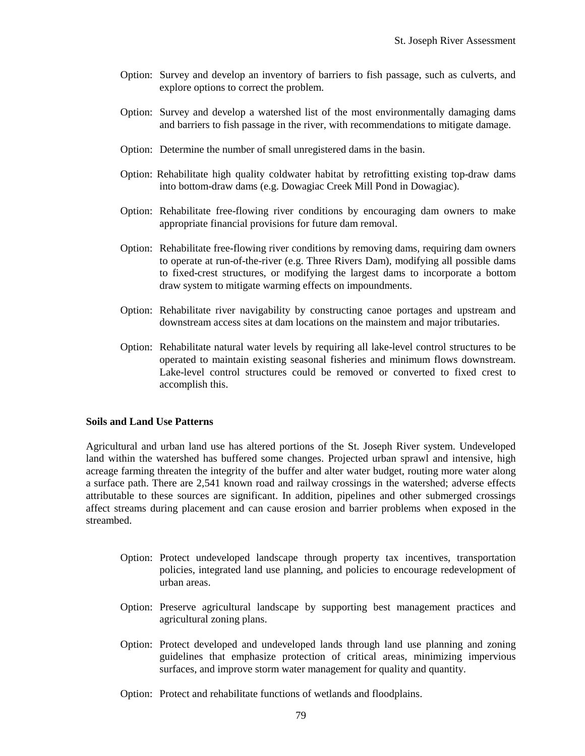Option: Survey and develop an inventory of barriers to fish passage, such as culverts, and explore options to correct the problem.

Option: Survey and develop a watershed list of the most environmentally damaging dams and barriers to fish passage in the river, with recommendations to mitigate damage.

Option: Determine the number of small unregistered dams in the basin.

Option: Rehabilitate high quality coldwater habitat by retrofitting existing top-draw dams into bottom-draw dams (e.g. Dowagiac Creek Mill Pond in Dowagiac).

Option: Rehabilitate free-flowing river conditions by encouraging dam owners to make appropriate financial provisions for future dam removal.

Option: Rehabilitate free-flowing river conditions by removing dams, requiring dam owners to operate at run-of-the-river (e.g. Three Rivers Dam), modifying all possible dams to fixed-crest structures, or modifying the largest dams to incorporate a bottom draw system to mitigate warming effects on impoundments.

Option: Rehabilitate river navigability by constructing canoe portages and upstream and downstream access sites at dam locations on the mainstem and major tributaries.

Option: Rehabilitate natural water levels by requiring all lake-level control structures to be operated to maintain existing seasonal fisheries and minimum flows downstream. Lake-level control structures could be removed or converted to fixed crest to accomplish this.

**Soils and Land Use Patterns**

Agricultural and urban land use has altered portions of the St. Joseph River system. Undeveloped land within the watershed has buffered some changes. Projected urban sprawl and intensive, high acreage farming threaten the integrity of the buffer and alter water budget, routing more water along a surface path. There are 2,541 known road and railway crossings in the watershed; adverse effects attributable to these sources are significant. In addition, pipelines and other submerged crossings affect streams during placement and can cause erosion and barrier problems when exposed in the streambed.

Option: Protect undeveloped landscape through property tax incentives, transportation policies, integrated land use planning, and policies to encourage redevelopment of urban areas.

Option: Preserve agricultural landscape by supporting best management practices and agricultural zoning plans.

Option: Protect developed and undeveloped lands through land use planning and zoning guidelines that emphasize protection of critical areas, minimizing impervious surfaces, and improve storm water management for quality and quantity.

Option: Protect and rehabilitate functions of wetlands and floodplains.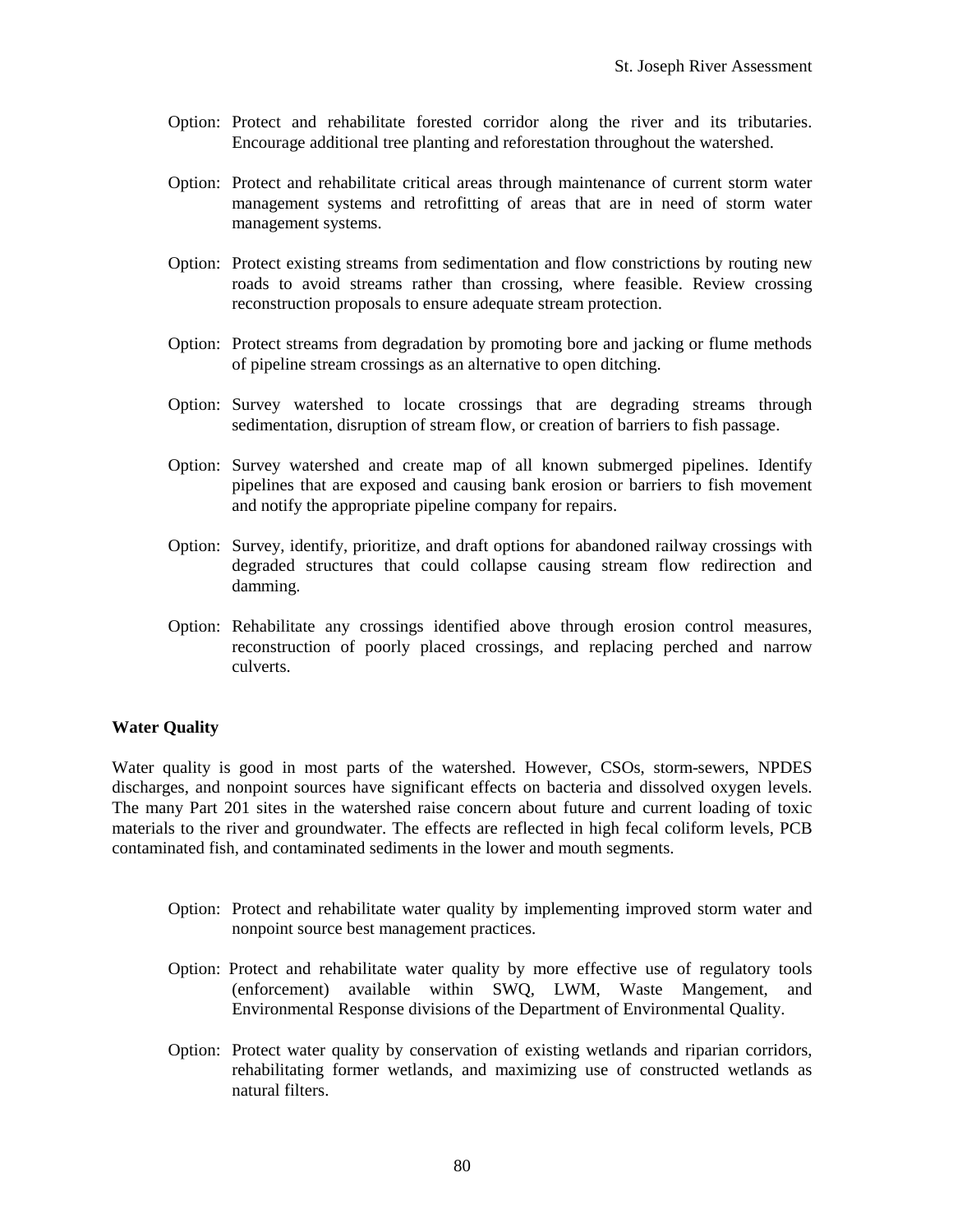Option: Protect and rehabilitate forested corridor along the river and its tributaries. Encourage additional tree planting and reforestation throughout the watershed.

Option: Protect and rehabilitate critical areas through maintenance of current storm water management systems and retrofitting of areas that are in need of storm water management systems.

Option: Protect existing streams from sedimentation and flow constrictions by routing new roads to avoid streams rather than crossing, where feasible. Review crossing reconstruction proposals to ensure adequate stream protection.

Option: Protect streams from degradation by promoting bore and jacking or flume methods of pipeline stream crossings as an alternative to open ditching.

Option: Survey watershed to locate crossings that are degrading streams through sedimentation, disruption of stream flow, or creation of barriers to fish passage.

Option: Survey watershed and create map of all known submerged pipelines. Identify pipelines that are exposed and causing bank erosion or barriers to fish movement and notify the appropriate pipeline company for repairs.

Option: Survey, identify, prioritize, and draft options for abandoned railway crossings with degraded structures that could collapse causing stream flow redirection and damming.

Option: Rehabilitate any crossings identified above through erosion control measures, reconstruction of poorly placed crossings, and replacing perched and narrow culverts.

**Water Quality**

Water quality is good in most parts of the watershed. However, CSOs, storm-sewers, NPDES discharges, and nonpoint sources have significant effects on bacteria and dissolved oxygen levels. The many Part 201 sites in the watershed raise concern about future and current loading of toxic materials to the river and groundwater. The effects are reflected in high fecal coliform levels, PCB contaminated fish, and contaminated sediments in the lower and mouth segments.

Option: Protect and rehabilitate water quality by implementing improved storm water and nonpoint source best management practices.

Option: Protect and rehabilitate water quality by more effective use of regulatory tools (enforcement) available within SWQ, LWM, Waste Mangement, and Environmental Response divisions of the Department of Environmental Quality.

Option: Protect water quality by conservation of existing wetlands and riparian corridors, rehabilitating former wetlands, and maximizing use of constructed wetlands as natural filters.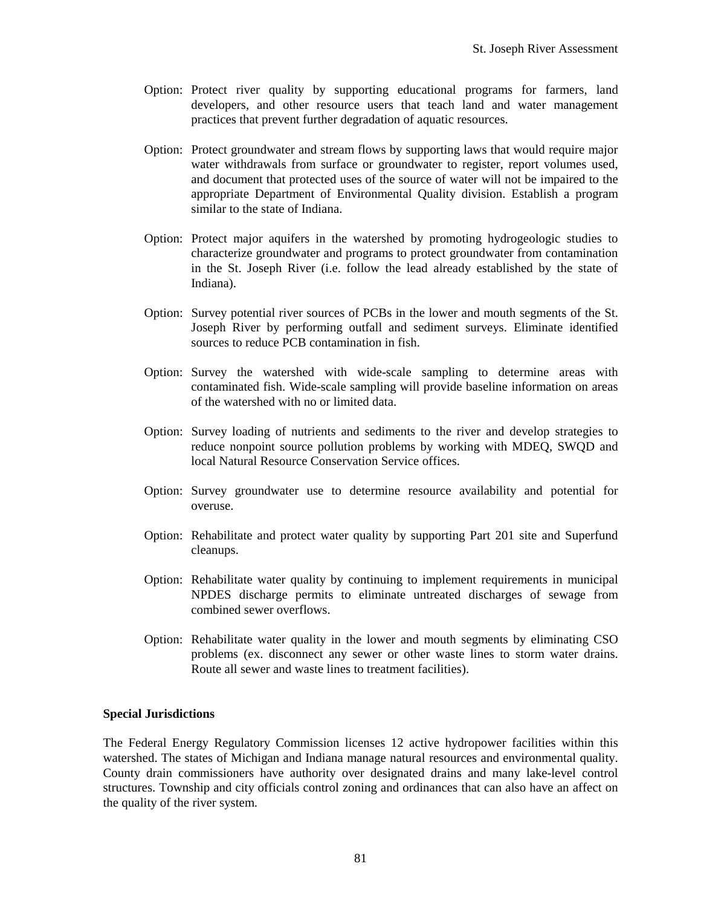Option: Protect river quality by supporting educational programs for farmers, land developers, and other resource users that teach land and water management practices that prevent further degradation of aquatic resources.

Option: Protect groundwater and stream flows by supporting laws that would require major water withdrawals from surface or groundwater to register, report volumes used, and document that protected uses of the source of water will not be impaired to the appropriate Department of Environmental Quality division. Establish a program similar to the state of Indiana.

Option: Protect major aquifers in the watershed by promoting hydrogeologic studies to characterize groundwater and programs to protect groundwater from contamination in the St. Joseph River (i.e. follow the lead already established by the state of Indiana).

Option: Survey potential river sources of PCBs in the lower and mouth segments of the St. Joseph River by performing outfall and sediment surveys. Eliminate identified sources to reduce PCB contamination in fish.

Option: Survey the watershed with wide-scale sampling to determine areas with contaminated fish. Wide-scale sampling will provide baseline information on areas of the watershed with no or limited data.

Option: Survey loading of nutrients and sediments to the river and develop strategies to reduce nonpoint source pollution problems by working with MDEQ, SWQD and local Natural Resource Conservation Service offices.

Option: Survey groundwater use to determine resource availability and potential for overuse.

Option: Rehabilitate and protect water quality by supporting Part 201 site and Superfund cleanups.

Option: Rehabilitate water quality by continuing to implement requirements in municipal NPDES discharge permits to eliminate untreated discharges of sewage from combined sewer overflows.

Option: Rehabilitate water quality in the lower and mouth segments by eliminating CSO problems (ex. disconnect any sewer or other waste lines to storm water drains. Route all sewer and waste lines to treatment facilities).

**Special Jurisdictions**

The Federal Energy Regulatory Commission licenses 12 active hydropower facilities within this watershed. The states of Michigan and Indiana manage natural resources and environmental quality. County drain commissioners have authority over designated drains and many lake-level control structures. Township and city officials control zoning and ordinances that can also have an affect on the quality of the river system.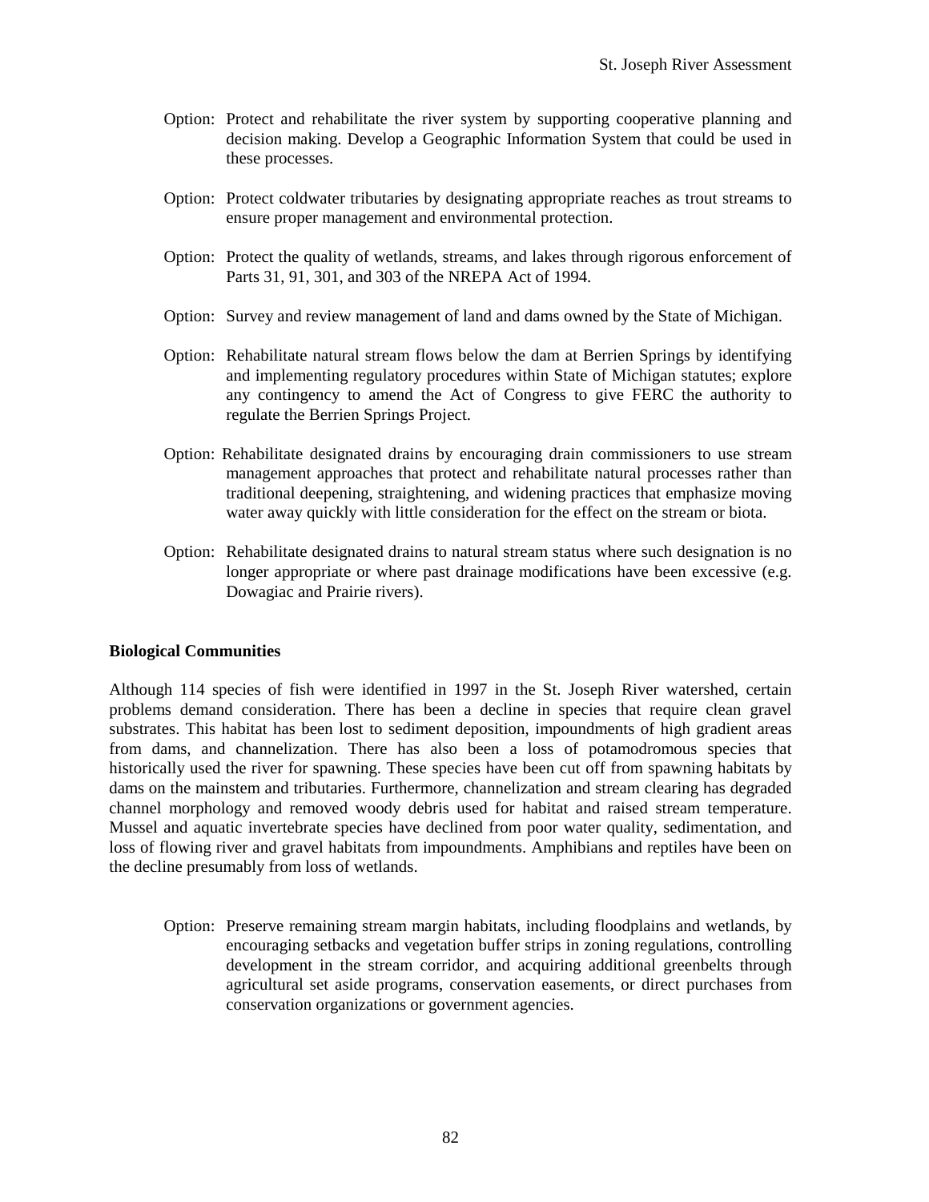Option: Protect and rehabilitate the river system by supporting cooperative planning and decision making. Develop a Geographic Information System that could be used in these processes.

Option: Protect coldwater tributaries by designating appropriate reaches as trout streams to ensure proper management and environmental protection.

Option: Protect the quality of wetlands, streams, and lakes through rigorous enforcement of Parts 31, 91, 301, and 303 of the NREPA Act of 1994.

Option: Survey and review management of land and dams owned by the State of Michigan.

Option: Rehabilitate natural stream flows below the dam at Berrien Springs by identifying and implementing regulatory procedures within State of Michigan statutes; explore any contingency to amend the Act of Congress to give FERC the authority to regulate the Berrien Springs Project.

Option: Rehabilitate designated drains by encouraging drain commissioners to use stream management approaches that protect and rehabilitate natural processes rather than traditional deepening, straightening, and widening practices that emphasize moving water away quickly with little consideration for the effect on the stream or biota.

Option: Rehabilitate designated drains to natural stream status where such designation is no longer appropriate or where past drainage modifications have been excessive (e.g. Dowagiac and Prairie rivers).

**Biological Communities**

Although 114 species of fish were identified in 1997 in the St. Joseph River watershed, certain problems demand consideration. There has been a decline in species that require clean gravel substrates. This habitat has been lost to sediment deposition, impoundments of high gradient areas from dams, and channelization. There has also been a loss of potamodromous species that historically used the river for spawning. These species have been cut off from spawning habitats by dams on the mainstem and tributaries. Furthermore, channelization and stream clearing has degraded channel morphology and removed woody debris used for habitat and raised stream temperature. Mussel and aquatic invertebrate species have declined from poor water quality, sedimentation, and loss of flowing river and gravel habitats from impoundments. Amphibians and reptiles have been on the decline presumably from loss of wetlands.

Option: Preserve remaining stream margin habitats, including floodplains and wetlands, by encouraging setbacks and vegetation buffer strips in zoning regulations, controlling development in the stream corridor, and acquiring additional greenbelts through agricultural set aside programs, conservation easements, or direct purchases from conservation organizations or government agencies.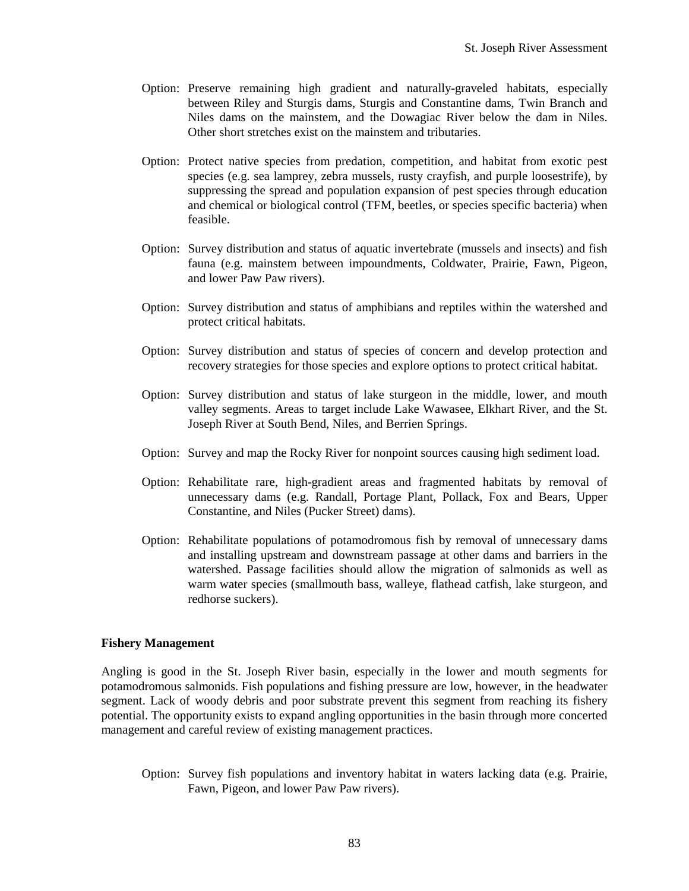Option: Preserve remaining high gradient and naturally-graveled habitats, especially between Riley and Sturgis dams, Sturgis and Constantine dams, Twin Branch and Niles dams on the mainstem, and the Dowagiac River below the dam in Niles. Other short stretches exist on the mainstem and tributaries.

Option: Protect native species from predation, competition, and habitat from exotic pest species (e.g. sea lamprey, zebra mussels, rusty crayfish, and purple loosestrife), by suppressing the spread and population expansion of pest species through education and chemical or biological control (TFM, beetles, or species specific bacteria) when feasible.

Option: Survey distribution and status of aquatic invertebrate (mussels and insects) and fish fauna (e.g. mainstem between impoundments, Coldwater, Prairie, Fawn, Pigeon, and lower Paw Paw rivers).

Option: Survey distribution and status of amphibians and reptiles within the watershed and protect critical habitats.

Option: Survey distribution and status of species of concern and develop protection and recovery strategies for those species and explore options to protect critical habitat.

Option: Survey distribution and status of lake sturgeon in the middle, lower, and mouth valley segments. Areas to target include Lake Wawasee, Elkhart River, and the St. Joseph River at South Bend, Niles, and Berrien Springs.

Option: Survey and map the Rocky River for nonpoint sources causing high sediment load.

Option: Rehabilitate rare, high-gradient areas and fragmented habitats by removal of unnecessary dams (e.g. Randall, Portage Plant, Pollack, Fox and Bears, Upper Constantine, and Niles (Pucker Street) dams).

Option: Rehabilitate populations of potamodromous fish by removal of unnecessary dams and installing upstream and downstream passage at other dams and barriers in the watershed. Passage facilities should allow the migration of salmonids as well as warm water species (smallmouth bass, walleye, flathead catfish, lake sturgeon, and redhorse suckers).

**Fishery Management**

Angling is good in the St. Joseph River basin, especially in the lower and mouth segments for potamodromous salmonids. Fish populations and fishing pressure are low, however, in the headwater segment. Lack of woody debris and poor substrate prevent this segment from reaching its fishery potential. The opportunity exists to expand angling opportunities in the basin through more concerted management and careful review of existing management practices.

Option: Survey fish populations and inventory habitat in waters lacking data (e.g. Prairie, Fawn, Pigeon, and lower Paw Paw rivers).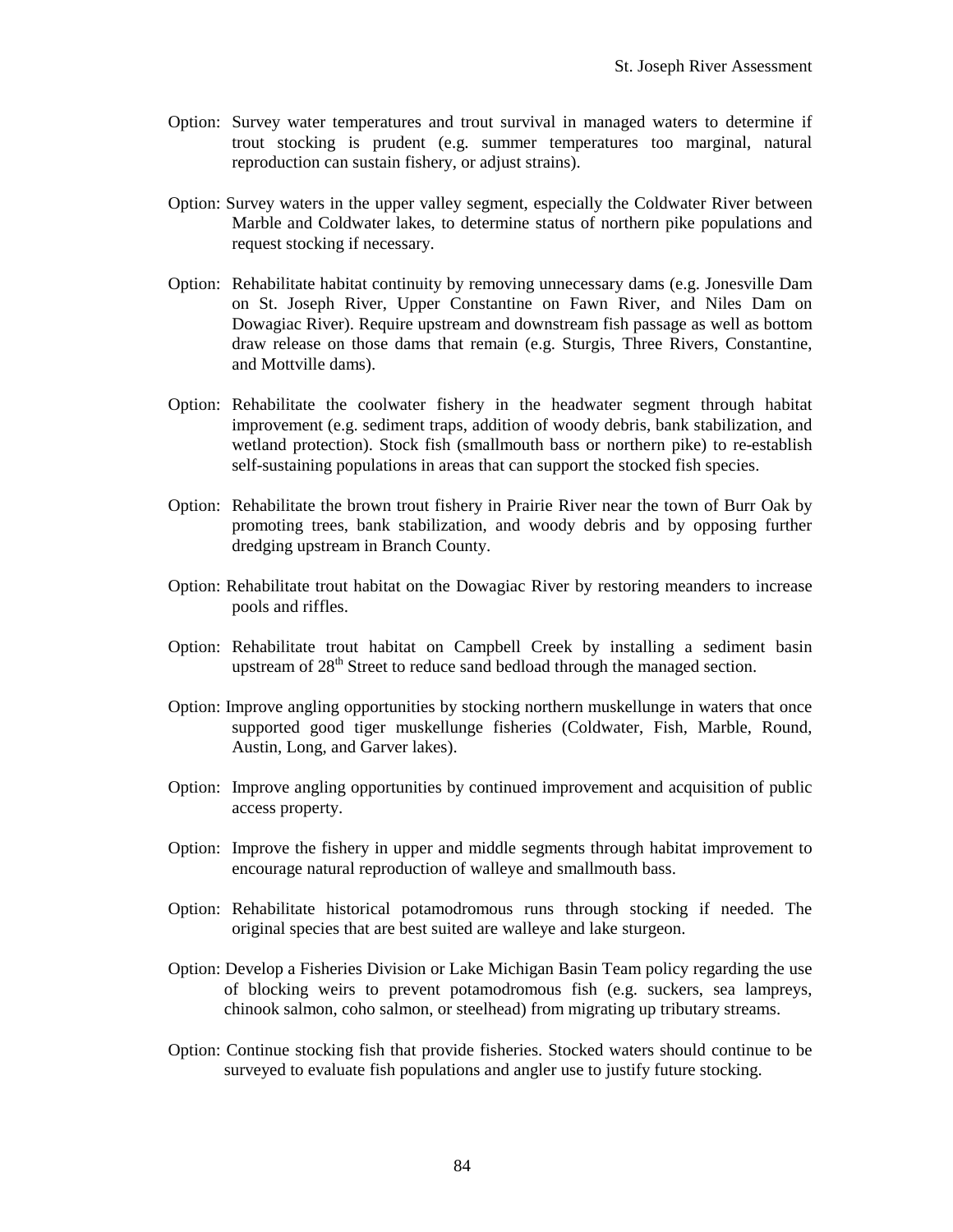Option: Survey water temperatures and trout survival in managed waters to determine if trout stocking is prudent (e.g. summer temperatures too marginal, natural reproduction can sustain fishery, or adjust strains).

Option: Survey waters in the upper valley segment, especially the Coldwater River between Marble and Coldwater lakes, to determine status of northern pike populations and request stocking if necessary.

Option: Rehabilitate habitat continuity by removing unnecessary dams (e.g. Jonesville Dam on St. Joseph River, Upper Constantine on Fawn River, and Niles Dam on Dowagiac River). Require upstream and downstream fish passage as well as bottom draw release on those dams that remain (e.g. Sturgis, Three Rivers, Constantine, and Mottville dams).

Option: Rehabilitate the coolwater fishery in the headwater segment through habitat improvement (e.g. sediment traps, addition of woody debris, bank stabilization, and wetland protection). Stock fish (smallmouth bass or northern pike) to re-establish self-sustaining populations in areas that can support the stocked fish species.

Option: Rehabilitate the brown trout fishery in Prairie River near the town of Burr Oak by promoting trees, bank stabilization, and woody debris and by opposing further dredging upstream in Branch County.

Option: Rehabilitate trout habitat on the Dowagiac River by restoring meanders to increase pools and riffles.

Option: Rehabilitate trout habitat on Campbell Creek by installing a sediment basin upstream of 28th Street to reduce sand bedload through the managed section.

Option: Improve angling opportunities by stocking northern muskellunge in waters that once supported good tiger muskellunge fisheries (Coldwater, Fish, Marble, Round, Austin, Long, and Garver lakes).

Option: Improve angling opportunities by continued improvement and acquisition of public access property.

Option: Improve the fishery in upper and middle segments through habitat improvement to encourage natural reproduction of walleye and smallmouth bass.

Option: Rehabilitate historical potamodromous runs through stocking if needed. The original species that are best suited are walleye and lake sturgeon.

Option: Develop a Fisheries Division or Lake Michigan Basin Team policy regarding the use of blocking weirs to prevent potamodromous fish (e.g. suckers, sea lampreys, chinook salmon, coho salmon, or steelhead) from migrating up tributary streams.

Option: Continue stocking fish that provide fisheries. Stocked waters should continue to be surveyed to evaluate fish populations and angler use to justify future stocking.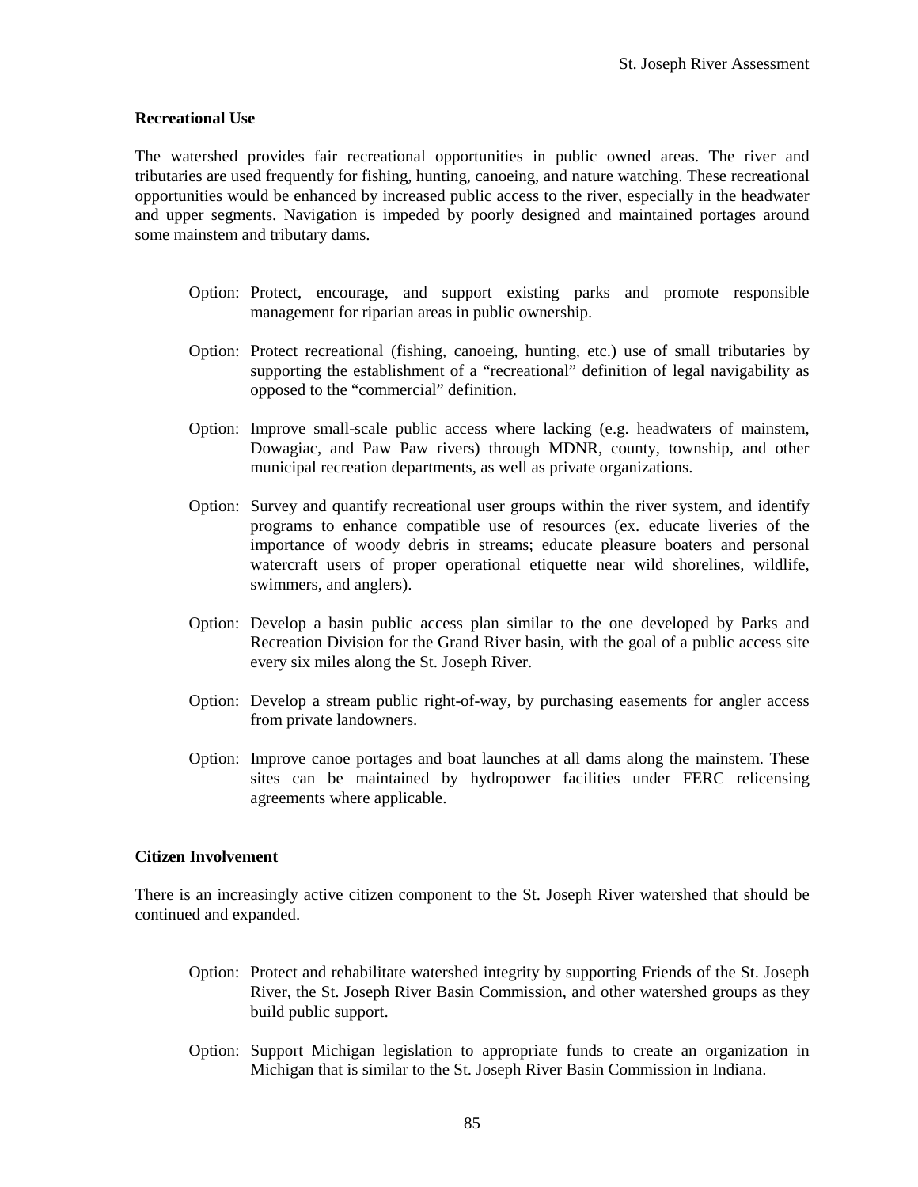### Recreational Use

The watershed provides fair recreational opportunities in public owned areas. The river and tributaries are used frequently for fishing, hunting, canoeing, and nature watching. These recreational opportunities would be enhanced by increased public access to the river, especially in the headwater and upper segments. Navigation is impeded by poorly designed and maintained portages around some mainstem and tributary dams.

> Option: Protect, encourage, and support existing parks and promote responsible management for riparian areas in public ownership.

> Option: Protect recreational (fishing, canoeing, hunting, etc.) use of small tributaries by supporting the establishment of a "recreational" definition of legal navigability as opposed to the "commercial" definition.

> Option: Improve small-scale public access where lacking (e.g. headwaters of mainstem, Dowagiac, and Paw Paw rivers) through MDNR, county, township, and other municipal recreation departments, as well as private organizations.

> Option: Survey and quantify recreational user groups within the river system, and identify programs to enhance compatible use of resources (ex. educate liveries of the importance of woody debris in streams; educate pleasure boaters and personal watercraft users of proper operational etiquette near wild shorelines, wildlife, swimmers, and anglers).

> Option: Develop a basin public access plan similar to the one developed by Parks and Recreation Division for the Grand River basin, with the goal of a public access site every six miles along the St. Joseph River.

> Option: Develop a stream public right-of-way, by purchasing easements for angler access from private landowners.

> Option: Improve canoe portages and boat launches at all dams along the mainstem. These sites can be maintained by hydropower facilities under FERC relicensing agreements where applicable.

### Citizen Involvement

There is an increasingly active citizen component to the St. Joseph River watershed that should be continued and expanded.

> Option: Protect and rehabilitate watershed integrity by supporting Friends of the St. Joseph River, the St. Joseph River Basin Commission, and other watershed groups as they build public support.

> Option: Support Michigan legislation to appropriate funds to create an organization in Michigan that is similar to the St. Joseph River Basin Commission in Indiana.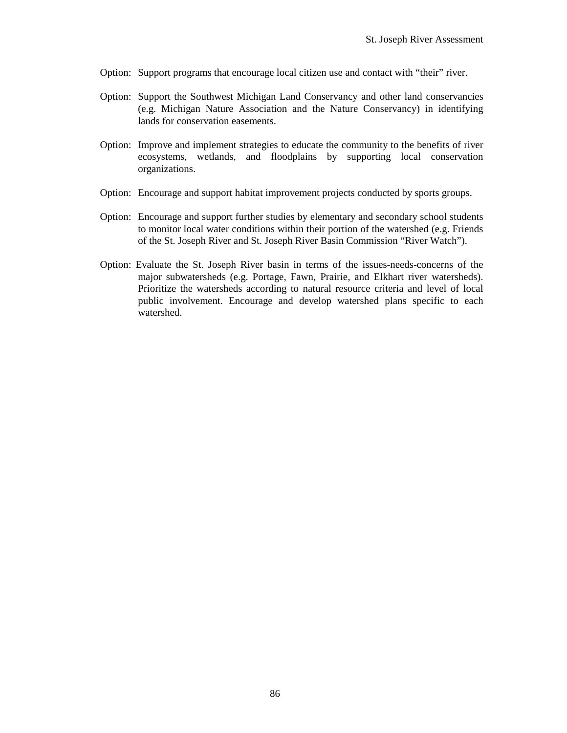Option: Support programs that encourage local citizen use and contact with "their" river.

Option: Support the Southwest Michigan Land Conservancy and other land conservancies (e.g. Michigan Nature Association and the Nature Conservancy) in identifying lands for conservation easements.

Option: Improve and implement strategies to educate the community to the benefits of river ecosystems, wetlands, and floodplains by supporting local conservation organizations.

Option: Encourage and support habitat improvement projects conducted by sports groups.

Option: Encourage and support further studies by elementary and secondary school students to monitor local water conditions within their portion of the watershed (e.g. Friends of the St. Joseph River and St. Joseph River Basin Commission "River Watch").

Option: Evaluate the St. Joseph River basin in terms of the issues-needs-concerns of the major subwatersheds (e.g. Portage, Fawn, Prairie, and Elkhart river watersheds). Prioritize the watersheds according to natural resource criteria and level of local public involvement. Encourage and develop watershed plans specific to each watershed.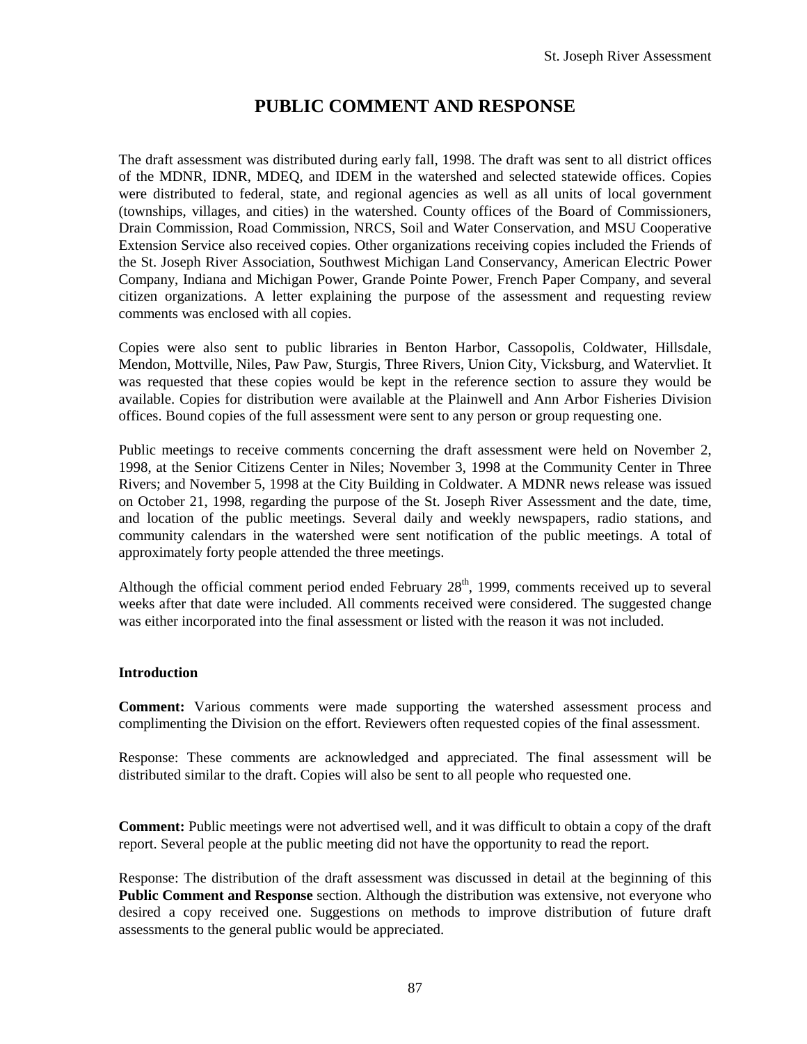# PUBLIC COMMENT AND RESPONSE

The draft assessment was distributed during early fall, 1998. The draft was sent to all district offices of the MDNR, IDNR, MDEQ, and IDEM in the watershed and selected statewide offices. Copies were distributed to federal, state, and regional agencies as well as all units of local government (townships, villages, and cities) in the watershed. County offices of the Board of Commissioners, Drain Commission, Road Commission, NRCS, Soil and Water Conservation, and MSU Cooperative Extension Service also received copies. Other organizations receiving copies included the Friends of the St. Joseph River Association, Southwest Michigan Land Conservancy, American Electric Power Company, Indiana and Michigan Power, Grande Pointe Power, French Paper Company, and several citizen organizations. A letter explaining the purpose of the assessment and requesting review comments was enclosed with all copies.

Copies were also sent to public libraries in Benton Harbor, Cassopolis, Coldwater, Hillsdale, Mendon, Mottville, Niles, Paw Paw, Sturgis, Three Rivers, Union City, Vicksburg, and Watervliet. It was requested that these copies would be kept in the reference section to assure they would be available. Copies for distribution were available at the Plainwell and Ann Arbor Fisheries Division offices. Bound copies of the full assessment were sent to any person or group requesting one.

Public meetings to receive comments concerning the draft assessment were held on November 2, 1998, at the Senior Citizens Center in Niles; November 3, 1998 at the Community Center in Three Rivers; and November 5, 1998 at the City Building in Coldwater. A MDNR news release was issued on October 21, 1998, regarding the purpose of the St. Joseph River Assessment and the date, time, and location of the public meetings. Several daily and weekly newspapers, radio stations, and community calendars in the watershed were sent notification of the public meetings. A total of approximately forty people attended the three meetings.

Although the official comment period ended February 28th, 1999, comments received up to several weeks after that date were included. All comments received were considered. The suggested change was either incorporated into the final assessment or listed with the reason it was not included.

### Introduction

**Comment:** Various comments were made supporting the watershed assessment process and complimenting the Division on the effort. Reviewers often requested copies of the final assessment.

Response: These comments are acknowledged and appreciated. The final assessment will be distributed similar to the draft. Copies will also be sent to all people who requested one.

**Comment:** Public meetings were not advertised well, and it was difficult to obtain a copy of the draft report. Several people at the public meeting did not have the opportunity to read the report.

Response: The distribution of the draft assessment was discussed in detail at the beginning of this **Public Comment and Response** section. Although the distribution was extensive, not everyone who desired a copy received one. Suggestions on methods to improve distribution of future draft assessments to the general public would be appreciated.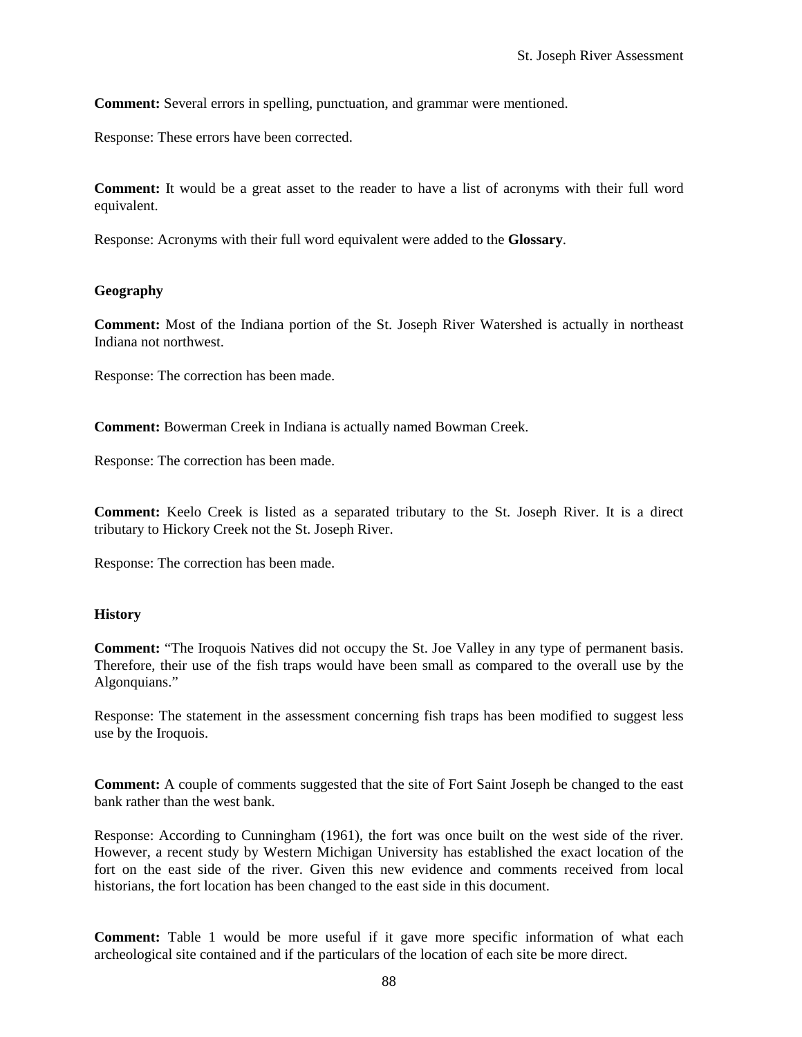**Comment:** Several errors in spelling, punctuation, and grammar were mentioned.

Response: These errors have been corrected.

**Comment:** It would be a great asset to the reader to have a list of acronyms with their full word equivalent.

Response: Acronyms with their full word equivalent were added to the **Glossary**.

### Geography

**Comment:** Most of the Indiana portion of the St. Joseph River Watershed is actually in northeast Indiana not northwest.

Response: The correction has been made.

**Comment:** Bowerman Creek in Indiana is actually named Bowman Creek.

Response: The correction has been made.

**Comment:** Keelo Creek is listed as a separated tributary to the St. Joseph River. It is a direct tributary to Hickory Creek not the St. Joseph River.

Response: The correction has been made.

### History

**Comment:** "The Iroquois Natives did not occupy the St. Joe Valley in any type of permanent basis. Therefore, their use of the fish traps would have been small as compared to the overall use by the Algonquians."

Response: The statement in the assessment concerning fish traps has been modified to suggest less use by the Iroquois.

**Comment:** A couple of comments suggested that the site of Fort Saint Joseph be changed to the east bank rather than the west bank.

Response: According to Cunningham (1961), the fort was once built on the west side of the river. However, a recent study by Western Michigan University has established the exact location of the fort on the east side of the river. Given this new evidence and comments received from local historians, the fort location has been changed to the east side in this document.

**Comment:** Table 1 would be more useful if it gave more specific information of what each archeological site contained and if the particulars of the location of each site be more direct.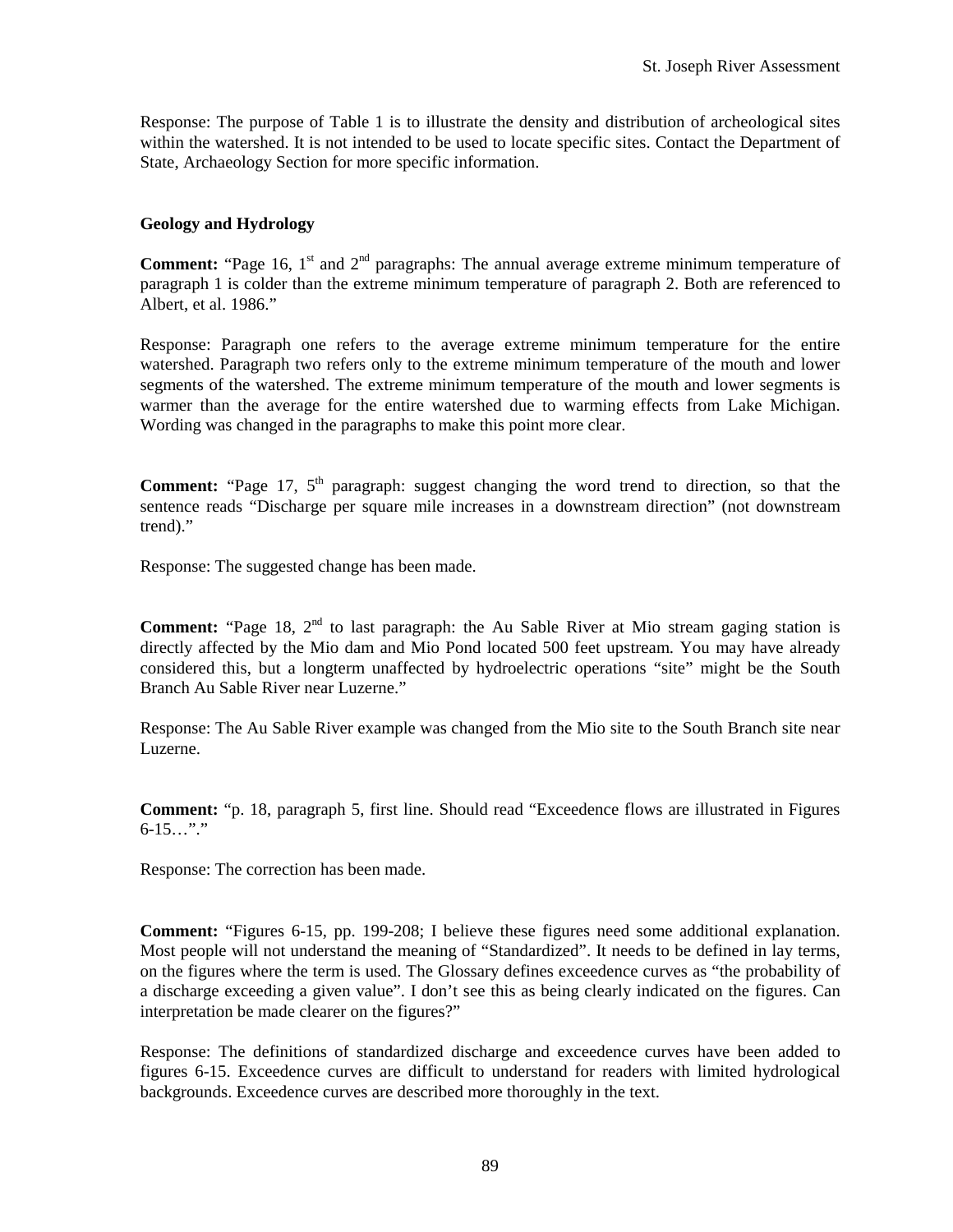Response: The purpose of Table 1 is to illustrate the density and distribution of archeological sites within the watershed. It is not intended to be used to locate specific sites. Contact the Department of State, Archaeology Section for more specific information.

### Geology and Hydrology

**Comment:** "Page 16, 1st and 2nd paragraphs: The annual average extreme minimum temperature of paragraph 1 is colder than the extreme minimum temperature of paragraph 2. Both are referenced to Albert, et al. 1986."

Response: Paragraph one refers to the average extreme minimum temperature for the entire watershed. Paragraph two refers only to the extreme minimum temperature of the mouth and lower segments of the watershed. The extreme minimum temperature of the mouth and lower segments is warmer than the average for the entire watershed due to warming effects from Lake Michigan. Wording was changed in the paragraphs to make this point more clear.

**Comment:** "Page 17, 5th paragraph: suggest changing the word trend to direction, so that the sentence reads "Discharge per square mile increases in a downstream direction" (not downstream trend)."

Response: The suggested change has been made.

**Comment:** "Page 18, 2nd to last paragraph: the Au Sable River at Mio stream gaging station is directly affected by the Mio dam and Mio Pond located 500 feet upstream. You may have already considered this, but a longterm unaffected by hydroelectric operations "site" might be the South Branch Au Sable River near Luzerne."

Response: The Au Sable River example was changed from the Mio site to the South Branch site near Luzerne.

**Comment:** "p. 18, paragraph 5, first line. Should read "Exceedence flows are illustrated in Figures 6-15…"."

Response: The correction has been made.

**Comment:** "Figures 6-15, pp. 199-208; I believe these figures need some additional explanation. Most people will not understand the meaning of "Standardized". It needs to be defined in lay terms, on the figures where the term is used. The Glossary defines exceedence curves as "the probability of a discharge exceeding a given value". I don't see this as being clearly indicated on the figures. Can interpretation be made clearer on the figures?"

Response: The definitions of standardized discharge and exceedence curves have been added to figures 6-15. Exceedence curves are difficult to understand for readers with limited hydrological backgrounds. Exceedence curves are described more thoroughly in the text.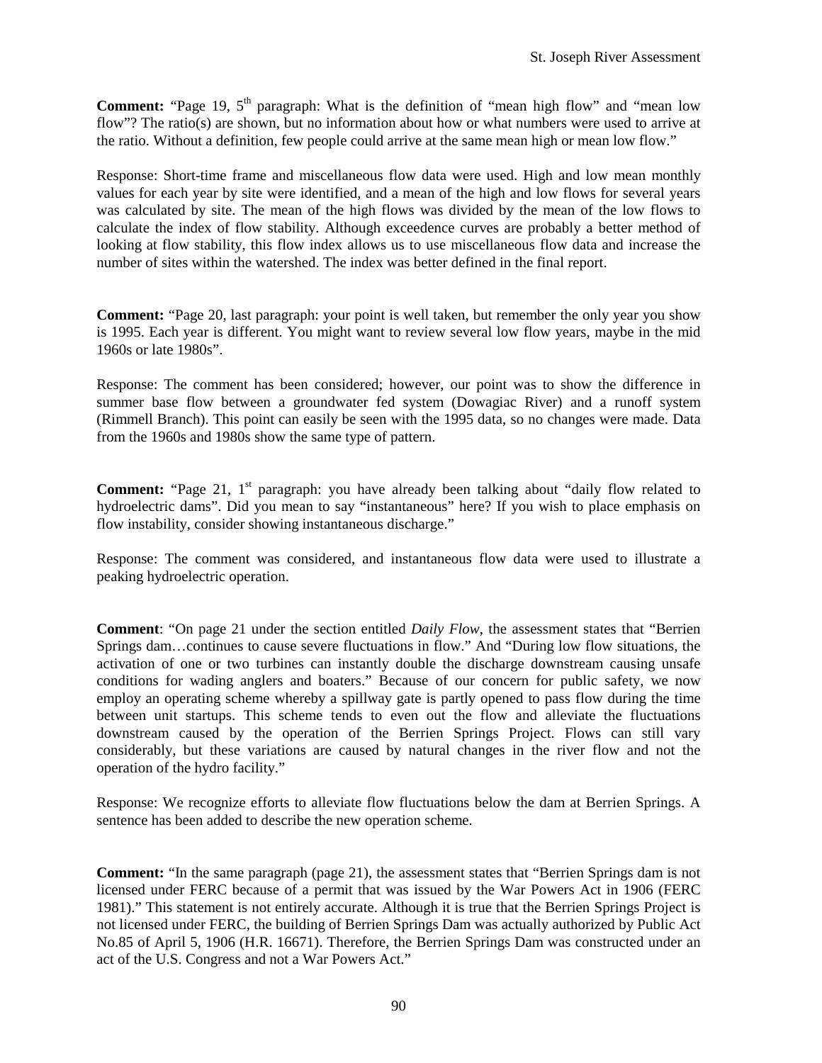**Comment:** "Page 19, 5th paragraph: What is the definition of "mean high flow" and "mean low flow"? The ratio(s) are shown, but no information about how or what numbers were used to arrive at the ratio. Without a definition, few people could arrive at the same mean high or mean low flow."

Response: Short-time frame and miscellaneous flow data were used. High and low mean monthly values for each year by site were identified, and a mean of the high and low flows for several years was calculated by site. The mean of the high flows was divided by the mean of the low flows to calculate the index of flow stability. Although exceedence curves are probably a better method of looking at flow stability, this flow index allows us to use miscellaneous flow data and increase the number of sites within the watershed. The index was better defined in the final report.

**Comment:** "Page 20, last paragraph: your point is well taken, but remember the only year you show is 1995. Each year is different. You might want to review several low flow years, maybe in the mid 1960s or late 1980s".

Response: The comment has been considered; however, our point was to show the difference in summer base flow between a groundwater fed system (Dowagiac River) and a runoff system (Rimmell Branch). This point can easily be seen with the 1995 data, so no changes were made. Data from the 1960s and 1980s show the same type of pattern.

**Comment:** "Page 21, 1st paragraph: you have already been talking about "daily flow related to hydroelectric dams". Did you mean to say "instantaneous" here? If you wish to place emphasis on flow instability, consider showing instantaneous discharge."

Response: The comment was considered, and instantaneous flow data were used to illustrate a peaking hydroelectric operation.

**Comment**: "On page 21 under the section entitled *Daily Flow*, the assessment states that "Berrien Springs dam…continues to cause severe fluctuations in flow." And "During low flow situations, the activation of one or two turbines can instantly double the discharge downstream causing unsafe conditions for wading anglers and boaters." Because of our concern for public safety, we now employ an operating scheme whereby a spillway gate is partly opened to pass flow during the time between unit startups. This scheme tends to even out the flow and alleviate the fluctuations downstream caused by the operation of the Berrien Springs Project. Flows can still vary considerably, but these variations are caused by natural changes in the river flow and not the operation of the hydro facility."

Response: We recognize efforts to alleviate flow fluctuations below the dam at Berrien Springs. A sentence has been added to describe the new operation scheme.

**Comment:** "In the same paragraph (page 21), the assessment states that "Berrien Springs dam is not licensed under FERC because of a permit that was issued by the War Powers Act in 1906 (FERC 1981)." This statement is not entirely accurate. Although it is true that the Berrien Springs Project is not licensed under FERC, the building of Berrien Springs Dam was actually authorized by Public Act No.85 of April 5, 1906 (H.R. 16671). Therefore, the Berrien Springs Dam was constructed under an act of the U.S. Congress and not a War Powers Act."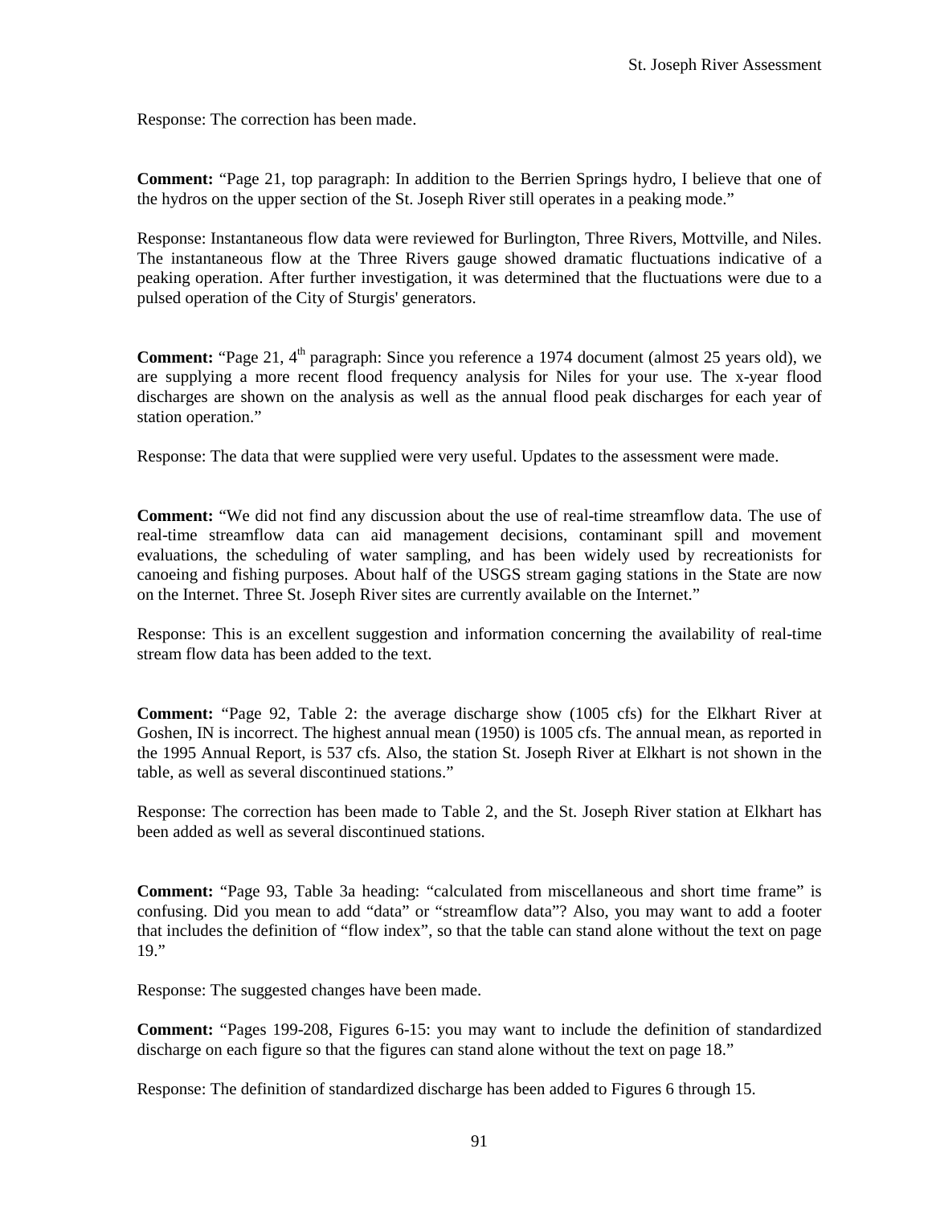Response: The correction has been made.

**Comment:** "Page 21, top paragraph: In addition to the Berrien Springs hydro, I believe that one of the hydros on the upper section of the St. Joseph River still operates in a peaking mode."

Response: Instantaneous flow data were reviewed for Burlington, Three Rivers, Mottville, and Niles. The instantaneous flow at the Three Rivers gauge showed dramatic fluctuations indicative of a peaking operation. After further investigation, it was determined that the fluctuations were due to a pulsed operation of the City of Sturgis' generators.

**Comment:** "Page 21, 4th paragraph: Since you reference a 1974 document (almost 25 years old), we are supplying a more recent flood frequency analysis for Niles for your use. The x-year flood discharges are shown on the analysis as well as the annual flood peak discharges for each year of station operation."

Response: The data that were supplied were very useful. Updates to the assessment were made.

**Comment:** "We did not find any discussion about the use of real-time streamflow data. The use of real-time streamflow data can aid management decisions, contaminant spill and movement evaluations, the scheduling of water sampling, and has been widely used by recreationists for canoeing and fishing purposes. About half of the USGS stream gaging stations in the State are now on the Internet. Three St. Joseph River sites are currently available on the Internet."

Response: This is an excellent suggestion and information concerning the availability of real-time stream flow data has been added to the text.

**Comment:** "Page 92, Table 2: the average discharge show (1005 cfs) for the Elkhart River at Goshen, IN is incorrect. The highest annual mean (1950) is 1005 cfs. The annual mean, as reported in the 1995 Annual Report, is 537 cfs. Also, the station St. Joseph River at Elkhart is not shown in the table, as well as several discontinued stations."

Response: The correction has been made to Table 2, and the St. Joseph River station at Elkhart has been added as well as several discontinued stations.

**Comment:** "Page 93, Table 3a heading: "calculated from miscellaneous and short time frame" is confusing. Did you mean to add "data" or "streamflow data"? Also, you may want to add a footer that includes the definition of "flow index", so that the table can stand alone without the text on page 19."

Response: The suggested changes have been made.

**Comment:** "Pages 199-208, Figures 6-15: you may want to include the definition of standardized discharge on each figure so that the figures can stand alone without the text on page 18."

Response: The definition of standardized discharge has been added to Figures 6 through 15.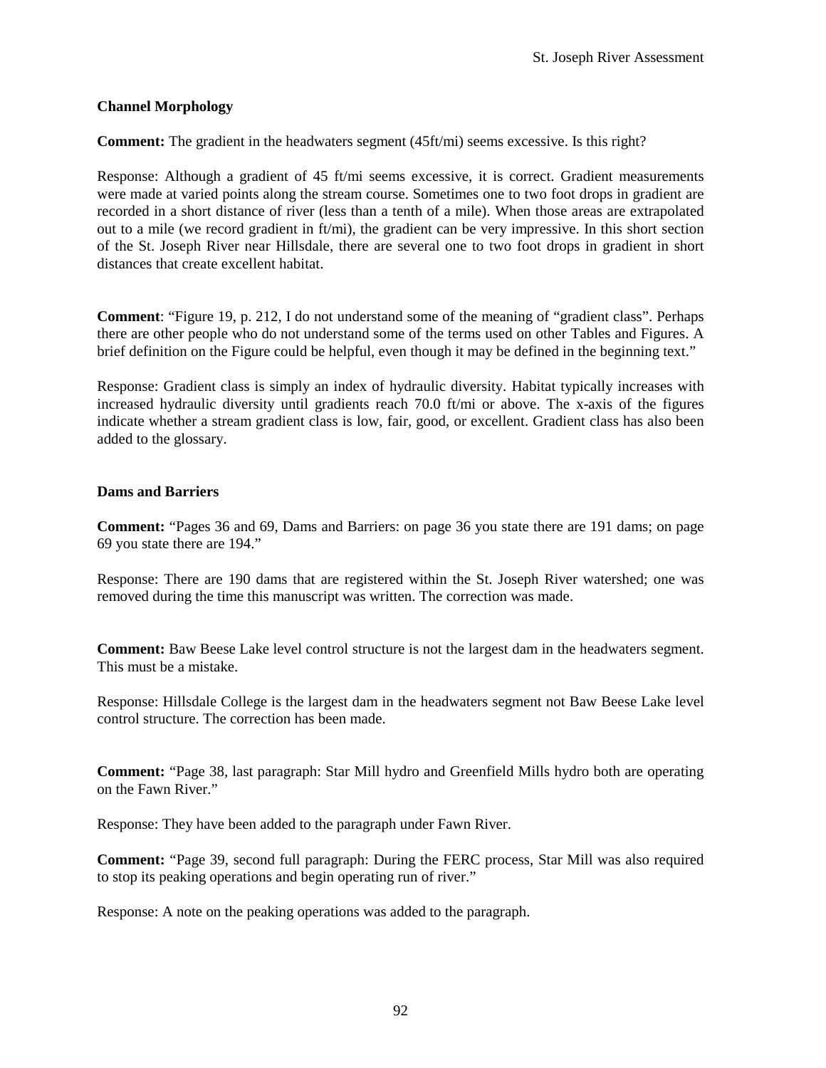### Channel Morphology

**Comment:** The gradient in the headwaters segment (45ft/mi) seems excessive. Is this right?

Response: Although a gradient of 45 ft/mi seems excessive, it is correct. Gradient measurements were made at varied points along the stream course. Sometimes one to two foot drops in gradient are recorded in a short distance of river (less than a tenth of a mile). When those areas are extrapolated out to a mile (we record gradient in ft/mi), the gradient can be very impressive. In this short section of the St. Joseph River near Hillsdale, there are several one to two foot drops in gradient in short distances that create excellent habitat.

**Comment**: "Figure 19, p. 212, I do not understand some of the meaning of "gradient class". Perhaps there are other people who do not understand some of the terms used on other Tables and Figures. A brief definition on the Figure could be helpful, even though it may be defined in the beginning text."

Response: Gradient class is simply an index of hydraulic diversity. Habitat typically increases with increased hydraulic diversity until gradients reach 70.0 ft/mi or above. The x-axis of the figures indicate whether a stream gradient class is low, fair, good, or excellent. Gradient class has also been added to the glossary.

### Dams and Barriers

**Comment:** "Pages 36 and 69, Dams and Barriers: on page 36 you state there are 191 dams; on page 69 you state there are 194."

Response: There are 190 dams that are registered within the St. Joseph River watershed; one was removed during the time this manuscript was written. The correction was made.

**Comment:** Baw Beese Lake level control structure is not the largest dam in the headwaters segment. This must be a mistake.

Response: Hillsdale College is the largest dam in the headwaters segment not Baw Beese Lake level control structure. The correction has been made.

**Comment:** "Page 38, last paragraph: Star Mill hydro and Greenfield Mills hydro both are operating on the Fawn River."

Response: They have been added to the paragraph under Fawn River.

**Comment:** "Page 39, second full paragraph: During the FERC process, Star Mill was also required to stop its peaking operations and begin operating run of river."

Response: A note on the peaking operations was added to the paragraph.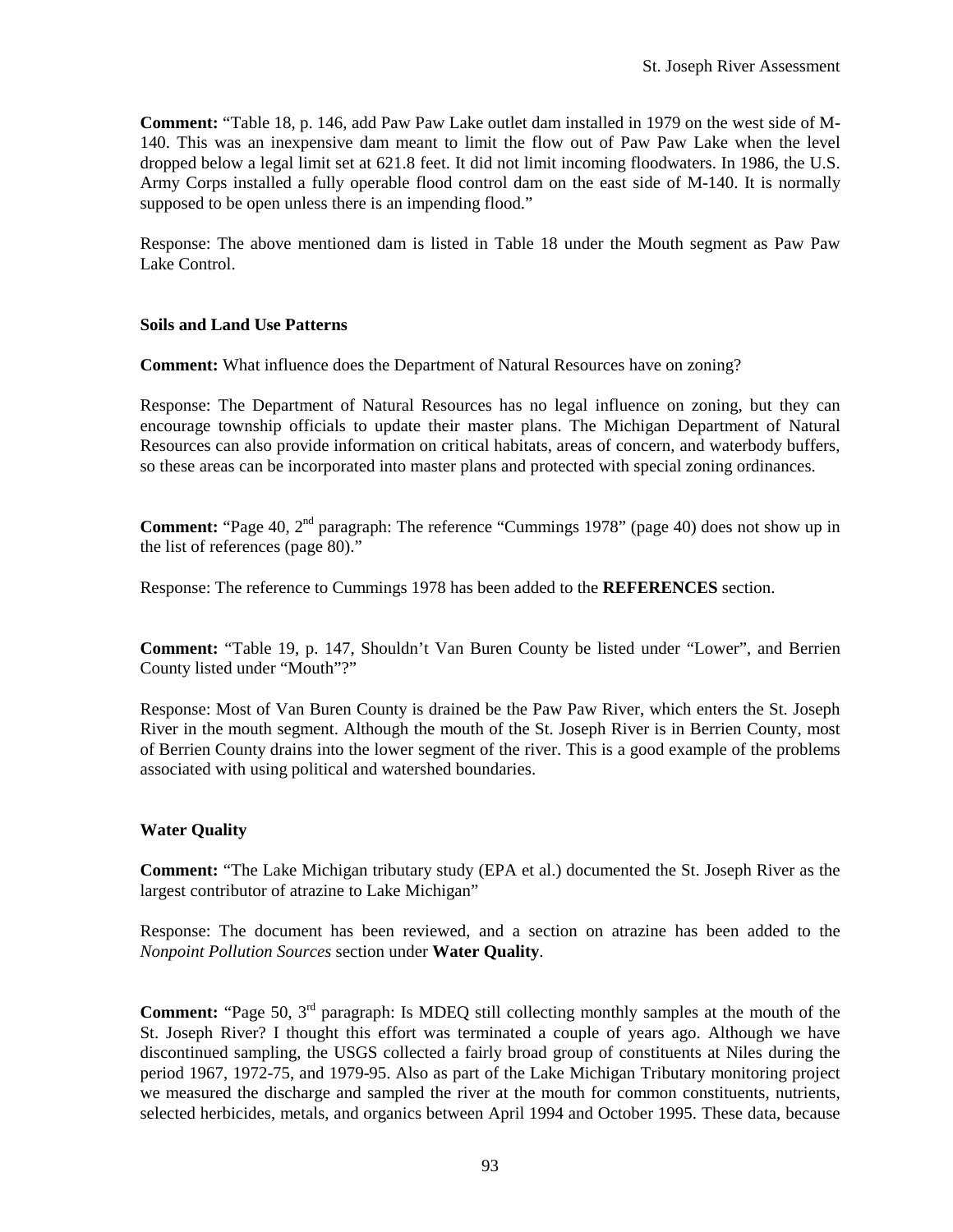**Comment:** "Table 18, p. 146, add Paw Paw Lake outlet dam installed in 1979 on the west side of M-140. This was an inexpensive dam meant to limit the flow out of Paw Paw Lake when the level dropped below a legal limit set at 621.8 feet. It did not limit incoming floodwaters. In 1986, the U.S. Army Corps installed a fully operable flood control dam on the east side of M-140. It is normally supposed to be open unless there is an impending flood."

Response: The above mentioned dam is listed in Table 18 under the Mouth segment as Paw Paw Lake Control.

### Soils and Land Use Patterns

**Comment:** What influence does the Department of Natural Resources have on zoning?

Response: The Department of Natural Resources has no legal influence on zoning, but they can encourage township officials to update their master plans. The Michigan Department of Natural Resources can also provide information on critical habitats, areas of concern, and waterbody buffers, so these areas can be incorporated into master plans and protected with special zoning ordinances.

**Comment:** "Page 40, 2nd paragraph: The reference "Cummings 1978" (page 40) does not show up in the list of references (page 80)."

Response: The reference to Cummings 1978 has been added to the **REFERENCES** section.

**Comment:** "Table 19, p. 147, Shouldn't Van Buren County be listed under "Lower", and Berrien County listed under "Mouth"?"

Response: Most of Van Buren County is drained be the Paw Paw River, which enters the St. Joseph River in the mouth segment. Although the mouth of the St. Joseph River is in Berrien County, most of Berrien County drains into the lower segment of the river. This is a good example of the problems associated with using political and watershed boundaries.

### Water Quality

**Comment:** "The Lake Michigan tributary study (EPA et al.) documented the St. Joseph River as the largest contributor of atrazine to Lake Michigan"

Response: The document has been reviewed, and a section on atrazine has been added to the *Nonpoint Pollution Sources* section under **Water Quality**.

**Comment:** "Page 50, 3rd paragraph: Is MDEQ still collecting monthly samples at the mouth of the St. Joseph River? I thought this effort was terminated a couple of years ago. Although we have discontinued sampling, the USGS collected a fairly broad group of constituents at Niles during the period 1967, 1972-75, and 1979-95. Also as part of the Lake Michigan Tributary monitoring project we measured the discharge and sampled the river at the mouth for common constituents, nutrients, selected herbicides, metals, and organics between April 1994 and October 1995. These data, because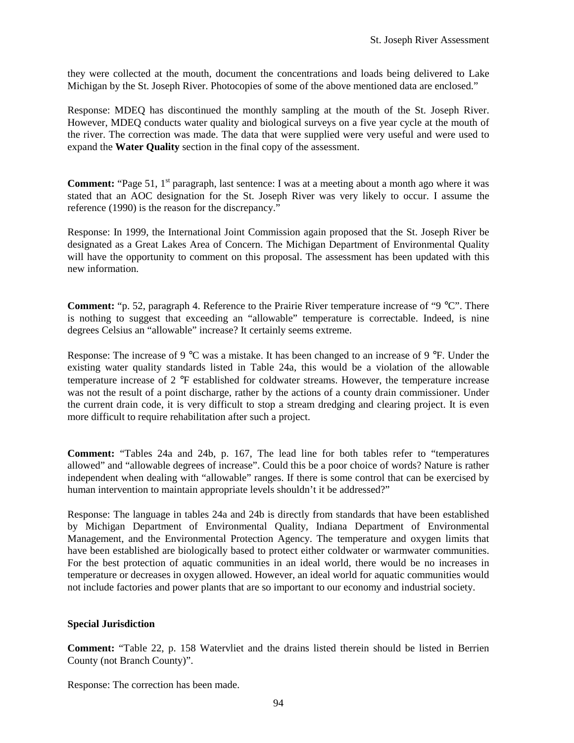they were collected at the mouth, document the concentrations and loads being delivered to Lake Michigan by the St. Joseph River. Photocopies of some of the above mentioned data are enclosed."

Response: MDEQ has discontinued the monthly sampling at the mouth of the St. Joseph River. However, MDEQ conducts water quality and biological surveys on a five year cycle at the mouth of the river. The correction was made. The data that were supplied were very useful and were used to expand the **Water Quality** section in the final copy of the assessment.

**Comment:** "Page 51, 1st paragraph, last sentence: I was at a meeting about a month ago where it was stated that an AOC designation for the St. Joseph River was very likely to occur. I assume the reference (1990) is the reason for the discrepancy."

Response: In 1999, the International Joint Commission again proposed that the St. Joseph River be designated as a Great Lakes Area of Concern. The Michigan Department of Environmental Quality will have the opportunity to comment on this proposal. The assessment has been updated with this new information.

**Comment:** "p. 52, paragraph 4. Reference to the Prairie River temperature increase of "9 °C". There is nothing to suggest that exceeding an "allowable" temperature is correctable. Indeed, is nine degrees Celsius an "allowable" increase? It certainly seems extreme.

Response: The increase of 9 °C was a mistake. It has been changed to an increase of 9 °F. Under the existing water quality standards listed in Table 24a, this would be a violation of the allowable temperature increase of 2 °F established for coldwater streams. However, the temperature increase was not the result of a point discharge, rather by the actions of a county drain commissioner. Under the current drain code, it is very difficult to stop a stream dredging and clearing project. It is even more difficult to require rehabilitation after such a project.

**Comment:** "Tables 24a and 24b, p. 167, The lead line for both tables refer to "temperatures allowed" and "allowable degrees of increase". Could this be a poor choice of words? Nature is rather independent when dealing with "allowable" ranges. If there is some control that can be exercised by human intervention to maintain appropriate levels shouldn't it be addressed?"

Response: The language in tables 24a and 24b is directly from standards that have been established by Michigan Department of Environmental Quality, Indiana Department of Environmental Management, and the Environmental Protection Agency. The temperature and oxygen limits that have been established are biologically based to protect either coldwater or warmwater communities. For the best protection of aquatic communities in an ideal world, there would be no increases in temperature or decreases in oxygen allowed. However, an ideal world for aquatic communities would not include factories and power plants that are so important to our economy and industrial society.

**Special Jurisdiction**

**Comment:** "Table 22, p. 158 Watervliet and the drains listed therein should be listed in Berrien County (not Branch County)".

Response: The correction has been made.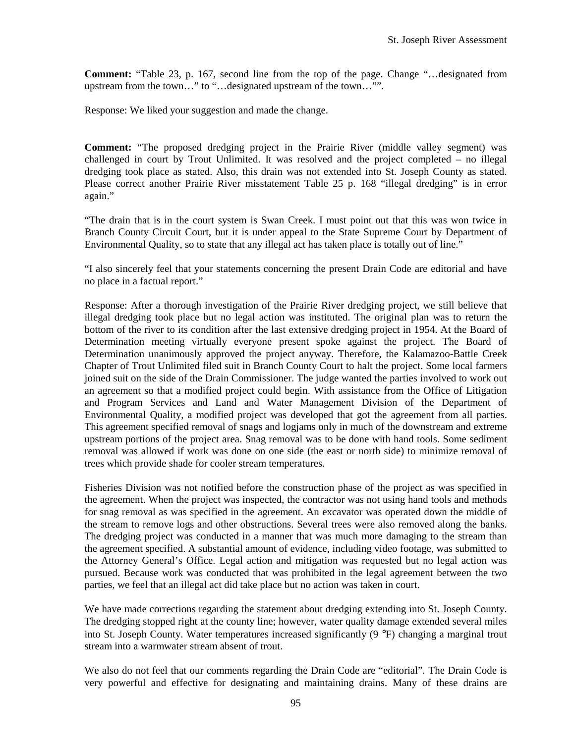**Comment:** "Table 23, p. 167, second line from the top of the page. Change "…designated from upstream from the town…" to "…designated upstream of the town…"".

Response: We liked your suggestion and made the change.

**Comment:** "The proposed dredging project in the Prairie River (middle valley segment) was challenged in court by Trout Unlimited. It was resolved and the project completed – no illegal dredging took place as stated. Also, this drain was not extended into St. Joseph County as stated. Please correct another Prairie River misstatement Table 25 p. 168 "illegal dredging" is in error again."

"The drain that is in the court system is Swan Creek. I must point out that this was won twice in Branch County Circuit Court, but it is under appeal to the State Supreme Court by Department of Environmental Quality, so to state that any illegal act has taken place is totally out of line."

"I also sincerely feel that your statements concerning the present Drain Code are editorial and have no place in a factual report."

Response: After a thorough investigation of the Prairie River dredging project, we still believe that illegal dredging took place but no legal action was instituted. The original plan was to return the bottom of the river to its condition after the last extensive dredging project in 1954. At the Board of Determination meeting virtually everyone present spoke against the project. The Board of Determination unanimously approved the project anyway. Therefore, the Kalamazoo-Battle Creek Chapter of Trout Unlimited filed suit in Branch County Court to halt the project. Some local farmers joined suit on the side of the Drain Commissioner. The judge wanted the parties involved to work out an agreement so that a modified project could begin. With assistance from the Office of Litigation and Program Services and Land and Water Management Division of the Department of Environmental Quality, a modified project was developed that got the agreement from all parties. This agreement specified removal of snags and logjams only in much of the downstream and extreme upstream portions of the project area. Snag removal was to be done with hand tools. Some sediment removal was allowed if work was done on one side (the east or north side) to minimize removal of trees which provide shade for cooler stream temperatures.

Fisheries Division was not notified before the construction phase of the project as was specified in the agreement. When the project was inspected, the contractor was not using hand tools and methods for snag removal as was specified in the agreement. An excavator was operated down the middle of the stream to remove logs and other obstructions. Several trees were also removed along the banks. The dredging project was conducted in a manner that was much more damaging to the stream than the agreement specified. A substantial amount of evidence, including video footage, was submitted to the Attorney General's Office. Legal action and mitigation was requested but no legal action was pursued. Because work was conducted that was prohibited in the legal agreement between the two parties, we feel that an illegal act did take place but no action was taken in court.

We have made corrections regarding the statement about dredging extending into St. Joseph County. The dredging stopped right at the county line; however, water quality damage extended several miles into St. Joseph County. Water temperatures increased significantly (9 °F) changing a marginal trout stream into a warmwater stream absent of trout.

We also do not feel that our comments regarding the Drain Code are "editorial". The Drain Code is very powerful and effective for designating and maintaining drains. Many of these drains are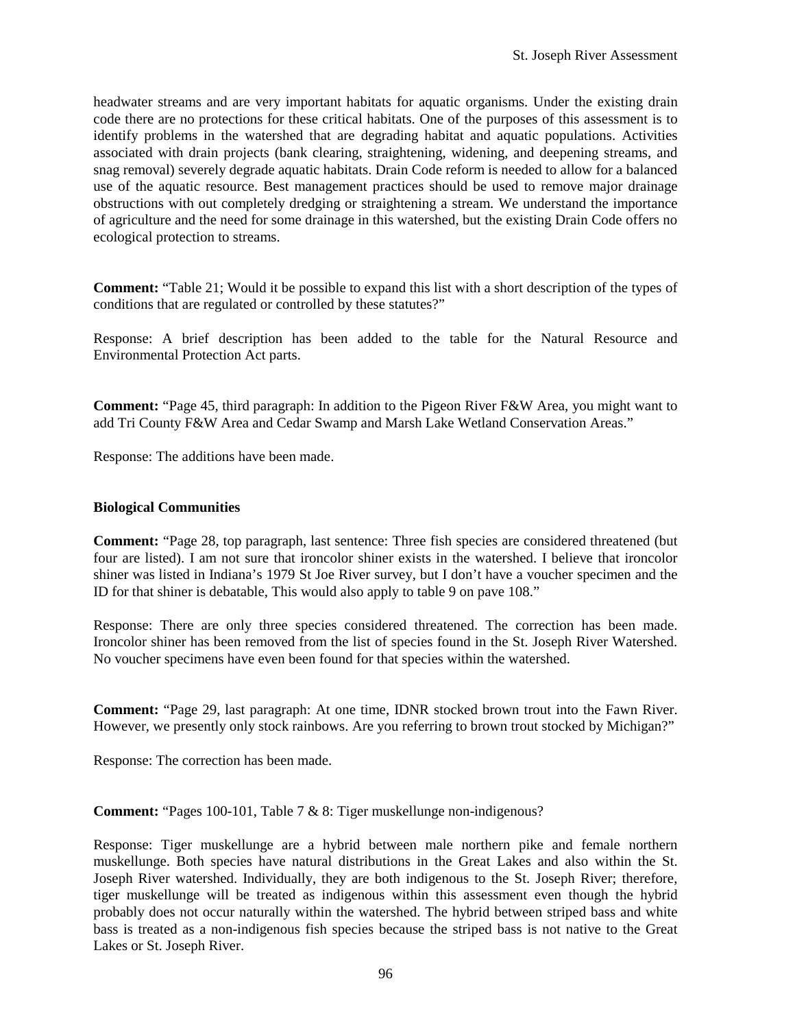headwater streams and are very important habitats for aquatic organisms. Under the existing drain code there are no protections for these critical habitats. One of the purposes of this assessment is to identify problems in the watershed that are degrading habitat and aquatic populations. Activities associated with drain projects (bank clearing, straightening, widening, and deepening streams, and snag removal) severely degrade aquatic habitats. Drain Code reform is needed to allow for a balanced use of the aquatic resource. Best management practices should be used to remove major drainage obstructions with out completely dredging or straightening a stream. We understand the importance of agriculture and the need for some drainage in this watershed, but the existing Drain Code offers no ecological protection to streams.

**Comment:** "Table 21; Would it be possible to expand this list with a short description of the types of conditions that are regulated or controlled by these statutes?"

Response: A brief description has been added to the table for the Natural Resource and Environmental Protection Act parts.

**Comment:** "Page 45, third paragraph: In addition to the Pigeon River F&W Area, you might want to add Tri County F&W Area and Cedar Swamp and Marsh Lake Wetland Conservation Areas."

Response: The additions have been made.

**Biological Communities**

**Comment:** "Page 28, top paragraph, last sentence: Three fish species are considered threatened (but four are listed). I am not sure that ironcolor shiner exists in the watershed. I believe that ironcolor shiner was listed in Indiana's 1979 St Joe River survey, but I don't have a voucher specimen and the ID for that shiner is debatable, This would also apply to table 9 on pave 108."

Response: There are only three species considered threatened. The correction has been made. Ironcolor shiner has been removed from the list of species found in the St. Joseph River Watershed. No voucher specimens have even been found for that species within the watershed.

**Comment:** "Page 29, last paragraph: At one time, IDNR stocked brown trout into the Fawn River. However, we presently only stock rainbows. Are you referring to brown trout stocked by Michigan?"

Response: The correction has been made.

**Comment:** "Pages 100-101, Table 7 & 8: Tiger muskellunge non-indigenous?

Response: Tiger muskellunge are a hybrid between male northern pike and female northern muskellunge. Both species have natural distributions in the Great Lakes and also within the St. Joseph River watershed. Individually, they are both indigenous to the St. Joseph River; therefore, tiger muskellunge will be treated as indigenous within this assessment even though the hybrid probably does not occur naturally within the watershed. The hybrid between striped bass and white bass is treated as a non-indigenous fish species because the striped bass is not native to the Great Lakes or St. Joseph River.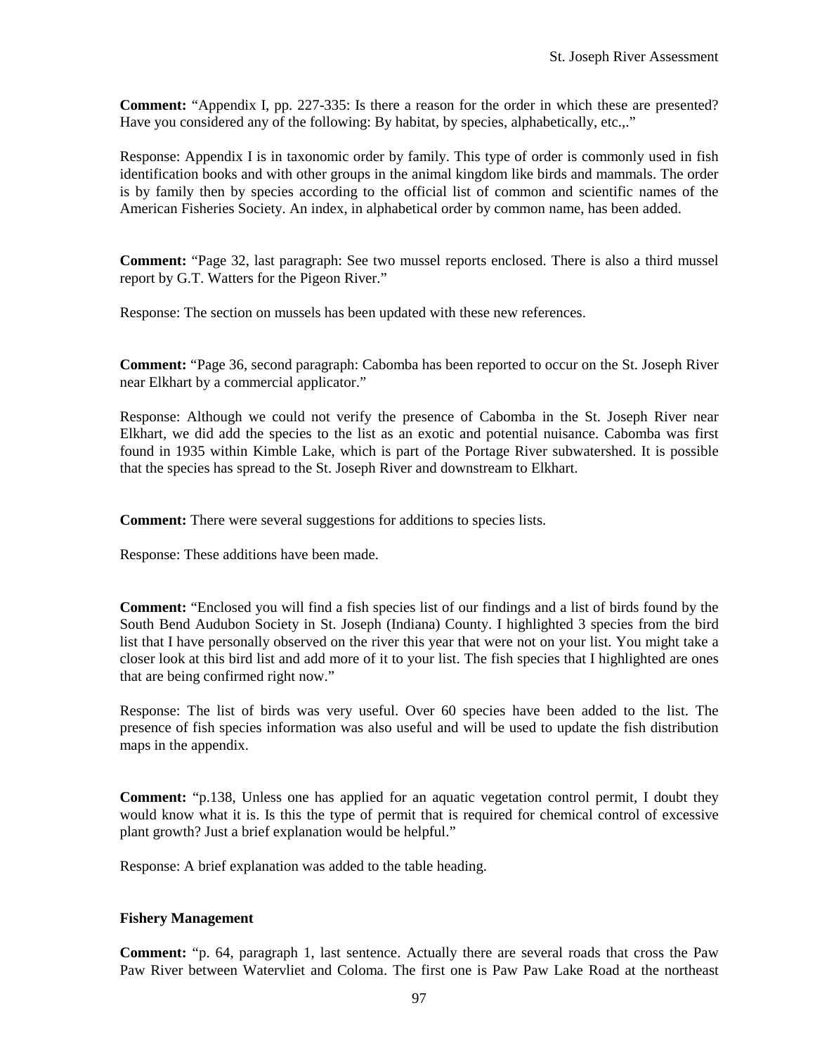**Comment:** "Appendix I, pp. 227-335: Is there a reason for the order in which these are presented? Have you considered any of the following: By habitat, by species, alphabetically, etc.,."

Response: Appendix I is in taxonomic order by family. This type of order is commonly used in fish identification books and with other groups in the animal kingdom like birds and mammals. The order is by family then by species according to the official list of common and scientific names of the American Fisheries Society. An index, in alphabetical order by common name, has been added.

**Comment:** "Page 32, last paragraph: See two mussel reports enclosed. There is also a third mussel report by G.T. Watters for the Pigeon River."

Response: The section on mussels has been updated with these new references.

**Comment:** "Page 36, second paragraph: Cabomba has been reported to occur on the St. Joseph River near Elkhart by a commercial applicator."

Response: Although we could not verify the presence of Cabomba in the St. Joseph River near Elkhart, we did add the species to the list as an exotic and potential nuisance. Cabomba was first found in 1935 within Kimble Lake, which is part of the Portage River subwatershed. It is possible that the species has spread to the St. Joseph River and downstream to Elkhart.

**Comment:** There were several suggestions for additions to species lists.

Response: These additions have been made.

**Comment:** "Enclosed you will find a fish species list of our findings and a list of birds found by the South Bend Audubon Society in St. Joseph (Indiana) County. I highlighted 3 species from the bird list that I have personally observed on the river this year that were not on your list. You might take a closer look at this bird list and add more of it to your list. The fish species that I highlighted are ones that are being confirmed right now."

Response: The list of birds was very useful. Over 60 species have been added to the list. The presence of fish species information was also useful and will be used to update the fish distribution maps in the appendix.

**Comment:** "p.138, Unless one has applied for an aquatic vegetation control permit, I doubt they would know what it is. Is this the type of permit that is required for chemical control of excessive plant growth? Just a brief explanation would be helpful."

Response: A brief explanation was added to the table heading.

**Fishery Management**

**Comment:** "p. 64, paragraph 1, last sentence. Actually there are several roads that cross the Paw Paw River between Watervliet and Coloma. The first one is Paw Paw Lake Road at the northeast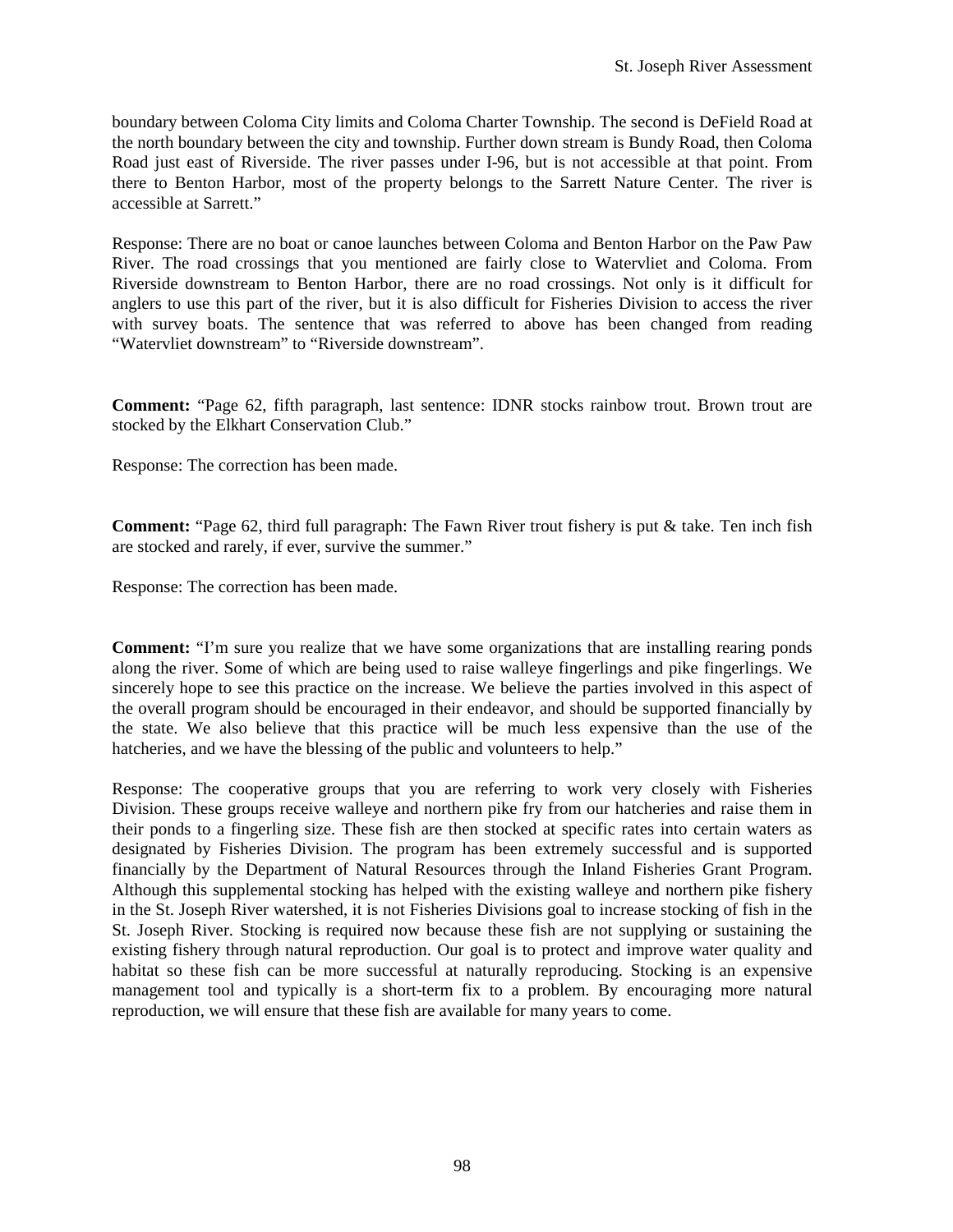boundary between Coloma City limits and Coloma Charter Township. The second is DeField Road at the north boundary between the city and township. Further down stream is Bundy Road, then Coloma Road just east of Riverside. The river passes under I-96, but is not accessible at that point. From there to Benton Harbor, most of the property belongs to the Sarrett Nature Center. The river is accessible at Sarrett."

Response: There are no boat or canoe launches between Coloma and Benton Harbor on the Paw Paw River. The road crossings that you mentioned are fairly close to Watervliet and Coloma. From Riverside downstream to Benton Harbor, there are no road crossings. Not only is it difficult for anglers to use this part of the river, but it is also difficult for Fisheries Division to access the river with survey boats. The sentence that was referred to above has been changed from reading "Watervliet downstream" to "Riverside downstream".

**Comment:** "Page 62, fifth paragraph, last sentence: IDNR stocks rainbow trout. Brown trout are stocked by the Elkhart Conservation Club."

Response: The correction has been made.

**Comment:** "Page 62, third full paragraph: The Fawn River trout fishery is put & take. Ten inch fish are stocked and rarely, if ever, survive the summer."

Response: The correction has been made.

**Comment:** "I'm sure you realize that we have some organizations that are installing rearing ponds along the river. Some of which are being used to raise walleye fingerlings and pike fingerlings. We sincerely hope to see this practice on the increase. We believe the parties involved in this aspect of the overall program should be encouraged in their endeavor, and should be supported financially by the state. We also believe that this practice will be much less expensive than the use of the hatcheries, and we have the blessing of the public and volunteers to help."

Response: The cooperative groups that you are referring to work very closely with Fisheries Division. These groups receive walleye and northern pike fry from our hatcheries and raise them in their ponds to a fingerling size. These fish are then stocked at specific rates into certain waters as designated by Fisheries Division. The program has been extremely successful and is supported financially by the Department of Natural Resources through the Inland Fisheries Grant Program. Although this supplemental stocking has helped with the existing walleye and northern pike fishery in the St. Joseph River watershed, it is not Fisheries Divisions goal to increase stocking of fish in the St. Joseph River. Stocking is required now because these fish are not supplying or sustaining the existing fishery through natural reproduction. Our goal is to protect and improve water quality and habitat so these fish can be more successful at naturally reproducing. Stocking is an expensive management tool and typically is a short-term fix to a problem. By encouraging more natural reproduction, we will ensure that these fish are available for many years to come.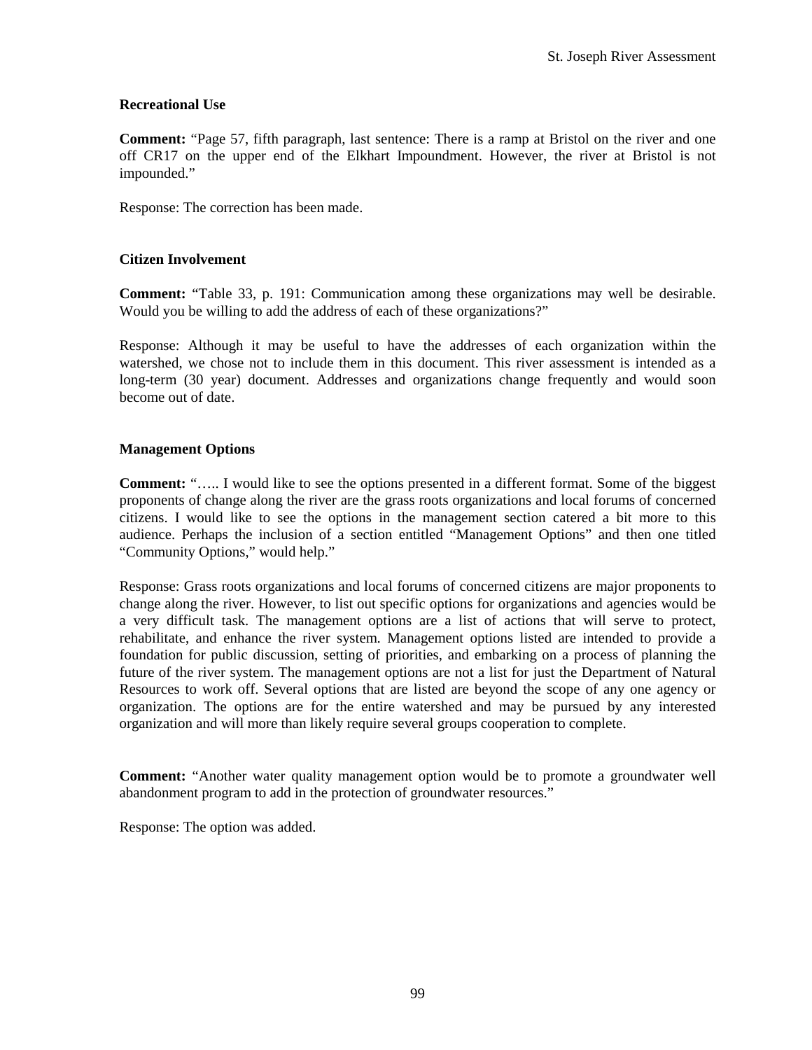### Recreational Use

**Comment:** "Page 57, fifth paragraph, last sentence: There is a ramp at Bristol on the river and one off CR17 on the upper end of the Elkhart Impoundment. However, the river at Bristol is not impounded."

Response: The correction has been made.

### Citizen Involvement

**Comment:** "Table 33, p. 191: Communication among these organizations may well be desirable. Would you be willing to add the address of each of these organizations?"

Response: Although it may be useful to have the addresses of each organization within the watershed, we chose not to include them in this document. This river assessment is intended as a long-term (30 year) document. Addresses and organizations change frequently and would soon become out of date.

### Management Options

**Comment:** "….. I would like to see the options presented in a different format. Some of the biggest proponents of change along the river are the grass roots organizations and local forums of concerned citizens. I would like to see the options in the management section catered a bit more to this audience. Perhaps the inclusion of a section entitled "Management Options" and then one titled "Community Options," would help."

Response: Grass roots organizations and local forums of concerned citizens are major proponents to change along the river. However, to list out specific options for organizations and agencies would be a very difficult task. The management options are a list of actions that will serve to protect, rehabilitate, and enhance the river system. Management options listed are intended to provide a foundation for public discussion, setting of priorities, and embarking on a process of planning the future of the river system. The management options are not a list for just the Department of Natural Resources to work off. Several options that are listed are beyond the scope of any one agency or organization. The options are for the entire watershed and may be pursued by any interested organization and will more than likely require several groups cooperation to complete.

**Comment:** "Another water quality management option would be to promote a groundwater well abandonment program to add in the protection of groundwater resources."

Response: The option was added.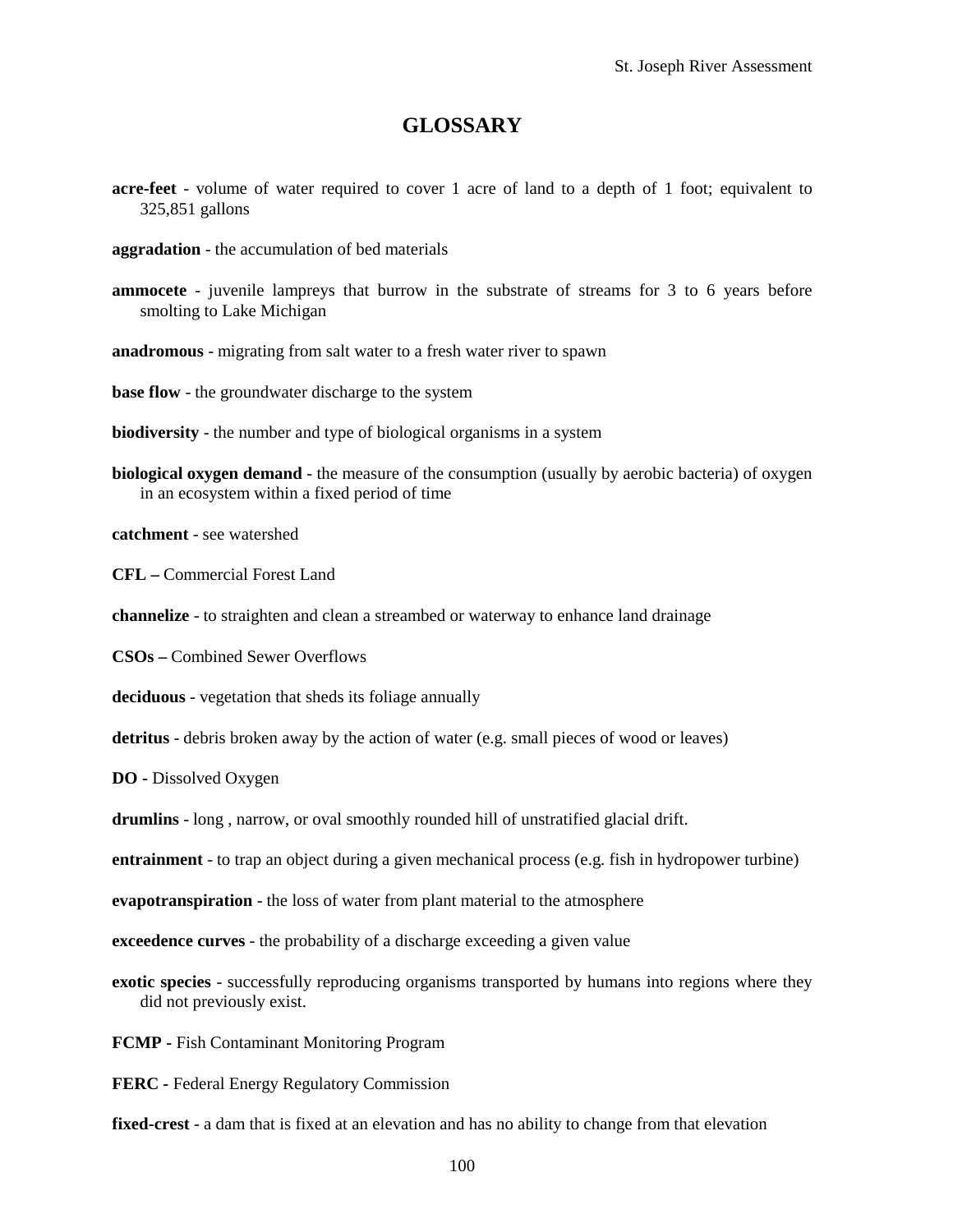# GLOSSARY

**acre-feet** - volume of water required to cover 1 acre of land to a depth of 1 foot; equivalent to 325,851 gallons

**aggradation** - the accumulation of bed materials

**ammocete** - juvenile lampreys that burrow in the substrate of streams for 3 to 6 years before smolting to Lake Michigan

**anadromous** - migrating from salt water to a fresh water river to spawn

**base flow** - the groundwater discharge to the system

**biodiversity** - the number and type of biological organisms in a system

**biological oxygen demand** - the measure of the consumption (usually by aerobic bacteria) of oxygen in an ecosystem within a fixed period of time

**catchment** - see watershed

**CFL –** Commercial Forest Land

**channelize** - to straighten and clean a streambed or waterway to enhance land drainage

**CSOs –** Combined Sewer Overflows

**deciduous** - vegetation that sheds its foliage annually

**detritus** - debris broken away by the action of water (e.g. small pieces of wood or leaves)

**DO -** Dissolved Oxygen

**drumlins** - long , narrow, or oval smoothly rounded hill of unstratified glacial drift.

**entrainment** - to trap an object during a given mechanical process (e.g. fish in hydropower turbine)

**evapotranspiration** - the loss of water from plant material to the atmosphere

**exceedence curves** - the probability of a discharge exceeding a given value

**exotic species** - successfully reproducing organisms transported by humans into regions where they did not previously exist.

**FCMP -** Fish Contaminant Monitoring Program

**FERC -** Federal Energy Regulatory Commission

**fixed-crest** - a dam that is fixed at an elevation and has no ability to change from that elevation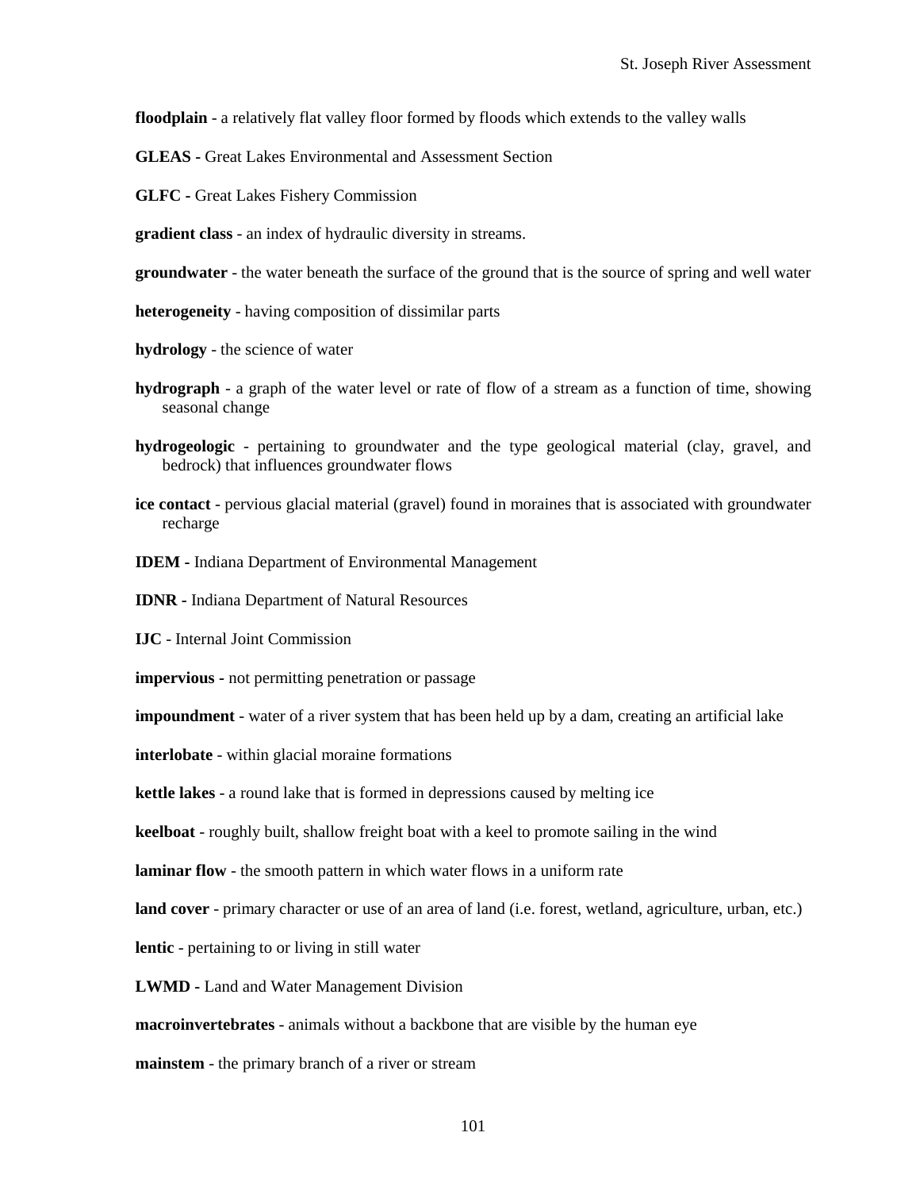**floodplain** - a relatively flat valley floor formed by floods which extends to the valley walls

**GLEAS -** Great Lakes Environmental and Assessment Section

**GLFC -** Great Lakes Fishery Commission

**gradient class** - an index of hydraulic diversity in streams.

**groundwater** - the water beneath the surface of the ground that is the source of spring and well water

**heterogeneity** - having composition of dissimilar parts

**hydrology** - the science of water

**hydrograph** - a graph of the water level or rate of flow of a stream as a function of time, showing seasonal change

**hydrogeologic** - pertaining to groundwater and the type geological material (clay, gravel, and bedrock) that influences groundwater flows

**ice contact** - pervious glacial material (gravel) found in moraines that is associated with groundwater recharge

**IDEM -** Indiana Department of Environmental Management

**IDNR -** Indiana Department of Natural Resources

**IJC** - Internal Joint Commission

**impervious -** not permitting penetration or passage

**impoundment** - water of a river system that has been held up by a dam, creating an artificial lake

**interlobate** - within glacial moraine formations

**kettle lakes** - a round lake that is formed in depressions caused by melting ice

**keelboat** - roughly built, shallow freight boat with a keel to promote sailing in the wind

**laminar flow** - the smooth pattern in which water flows in a uniform rate

**land cover** - primary character or use of an area of land (i.e. forest, wetland, agriculture, urban, etc.)

**lentic** - pertaining to or living in still water

**LWMD -** Land and Water Management Division

**macroinvertebrates** - animals without a backbone that are visible by the human eye

**mainstem** - the primary branch of a river or stream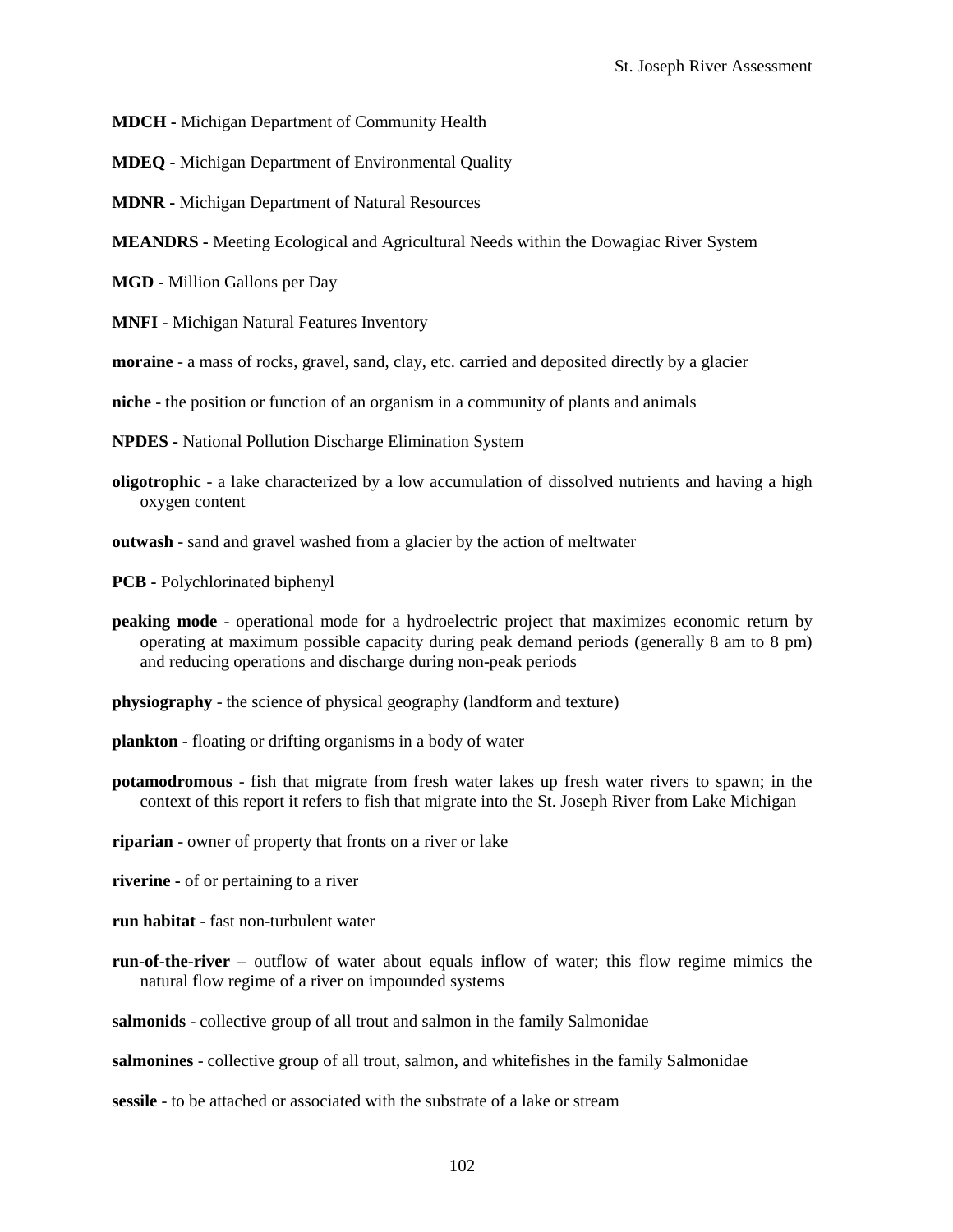**MDCH -** Michigan Department of Community Health

**MDEQ -** Michigan Department of Environmental Quality

**MDNR -** Michigan Department of Natural Resources

**MEANDRS -** Meeting Ecological and Agricultural Needs within the Dowagiac River System

**MGD -** Million Gallons per Day

**MNFI -** Michigan Natural Features Inventory

**moraine** - a mass of rocks, gravel, sand, clay, etc. carried and deposited directly by a glacier

**niche** - the position or function of an organism in a community of plants and animals

**NPDES -** National Pollution Discharge Elimination System

**oligotrophic** - a lake characterized by a low accumulation of dissolved nutrients and having a high oxygen content

**outwash** - sand and gravel washed from a glacier by the action of meltwater

**PCB -** Polychlorinated biphenyl

**peaking mode** - operational mode for a hydroelectric project that maximizes economic return by operating at maximum possible capacity during peak demand periods (generally 8 am to 8 pm) and reducing operations and discharge during non-peak periods

**physiography** - the science of physical geography (landform and texture)

**plankton** - floating or drifting organisms in a body of water

**potamodromous** - fish that migrate from fresh water lakes up fresh water rivers to spawn; in the context of this report it refers to fish that migrate into the St. Joseph River from Lake Michigan

**riparian** - owner of property that fronts on a river or lake

**riverine -** of or pertaining to a river

**run habitat** - fast non-turbulent water

**run-of-the-river** – outflow of water about equals inflow of water; this flow regime mimics the natural flow regime of a river on impounded systems

**salmonids** - collective group of all trout and salmon in the family Salmonidae

**salmonines** - collective group of all trout, salmon, and whitefishes in the family Salmonidae

**sessile** - to be attached or associated with the substrate of a lake or stream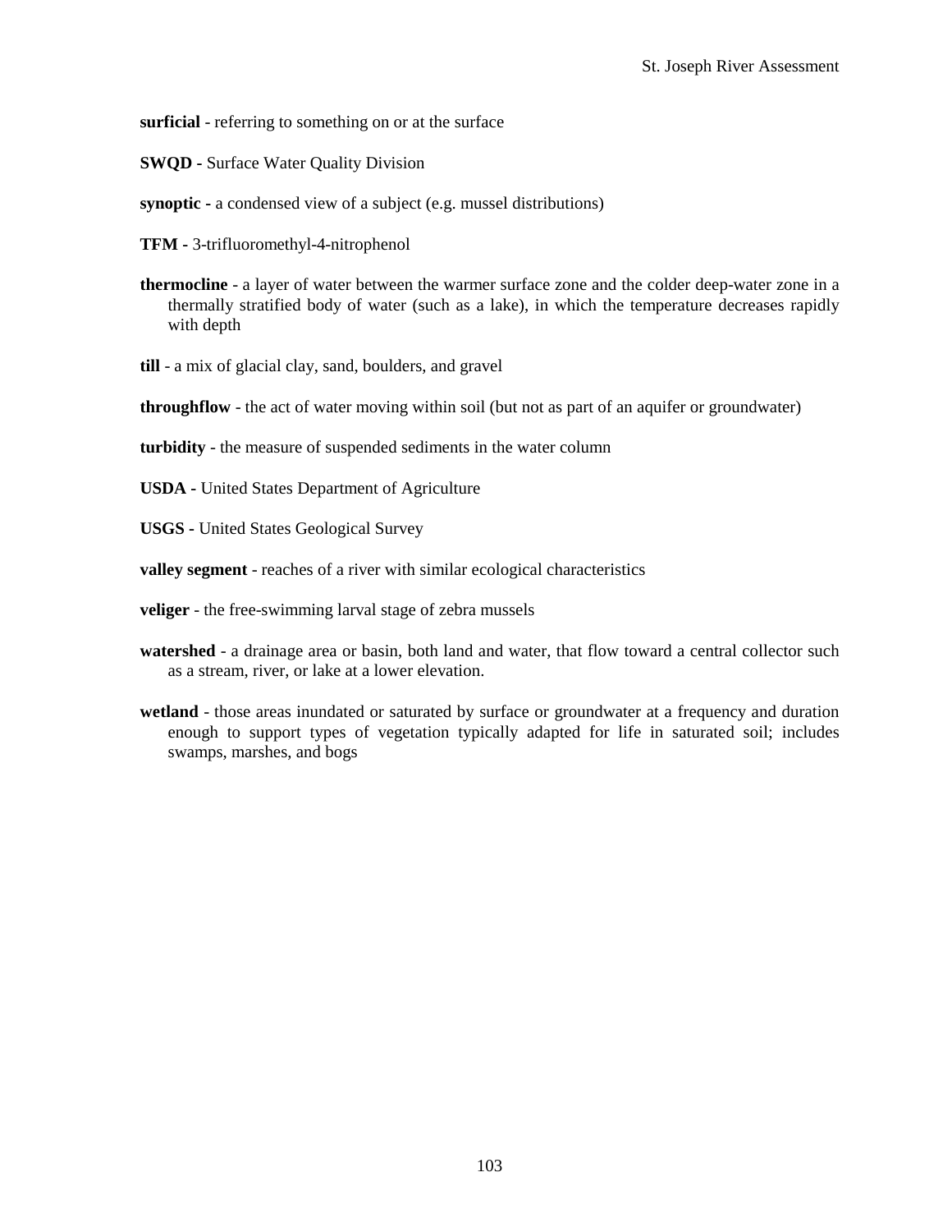**surficial** - referring to something on or at the surface

**SWQD** - Surface Water Quality Division

**synoptic** - a condensed view of a subject (e.g. mussel distributions)

**TFM** - 3-trifluoromethyl-4-nitrophenol

**thermocline** - a layer of water between the warmer surface zone and the colder deep-water zone in a thermally stratified body of water (such as a lake), in which the temperature decreases rapidly with depth

**till** - a mix of glacial clay, sand, boulders, and gravel

**throughflow** - the act of water moving within soil (but not as part of an aquifer or groundwater)

**turbidity** - the measure of suspended sediments in the water column

**USDA** - United States Department of Agriculture

**USGS** - United States Geological Survey

**valley segment** - reaches of a river with similar ecological characteristics

**veliger** - the free-swimming larval stage of zebra mussels

**watershed** - a drainage area or basin, both land and water, that flow toward a central collector such as a stream, river, or lake at a lower elevation.

**wetland** - those areas inundated or saturated by surface or groundwater at a frequency and duration enough to support types of vegetation typically adapted for life in saturated soil; includes swamps, marshes, and bogs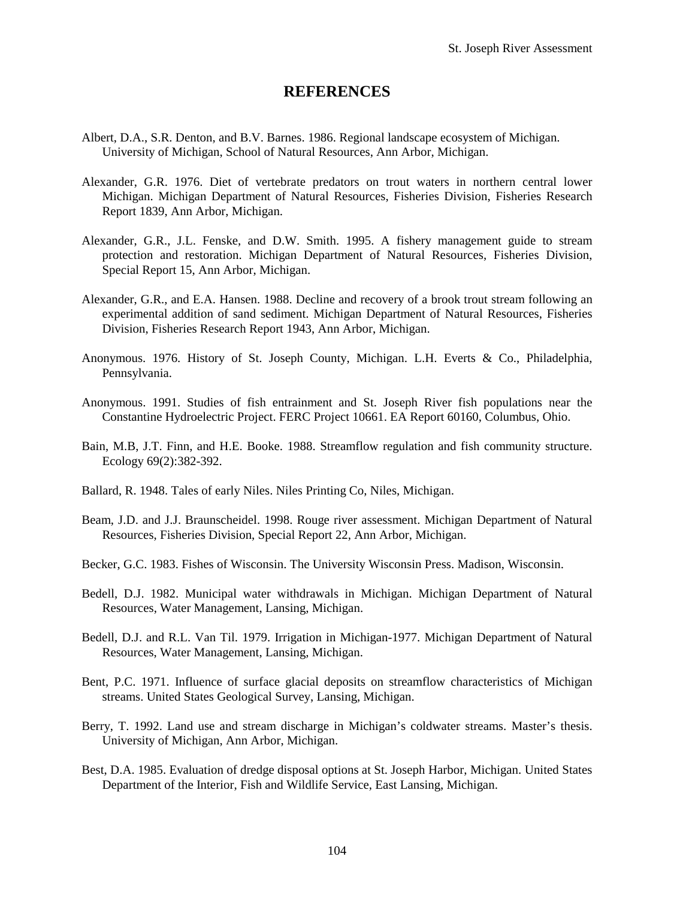# REFERENCES

Albert, D.A., S.R. Denton, and B.V. Barnes. 1986. Regional landscape ecosystem of Michigan. University of Michigan, School of Natural Resources, Ann Arbor, Michigan.

Alexander, G.R. 1976. Diet of vertebrate predators on trout waters in northern central lower Michigan. Michigan Department of Natural Resources, Fisheries Division, Fisheries Research Report 1839, Ann Arbor, Michigan.

Alexander, G.R., J.L. Fenske, and D.W. Smith. 1995. A fishery management guide to stream protection and restoration. Michigan Department of Natural Resources, Fisheries Division, Special Report 15, Ann Arbor, Michigan.

Alexander, G.R., and E.A. Hansen. 1988. Decline and recovery of a brook trout stream following an experimental addition of sand sediment. Michigan Department of Natural Resources, Fisheries Division, Fisheries Research Report 1943, Ann Arbor, Michigan.

Anonymous. 1976. History of St. Joseph County, Michigan. L.H. Everts & Co., Philadelphia, Pennsylvania.

Anonymous. 1991. Studies of fish entrainment and St. Joseph River fish populations near the Constantine Hydroelectric Project. FERC Project 10661. EA Report 60160, Columbus, Ohio.

Bain, M.B, J.T. Finn, and H.E. Booke. 1988. Streamflow regulation and fish community structure. Ecology 69(2):382-392.

Ballard, R. 1948. Tales of early Niles. Niles Printing Co, Niles, Michigan.

Beam, J.D. and J.J. Braunscheidel. 1998. Rouge river assessment. Michigan Department of Natural Resources, Fisheries Division, Special Report 22, Ann Arbor, Michigan.

Becker, G.C. 1983. Fishes of Wisconsin. The University Wisconsin Press. Madison, Wisconsin.

Bedell, D.J. 1982. Municipal water withdrawals in Michigan. Michigan Department of Natural Resources, Water Management, Lansing, Michigan.

Bedell, D.J. and R.L. Van Til. 1979. Irrigation in Michigan-1977. Michigan Department of Natural Resources, Water Management, Lansing, Michigan.

Bent, P.C. 1971. Influence of surface glacial deposits on streamflow characteristics of Michigan streams. United States Geological Survey, Lansing, Michigan.

Berry, T. 1992. Land use and stream discharge in Michigan's coldwater streams. Master's thesis. University of Michigan, Ann Arbor, Michigan.

Best, D.A. 1985. Evaluation of dredge disposal options at St. Joseph Harbor, Michigan. United States Department of the Interior, Fish and Wildlife Service, East Lansing, Michigan.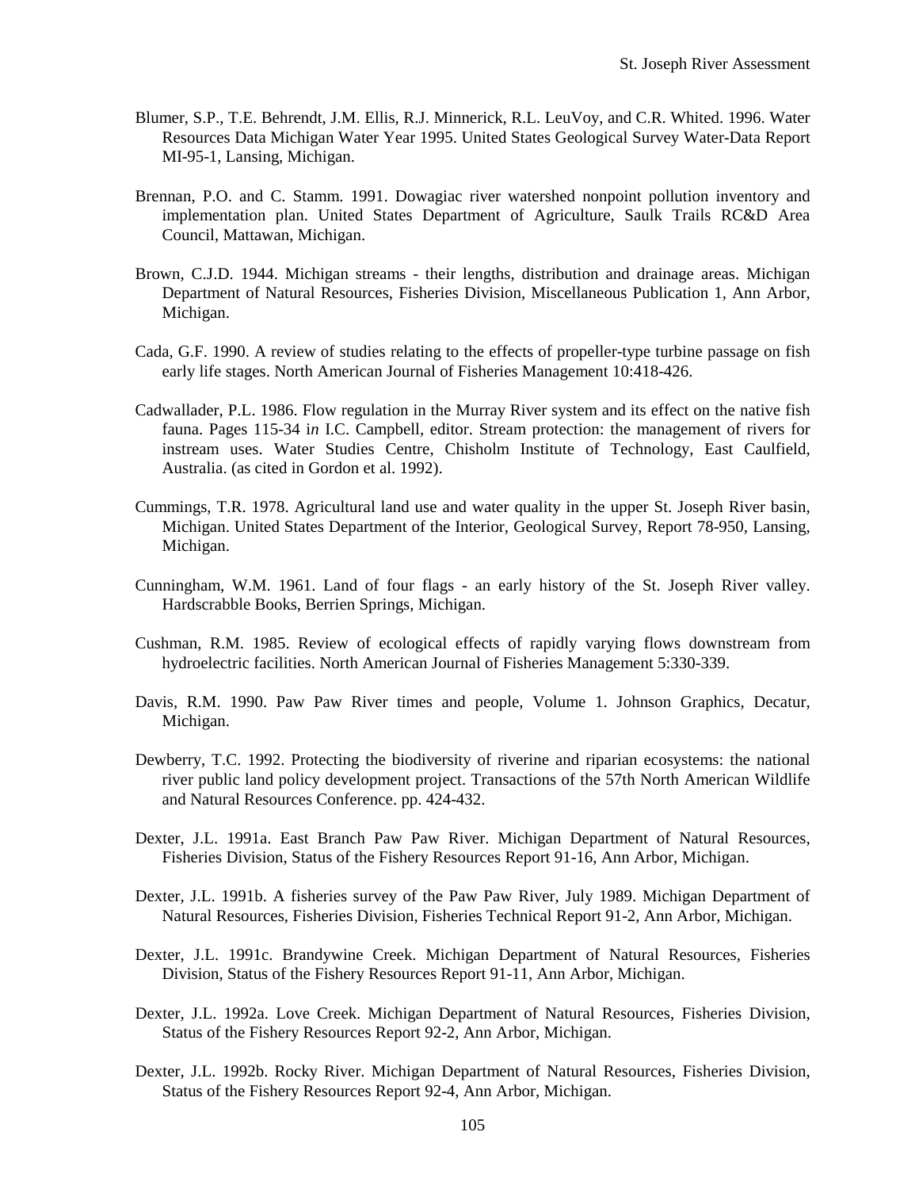Blumer, S.P., T.E. Behrendt, J.M. Ellis, R.J. Minnerick, R.L. LeuVoy, and C.R. Whited. 1996. Water Resources Data Michigan Water Year 1995. United States Geological Survey Water-Data Report MI-95-1, Lansing, Michigan.

Brennan, P.O. and C. Stamm. 1991. Dowagiac river watershed nonpoint pollution inventory and implementation plan. United States Department of Agriculture, Saulk Trails RC&D Area Council, Mattawan, Michigan.

Brown, C.J.D. 1944. Michigan streams - their lengths, distribution and drainage areas. Michigan Department of Natural Resources, Fisheries Division, Miscellaneous Publication 1, Ann Arbor, Michigan.

Cada, G.F. 1990. A review of studies relating to the effects of propeller-type turbine passage on fish early life stages. North American Journal of Fisheries Management 10:418-426.

Cadwallader, P.L. 1986. Flow regulation in the Murray River system and its effect on the native fish fauna. Pages 115-34 i*n* I.C. Campbell, editor. Stream protection: the management of rivers for instream uses. Water Studies Centre, Chisholm Institute of Technology, East Caulfield, Australia. (as cited in Gordon et al. 1992).

Cummings, T.R. 1978. Agricultural land use and water quality in the upper St. Joseph River basin, Michigan. United States Department of the Interior, Geological Survey, Report 78-950, Lansing, Michigan.

Cunningham, W.M. 1961. Land of four flags - an early history of the St. Joseph River valley. Hardscrabble Books, Berrien Springs, Michigan.

Cushman, R.M. 1985. Review of ecological effects of rapidly varying flows downstream from hydroelectric facilities. North American Journal of Fisheries Management 5:330-339.

Davis, R.M. 1990. Paw Paw River times and people, Volume 1. Johnson Graphics, Decatur, Michigan.

Dewberry, T.C. 1992. Protecting the biodiversity of riverine and riparian ecosystems: the national river public land policy development project. Transactions of the 57th North American Wildlife and Natural Resources Conference. pp. 424-432.

Dexter, J.L. 1991a. East Branch Paw Paw River. Michigan Department of Natural Resources, Fisheries Division, Status of the Fishery Resources Report 91-16, Ann Arbor, Michigan.

Dexter, J.L. 1991b. A fisheries survey of the Paw Paw River, July 1989. Michigan Department of Natural Resources, Fisheries Division, Fisheries Technical Report 91-2, Ann Arbor, Michigan.

Dexter, J.L. 1991c. Brandywine Creek. Michigan Department of Natural Resources, Fisheries Division, Status of the Fishery Resources Report 91-11, Ann Arbor, Michigan.

Dexter, J.L. 1992a. Love Creek. Michigan Department of Natural Resources, Fisheries Division, Status of the Fishery Resources Report 92-2, Ann Arbor, Michigan.

Dexter, J.L. 1992b. Rocky River. Michigan Department of Natural Resources, Fisheries Division, Status of the Fishery Resources Report 92-4, Ann Arbor, Michigan.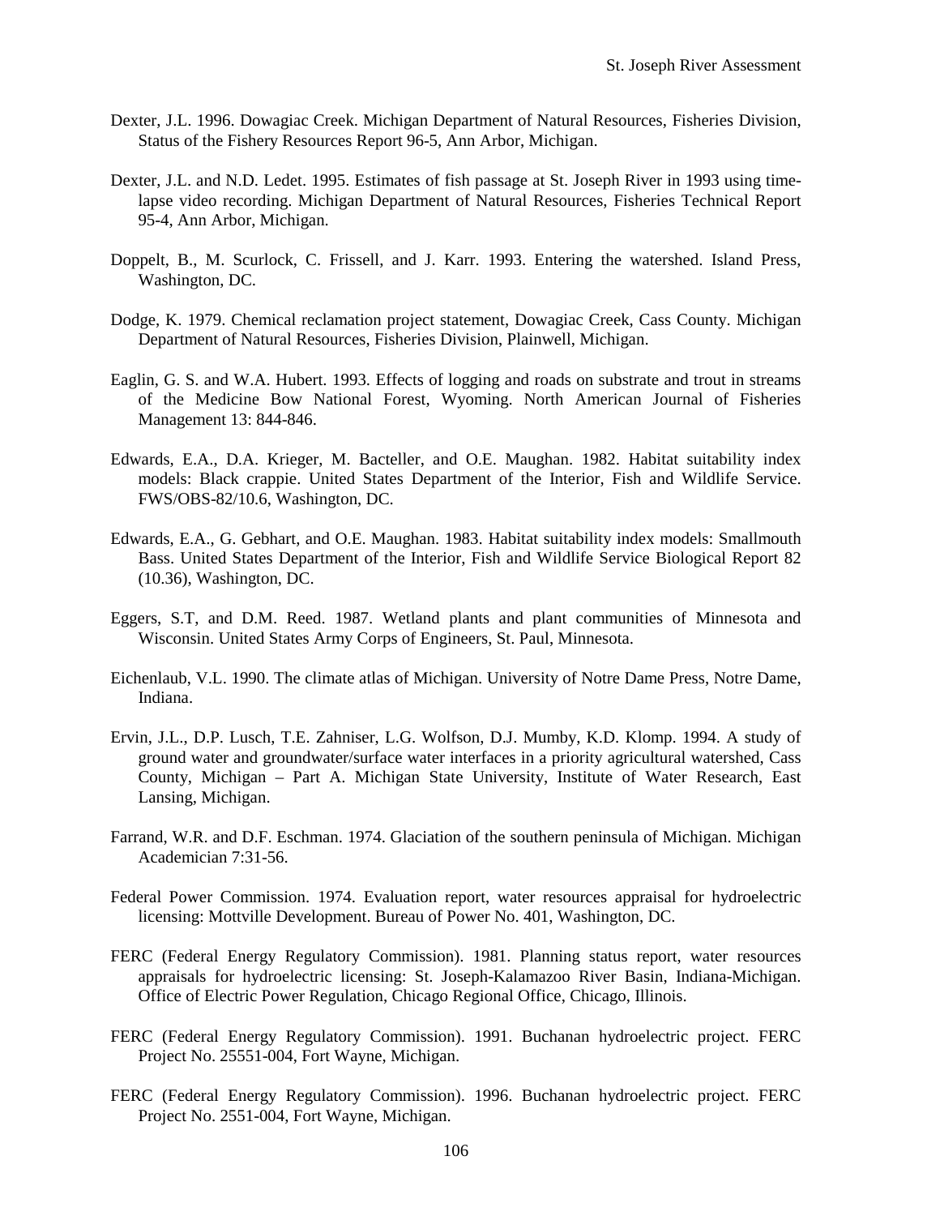Dexter, J.L. 1996. Dowagiac Creek. Michigan Department of Natural Resources, Fisheries Division, Status of the Fishery Resources Report 96-5, Ann Arbor, Michigan.

Dexter, J.L. and N.D. Ledet. 1995. Estimates of fish passage at St. Joseph River in 1993 using time-lapse video recording. Michigan Department of Natural Resources, Fisheries Technical Report 95-4, Ann Arbor, Michigan.

Doppelt, B., M. Scurlock, C. Frissell, and J. Karr. 1993. Entering the watershed. Island Press, Washington, DC.

Dodge, K. 1979. Chemical reclamation project statement, Dowagiac Creek, Cass County. Michigan Department of Natural Resources, Fisheries Division, Plainwell, Michigan.

Eaglin, G. S. and W.A. Hubert. 1993. Effects of logging and roads on substrate and trout in streams of the Medicine Bow National Forest, Wyoming. North American Journal of Fisheries Management 13: 844-846.

Edwards, E.A., D.A. Krieger, M. Bacteller, and O.E. Maughan. 1982. Habitat suitability index models: Black crappie. United States Department of the Interior, Fish and Wildlife Service. FWS/OBS-82/10.6, Washington, DC.

Edwards, E.A., G. Gebhart, and O.E. Maughan. 1983. Habitat suitability index models: Smallmouth Bass. United States Department of the Interior, Fish and Wildlife Service Biological Report 82 (10.36), Washington, DC.

Eggers, S.T, and D.M. Reed. 1987. Wetland plants and plant communities of Minnesota and Wisconsin. United States Army Corps of Engineers, St. Paul, Minnesota.

Eichenlaub, V.L. 1990. The climate atlas of Michigan. University of Notre Dame Press, Notre Dame, Indiana.

Ervin, J.L., D.P. Lusch, T.E. Zahniser, L.G. Wolfson, D.J. Mumby, K.D. Klomp. 1994. A study of ground water and groundwater/surface water interfaces in a priority agricultural watershed, Cass County, Michigan – Part A. Michigan State University, Institute of Water Research, East Lansing, Michigan.

Farrand, W.R. and D.F. Eschman. 1974. Glaciation of the southern peninsula of Michigan. Michigan Academician 7:31-56.

Federal Power Commission. 1974. Evaluation report, water resources appraisal for hydroelectric licensing: Mottville Development. Bureau of Power No. 401, Washington, DC.

FERC (Federal Energy Regulatory Commission). 1981. Planning status report, water resources appraisals for hydroelectric licensing: St. Joseph-Kalamazoo River Basin, Indiana-Michigan. Office of Electric Power Regulation, Chicago Regional Office, Chicago, Illinois.

FERC (Federal Energy Regulatory Commission). 1991. Buchanan hydroelectric project. FERC Project No. 25551-004, Fort Wayne, Michigan.

FERC (Federal Energy Regulatory Commission). 1996. Buchanan hydroelectric project. FERC Project No. 2551-004, Fort Wayne, Michigan.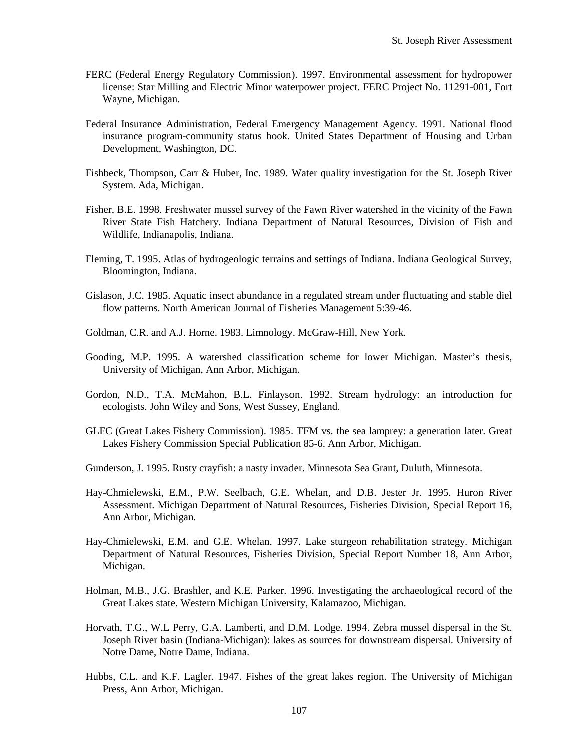FERC (Federal Energy Regulatory Commission). 1997. Environmental assessment for hydropower license: Star Milling and Electric Minor waterpower project. FERC Project No. 11291-001, Fort Wayne, Michigan.

Federal Insurance Administration, Federal Emergency Management Agency. 1991. National flood insurance program-community status book. United States Department of Housing and Urban Development, Washington, DC.

Fishbeck, Thompson, Carr & Huber, Inc. 1989. Water quality investigation for the St. Joseph River System. Ada, Michigan.

Fisher, B.E. 1998. Freshwater mussel survey of the Fawn River watershed in the vicinity of the Fawn River State Fish Hatchery. Indiana Department of Natural Resources, Division of Fish and Wildlife, Indianapolis, Indiana.

Fleming, T. 1995. Atlas of hydrogeologic terrains and settings of Indiana. Indiana Geological Survey, Bloomington, Indiana.

Gislason, J.C. 1985. Aquatic insect abundance in a regulated stream under fluctuating and stable diel flow patterns. North American Journal of Fisheries Management 5:39-46.

Goldman, C.R. and A.J. Horne. 1983. Limnology. McGraw-Hill, New York.

Gooding, M.P. 1995. A watershed classification scheme for lower Michigan. Master's thesis, University of Michigan, Ann Arbor, Michigan.

Gordon, N.D., T.A. McMahon, B.L. Finlayson. 1992. Stream hydrology: an introduction for ecologists. John Wiley and Sons, West Sussey, England.

GLFC (Great Lakes Fishery Commission). 1985. TFM vs. the sea lamprey: a generation later. Great Lakes Fishery Commission Special Publication 85-6. Ann Arbor, Michigan.

Gunderson, J. 1995. Rusty crayfish: a nasty invader. Minnesota Sea Grant, Duluth, Minnesota.

Hay-Chmielewski, E.M., P.W. Seelbach, G.E. Whelan, and D.B. Jester Jr. 1995. Huron River Assessment. Michigan Department of Natural Resources, Fisheries Division, Special Report 16, Ann Arbor, Michigan.

Hay-Chmielewski, E.M. and G.E. Whelan. 1997. Lake sturgeon rehabilitation strategy. Michigan Department of Natural Resources, Fisheries Division, Special Report Number 18, Ann Arbor, Michigan.

Holman, M.B., J.G. Brashler, and K.E. Parker. 1996. Investigating the archaeological record of the Great Lakes state. Western Michigan University, Kalamazoo, Michigan.

Horvath, T.G., W.L Perry, G.A. Lamberti, and D.M. Lodge. 1994. Zebra mussel dispersal in the St. Joseph River basin (Indiana-Michigan): lakes as sources for downstream dispersal. University of Notre Dame, Notre Dame, Indiana.

Hubbs, C.L. and K.F. Lagler. 1947. Fishes of the great lakes region. The University of Michigan Press, Ann Arbor, Michigan.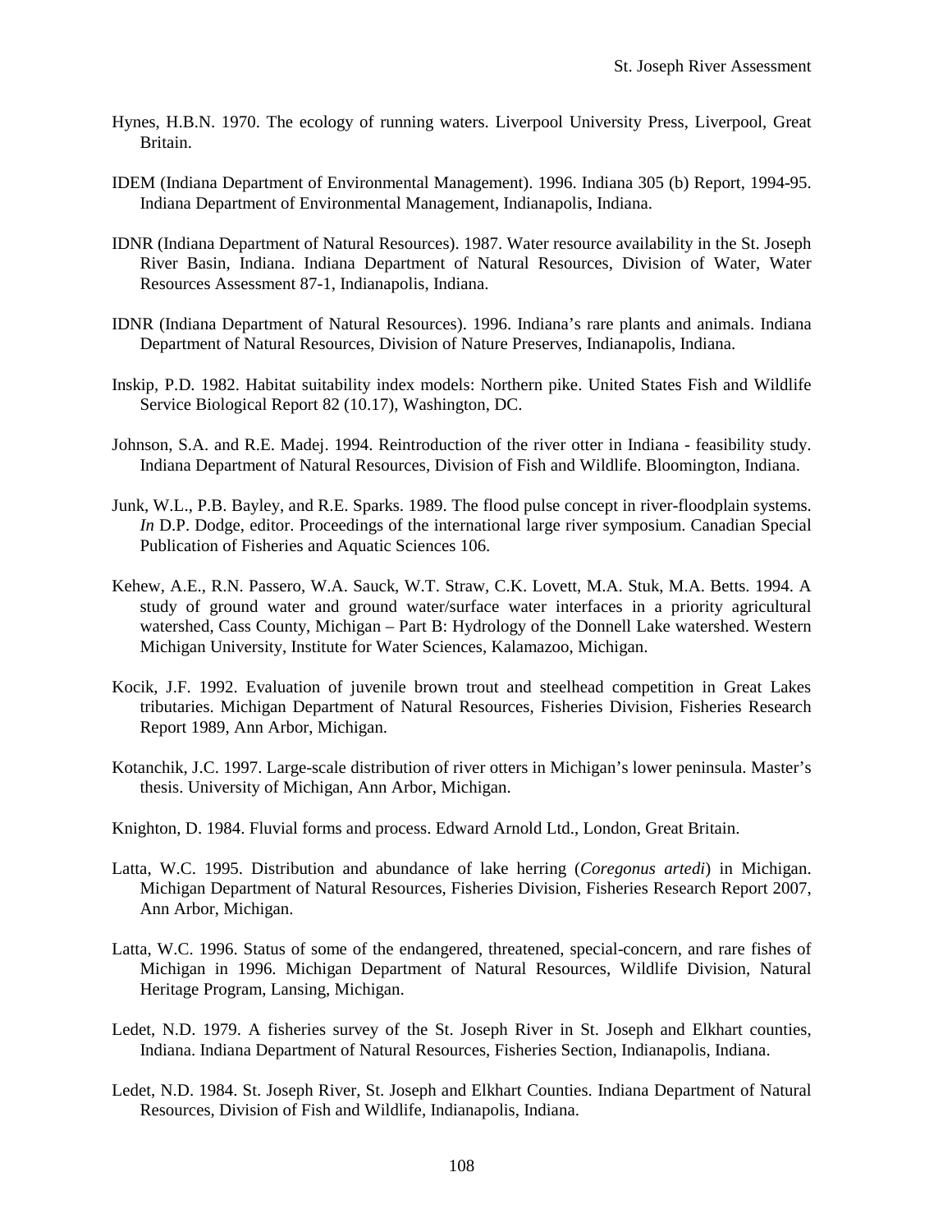Hynes, H.B.N. 1970. The ecology of running waters. Liverpool University Press, Liverpool, Great Britain.

IDEM (Indiana Department of Environmental Management). 1996. Indiana 305 (b) Report, 1994-95. Indiana Department of Environmental Management, Indianapolis, Indiana.

IDNR (Indiana Department of Natural Resources). 1987. Water resource availability in the St. Joseph River Basin, Indiana. Indiana Department of Natural Resources, Division of Water, Water Resources Assessment 87-1, Indianapolis, Indiana.

IDNR (Indiana Department of Natural Resources). 1996. Indiana's rare plants and animals. Indiana Department of Natural Resources, Division of Nature Preserves, Indianapolis, Indiana.

Inskip, P.D. 1982. Habitat suitability index models: Northern pike. United States Fish and Wildlife Service Biological Report 82 (10.17), Washington, DC.

Johnson, S.A. and R.E. Madej. 1994. Reintroduction of the river otter in Indiana - feasibility study. Indiana Department of Natural Resources, Division of Fish and Wildlife. Bloomington, Indiana.

Junk, W.L., P.B. Bayley, and R.E. Sparks. 1989. The flood pulse concept in river-floodplain systems. *In* D.P. Dodge, editor. Proceedings of the international large river symposium. Canadian Special Publication of Fisheries and Aquatic Sciences 106.

Kehew, A.E., R.N. Passero, W.A. Sauck, W.T. Straw, C.K. Lovett, M.A. Stuk, M.A. Betts. 1994. A study of ground water and ground water/surface water interfaces in a priority agricultural watershed, Cass County, Michigan – Part B: Hydrology of the Donnell Lake watershed. Western Michigan University, Institute for Water Sciences, Kalamazoo, Michigan.

Kocik, J.F. 1992. Evaluation of juvenile brown trout and steelhead competition in Great Lakes tributaries. Michigan Department of Natural Resources, Fisheries Division, Fisheries Research Report 1989, Ann Arbor, Michigan.

Kotanchik, J.C. 1997. Large-scale distribution of river otters in Michigan's lower peninsula. Master's thesis. University of Michigan, Ann Arbor, Michigan.

Knighton, D. 1984. Fluvial forms and process. Edward Arnold Ltd., London, Great Britain.

Latta, W.C. 1995. Distribution and abundance of lake herring (*Coregonus artedi*) in Michigan. Michigan Department of Natural Resources, Fisheries Division, Fisheries Research Report 2007, Ann Arbor, Michigan.

Latta, W.C. 1996. Status of some of the endangered, threatened, special-concern, and rare fishes of Michigan in 1996. Michigan Department of Natural Resources, Wildlife Division, Natural Heritage Program, Lansing, Michigan.

Ledet, N.D. 1979. A fisheries survey of the St. Joseph River in St. Joseph and Elkhart counties, Indiana. Indiana Department of Natural Resources, Fisheries Section, Indianapolis, Indiana.

Ledet, N.D. 1984. St. Joseph River, St. Joseph and Elkhart Counties. Indiana Department of Natural Resources, Division of Fish and Wildlife, Indianapolis, Indiana.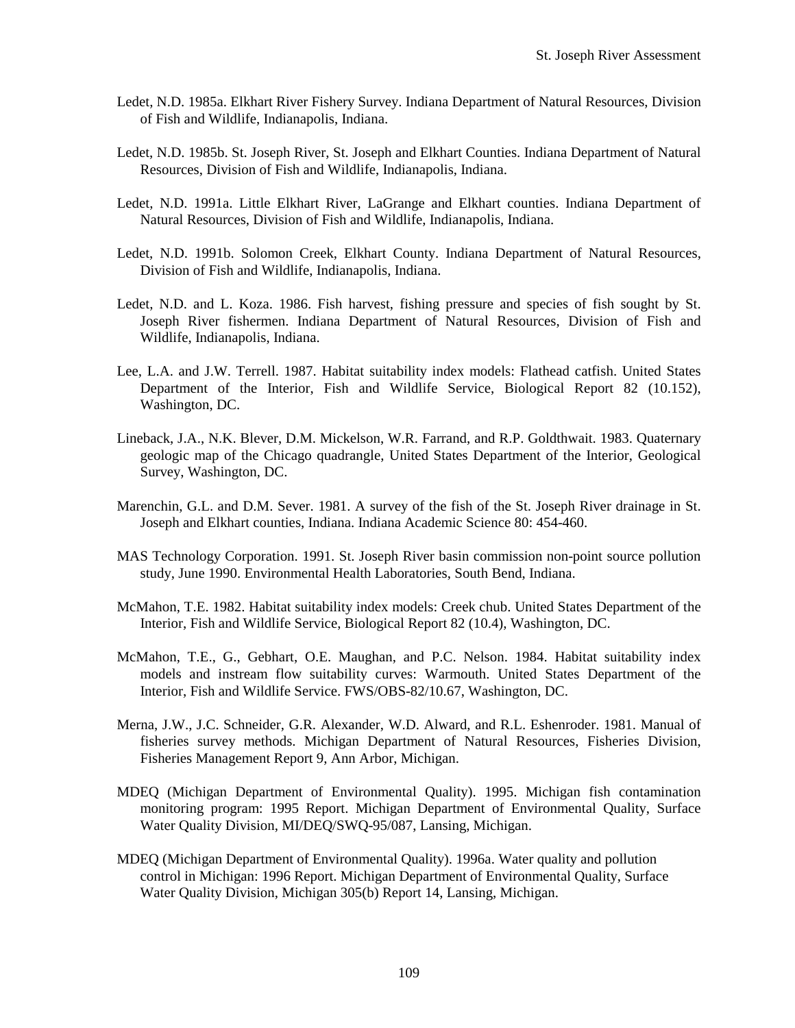Ledet, N.D. 1985a. Elkhart River Fishery Survey. Indiana Department of Natural Resources, Division of Fish and Wildlife, Indianapolis, Indiana.

Ledet, N.D. 1985b. St. Joseph River, St. Joseph and Elkhart Counties. Indiana Department of Natural Resources, Division of Fish and Wildlife, Indianapolis, Indiana.

Ledet, N.D. 1991a. Little Elkhart River, LaGrange and Elkhart counties. Indiana Department of Natural Resources, Division of Fish and Wildlife, Indianapolis, Indiana.

Ledet, N.D. 1991b. Solomon Creek, Elkhart County. Indiana Department of Natural Resources, Division of Fish and Wildlife, Indianapolis, Indiana.

Ledet, N.D. and L. Koza. 1986. Fish harvest, fishing pressure and species of fish sought by St. Joseph River fishermen. Indiana Department of Natural Resources, Division of Fish and Wildlife, Indianapolis, Indiana.

Lee, L.A. and J.W. Terrell. 1987. Habitat suitability index models: Flathead catfish. United States Department of the Interior, Fish and Wildlife Service, Biological Report 82 (10.152), Washington, DC.

Lineback, J.A., N.K. Blever, D.M. Mickelson, W.R. Farrand, and R.P. Goldthwait. 1983. Quaternary geologic map of the Chicago quadrangle, United States Department of the Interior, Geological Survey, Washington, DC.

Marenchin, G.L. and D.M. Sever. 1981. A survey of the fish of the St. Joseph River drainage in St. Joseph and Elkhart counties, Indiana. Indiana Academic Science 80: 454-460.

MAS Technology Corporation. 1991. St. Joseph River basin commission non-point source pollution study, June 1990. Environmental Health Laboratories, South Bend, Indiana.

McMahon, T.E. 1982. Habitat suitability index models: Creek chub. United States Department of the Interior, Fish and Wildlife Service, Biological Report 82 (10.4), Washington, DC.

McMahon, T.E., G., Gebhart, O.E. Maughan, and P.C. Nelson. 1984. Habitat suitability index models and instream flow suitability curves: Warmouth. United States Department of the Interior, Fish and Wildlife Service. FWS/OBS-82/10.67, Washington, DC.

Merna, J.W., J.C. Schneider, G.R. Alexander, W.D. Alward, and R.L. Eshenroder. 1981. Manual of fisheries survey methods. Michigan Department of Natural Resources, Fisheries Division, Fisheries Management Report 9, Ann Arbor, Michigan.

MDEQ (Michigan Department of Environmental Quality). 1995. Michigan fish contamination monitoring program: 1995 Report. Michigan Department of Environmental Quality, Surface Water Quality Division, MI/DEQ/SWQ-95/087, Lansing, Michigan.

MDEQ (Michigan Department of Environmental Quality). 1996a. Water quality and pollution control in Michigan: 1996 Report. Michigan Department of Environmental Quality, Surface Water Quality Division, Michigan 305(b) Report 14, Lansing, Michigan.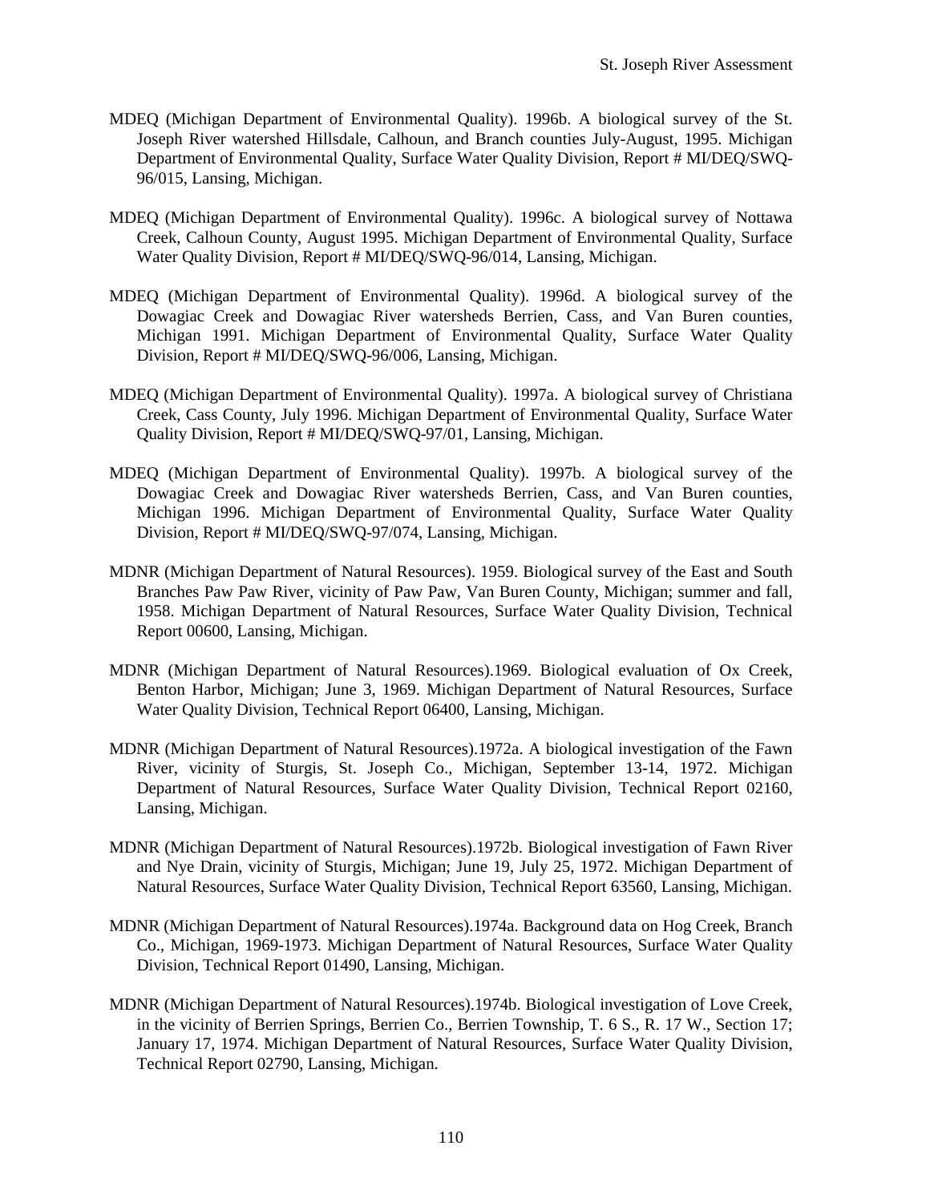MDEQ (Michigan Department of Environmental Quality). 1996b. A biological survey of the St. Joseph River watershed Hillsdale, Calhoun, and Branch counties July-August, 1995. Michigan Department of Environmental Quality, Surface Water Quality Division, Report # MI/DEQ/SWQ-96/015, Lansing, Michigan.

MDEQ (Michigan Department of Environmental Quality). 1996c. A biological survey of Nottawa Creek, Calhoun County, August 1995. Michigan Department of Environmental Quality, Surface Water Quality Division, Report # MI/DEQ/SWQ-96/014, Lansing, Michigan.

MDEQ (Michigan Department of Environmental Quality). 1996d. A biological survey of the Dowagiac Creek and Dowagiac River watersheds Berrien, Cass, and Van Buren counties, Michigan 1991. Michigan Department of Environmental Quality, Surface Water Quality Division, Report # MI/DEQ/SWQ-96/006, Lansing, Michigan.

MDEQ (Michigan Department of Environmental Quality). 1997a. A biological survey of Christiana Creek, Cass County, July 1996. Michigan Department of Environmental Quality, Surface Water Quality Division, Report # MI/DEQ/SWQ-97/01, Lansing, Michigan.

MDEQ (Michigan Department of Environmental Quality). 1997b. A biological survey of the Dowagiac Creek and Dowagiac River watersheds Berrien, Cass, and Van Buren counties, Michigan 1996. Michigan Department of Environmental Quality, Surface Water Quality Division, Report # MI/DEQ/SWQ-97/074, Lansing, Michigan.

MDNR (Michigan Department of Natural Resources). 1959. Biological survey of the East and South Branches Paw Paw River, vicinity of Paw Paw, Van Buren County, Michigan; summer and fall, 1958. Michigan Department of Natural Resources, Surface Water Quality Division, Technical Report 00600, Lansing, Michigan.

MDNR (Michigan Department of Natural Resources).1969. Biological evaluation of Ox Creek, Benton Harbor, Michigan; June 3, 1969. Michigan Department of Natural Resources, Surface Water Quality Division, Technical Report 06400, Lansing, Michigan.

MDNR (Michigan Department of Natural Resources).1972a. A biological investigation of the Fawn River, vicinity of Sturgis, St. Joseph Co., Michigan, September 13-14, 1972. Michigan Department of Natural Resources, Surface Water Quality Division, Technical Report 02160, Lansing, Michigan.

MDNR (Michigan Department of Natural Resources).1972b. Biological investigation of Fawn River and Nye Drain, vicinity of Sturgis, Michigan; June 19, July 25, 1972. Michigan Department of Natural Resources, Surface Water Quality Division, Technical Report 63560, Lansing, Michigan.

MDNR (Michigan Department of Natural Resources).1974a. Background data on Hog Creek, Branch Co., Michigan, 1969-1973. Michigan Department of Natural Resources, Surface Water Quality Division, Technical Report 01490, Lansing, Michigan.

MDNR (Michigan Department of Natural Resources).1974b. Biological investigation of Love Creek, in the vicinity of Berrien Springs, Berrien Co., Berrien Township, T. 6 S., R. 17 W., Section 17; January 17, 1974. Michigan Department of Natural Resources, Surface Water Quality Division, Technical Report 02790, Lansing, Michigan.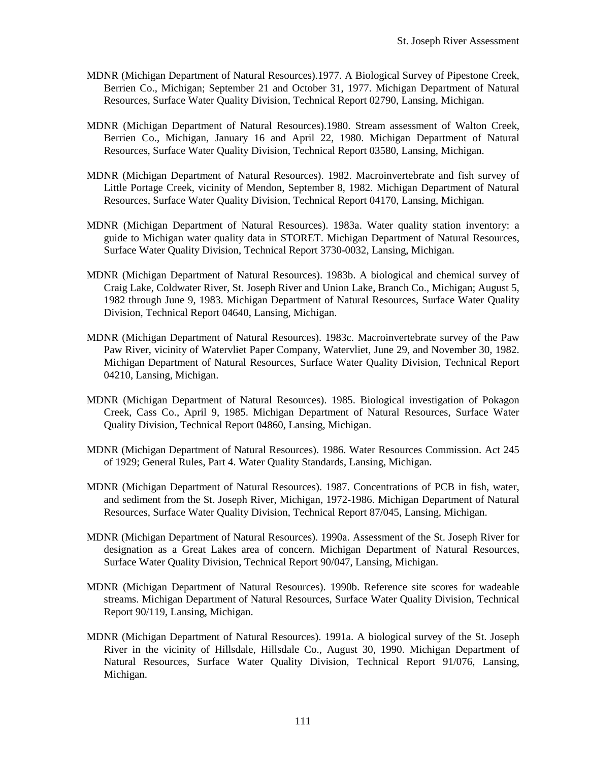MDNR (Michigan Department of Natural Resources).1977. A Biological Survey of Pipestone Creek, Berrien Co., Michigan; September 21 and October 31, 1977. Michigan Department of Natural Resources, Surface Water Quality Division, Technical Report 02790, Lansing, Michigan.

MDNR (Michigan Department of Natural Resources).1980. Stream assessment of Walton Creek, Berrien Co., Michigan, January 16 and April 22, 1980. Michigan Department of Natural Resources, Surface Water Quality Division, Technical Report 03580, Lansing, Michigan.

MDNR (Michigan Department of Natural Resources). 1982. Macroinvertebrate and fish survey of Little Portage Creek, vicinity of Mendon, September 8, 1982. Michigan Department of Natural Resources, Surface Water Quality Division, Technical Report 04170, Lansing, Michigan.

MDNR (Michigan Department of Natural Resources). 1983a. Water quality station inventory: a guide to Michigan water quality data in STORET. Michigan Department of Natural Resources, Surface Water Quality Division, Technical Report 3730-0032, Lansing, Michigan.

MDNR (Michigan Department of Natural Resources). 1983b. A biological and chemical survey of Craig Lake, Coldwater River, St. Joseph River and Union Lake, Branch Co., Michigan; August 5, 1982 through June 9, 1983. Michigan Department of Natural Resources, Surface Water Quality Division, Technical Report 04640, Lansing, Michigan.

MDNR (Michigan Department of Natural Resources). 1983c. Macroinvertebrate survey of the Paw Paw River, vicinity of Watervliet Paper Company, Watervliet, June 29, and November 30, 1982. Michigan Department of Natural Resources, Surface Water Quality Division, Technical Report 04210, Lansing, Michigan.

MDNR (Michigan Department of Natural Resources). 1985. Biological investigation of Pokagon Creek, Cass Co., April 9, 1985. Michigan Department of Natural Resources, Surface Water Quality Division, Technical Report 04860, Lansing, Michigan.

MDNR (Michigan Department of Natural Resources). 1986. Water Resources Commission. Act 245 of 1929; General Rules, Part 4. Water Quality Standards, Lansing, Michigan.

MDNR (Michigan Department of Natural Resources). 1987. Concentrations of PCB in fish, water, and sediment from the St. Joseph River, Michigan, 1972-1986. Michigan Department of Natural Resources, Surface Water Quality Division, Technical Report 87/045, Lansing, Michigan.

MDNR (Michigan Department of Natural Resources). 1990a. Assessment of the St. Joseph River for designation as a Great Lakes area of concern. Michigan Department of Natural Resources, Surface Water Quality Division, Technical Report 90/047, Lansing, Michigan.

MDNR (Michigan Department of Natural Resources). 1990b. Reference site scores for wadeable streams. Michigan Department of Natural Resources, Surface Water Quality Division, Technical Report 90/119, Lansing, Michigan.

MDNR (Michigan Department of Natural Resources). 1991a. A biological survey of the St. Joseph River in the vicinity of Hillsdale, Hillsdale Co., August 30, 1990. Michigan Department of Natural Resources, Surface Water Quality Division, Technical Report 91/076, Lansing, Michigan.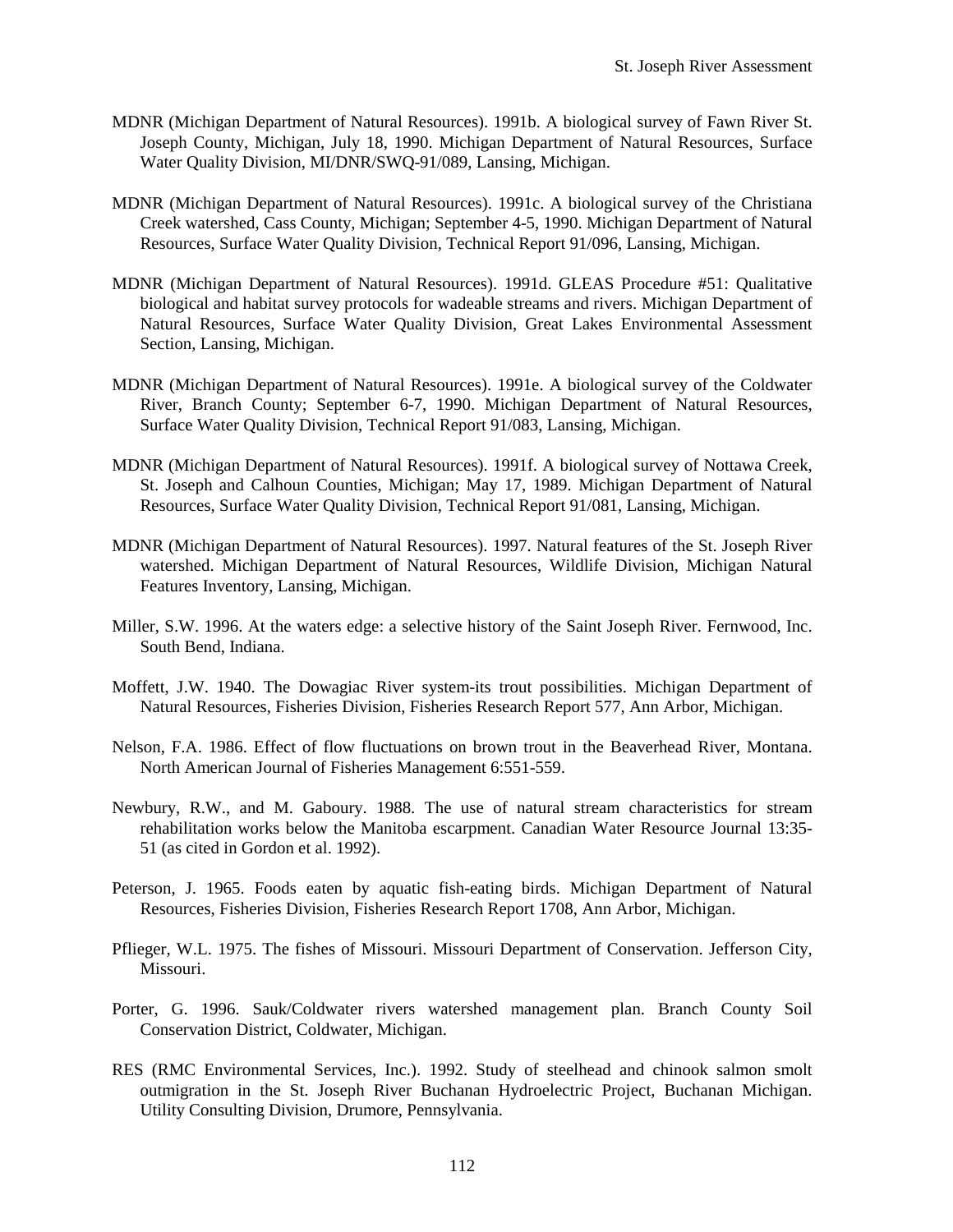MDNR (Michigan Department of Natural Resources). 1991b. A biological survey of Fawn River St. Joseph County, Michigan, July 18, 1990. Michigan Department of Natural Resources, Surface Water Quality Division, MI/DNR/SWQ-91/089, Lansing, Michigan.

MDNR (Michigan Department of Natural Resources). 1991c. A biological survey of the Christiana Creek watershed, Cass County, Michigan; September 4-5, 1990. Michigan Department of Natural Resources, Surface Water Quality Division, Technical Report 91/096, Lansing, Michigan.

MDNR (Michigan Department of Natural Resources). 1991d. GLEAS Procedure #51: Qualitative biological and habitat survey protocols for wadeable streams and rivers. Michigan Department of Natural Resources, Surface Water Quality Division, Great Lakes Environmental Assessment Section, Lansing, Michigan.

MDNR (Michigan Department of Natural Resources). 1991e. A biological survey of the Coldwater River, Branch County; September 6-7, 1990. Michigan Department of Natural Resources, Surface Water Quality Division, Technical Report 91/083, Lansing, Michigan.

MDNR (Michigan Department of Natural Resources). 1991f. A biological survey of Nottawa Creek, St. Joseph and Calhoun Counties, Michigan; May 17, 1989. Michigan Department of Natural Resources, Surface Water Quality Division, Technical Report 91/081, Lansing, Michigan.

MDNR (Michigan Department of Natural Resources). 1997. Natural features of the St. Joseph River watershed. Michigan Department of Natural Resources, Wildlife Division, Michigan Natural Features Inventory, Lansing, Michigan.

Miller, S.W. 1996. At the waters edge: a selective history of the Saint Joseph River. Fernwood, Inc. South Bend, Indiana.

Moffett, J.W. 1940. The Dowagiac River system-its trout possibilities. Michigan Department of Natural Resources, Fisheries Division, Fisheries Research Report 577, Ann Arbor, Michigan.

Nelson, F.A. 1986. Effect of flow fluctuations on brown trout in the Beaverhead River, Montana. North American Journal of Fisheries Management 6:551-559.

Newbury, R.W., and M. Gaboury. 1988. The use of natural stream characteristics for stream rehabilitation works below the Manitoba escarpment. Canadian Water Resource Journal 13:35-51 (as cited in Gordon et al. 1992).

Peterson, J. 1965. Foods eaten by aquatic fish-eating birds. Michigan Department of Natural Resources, Fisheries Division, Fisheries Research Report 1708, Ann Arbor, Michigan.

Pflieger, W.L. 1975. The fishes of Missouri. Missouri Department of Conservation. Jefferson City, Missouri.

Porter, G. 1996. Sauk/Coldwater rivers watershed management plan. Branch County Soil Conservation District, Coldwater, Michigan.

RES (RMC Environmental Services, Inc.). 1992. Study of steelhead and chinook salmon smolt outmigration in the St. Joseph River Buchanan Hydroelectric Project, Buchanan Michigan. Utility Consulting Division, Drumore, Pennsylvania.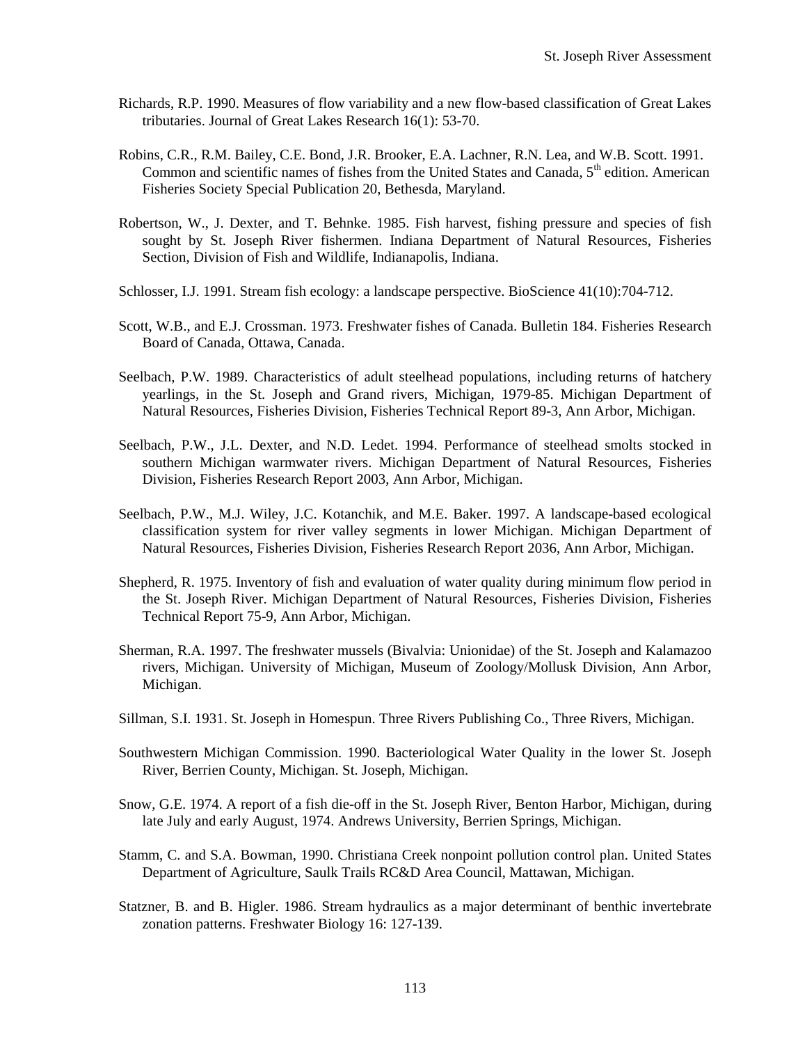Richards, R.P. 1990. Measures of flow variability and a new flow-based classification of Great Lakes tributaries. Journal of Great Lakes Research 16(1): 53-70.

Robins, C.R., R.M. Bailey, C.E. Bond, J.R. Brooker, E.A. Lachner, R.N. Lea, and W.B. Scott. 1991. Common and scientific names of fishes from the United States and Canada, 5th edition. American Fisheries Society Special Publication 20, Bethesda, Maryland.

Robertson, W., J. Dexter, and T. Behnke. 1985. Fish harvest, fishing pressure and species of fish sought by St. Joseph River fishermen. Indiana Department of Natural Resources, Fisheries Section, Division of Fish and Wildlife, Indianapolis, Indiana.

Schlosser, I.J. 1991. Stream fish ecology: a landscape perspective. BioScience 41(10):704-712.

Scott, W.B., and E.J. Crossman. 1973. Freshwater fishes of Canada. Bulletin 184. Fisheries Research Board of Canada, Ottawa, Canada.

Seelbach, P.W. 1989. Characteristics of adult steelhead populations, including returns of hatchery yearlings, in the St. Joseph and Grand rivers, Michigan, 1979-85. Michigan Department of Natural Resources, Fisheries Division, Fisheries Technical Report 89-3, Ann Arbor, Michigan.

Seelbach, P.W., J.L. Dexter, and N.D. Ledet. 1994. Performance of steelhead smolts stocked in southern Michigan warmwater rivers. Michigan Department of Natural Resources, Fisheries Division, Fisheries Research Report 2003, Ann Arbor, Michigan.

Seelbach, P.W., M.J. Wiley, J.C. Kotanchik, and M.E. Baker. 1997. A landscape-based ecological classification system for river valley segments in lower Michigan. Michigan Department of Natural Resources, Fisheries Division, Fisheries Research Report 2036, Ann Arbor, Michigan.

Shepherd, R. 1975. Inventory of fish and evaluation of water quality during minimum flow period in the St. Joseph River. Michigan Department of Natural Resources, Fisheries Division, Fisheries Technical Report 75-9, Ann Arbor, Michigan.

Sherman, R.A. 1997. The freshwater mussels (Bivalvia: Unionidae) of the St. Joseph and Kalamazoo rivers, Michigan. University of Michigan, Museum of Zoology/Mollusk Division, Ann Arbor, Michigan.

Sillman, S.I. 1931. St. Joseph in Homespun. Three Rivers Publishing Co., Three Rivers, Michigan.

Southwestern Michigan Commission. 1990. Bacteriological Water Quality in the lower St. Joseph River, Berrien County, Michigan. St. Joseph, Michigan.

Snow, G.E. 1974. A report of a fish die-off in the St. Joseph River, Benton Harbor, Michigan, during late July and early August, 1974. Andrews University, Berrien Springs, Michigan.

Stamm, C. and S.A. Bowman, 1990. Christiana Creek nonpoint pollution control plan. United States Department of Agriculture, Saulk Trails RC&D Area Council, Mattawan, Michigan.

Statzner, B. and B. Higler. 1986. Stream hydraulics as a major determinant of benthic invertebrate zonation patterns. Freshwater Biology 16: 127-139.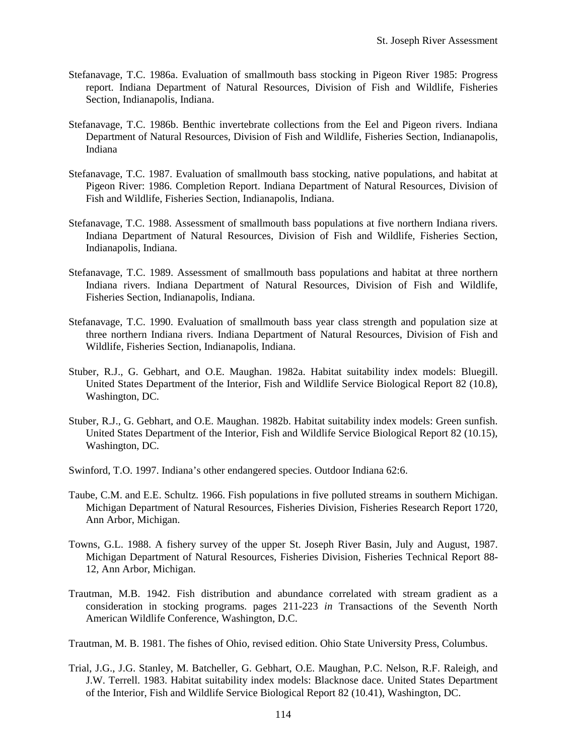Stefanavage, T.C. 1986a. Evaluation of smallmouth bass stocking in Pigeon River 1985: Progress report. Indiana Department of Natural Resources, Division of Fish and Wildlife, Fisheries Section, Indianapolis, Indiana.

Stefanavage, T.C. 1986b. Benthic invertebrate collections from the Eel and Pigeon rivers. Indiana Department of Natural Resources, Division of Fish and Wildlife, Fisheries Section, Indianapolis, Indiana

Stefanavage, T.C. 1987. Evaluation of smallmouth bass stocking, native populations, and habitat at Pigeon River: 1986. Completion Report. Indiana Department of Natural Resources, Division of Fish and Wildlife, Fisheries Section, Indianapolis, Indiana.

Stefanavage, T.C. 1988. Assessment of smallmouth bass populations at five northern Indiana rivers. Indiana Department of Natural Resources, Division of Fish and Wildlife, Fisheries Section, Indianapolis, Indiana.

Stefanavage, T.C. 1989. Assessment of smallmouth bass populations and habitat at three northern Indiana rivers. Indiana Department of Natural Resources, Division of Fish and Wildlife, Fisheries Section, Indianapolis, Indiana.

Stefanavage, T.C. 1990. Evaluation of smallmouth bass year class strength and population size at three northern Indiana rivers. Indiana Department of Natural Resources, Division of Fish and Wildlife, Fisheries Section, Indianapolis, Indiana.

Stuber, R.J., G. Gebhart, and O.E. Maughan. 1982a. Habitat suitability index models: Bluegill. United States Department of the Interior, Fish and Wildlife Service Biological Report 82 (10.8), Washington, DC.

Stuber, R.J., G. Gebhart, and O.E. Maughan. 1982b. Habitat suitability index models: Green sunfish. United States Department of the Interior, Fish and Wildlife Service Biological Report 82 (10.15), Washington, DC.

Swinford, T.O. 1997. Indiana's other endangered species. Outdoor Indiana 62:6.

Taube, C.M. and E.E. Schultz. 1966. Fish populations in five polluted streams in southern Michigan. Michigan Department of Natural Resources, Fisheries Division, Fisheries Research Report 1720, Ann Arbor, Michigan.

Towns, G.L. 1988. A fishery survey of the upper St. Joseph River Basin, July and August, 1987. Michigan Department of Natural Resources, Fisheries Division, Fisheries Technical Report 88-12, Ann Arbor, Michigan.

Trautman, M.B. 1942. Fish distribution and abundance correlated with stream gradient as a consideration in stocking programs. pages 211-223 *in* Transactions of the Seventh North American Wildlife Conference, Washington, D.C.

Trautman, M. B. 1981. The fishes of Ohio, revised edition. Ohio State University Press, Columbus.

Trial, J.G., J.G. Stanley, M. Batcheller, G. Gebhart, O.E. Maughan, P.C. Nelson, R.F. Raleigh, and J.W. Terrell. 1983. Habitat suitability index models: Blacknose dace. United States Department of the Interior, Fish and Wildlife Service Biological Report 82 (10.41), Washington, DC.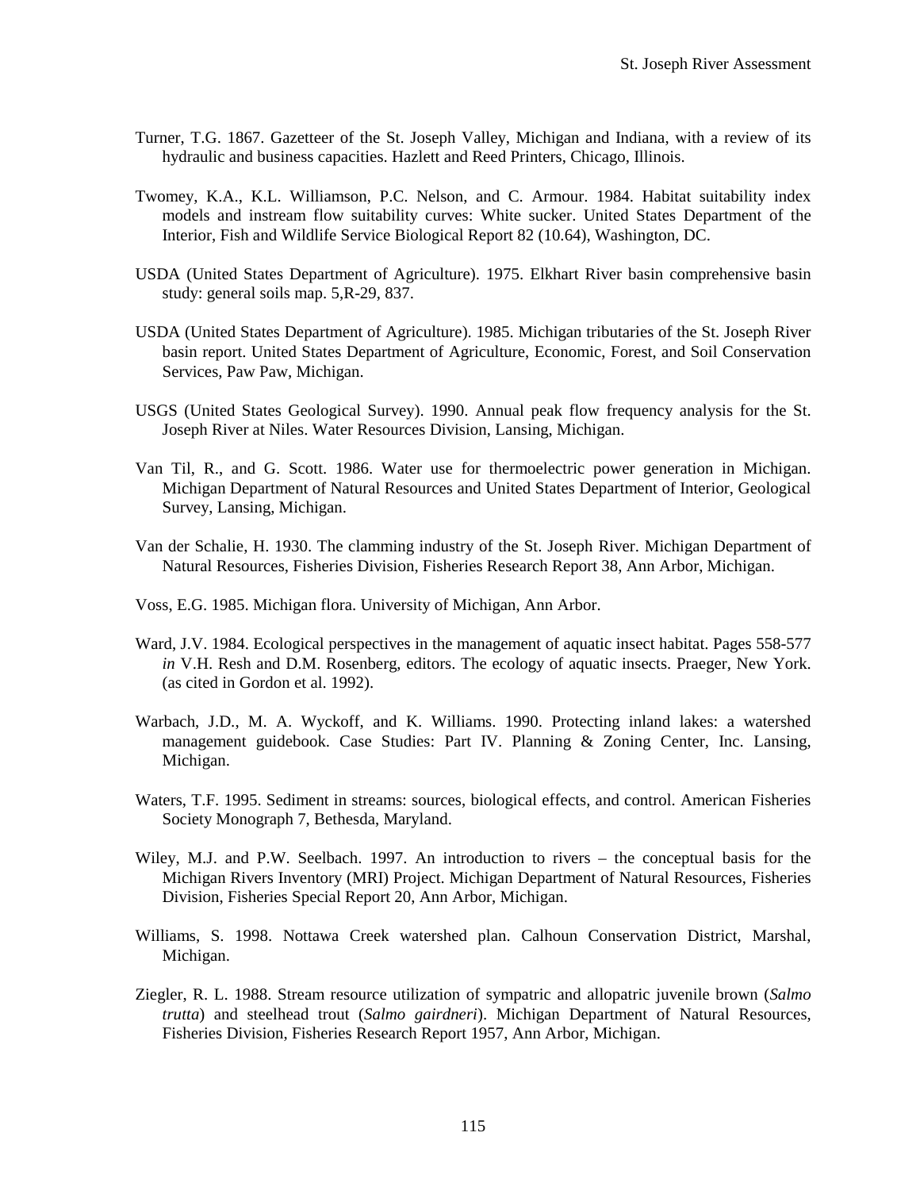Turner, T.G. 1867. Gazetteer of the St. Joseph Valley, Michigan and Indiana, with a review of its hydraulic and business capacities. Hazlett and Reed Printers, Chicago, Illinois.

Twomey, K.A., K.L. Williamson, P.C. Nelson, and C. Armour. 1984. Habitat suitability index models and instream flow suitability curves: White sucker. United States Department of the Interior, Fish and Wildlife Service Biological Report 82 (10.64), Washington, DC.

USDA (United States Department of Agriculture). 1975. Elkhart River basin comprehensive basin study: general soils map. 5,R-29, 837.

USDA (United States Department of Agriculture). 1985. Michigan tributaries of the St. Joseph River basin report. United States Department of Agriculture, Economic, Forest, and Soil Conservation Services, Paw Paw, Michigan.

USGS (United States Geological Survey). 1990. Annual peak flow frequency analysis for the St. Joseph River at Niles. Water Resources Division, Lansing, Michigan.

Van Til, R., and G. Scott. 1986. Water use for thermoelectric power generation in Michigan. Michigan Department of Natural Resources and United States Department of Interior, Geological Survey, Lansing, Michigan.

Van der Schalie, H. 1930. The clamming industry of the St. Joseph River. Michigan Department of Natural Resources, Fisheries Division, Fisheries Research Report 38, Ann Arbor, Michigan.

Voss, E.G. 1985. Michigan flora. University of Michigan, Ann Arbor.

Ward, J.V. 1984. Ecological perspectives in the management of aquatic insect habitat. Pages 558-577 *in* V.H. Resh and D.M. Rosenberg, editors. The ecology of aquatic insects. Praeger, New York. (as cited in Gordon et al. 1992).

Warbach, J.D., M. A. Wyckoff, and K. Williams. 1990. Protecting inland lakes: a watershed management guidebook. Case Studies: Part IV. Planning & Zoning Center, Inc. Lansing, Michigan.

Waters, T.F. 1995. Sediment in streams: sources, biological effects, and control. American Fisheries Society Monograph 7, Bethesda, Maryland.

Wiley, M.J. and P.W. Seelbach. 1997. An introduction to rivers – the conceptual basis for the Michigan Rivers Inventory (MRI) Project. Michigan Department of Natural Resources, Fisheries Division, Fisheries Special Report 20, Ann Arbor, Michigan.

Williams, S. 1998. Nottawa Creek watershed plan. Calhoun Conservation District, Marshal, Michigan.

Ziegler, R. L. 1988. Stream resource utilization of sympatric and allopatric juvenile brown (*Salmo trutta*) and steelhead trout (*Salmo gairdneri*). Michigan Department of Natural Resources, Fisheries Division, Fisheries Research Report 1957, Ann Arbor, Michigan.